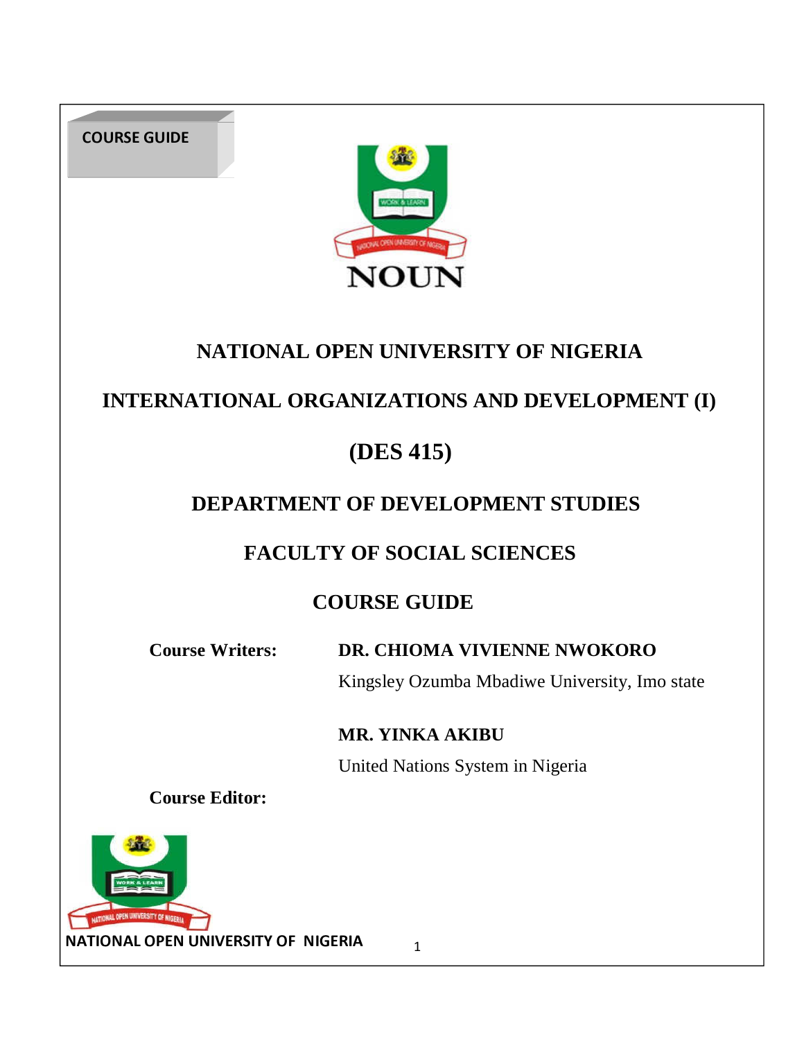COURSE GUIDE

NOUN

# NATIONAL OPEN UNIVERSITY OF NIGERIA

# INTERNATIONAL ORGANIZATIONS AND DEVELOPMENT (I)

# (DES 415)

## DEPARTMENT OF DEVELOPMENT STUDIES

## FACULTY OF SOCIAL SCIENCES

## COURSE GUIDE

**Course Writers:** **DR. CHIOMA VIVIENNE NWOKORO**
Kingsley Ozumba Mbadiwe University, Imo state

**MR. YINKA AKIBU**
United Nations System in Nigeria

**Course Editor:**

NATIONAL OPEN UNIVERSITY OF NIGERIA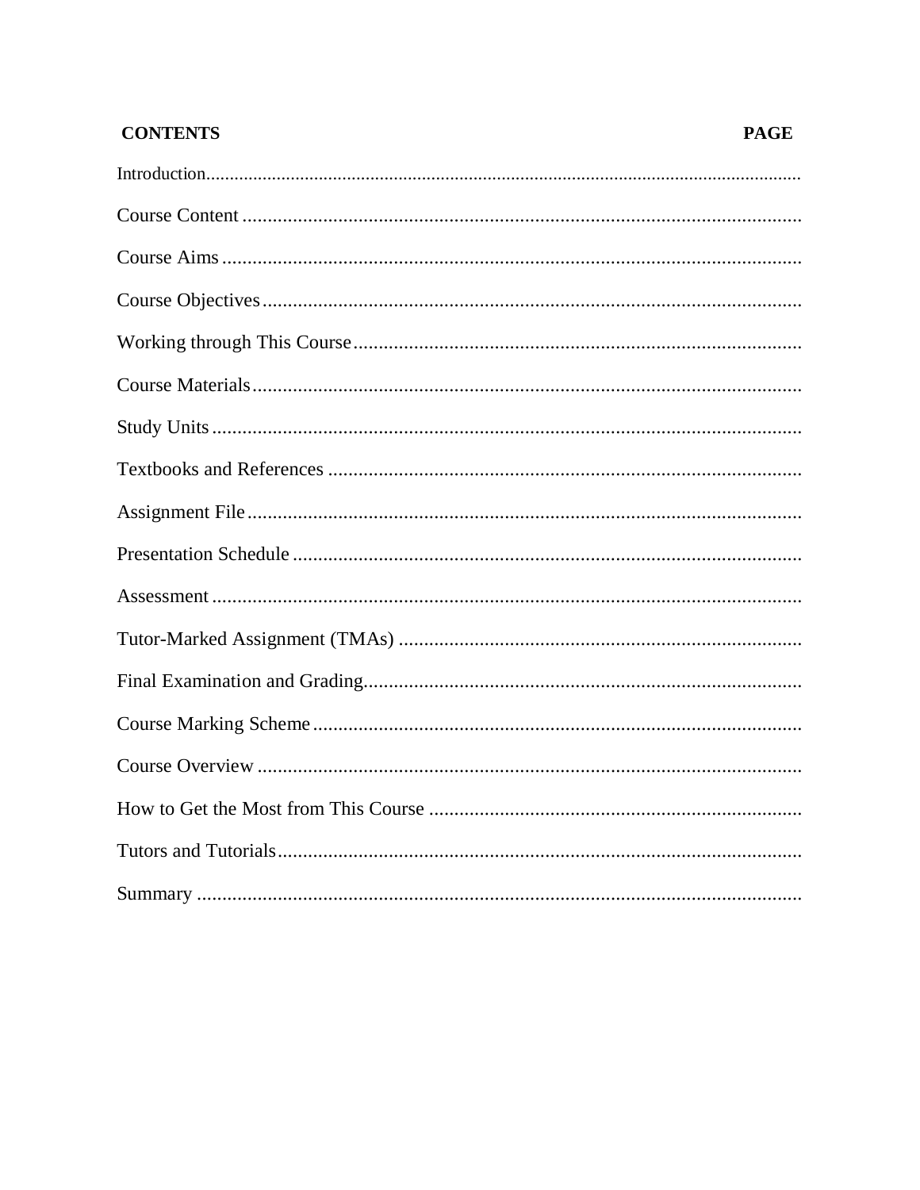| **CONTENTS** | **PAGE** |
| --- | --- |
| Introduction | |
| Course Content | |
| Course Aims | |
| Course Objectives | |
| Working through This Course | |
| Course Materials | |
| Study Units | |
| Textbooks and References | |
| Assignment File | |
| Presentation Schedule | |
| Assessment | |
| Tutor-Marked Assignment (TMAs) | |
| Final Examination and Grading | |
| Course Marking Scheme | |
| Course Overview | |
| How to Get the Most from This Course | |
| Tutors and Tutorials | |
| Summary | |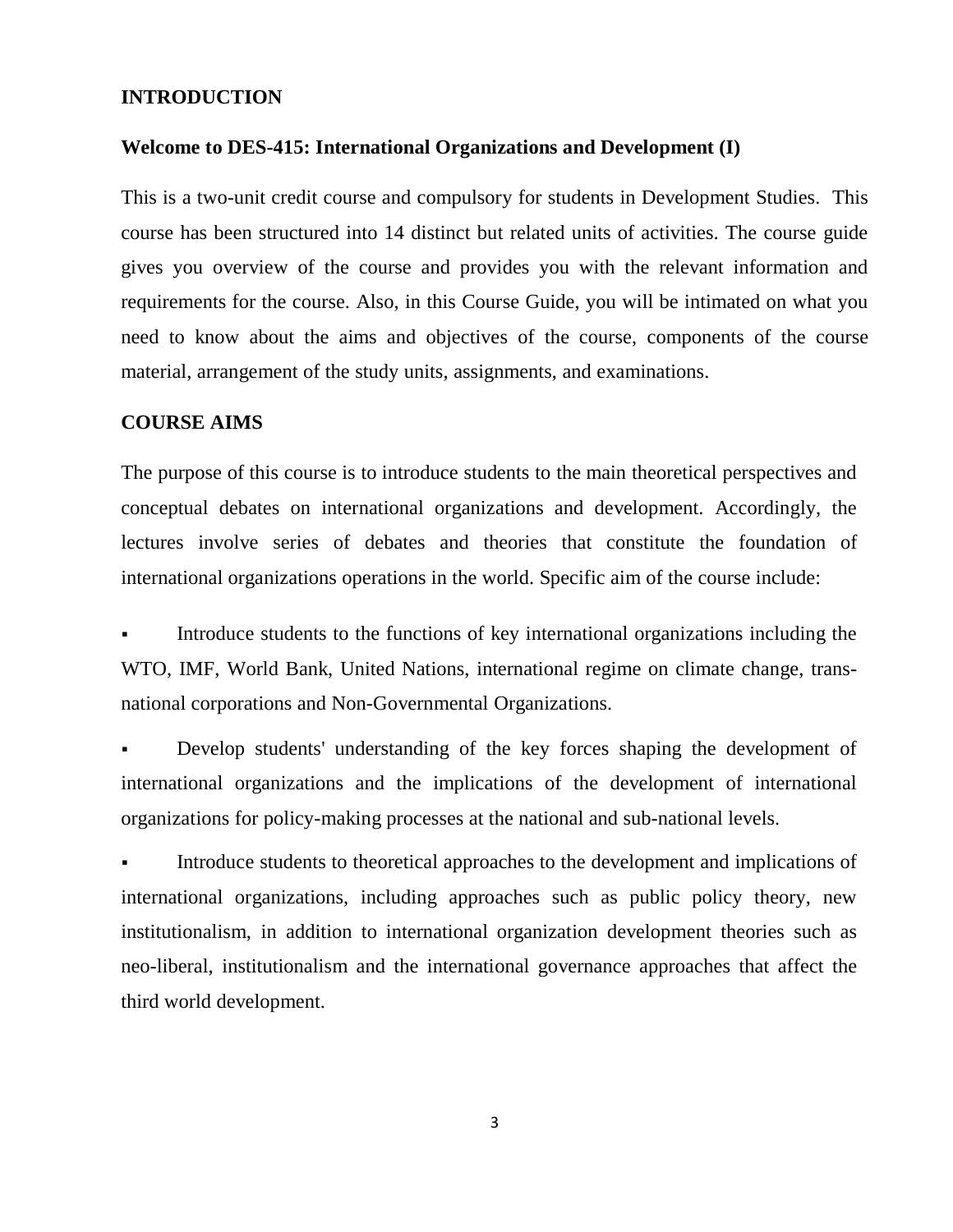## INTRODUCTION

### Welcome to DES-415: International Organizations and Development (I)

This is a two-unit credit course and compulsory for students in Development Studies. This course has been structured into 14 distinct but related units of activities. The course guide gives you overview of the course and provides you with the relevant information and requirements for the course. Also, in this Course Guide, you will be intimated on what you need to know about the aims and objectives of the course, components of the course material, arrangement of the study units, assignments, and examinations.

## COURSE AIMS

The purpose of this course is to introduce students to the main theoretical perspectives and conceptual debates on international organizations and development. Accordingly, the lectures involve series of debates and theories that constitute the foundation of international organizations operations in the world. Specific aim of the course include:

- Introduce students to the functions of key international organizations including the WTO, IMF, World Bank, United Nations, international regime on climate change, trans-national corporations and Non-Governmental Organizations.
- Develop students' understanding of the key forces shaping the development of international organizations and the implications of the development of international organizations for policy-making processes at the national and sub-national levels.
- Introduce students to theoretical approaches to the development and implications of international organizations, including approaches such as public policy theory, new institutionalism, in addition to international organization development theories such as neo-liberal, institutionalism and the international governance approaches that affect the third world development.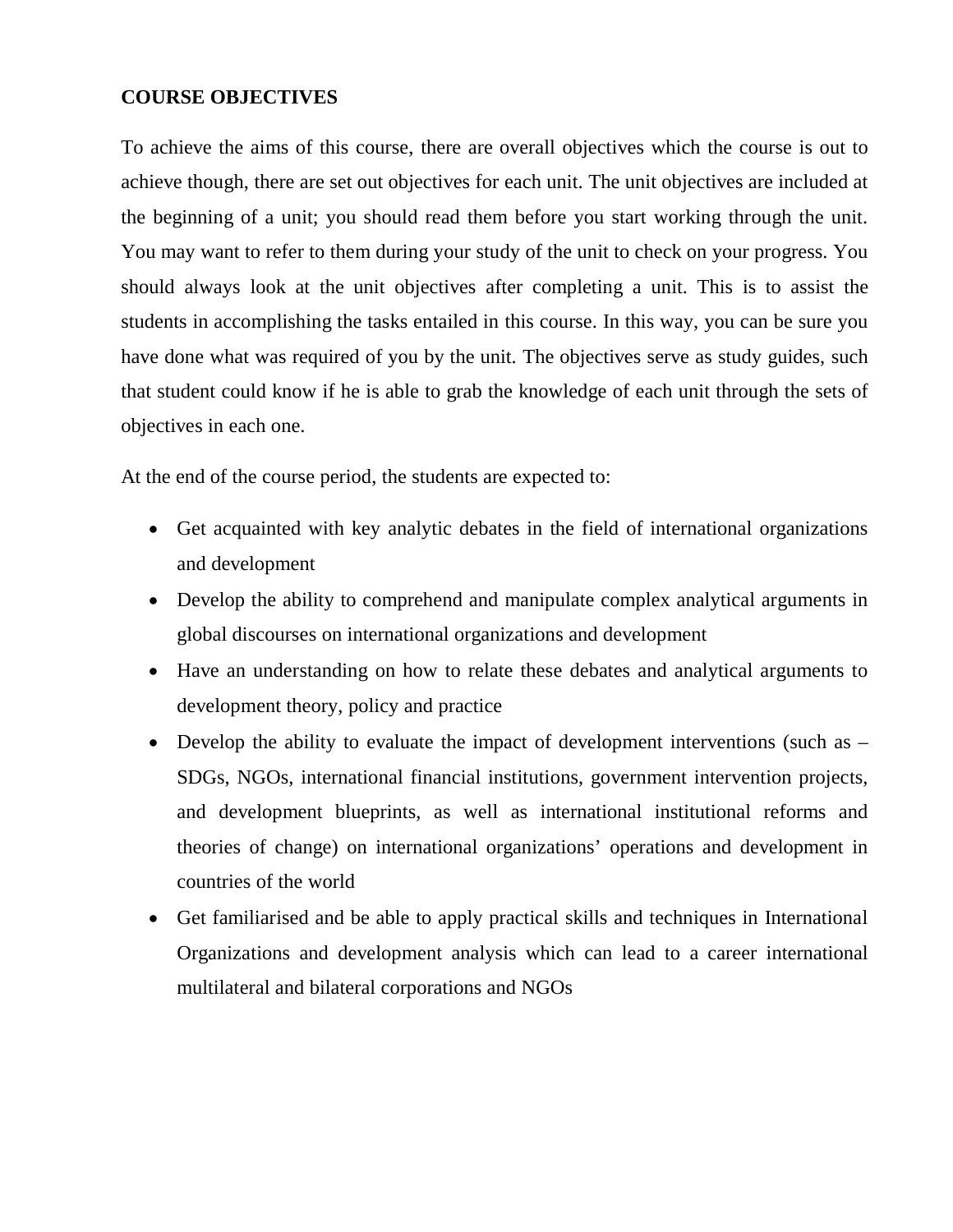## COURSE OBJECTIVES

To achieve the aims of this course, there are overall objectives which the course is out to achieve though, there are set out objectives for each unit. The unit objectives are included at the beginning of a unit; you should read them before you start working through the unit. You may want to refer to them during your study of the unit to check on your progress. You should always look at the unit objectives after completing a unit. This is to assist the students in accomplishing the tasks entailed in this course. In this way, you can be sure you have done what was required of you by the unit. The objectives serve as study guides, such that student could know if he is able to grab the knowledge of each unit through the sets of objectives in each one.

At the end of the course period, the students are expected to:

- Get acquainted with key analytic debates in the field of international organizations and development
- Develop the ability to comprehend and manipulate complex analytical arguments in global discourses on international organizations and development
- Have an understanding on how to relate these debates and analytical arguments to development theory, policy and practice
- Develop the ability to evaluate the impact of development interventions (such as – SDGs, NGOs, international financial institutions, government intervention projects, and development blueprints, as well as international institutional reforms and theories of change) on international organizations' operations and development in countries of the world
- Get familiarised and be able to apply practical skills and techniques in International Organizations and development analysis which can lead to a career international multilateral and bilateral corporations and NGOs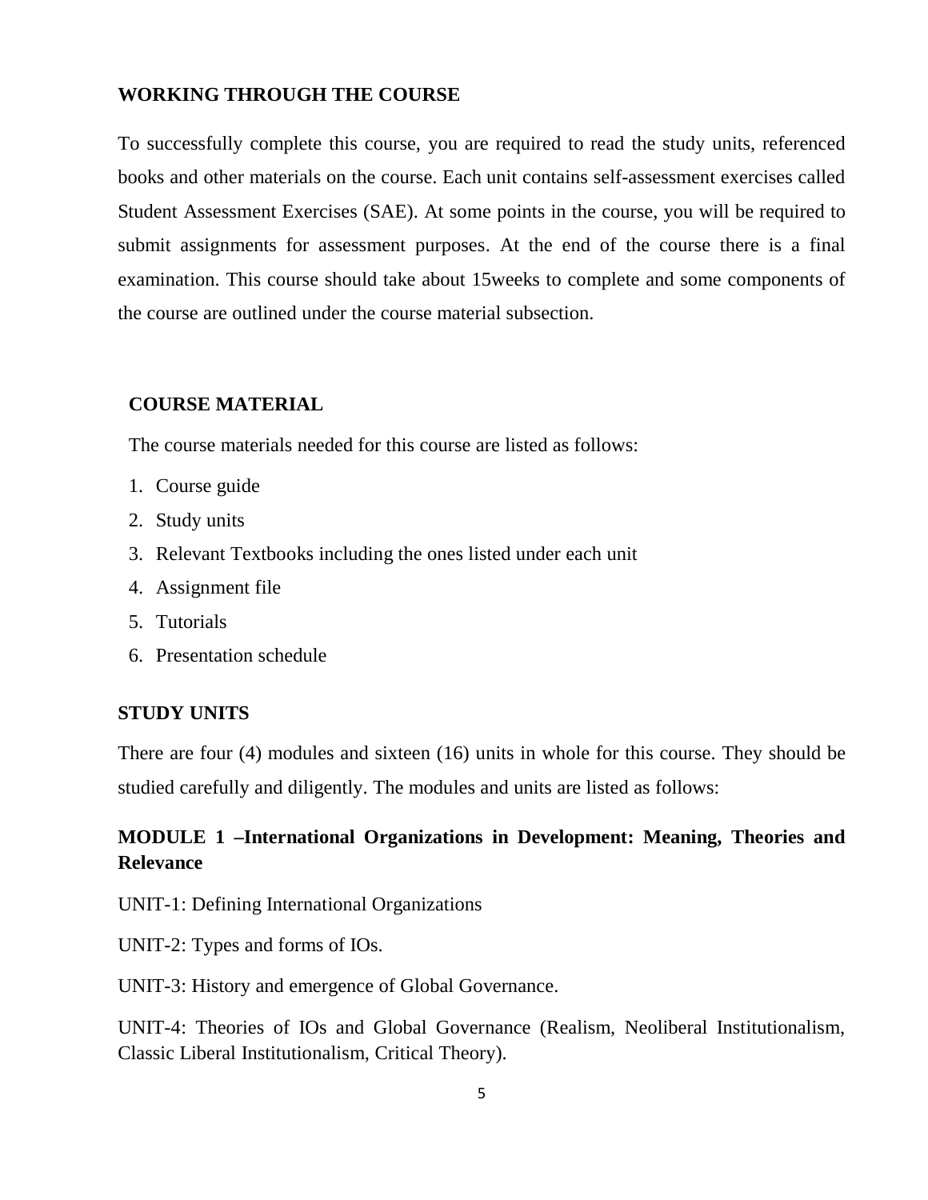## WORKING THROUGH THE COURSE

To successfully complete this course, you are required to read the study units, referenced books and other materials on the course. Each unit contains self-assessment exercises called Student Assessment Exercises (SAE). At some points in the course, you will be required to submit assignments for assessment purposes. At the end of the course there is a final examination. This course should take about 15weeks to complete and some components of the course are outlined under the course material subsection.

## COURSE MATERIAL

The course materials needed for this course are listed as follows:

1. Course guide
2. Study units
3. Relevant Textbooks including the ones listed under each unit
4. Assignment file
5. Tutorials
6. Presentation schedule

## STUDY UNITS

There are four (4) modules and sixteen (16) units in whole for this course. They should be studied carefully and diligently. The modules and units are listed as follows:

### MODULE 1 –International Organizations in Development: Meaning, Theories and Relevance

UNIT-1: Defining International Organizations

UNIT-2: Types and forms of IOs.

UNIT-3: History and emergence of Global Governance.

UNIT-4: Theories of IOs and Global Governance (Realism, Neoliberal Institutionalism, Classic Liberal Institutionalism, Critical Theory).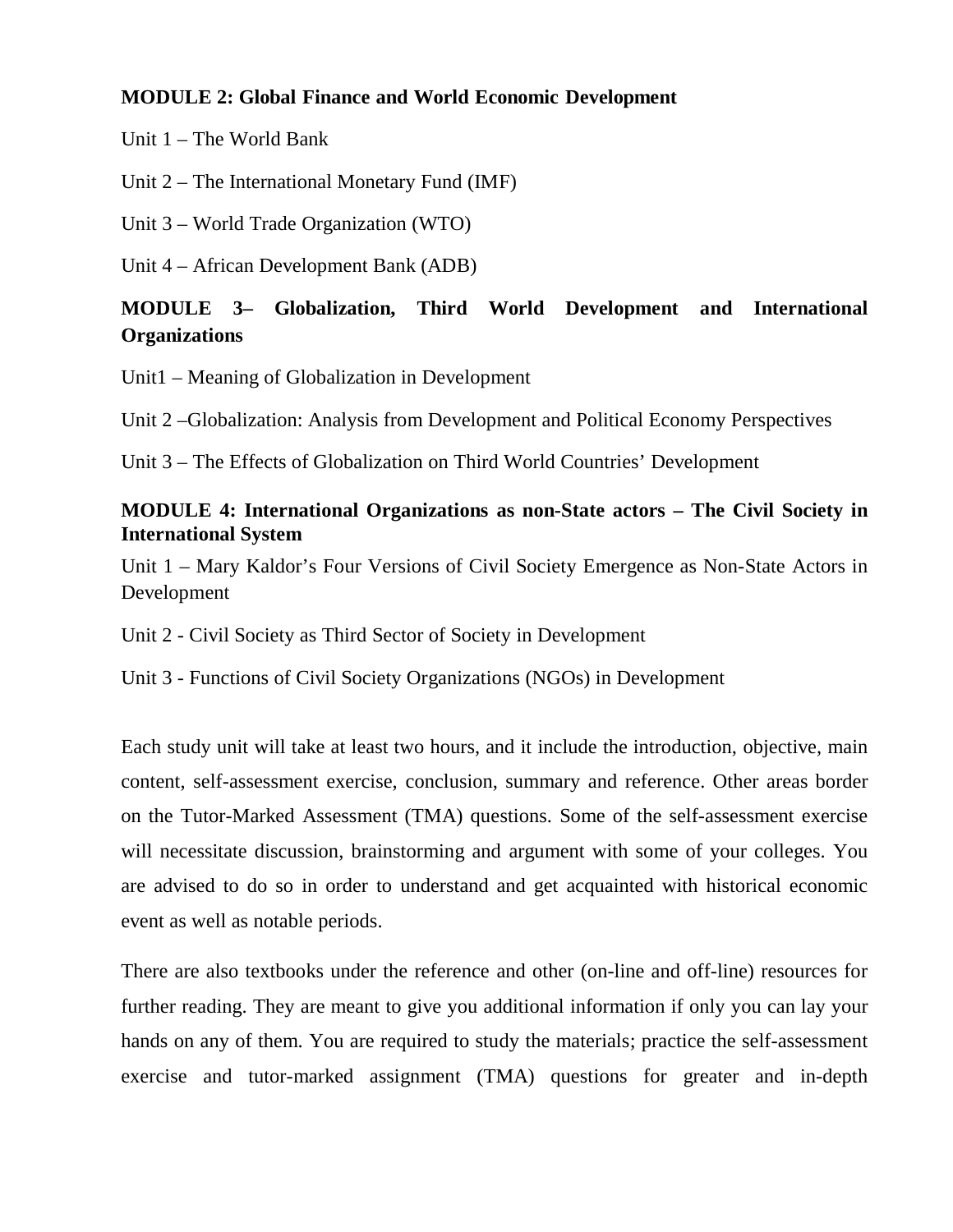**MODULE 2: Global Finance and World Economic Development**

Unit 1 – The World Bank

Unit 2 – The International Monetary Fund (IMF)

Unit 3 – World Trade Organization (WTO)

Unit 4 – African Development Bank (ADB)

**MODULE 3– Globalization, Third World Development and International Organizations**

Unit1 – Meaning of Globalization in Development

Unit 2 –Globalization: Analysis from Development and Political Economy Perspectives

Unit 3 – The Effects of Globalization on Third World Countries' Development

**MODULE 4: International Organizations as non-State actors – The Civil Society in International System**

Unit 1 – Mary Kaldor's Four Versions of Civil Society Emergence as Non-State Actors in Development

Unit 2 - Civil Society as Third Sector of Society in Development

Unit 3 - Functions of Civil Society Organizations (NGOs) in Development

Each study unit will take at least two hours, and it include the introduction, objective, main content, self-assessment exercise, conclusion, summary and reference. Other areas border on the Tutor-Marked Assessment (TMA) questions. Some of the self-assessment exercise will necessitate discussion, brainstorming and argument with some of your colleges. You are advised to do so in order to understand and get acquainted with historical economic event as well as notable periods.

There are also textbooks under the reference and other (on-line and off-line) resources for further reading. They are meant to give you additional information if only you can lay your hands on any of them. You are required to study the materials; practice the self-assessment exercise and tutor-marked assignment (TMA) questions for greater and in-depth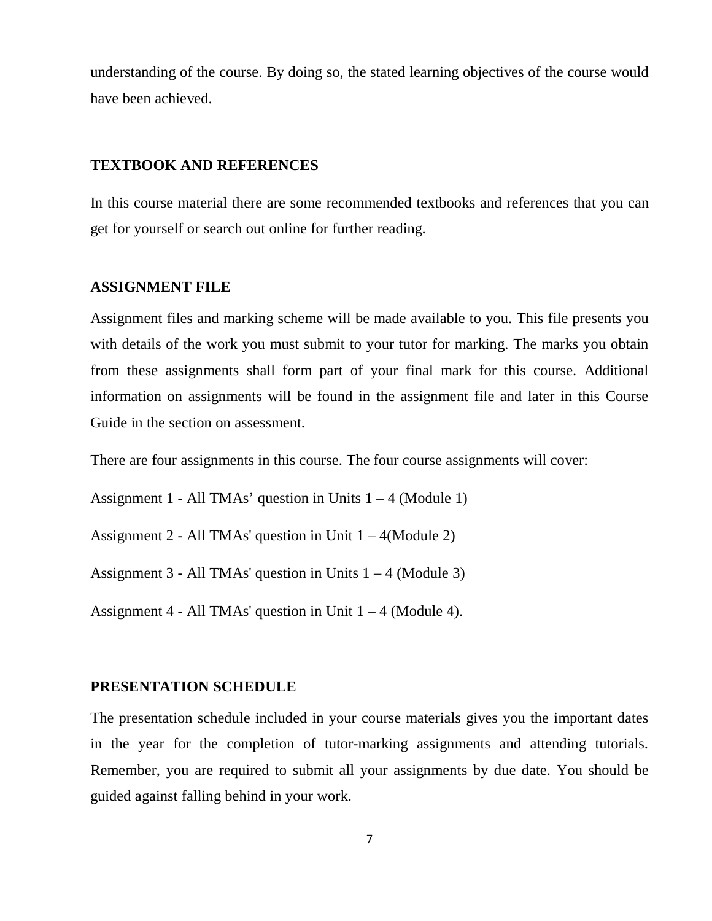understanding of the course. By doing so, the stated learning objectives of the course would have been achieved.

## TEXTBOOK AND REFERENCES

In this course material there are some recommended textbooks and references that you can get for yourself or search out online for further reading.

## ASSIGNMENT FILE

Assignment files and marking scheme will be made available to you. This file presents you with details of the work you must submit to your tutor for marking. The marks you obtain from these assignments shall form part of your final mark for this course. Additional information on assignments will be found in the assignment file and later in this Course Guide in the section on assessment.

There are four assignments in this course. The four course assignments will cover:

Assignment 1 - All TMAs' question in Units 1 – 4 (Module 1)

Assignment 2 - All TMAs' question in Unit 1 – 4(Module 2)

Assignment 3 - All TMAs' question in Units 1 – 4 (Module 3)

Assignment 4 - All TMAs' question in Unit 1 – 4 (Module 4).

## PRESENTATION SCHEDULE

The presentation schedule included in your course materials gives you the important dates in the year for the completion of tutor-marking assignments and attending tutorials. Remember, you are required to submit all your assignments by due date. You should be guided against falling behind in your work.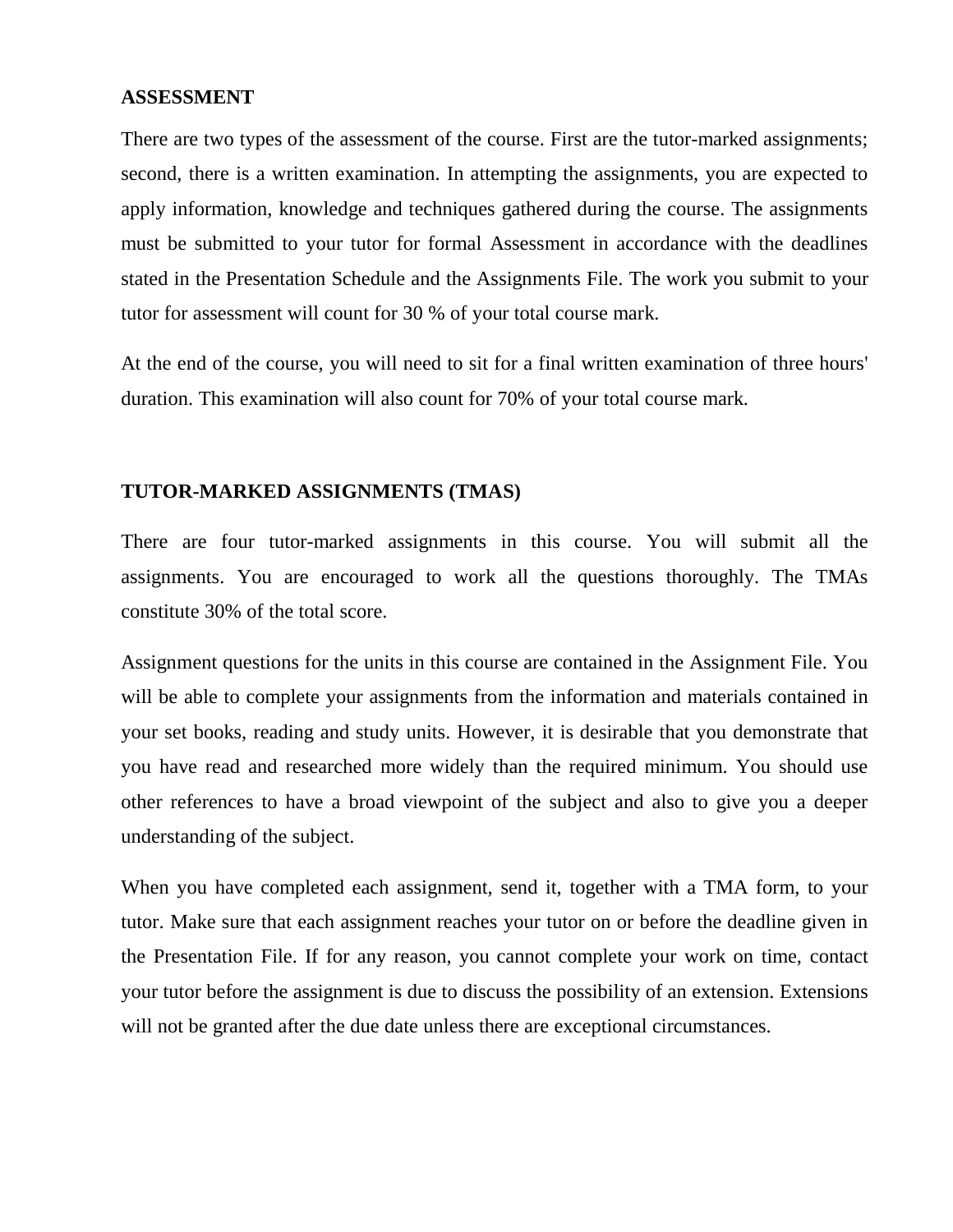## ASSESSMENT

There are two types of the assessment of the course. First are the tutor-marked assignments; second, there is a written examination. In attempting the assignments, you are expected to apply information, knowledge and techniques gathered during the course. The assignments must be submitted to your tutor for formal Assessment in accordance with the deadlines stated in the Presentation Schedule and the Assignments File. The work you submit to your tutor for assessment will count for 30 % of your total course mark.

At the end of the course, you will need to sit for a final written examination of three hours' duration. This examination will also count for 70% of your total course mark.

## TUTOR-MARKED ASSIGNMENTS (TMAS)

There are four tutor-marked assignments in this course. You will submit all the assignments. You are encouraged to work all the questions thoroughly. The TMAs constitute 30% of the total score.

Assignment questions for the units in this course are contained in the Assignment File. You will be able to complete your assignments from the information and materials contained in your set books, reading and study units. However, it is desirable that you demonstrate that you have read and researched more widely than the required minimum. You should use other references to have a broad viewpoint of the subject and also to give you a deeper understanding of the subject.

When you have completed each assignment, send it, together with a TMA form, to your tutor. Make sure that each assignment reaches your tutor on or before the deadline given in the Presentation File. If for any reason, you cannot complete your work on time, contact your tutor before the assignment is due to discuss the possibility of an extension. Extensions will not be granted after the due date unless there are exceptional circumstances.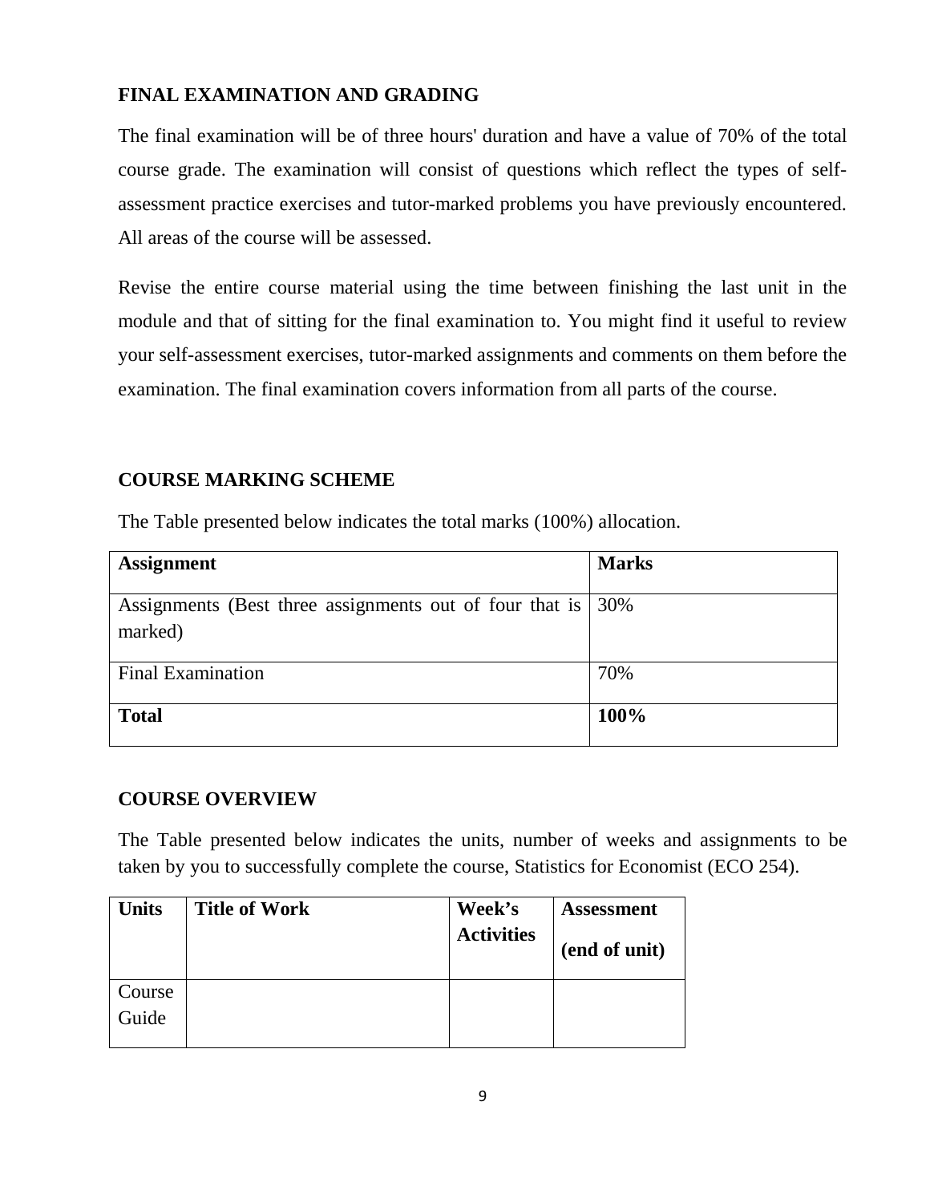## FINAL EXAMINATION AND GRADING

The final examination will be of three hours' duration and have a value of 70% of the total course grade. The examination will consist of questions which reflect the types of self-assessment practice exercises and tutor-marked problems you have previously encountered. All areas of the course will be assessed.

Revise the entire course material using the time between finishing the last unit in the module and that of sitting for the final examination to. You might find it useful to review your self-assessment exercises, tutor-marked assignments and comments on them before the examination. The final examination covers information from all parts of the course.

## COURSE MARKING SCHEME

The Table presented below indicates the total marks (100%) allocation.

| **Assignment** | **Marks** |
|---|---|
| Assignments (Best three assignments out of four that is marked) | 30% |
| Final Examination | 70% |
| **Total** | **100%** |

## COURSE OVERVIEW

The Table presented below indicates the units, number of weeks and assignments to be taken by you to successfully complete the course, Statistics for Economist (ECO 254).

| **Units** | **Title of Work** | **Week's Activities** | **Assessment (end of unit)** |
|---|---|---|---|
| Course Guide | | | |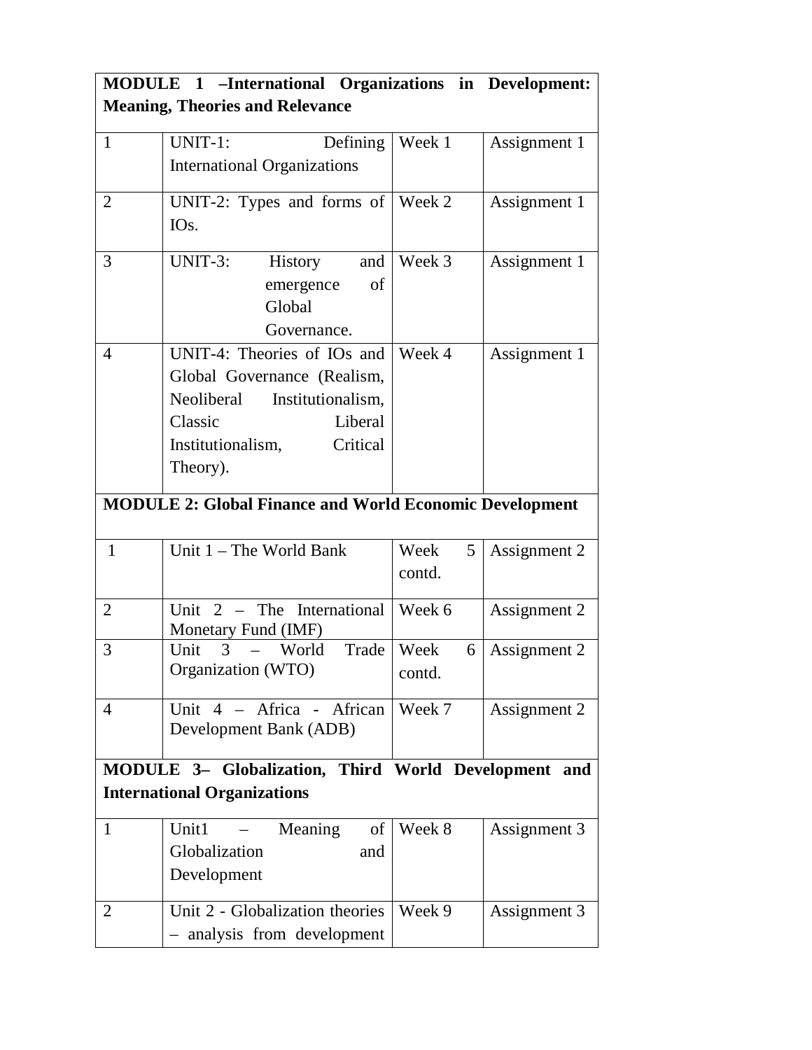| MODULE 1 –International Organizations in Development: Meaning, Theories and Relevance | | | |
|---|---|---|---|
| 1 | UNIT-1: Defining International Organizations | Week 1 | Assignment 1 |
| 2 | UNIT-2: Types and forms of IOs. | Week 2 | Assignment 1 |
| 3 | UNIT-3: History and emergence of Global Governance. | Week 3 | Assignment 1 |
| 4 | UNIT-4: Theories of IOs and Global Governance (Realism, Neoliberal Institutionalism, Classic Liberal Institutionalism, Critical Theory). | Week 4 | Assignment 1 |
| **MODULE 2: Global Finance and World Economic Development** | | | |
| 1 | Unit 1 – The World Bank | Week 5 contd. | Assignment 2 |
| 2 | Unit 2 – The International Monetary Fund (IMF) | Week 6 | Assignment 2 |
| 3 | Unit 3 – World Trade Organization (WTO) | Week 6 contd. | Assignment 2 |
| 4 | Unit 4 – Africa - African Development Bank (ADB) | Week 7 | Assignment 2 |
| **MODULE 3– Globalization, Third World Development and International Organizations** | | | |
| 1 | Unit1 – Meaning of Globalization and Development | Week 8 | Assignment 3 |
| 2 | Unit 2 - Globalization theories – analysis from development | Week 9 | Assignment 3 |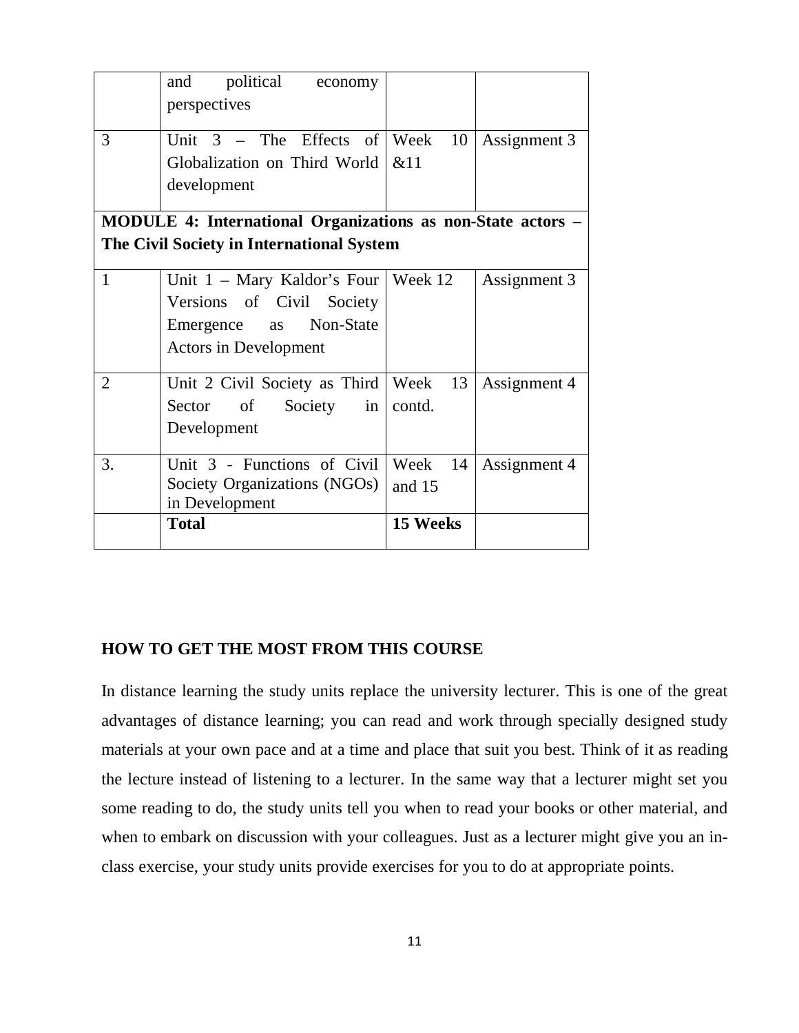|  | and political economy perspectives |  |  |
| --- | --- | --- | --- |
| 3 | Unit 3 – The Effects of Globalization on Third World development | Week 10 &11 | Assignment 3 |
| **MODULE 4: International Organizations as non-State actors – The Civil Society in International System** |  |  |  |
| 1 | Unit 1 – Mary Kaldor's Four Versions of Civil Society Emergence as Non-State Actors in Development | Week 12 | Assignment 3 |
| 2 | Unit 2 Civil Society as Third Sector of Society in Development | Week 13 contd. | Assignment 4 |
| 3. | Unit 3 - Functions of Civil Society Organizations (NGOs) in Development | Week 14 and 15 | Assignment 4 |
|  | **Total** | **15 Weeks** |  |

**HOW TO GET THE MOST FROM THIS COURSE**

In distance learning the study units replace the university lecturer. This is one of the great advantages of distance learning; you can read and work through specially designed study materials at your own pace and at a time and place that suit you best. Think of it as reading the lecture instead of listening to a lecturer. In the same way that a lecturer might set you some reading to do, the study units tell you when to read your books or other material, and when to embark on discussion with your colleagues. Just as a lecturer might give you an in-class exercise, your study units provide exercises for you to do at appropriate points.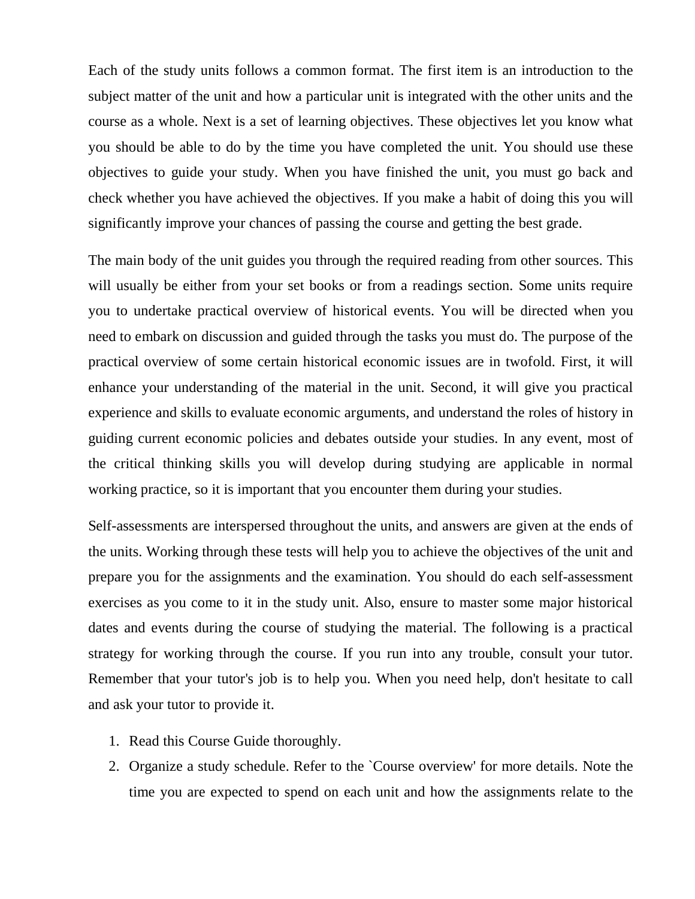Each of the study units follows a common format. The first item is an introduction to the subject matter of the unit and how a particular unit is integrated with the other units and the course as a whole. Next is a set of learning objectives. These objectives let you know what you should be able to do by the time you have completed the unit. You should use these objectives to guide your study. When you have finished the unit, you must go back and check whether you have achieved the objectives. If you make a habit of doing this you will significantly improve your chances of passing the course and getting the best grade.

The main body of the unit guides you through the required reading from other sources. This will usually be either from your set books or from a readings section. Some units require you to undertake practical overview of historical events. You will be directed when you need to embark on discussion and guided through the tasks you must do. The purpose of the practical overview of some certain historical economic issues are in twofold. First, it will enhance your understanding of the material in the unit. Second, it will give you practical experience and skills to evaluate economic arguments, and understand the roles of history in guiding current economic policies and debates outside your studies. In any event, most of the critical thinking skills you will develop during studying are applicable in normal working practice, so it is important that you encounter them during your studies.

Self-assessments are interspersed throughout the units, and answers are given at the ends of the units. Working through these tests will help you to achieve the objectives of the unit and prepare you for the assignments and the examination. You should do each self-assessment exercises as you come to it in the study unit. Also, ensure to master some major historical dates and events during the course of studying the material. The following is a practical strategy for working through the course. If you run into any trouble, consult your tutor. Remember that your tutor's job is to help you. When you need help, don't hesitate to call and ask your tutor to provide it.

1. Read this Course Guide thoroughly.
2. Organize a study schedule. Refer to the `Course overview' for more details. Note the time you are expected to spend on each unit and how the assignments relate to the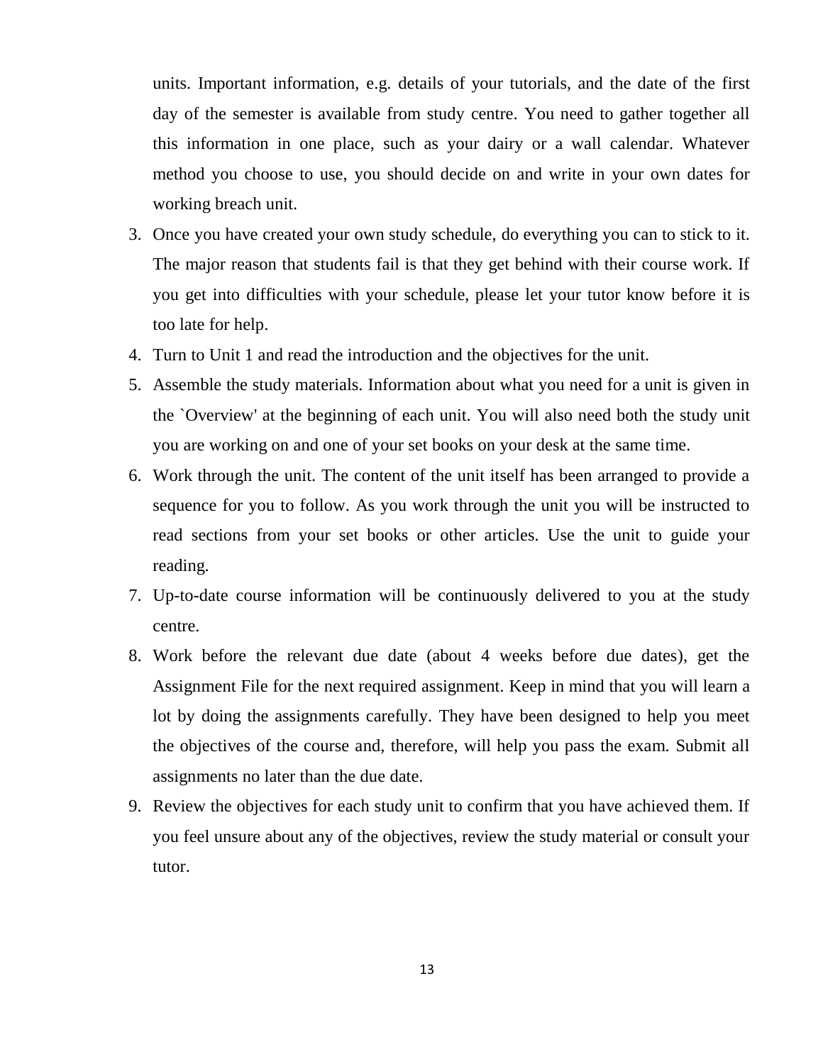units. Important information, e.g. details of your tutorials, and the date of the first day of the semester is available from study centre. You need to gather together all this information in one place, such as your dairy or a wall calendar. Whatever method you choose to use, you should decide on and write in your own dates for working breach unit.

3. Once you have created your own study schedule, do everything you can to stick to it. The major reason that students fail is that they get behind with their course work. If you get into difficulties with your schedule, please let your tutor know before it is too late for help.
4. Turn to Unit 1 and read the introduction and the objectives for the unit.
5. Assemble the study materials. Information about what you need for a unit is given in the `Overview' at the beginning of each unit. You will also need both the study unit you are working on and one of your set books on your desk at the same time.
6. Work through the unit. The content of the unit itself has been arranged to provide a sequence for you to follow. As you work through the unit you will be instructed to read sections from your set books or other articles. Use the unit to guide your reading.
7. Up-to-date course information will be continuously delivered to you at the study centre.
8. Work before the relevant due date (about 4 weeks before due dates), get the Assignment File for the next required assignment. Keep in mind that you will learn a lot by doing the assignments carefully. They have been designed to help you meet the objectives of the course and, therefore, will help you pass the exam. Submit all assignments no later than the due date.
9. Review the objectives for each study unit to confirm that you have achieved them. If you feel unsure about any of the objectives, review the study material or consult your tutor.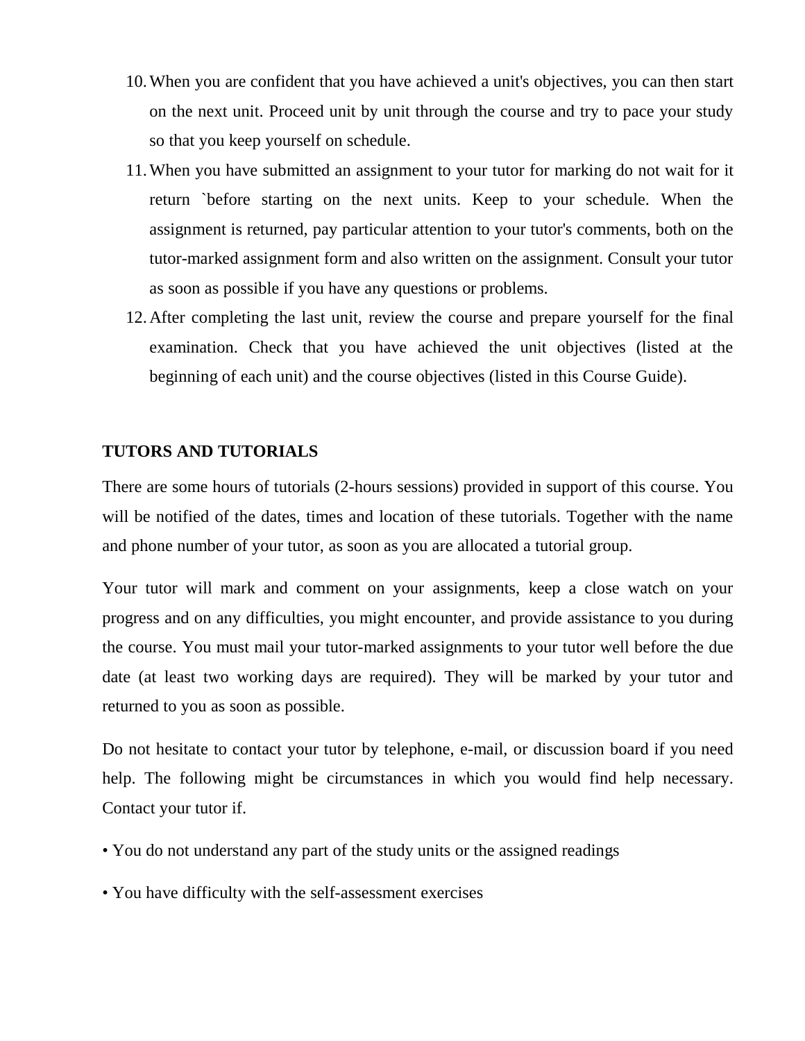10. When you are confident that you have achieved a unit's objectives, you can then start on the next unit. Proceed unit by unit through the course and try to pace your study so that you keep yourself on schedule.
11. When you have submitted an assignment to your tutor for marking do not wait for it return `before starting on the next units. Keep to your schedule. When the assignment is returned, pay particular attention to your tutor's comments, both on the tutor-marked assignment form and also written on the assignment. Consult your tutor as soon as possible if you have any questions or problems.
12. After completing the last unit, review the course and prepare yourself for the final examination. Check that you have achieved the unit objectives (listed at the beginning of each unit) and the course objectives (listed in this Course Guide).

**TUTORS AND TUTORIALS**

There are some hours of tutorials (2-hours sessions) provided in support of this course. You will be notified of the dates, times and location of these tutorials. Together with the name and phone number of your tutor, as soon as you are allocated a tutorial group.

Your tutor will mark and comment on your assignments, keep a close watch on your progress and on any difficulties, you might encounter, and provide assistance to you during the course. You must mail your tutor-marked assignments to your tutor well before the due date (at least two working days are required). They will be marked by your tutor and returned to you as soon as possible.

Do not hesitate to contact your tutor by telephone, e-mail, or discussion board if you need help. The following might be circumstances in which you would find help necessary. Contact your tutor if.

• You do not understand any part of the study units or the assigned readings

• You have difficulty with the self-assessment exercises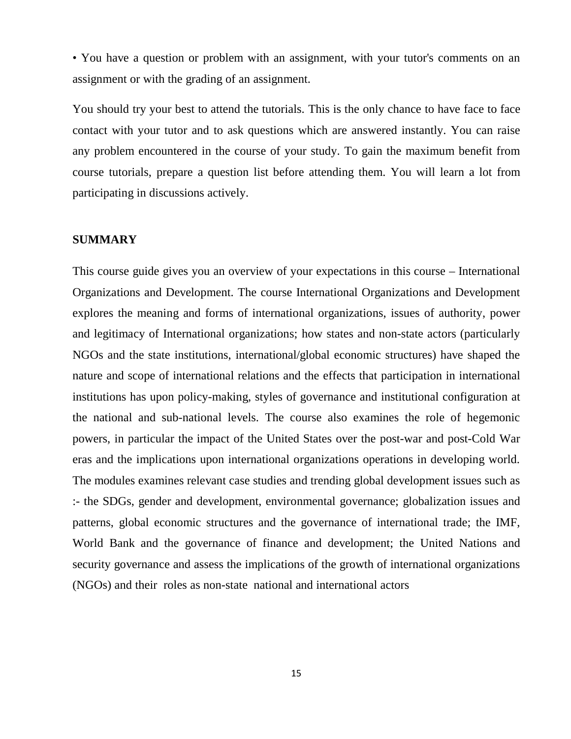• You have a question or problem with an assignment, with your tutor's comments on an assignment or with the grading of an assignment.

You should try your best to attend the tutorials. This is the only chance to have face to face contact with your tutor and to ask questions which are answered instantly. You can raise any problem encountered in the course of your study. To gain the maximum benefit from course tutorials, prepare a question list before attending them. You will learn a lot from participating in discussions actively.

## SUMMARY

This course guide gives you an overview of your expectations in this course – International Organizations and Development. The course International Organizations and Development explores the meaning and forms of international organizations, issues of authority, power and legitimacy of International organizations; how states and non-state actors (particularly NGOs and the state institutions, international/global economic structures) have shaped the nature and scope of international relations and the effects that participation in international institutions has upon policy-making, styles of governance and institutional configuration at the national and sub-national levels. The course also examines the role of hegemonic powers, in particular the impact of the United States over the post-war and post-Cold War eras and the implications upon international organizations operations in developing world. The modules examines relevant case studies and trending global development issues such as :- the SDGs, gender and development, environmental governance; globalization issues and patterns, global economic structures and the governance of international trade; the IMF, World Bank and the governance of finance and development; the United Nations and security governance and assess the implications of the growth of international organizations (NGOs) and their roles as non-state national and international actors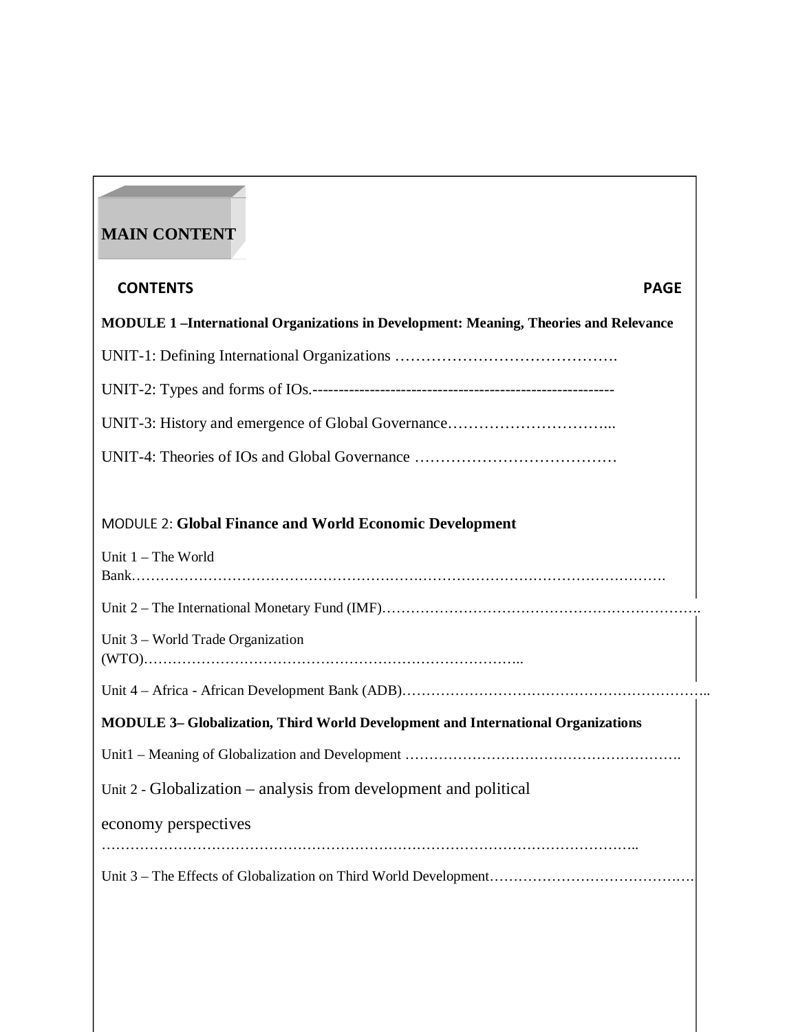## MAIN CONTENT

**CONTENTS** **PAGE**

**MODULE 1 –International Organizations in Development: Meaning, Theories and Relevance**

UNIT-1: Defining International Organizations …………………………………….

UNIT-2: Types and forms of IOs.--------------------------------------------------------

UNIT-3: History and emergence of Global Governance…………………………...

UNIT-4: Theories of IOs and Global Governance …………………………………

MODULE 2: **Global Finance and World Economic Development**

Unit 1 – The World Bank……………………………………………………………………………………………….

Unit 2 – The International Monetary Fund (IMF)……………………………………………………….

Unit 3 – World Trade Organization (WTO)……………………………………………………………………..

Unit 4 – Africa - African Development Bank (ADB)………………………………………………………..

**MODULE 3– Globalization, Third World Development and International Organizations**

Unit1 – Meaning of Globalization and Development ………………………………………………….

Unit 2 - Globalization – analysis from development and political economy perspectives ………………………………………………………………………………………………..

Unit 3 – The Effects of Globalization on Third World Development…………………………………….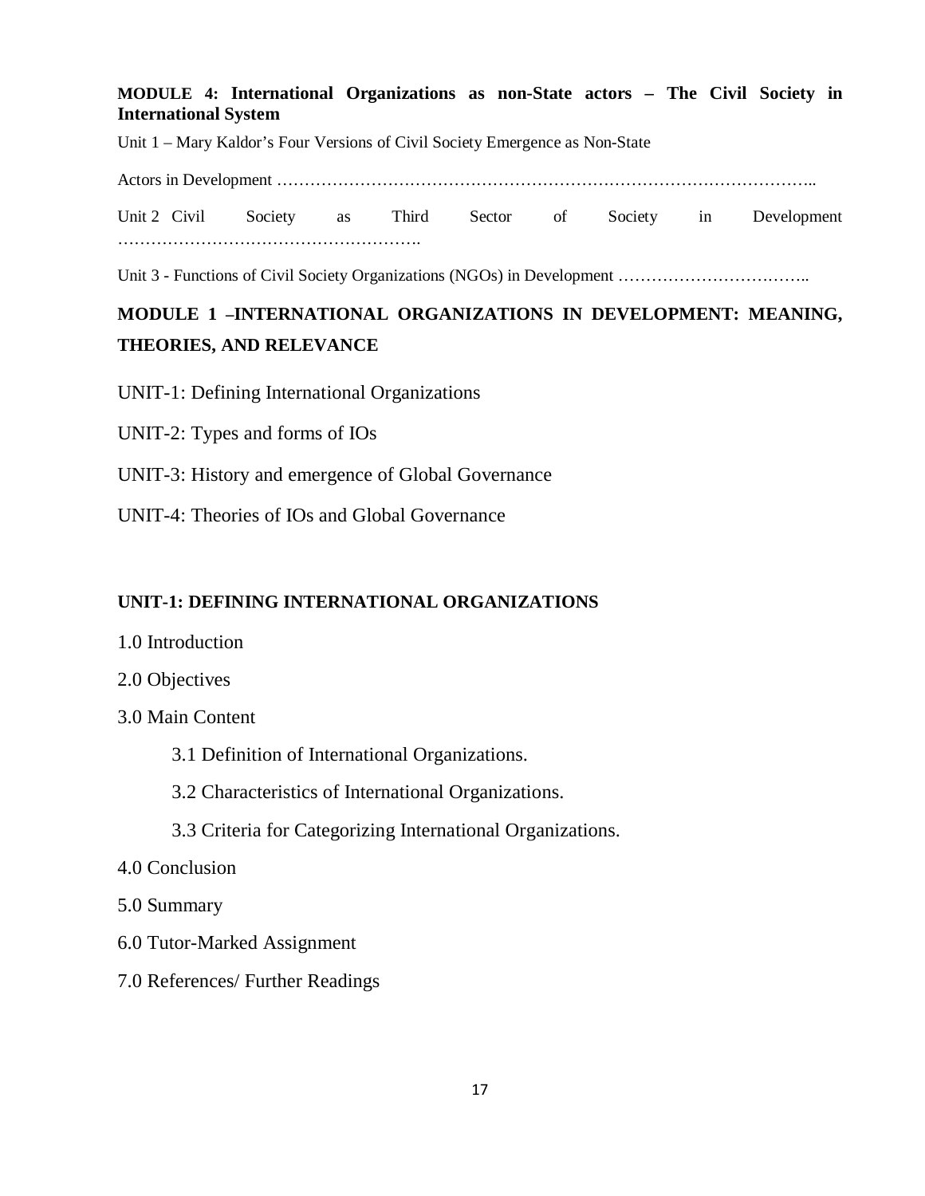**MODULE 4: International Organizations as non-State actors – The Civil Society in International System**

Unit 1 – Mary Kaldor's Four Versions of Civil Society Emergence as Non-State Actors in Development …………………………………………………………………………………..

Unit 2 Civil Society as Third Sector of Society in Development ……………………………………………….

Unit 3 - Functions of Civil Society Organizations (NGOs) in Development ……………………….…..

## MODULE 1 –INTERNATIONAL ORGANIZATIONS IN DEVELOPMENT: MEANING, THEORIES, AND RELEVANCE

UNIT-1: Defining International Organizations

UNIT-2: Types and forms of IOs

UNIT-3: History and emergence of Global Governance

UNIT-4: Theories of IOs and Global Governance

### UNIT-1: DEFINING INTERNATIONAL ORGANIZATIONS

1.0 Introduction

2.0 Objectives

3.0 Main Content

- 3.1 Definition of International Organizations.
- 3.2 Characteristics of International Organizations.
- 3.3 Criteria for Categorizing International Organizations.

4.0 Conclusion

5.0 Summary

6.0 Tutor-Marked Assignment

7.0 References/ Further Readings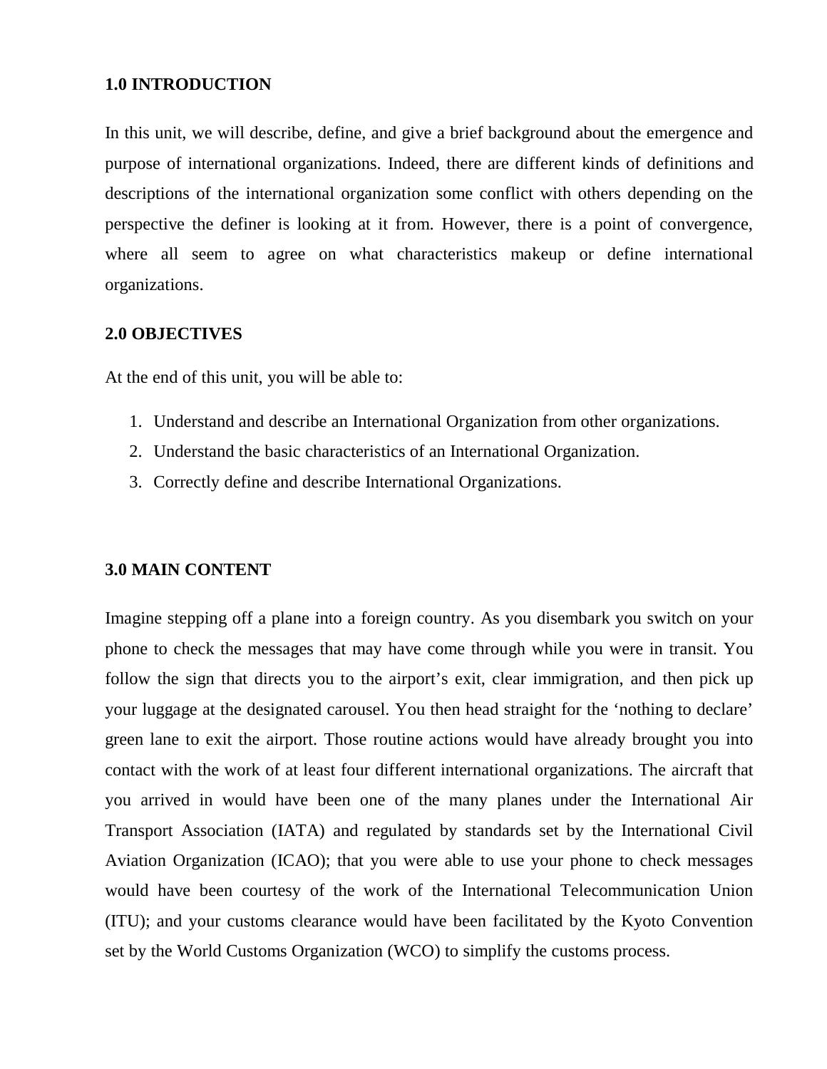## 1.0 INTRODUCTION

In this unit, we will describe, define, and give a brief background about the emergence and purpose of international organizations. Indeed, there are different kinds of definitions and descriptions of the international organization some conflict with others depending on the perspective the definer is looking at it from. However, there is a point of convergence, where all seem to agree on what characteristics makeup or define international organizations.

## 2.0 OBJECTIVES

At the end of this unit, you will be able to:

1. Understand and describe an International Organization from other organizations.
2. Understand the basic characteristics of an International Organization.
3. Correctly define and describe International Organizations.

## 3.0 MAIN CONTENT

Imagine stepping off a plane into a foreign country. As you disembark you switch on your phone to check the messages that may have come through while you were in transit. You follow the sign that directs you to the airport's exit, clear immigration, and then pick up your luggage at the designated carousel. You then head straight for the 'nothing to declare' green lane to exit the airport. Those routine actions would have already brought you into contact with the work of at least four different international organizations. The aircraft that you arrived in would have been one of the many planes under the International Air Transport Association (IATA) and regulated by standards set by the International Civil Aviation Organization (ICAO); that you were able to use your phone to check messages would have been courtesy of the work of the International Telecommunication Union (ITU); and your customs clearance would have been facilitated by the Kyoto Convention set by the World Customs Organization (WCO) to simplify the customs process.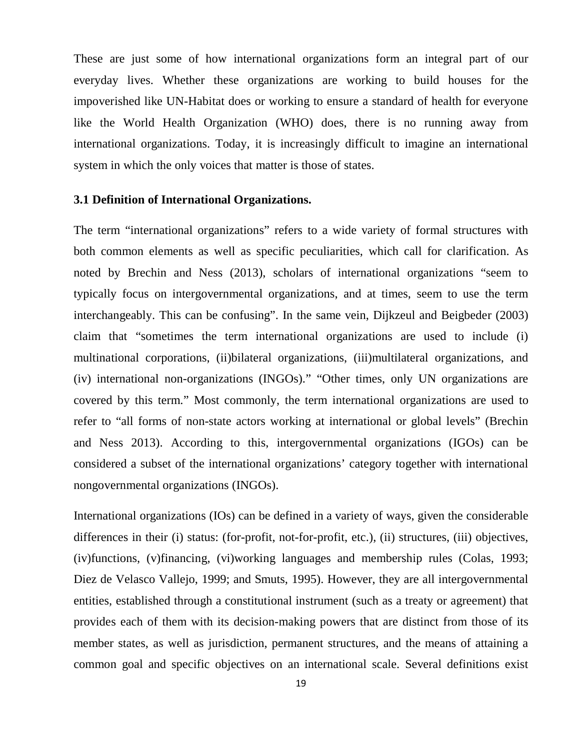These are just some of how international organizations form an integral part of our everyday lives. Whether these organizations are working to build houses for the impoverished like UN-Habitat does or working to ensure a standard of health for everyone like the World Health Organization (WHO) does, there is no running away from international organizations. Today, it is increasingly difficult to imagine an international system in which the only voices that matter is those of states.

### 3.1 Definition of International Organizations.

The term "international organizations" refers to a wide variety of formal structures with both common elements as well as specific peculiarities, which call for clarification. As noted by Brechin and Ness (2013), scholars of international organizations "seem to typically focus on intergovernmental organizations, and at times, seem to use the term interchangeably. This can be confusing". In the same vein, Dijkzeul and Beigbeder (2003) claim that "sometimes the term international organizations are used to include (i) multinational corporations, (ii)bilateral organizations, (iii)multilateral organizations, and (iv) international non-organizations (INGOs)." "Other times, only UN organizations are covered by this term." Most commonly, the term international organizations are used to refer to "all forms of non-state actors working at international or global levels" (Brechin and Ness 2013). According to this, intergovernmental organizations (IGOs) can be considered a subset of the international organizations' category together with international nongovernmental organizations (INGOs).

International organizations (IOs) can be defined in a variety of ways, given the considerable differences in their (i) status: (for-profit, not-for-profit, etc.), (ii) structures, (iii) objectives, (iv)functions, (v)financing, (vi)working languages and membership rules (Colas, 1993; Diez de Velasco Vallejo, 1999; and Smuts, 1995). However, they are all intergovernmental entities, established through a constitutional instrument (such as a treaty or agreement) that provides each of them with its decision-making powers that are distinct from those of its member states, as well as jurisdiction, permanent structures, and the means of attaining a common goal and specific objectives on an international scale. Several definitions exist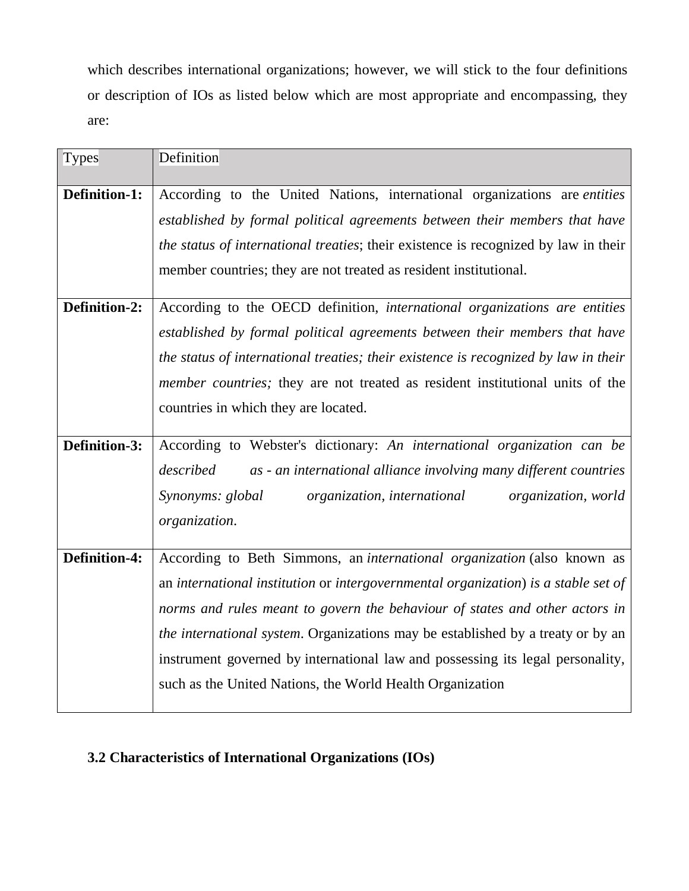which describes international organizations; however, we will stick to the four definitions or description of IOs as listed below which are most appropriate and encompassing, they are:

| Types | Definition |
| --- | --- |
| **Definition-1:** | According to the United Nations, international organizations are *entities established by formal political agreements between their members that have the status of international treaties*; their existence is recognized by law in their member countries; they are not treated as resident institutional. |
| **Definition-2:** | According to the OECD definition, *international organizations are entities established by formal political agreements between their members that have the status of international treaties; their existence is recognized by law in their member countries;* they are not treated as resident institutional units of the countries in which they are located. |
| **Definition-3:** | According to Webster's dictionary: *An international organization can be described as - an international alliance involving many different countries Synonyms: global organization, international organization, world organization*. |
| **Definition-4:** | According to Beth Simmons, an *international organization* (also known as an *international institution* or *intergovernmental organization*) *is a stable set of norms and rules meant to govern the behaviour of states and other actors in the international system*. Organizations may be established by a treaty or by an instrument governed by international law and possessing its legal personality, such as the United Nations, the World Health Organization |

### 3.2 Characteristics of International Organizations (IOs)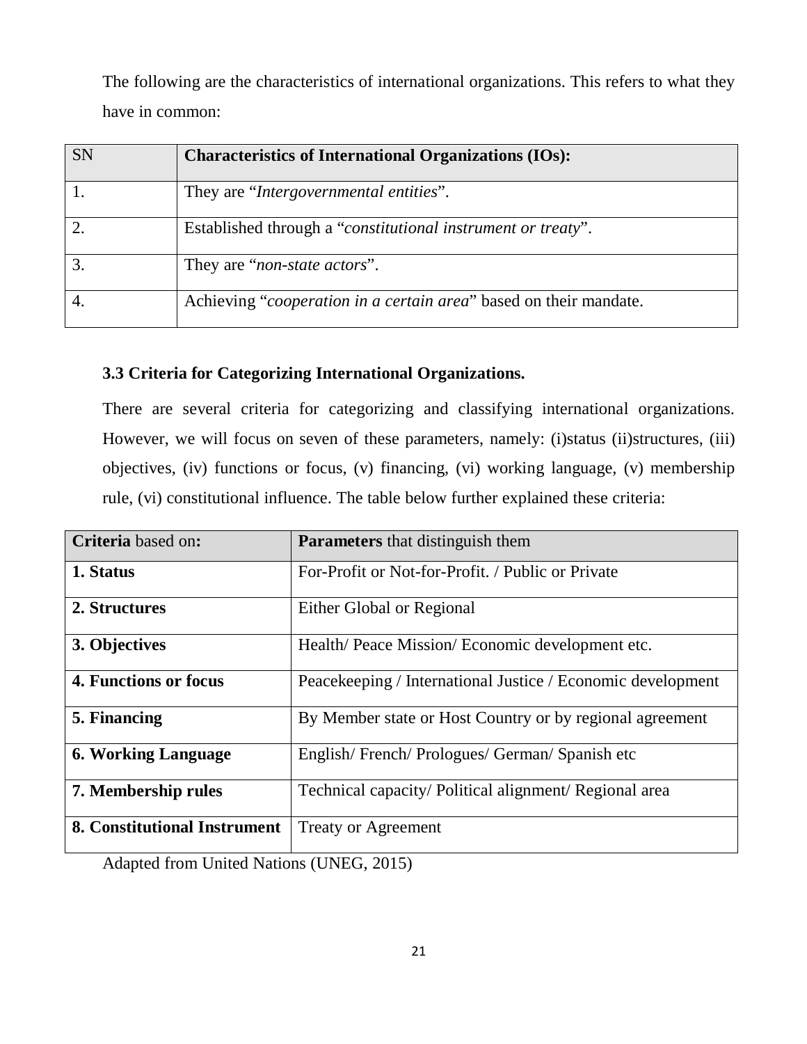The following are the characteristics of international organizations. This refers to what they have in common:

| SN | **Characteristics of International Organizations (IOs):** |
|---|---|
| 1. | They are "*Intergovernmental entities*". |
| 2. | Established through a "*constitutional instrument or treaty*". |
| 3. | They are "*non-state actors*". |
| 4. | Achieving "*cooperation in a certain area*" based on their mandate. |

### 3.3 Criteria for Categorizing International Organizations.

There are several criteria for categorizing and classifying international organizations. However, we will focus on seven of these parameters, namely: (i)status (ii)structures, (iii) objectives, (iv) functions or focus, (v) financing, (vi) working language, (v) membership rule, (vi) constitutional influence. The table below further explained these criteria:

| **Criteria** based on**:** | **Parameters** that distinguish them |
|---|---|
| **1. Status** | For-Profit or Not-for-Profit. / Public or Private |
| **2. Structures** | Either Global or Regional |
| **3. Objectives** | Health/ Peace Mission/ Economic development etc. |
| **4. Functions or focus** | Peacekeeping / International Justice / Economic development |
| **5. Financing** | By Member state or Host Country or by regional agreement |
| **6. Working Language** | English/ French/ Prologues/ German/ Spanish etc |
| **7. Membership rules** | Technical capacity/ Political alignment/ Regional area |
| **8. Constitutional Instrument** | Treaty or Agreement |

Adapted from United Nations (UNEG, 2015)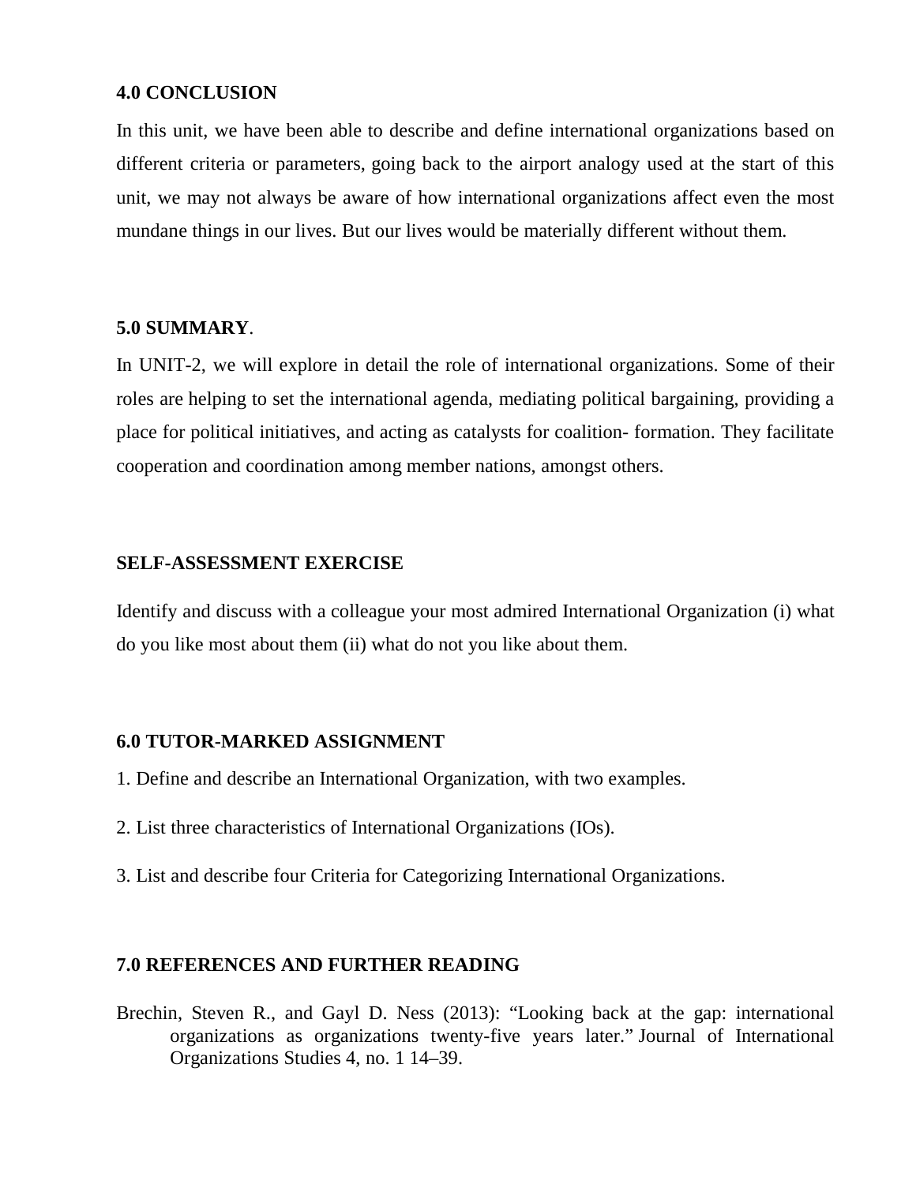## 4.0 CONCLUSION

In this unit, we have been able to describe and define international organizations based on different criteria or parameters, going back to the airport analogy used at the start of this unit, we may not always be aware of how international organizations affect even the most mundane things in our lives. But our lives would be materially different without them.

## 5.0 SUMMARY.

In UNIT-2, we will explore in detail the role of international organizations. Some of their roles are helping to set the international agenda, mediating political bargaining, providing a place for political initiatives, and acting as catalysts for coalition- formation. They facilitate cooperation and coordination among member nations, amongst others.

## SELF-ASSESSMENT EXERCISE

Identify and discuss with a colleague your most admired International Organization (i) what do you like most about them (ii) what do not you like about them.

## 6.0 TUTOR-MARKED ASSIGNMENT

1. Define and describe an International Organization, with two examples.

2. List three characteristics of International Organizations (IOs).

3. List and describe four Criteria for Categorizing International Organizations.

## 7.0 REFERENCES AND FURTHER READING

Brechin, Steven R., and Gayl D. Ness (2013): "Looking back at the gap: international organizations as organizations twenty-five years later." Journal of International Organizations Studies 4, no. 1 14–39.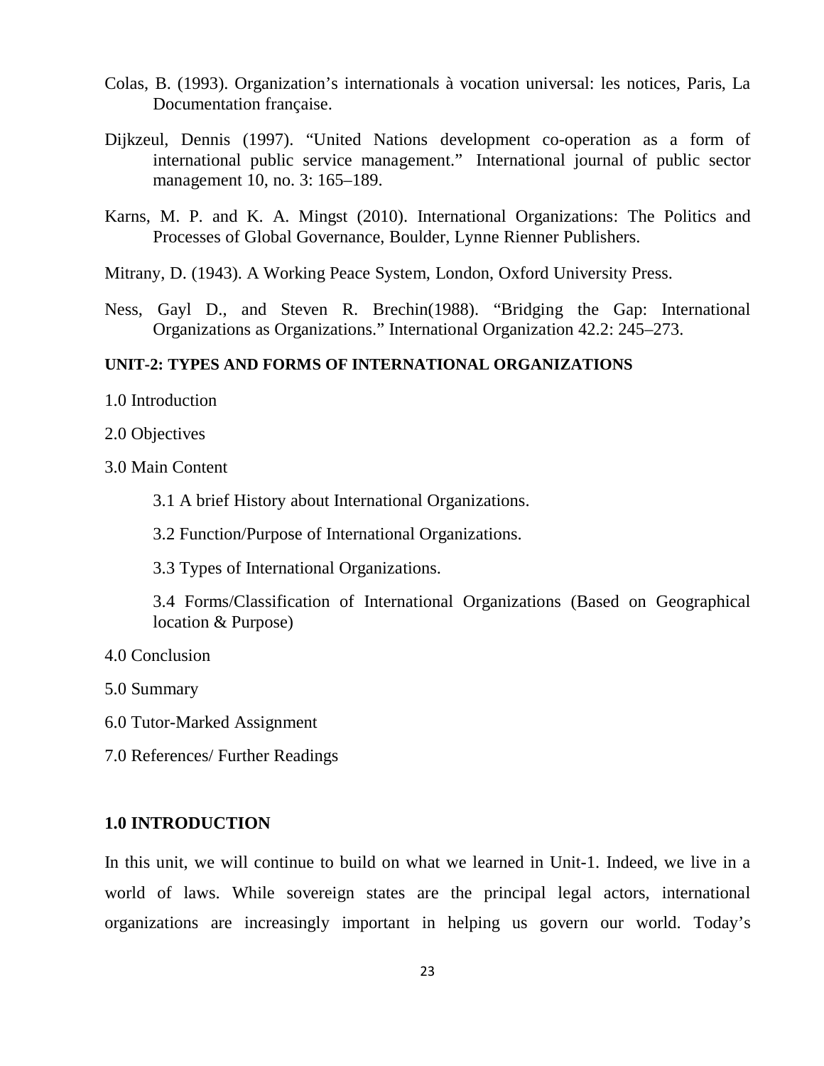Colas, B. (1993). Organization’s internationals à vocation universal: les notices, Paris, La Documentation française.

Dijkzeul, Dennis (1997). “United Nations development co-operation as a form of international public service management.” International journal of public sector management 10, no. 3: 165–189.

Karns, M. P. and K. A. Mingst (2010). International Organizations: The Politics and Processes of Global Governance, Boulder, Lynne Rienner Publishers.

Mitrany, D. (1943). A Working Peace System, London, Oxford University Press.

Ness, Gayl D., and Steven R. Brechin(1988). “Bridging the Gap: International Organizations as Organizations.” International Organization 42.2: 245–273.

## UNIT-2: TYPES AND FORMS OF INTERNATIONAL ORGANIZATIONS

1.0 Introduction

2.0 Objectives

3.0 Main Content

- 3.1 A brief History about International Organizations.
- 3.2 Function/Purpose of International Organizations.
- 3.3 Types of International Organizations.
- 3.4 Forms/Classification of International Organizations (Based on Geographical location & Purpose)

4.0 Conclusion

5.0 Summary

6.0 Tutor-Marked Assignment

7.0 References/ Further Readings

### 1.0 INTRODUCTION

In this unit, we will continue to build on what we learned in Unit-1. Indeed, we live in a world of laws. While sovereign states are the principal legal actors, international organizations are increasingly important in helping us govern our world. Today’s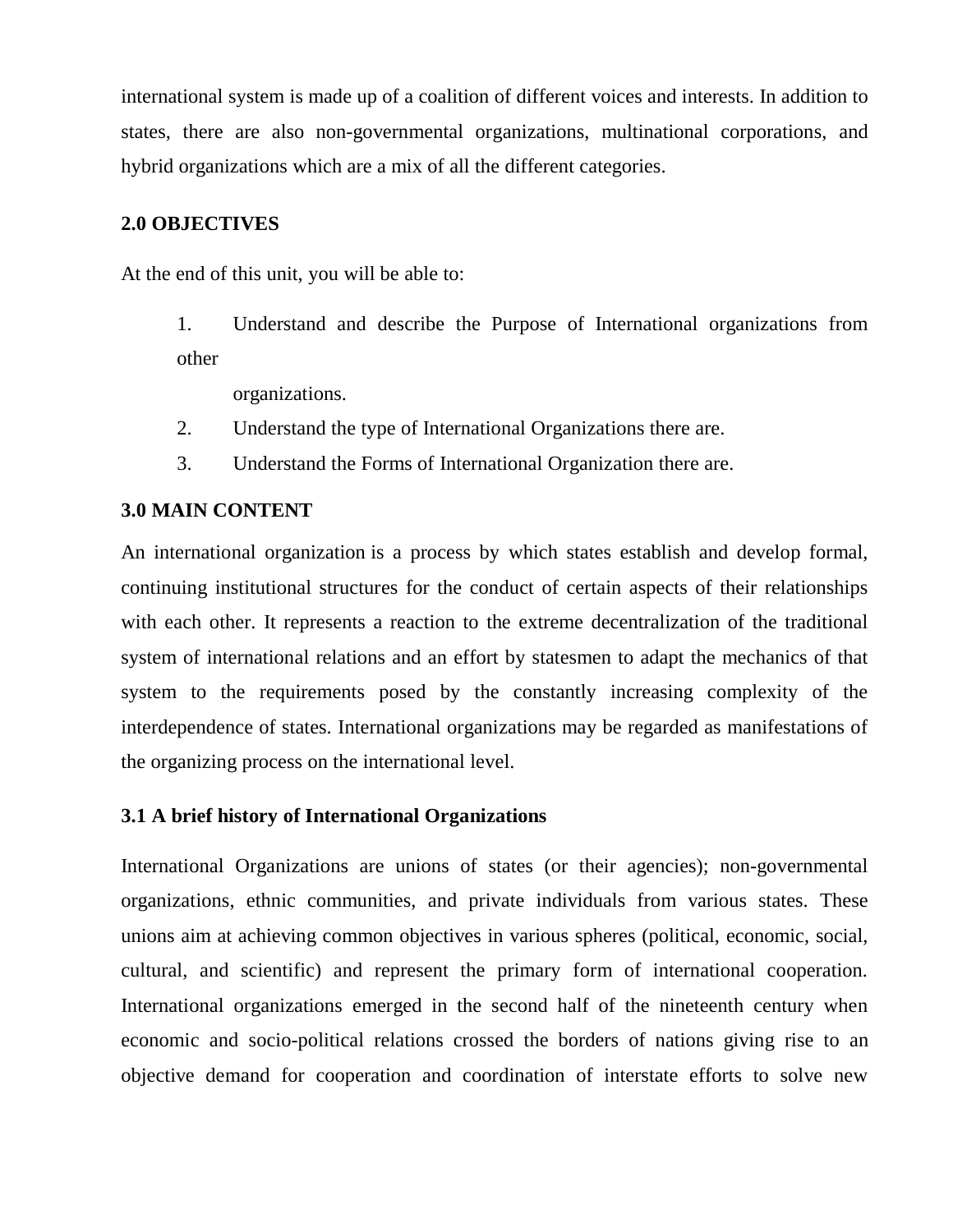international system is made up of a coalition of different voices and interests. In addition to states, there are also non-governmental organizations, multinational corporations, and hybrid organizations which are a mix of all the different categories.

## 2.0 OBJECTIVES

At the end of this unit, you will be able to:

1. Understand and describe the Purpose of International organizations from other organizations.
2. Understand the type of International Organizations there are.
3. Understand the Forms of International Organization there are.

## 3.0 MAIN CONTENT

An international organization is a process by which states establish and develop formal, continuing institutional structures for the conduct of certain aspects of their relationships with each other. It represents a reaction to the extreme decentralization of the traditional system of international relations and an effort by statesmen to adapt the mechanics of that system to the requirements posed by the constantly increasing complexity of the interdependence of states. International organizations may be regarded as manifestations of the organizing process on the international level.

### 3.1 A brief history of International Organizations

International Organizations are unions of states (or their agencies); non-governmental organizations, ethnic communities, and private individuals from various states. These unions aim at achieving common objectives in various spheres (political, economic, social, cultural, and scientific) and represent the primary form of international cooperation. International organizations emerged in the second half of the nineteenth century when economic and socio-political relations crossed the borders of nations giving rise to an objective demand for cooperation and coordination of interstate efforts to solve new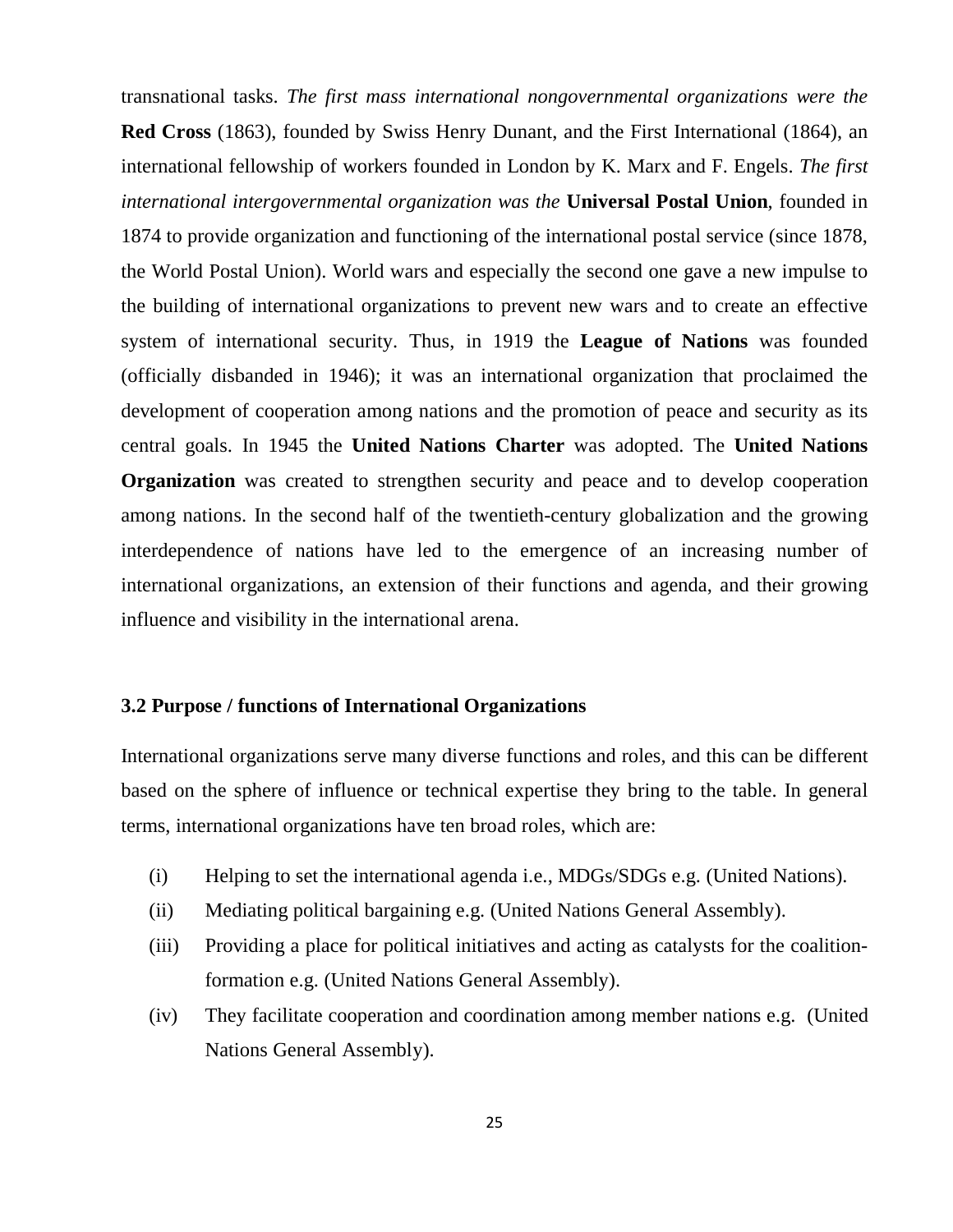transnational tasks. *The first mass international nongovernmental organizations were the* **Red Cross** (1863), founded by Swiss Henry Dunant, and the First International (1864), an international fellowship of workers founded in London by K. Marx and F. Engels. *The first international intergovernmental organization was the* **Universal Postal Union**, founded in 1874 to provide organization and functioning of the international postal service (since 1878, the World Postal Union). World wars and especially the second one gave a new impulse to the building of international organizations to prevent new wars and to create an effective system of international security. Thus, in 1919 the **League of Nations** was founded (officially disbanded in 1946); it was an international organization that proclaimed the development of cooperation among nations and the promotion of peace and security as its central goals. In 1945 the **United Nations Charter** was adopted. The **United Nations Organization** was created to strengthen security and peace and to develop cooperation among nations. In the second half of the twentieth-century globalization and the growing interdependence of nations have led to the emergence of an increasing number of international organizations, an extension of their functions and agenda, and their growing influence and visibility in the international arena.

### 3.2 Purpose / functions of International Organizations

International organizations serve many diverse functions and roles, and this can be different based on the sphere of influence or technical expertise they bring to the table. In general terms, international organizations have ten broad roles, which are:

(i) Helping to set the international agenda i.e., MDGs/SDGs e.g. (United Nations).

(ii) Mediating political bargaining e.g. (United Nations General Assembly).

(iii) Providing a place for political initiatives and acting as catalysts for the coalition-formation e.g. (United Nations General Assembly).

(iv) They facilitate cooperation and coordination among member nations e.g. (United Nations General Assembly).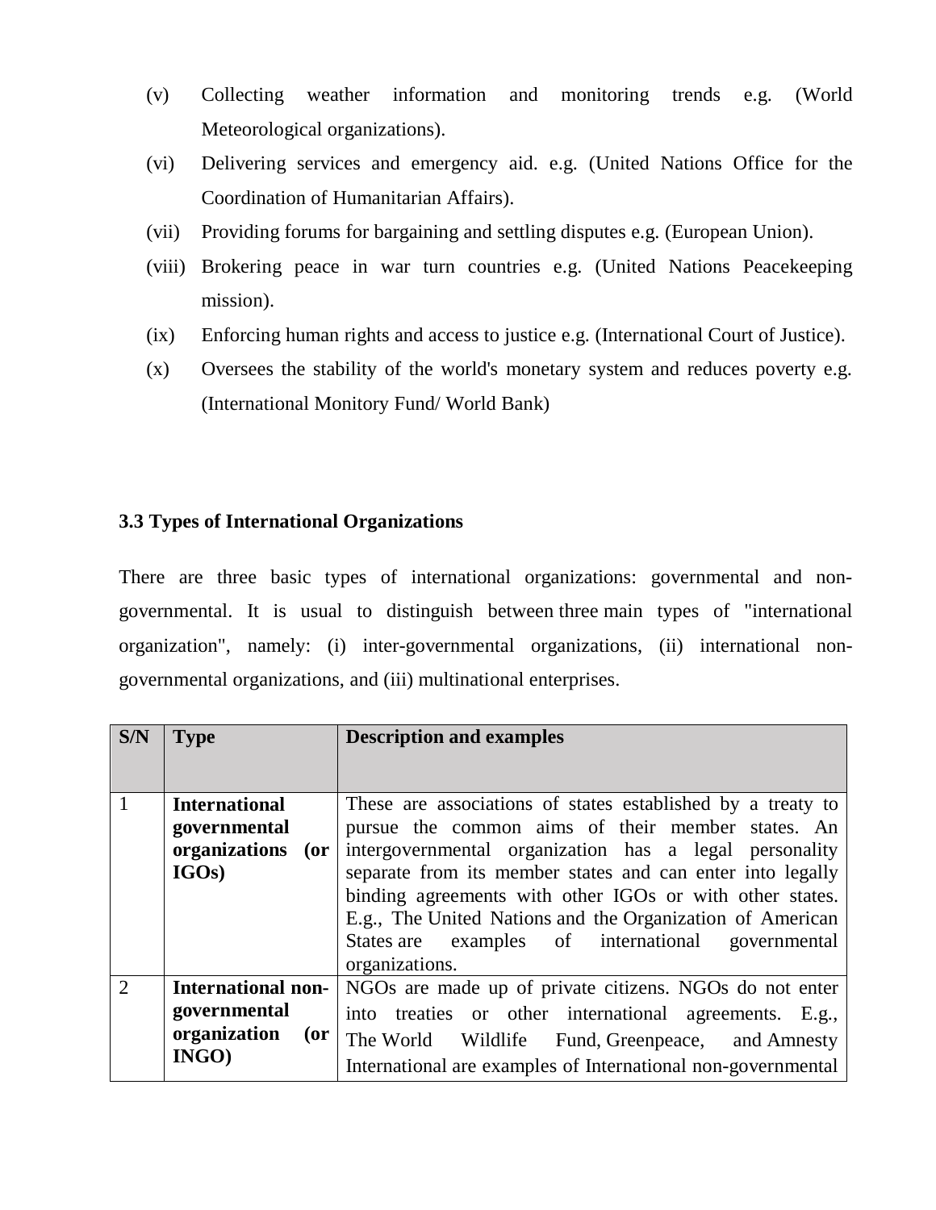(v) Collecting weather information and monitoring trends e.g. (World Meteorological organizations).

(vi) Delivering services and emergency aid. e.g. (United Nations Office for the Coordination of Humanitarian Affairs).

(vii) Providing forums for bargaining and settling disputes e.g. (European Union).

(viii) Brokering peace in war turn countries e.g. (United Nations Peacekeeping mission).

(ix) Enforcing human rights and access to justice e.g. (International Court of Justice).

(x) Oversees the stability of the world's monetary system and reduces poverty e.g. (International Monitory Fund/ World Bank)

### 3.3 Types of International Organizations

There are three basic types of international organizations: governmental and non-governmental. It is usual to distinguish between three main types of "international organization", namely: (i) inter-governmental organizations, (ii) international non-governmental organizations, and (iii) multinational enterprises.

| S/N | Type | Description and examples |
|---|---|---|
| 1 | **International governmental organizations (or IGOs)** | These are associations of states established by a treaty to pursue the common aims of their member states. An intergovernmental organization has a legal personality separate from its member states and can enter into legally binding agreements with other IGOs or with other states. E.g., The United Nations and the Organization of American States are examples of international governmental organizations. |
| 2 | **International non-governmental organization (or INGO)** | NGOs are made up of private citizens. NGOs do not enter into treaties or other international agreements. E.g., The World Wildlife Fund, Greenpeace, and Amnesty International are examples of International non-governmental |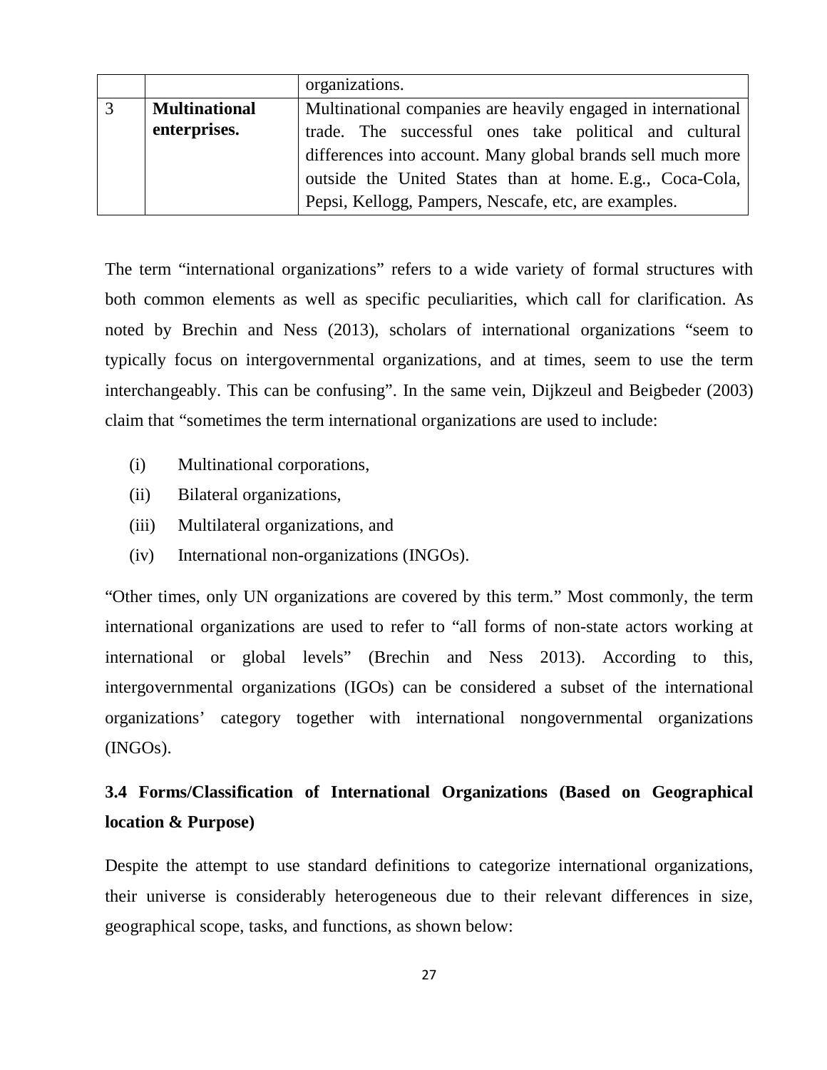| | | organizations. |
|---|---|---|
| 3 | **Multinational enterprises.** | Multinational companies are heavily engaged in international trade. The successful ones take political and cultural differences into account. Many global brands sell much more outside the United States than at home. E.g., Coca-Cola, Pepsi, Kellogg, Pampers, Nescafe, etc, are examples. |

The term "international organizations" refers to a wide variety of formal structures with both common elements as well as specific peculiarities, which call for clarification. As noted by Brechin and Ness (2013), scholars of international organizations "seem to typically focus on intergovernmental organizations, and at times, seem to use the term interchangeably. This can be confusing". In the same vein, Dijkzeul and Beigbeder (2003) claim that "sometimes the term international organizations are used to include:

(i) Multinational corporations,
(ii) Bilateral organizations,
(iii) Multilateral organizations, and
(iv) International non-organizations (INGOs).

"Other times, only UN organizations are covered by this term." Most commonly, the term international organizations are used to refer to "all forms of non-state actors working at international or global levels" (Brechin and Ness 2013). According to this, intergovernmental organizations (IGOs) can be considered a subset of the international organizations' category together with international nongovernmental organizations (INGOs).

## 3.4 Forms/Classification of International Organizations (Based on Geographical location & Purpose)

Despite the attempt to use standard definitions to categorize international organizations, their universe is considerably heterogeneous due to their relevant differences in size, geographical scope, tasks, and functions, as shown below: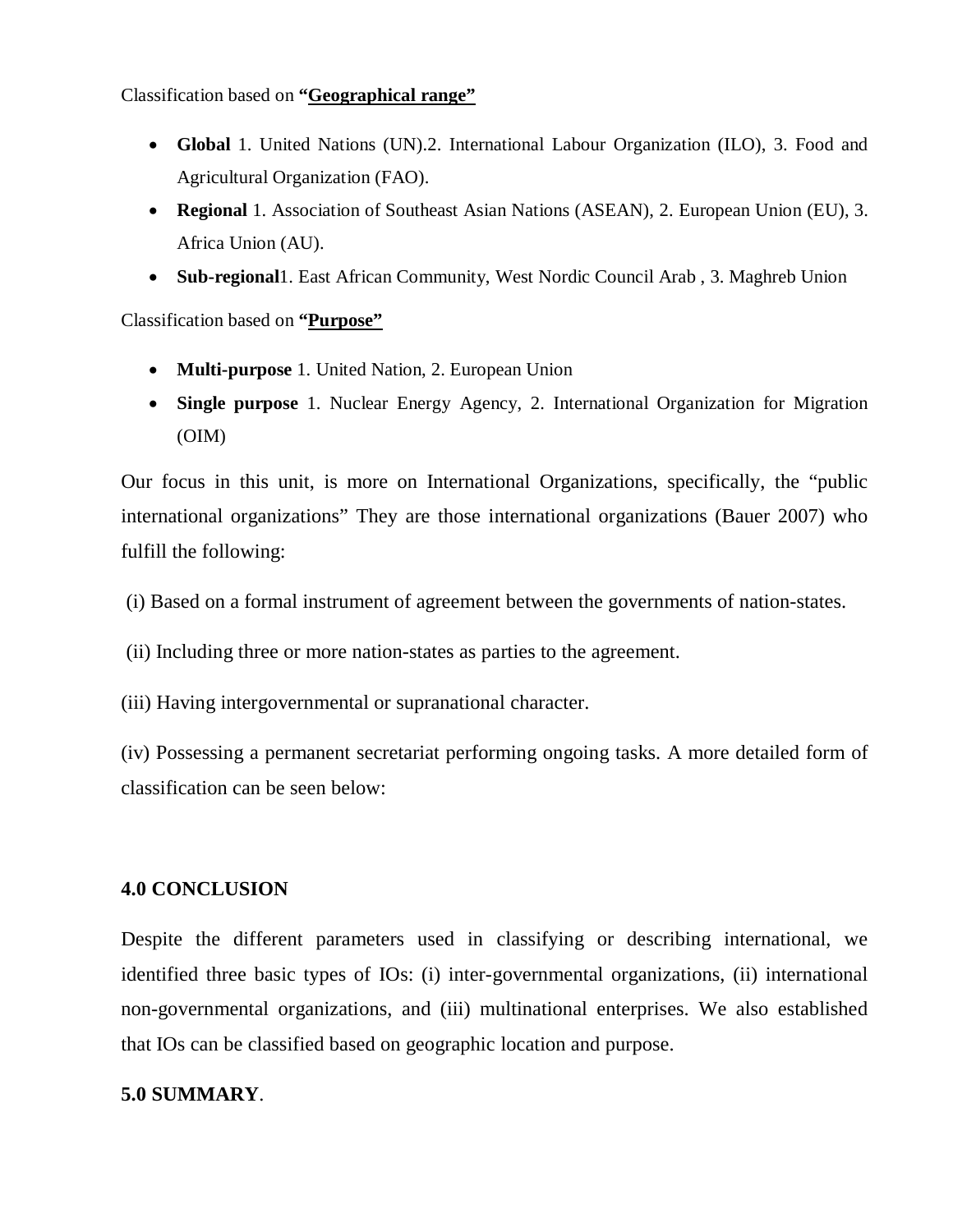Classification based on **"Geographical range"**

- **Global** 1. United Nations (UN).2. International Labour Organization (ILO), 3. Food and Agricultural Organization (FAO).
- **Regional** 1. Association of Southeast Asian Nations (ASEAN), 2. European Union (EU), 3. Africa Union (AU).
- **Sub-regional**1. East African Community, West Nordic Council Arab , 3. Maghreb Union

Classification based on **"Purpose"**

- **Multi-purpose** 1. United Nation, 2. European Union
- **Single purpose** 1. Nuclear Energy Agency, 2. International Organization for Migration (OIM)

Our focus in this unit, is more on International Organizations, specifically, the "public international organizations" They are those international organizations (Bauer 2007) who fulfill the following:

(i) Based on a formal instrument of agreement between the governments of nation-states.

(ii) Including three or more nation-states as parties to the agreement.

(iii) Having intergovernmental or supranational character.

(iv) Possessing a permanent secretariat performing ongoing tasks. A more detailed form of classification can be seen below:

## 4.0 CONCLUSION

Despite the different parameters used in classifying or describing international, we identified three basic types of IOs: (i) inter-governmental organizations, (ii) international non-governmental organizations, and (iii) multinational enterprises. We also established that IOs can be classified based on geographic location and purpose.

## 5.0 SUMMARY.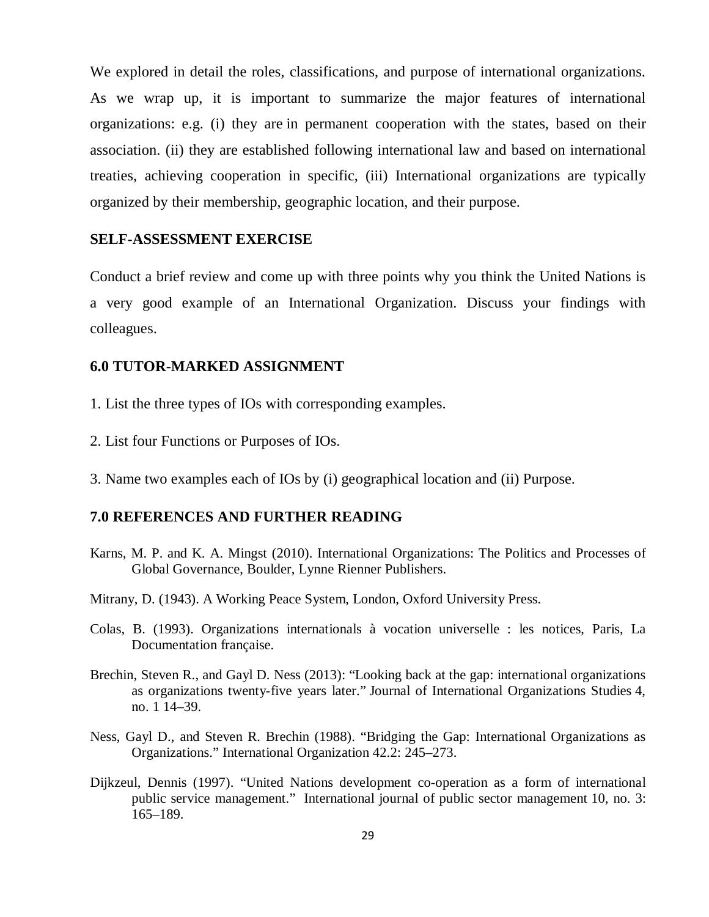We explored in detail the roles, classifications, and purpose of international organizations. As we wrap up, it is important to summarize the major features of international organizations: e.g. (i) they are in permanent cooperation with the states, based on their association. (ii) they are established following international law and based on international treaties, achieving cooperation in specific, (iii) International organizations are typically organized by their membership, geographic location, and their purpose.

### SELF-ASSESSMENT EXERCISE

Conduct a brief review and come up with three points why you think the United Nations is a very good example of an International Organization. Discuss your findings with colleagues.

## 6.0 TUTOR-MARKED ASSIGNMENT

1. List the three types of IOs with corresponding examples.

2. List four Functions or Purposes of IOs.

3. Name two examples each of IOs by (i) geographical location and (ii) Purpose.

## 7.0 REFERENCES AND FURTHER READING

Karns, M. P. and K. A. Mingst (2010). International Organizations: The Politics and Processes of Global Governance, Boulder, Lynne Rienner Publishers.

Mitrany, D. (1943). A Working Peace System, London, Oxford University Press.

Colas, B. (1993). Organizations internationals à vocation universelle : les notices, Paris, La Documentation française.

Brechin, Steven R., and Gayl D. Ness (2013): "Looking back at the gap: international organizations as organizations twenty-five years later." Journal of International Organizations Studies 4, no. 1 14–39.

Ness, Gayl D., and Steven R. Brechin (1988). "Bridging the Gap: International Organizations as Organizations." International Organization 42.2: 245–273.

Dijkzeul, Dennis (1997). "United Nations development co-operation as a form of international public service management." International journal of public sector management 10, no. 3: 165–189.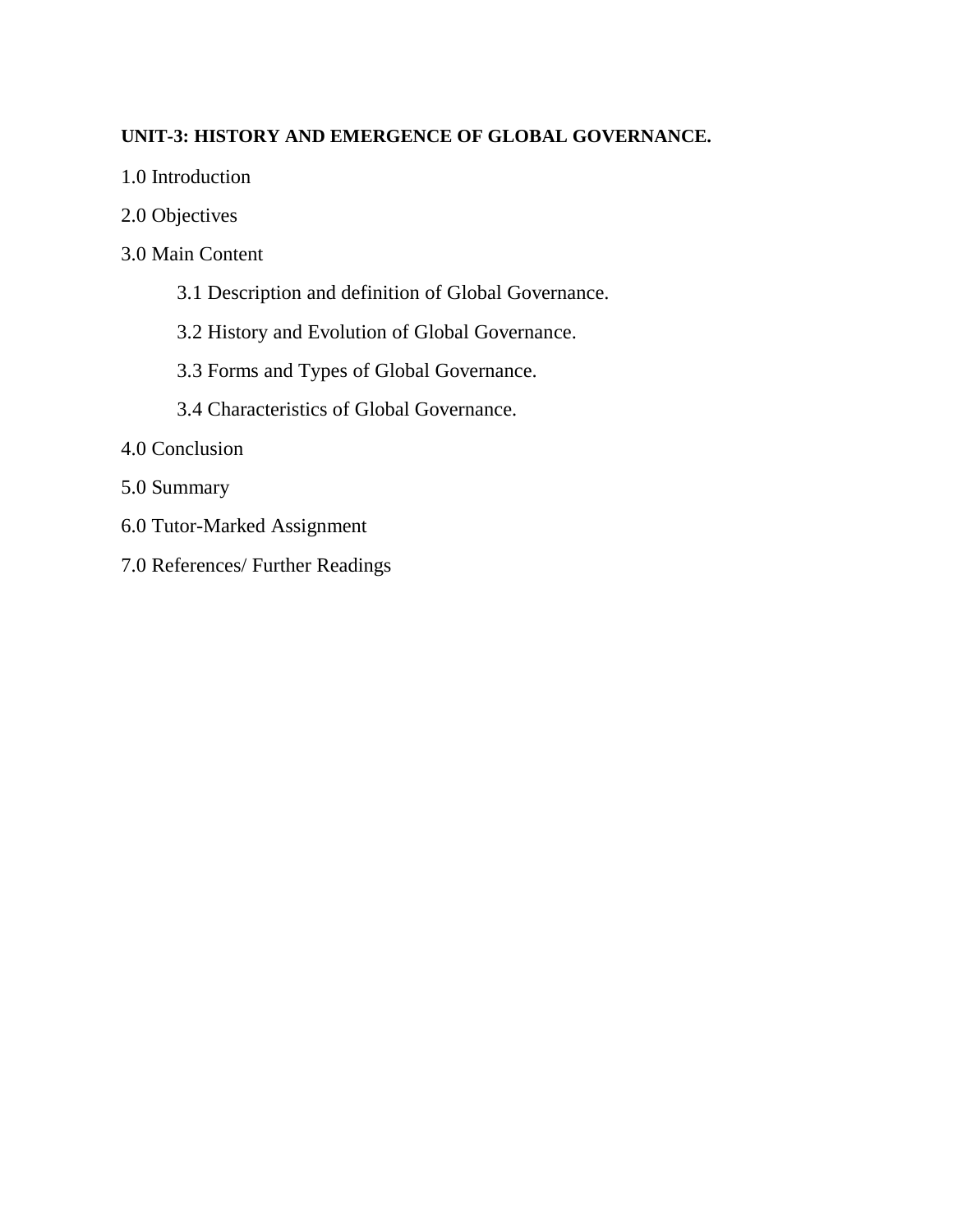**UNIT-3: HISTORY AND EMERGENCE OF GLOBAL GOVERNANCE.**

1.0 Introduction

2.0 Objectives

3.0 Main Content

- 3.1 Description and definition of Global Governance.
- 3.2 History and Evolution of Global Governance.
- 3.3 Forms and Types of Global Governance.
- 3.4 Characteristics of Global Governance.

4.0 Conclusion

5.0 Summary

6.0 Tutor-Marked Assignment

7.0 References/ Further Readings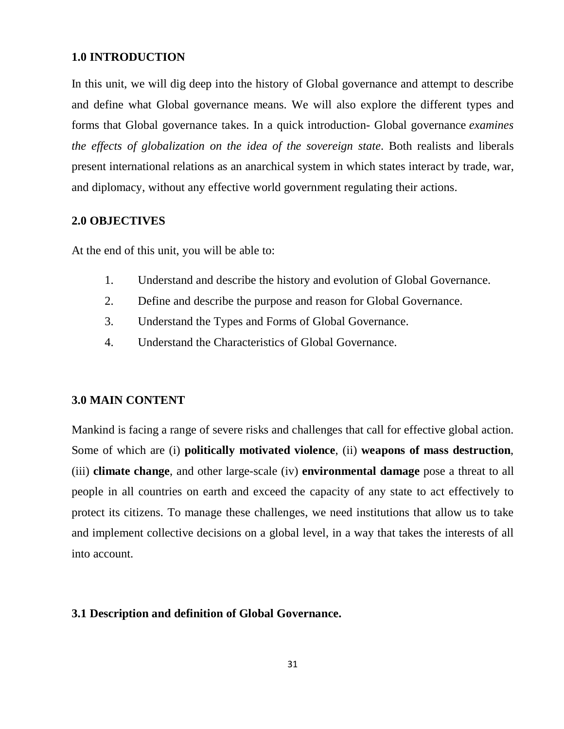## 1.0 INTRODUCTION

In this unit, we will dig deep into the history of Global governance and attempt to describe and define what Global governance means. We will also explore the different types and forms that Global governance takes. In a quick introduction- Global governance *examines the effects of globalization on the idea of the sovereign state*. Both realists and liberals present international relations as an anarchical system in which states interact by trade, war, and diplomacy, without any effective world government regulating their actions.

## 2.0 OBJECTIVES

At the end of this unit, you will be able to:

1. Understand and describe the history and evolution of Global Governance.
2. Define and describe the purpose and reason for Global Governance.
3. Understand the Types and Forms of Global Governance.
4. Understand the Characteristics of Global Governance.

## 3.0 MAIN CONTENT

Mankind is facing a range of severe risks and challenges that call for effective global action. Some of which are (i) **politically motivated violence**, (ii) **weapons of mass destruction**, (iii) **climate change**, and other large-scale (iv) **environmental damage** pose a threat to all people in all countries on earth and exceed the capacity of any state to act effectively to protect its citizens. To manage these challenges, we need institutions that allow us to take and implement collective decisions on a global level, in a way that takes the interests of all into account.

### 3.1 Description and definition of Global Governance.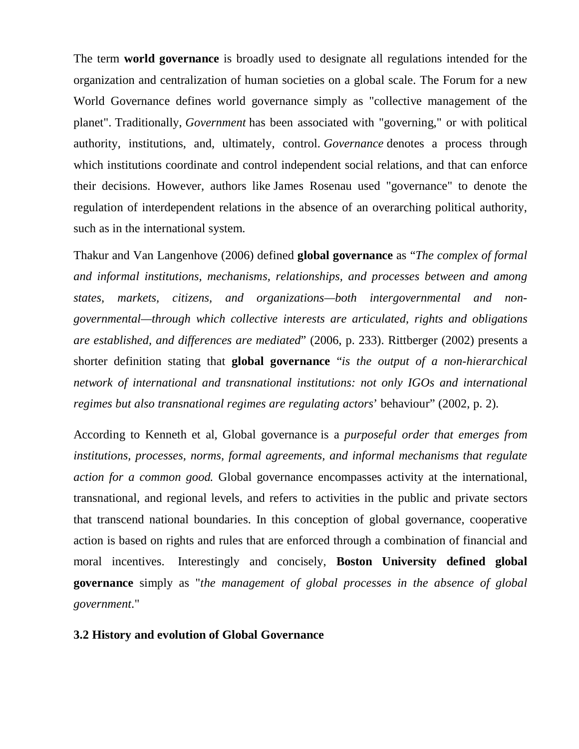The term **world governance** is broadly used to designate all regulations intended for the organization and centralization of human societies on a global scale. The Forum for a new World Governance defines world governance simply as "collective management of the planet". Traditionally, *Government* has been associated with "governing," or with political authority, institutions, and, ultimately, control. *Governance* denotes a process through which institutions coordinate and control independent social relations, and that can enforce their decisions. However, authors like James Rosenau used "governance" to denote the regulation of interdependent relations in the absence of an overarching political authority, such as in the international system.

Thakur and Van Langenhove (2006) defined **global governance** as "*The complex of formal and informal institutions, mechanisms, relationships, and processes between and among states, markets, citizens, and organizations—both intergovernmental and non-governmental—through which collective interests are articulated, rights and obligations are established, and differences are mediated*" (2006, p. 233). Rittberger (2002) presents a shorter definition stating that **global governance** "*is the output of a non-hierarchical network of international and transnational institutions: not only IGOs and international regimes but also transnational regimes are regulating actors*' behaviour" (2002, p. 2).

According to Kenneth et al, Global governance is a *purposeful order that emerges from institutions, processes, norms, formal agreements, and informal mechanisms that regulate action for a common good.* Global governance encompasses activity at the international, transnational, and regional levels, and refers to activities in the public and private sectors that transcend national boundaries. In this conception of global governance, cooperative action is based on rights and rules that are enforced through a combination of financial and moral incentives. Interestingly and concisely, **Boston University defined global governance** simply as "*the management of global processes in the absence of global government*."

### 3.2 History and evolution of Global Governance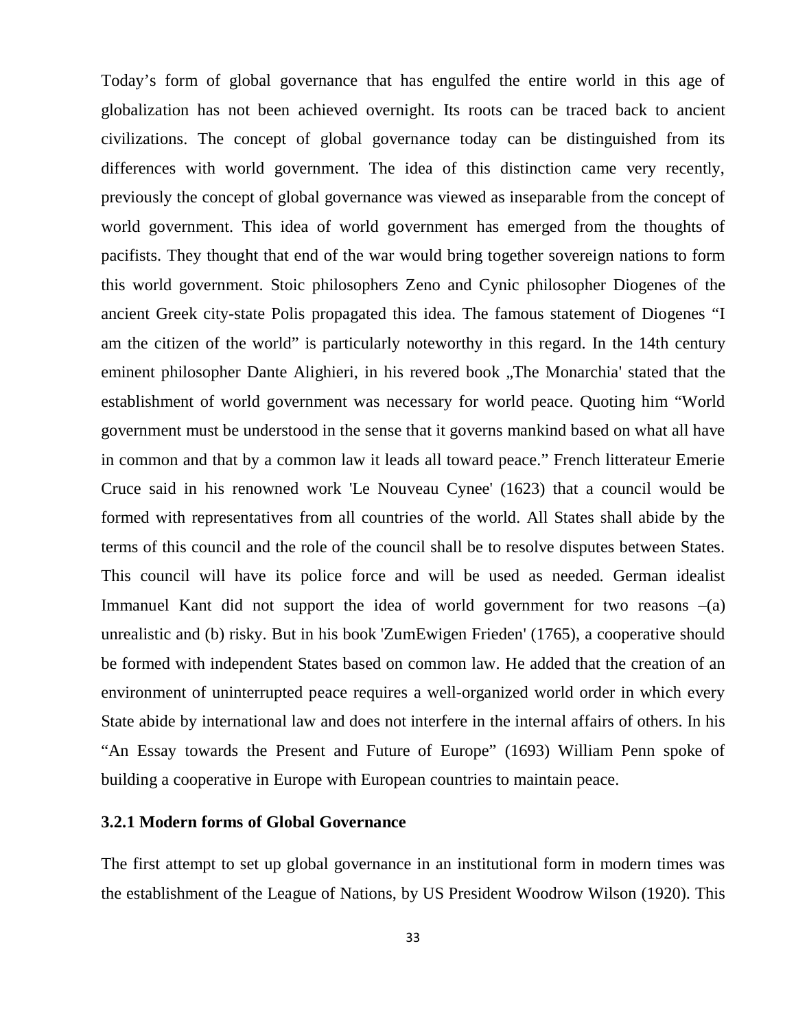Today's form of global governance that has engulfed the entire world in this age of globalization has not been achieved overnight. Its roots can be traced back to ancient civilizations. The concept of global governance today can be distinguished from its differences with world government. The idea of this distinction came very recently, previously the concept of global governance was viewed as inseparable from the concept of world government. This idea of world government has emerged from the thoughts of pacifists. They thought that end of the war would bring together sovereign nations to form this world government. Stoic philosophers Zeno and Cynic philosopher Diogenes of the ancient Greek city-state Polis propagated this idea. The famous statement of Diogenes "I am the citizen of the world" is particularly noteworthy in this regard. In the 14th century eminent philosopher Dante Alighieri, in his revered book „The Monarchia' stated that the establishment of world government was necessary for world peace. Quoting him "World government must be understood in the sense that it governs mankind based on what all have in common and that by a common law it leads all toward peace." French litterateur Emerie Cruce said in his renowned work 'Le Nouveau Cynee' (1623) that a council would be formed with representatives from all countries of the world. All States shall abide by the terms of this council and the role of the council shall be to resolve disputes between States. This council will have its police force and will be used as needed. German idealist Immanuel Kant did not support the idea of world government for two reasons –(a) unrealistic and (b) risky. But in his book 'ZumEwigen Frieden' (1765), a cooperative should be formed with independent States based on common law. He added that the creation of an environment of uninterrupted peace requires a well-organized world order in which every State abide by international law and does not interfere in the internal affairs of others. In his "An Essay towards the Present and Future of Europe" (1693) William Penn spoke of building a cooperative in Europe with European countries to maintain peace.

### 3.2.1 Modern forms of Global Governance

The first attempt to set up global governance in an institutional form in modern times was the establishment of the League of Nations, by US President Woodrow Wilson (1920). This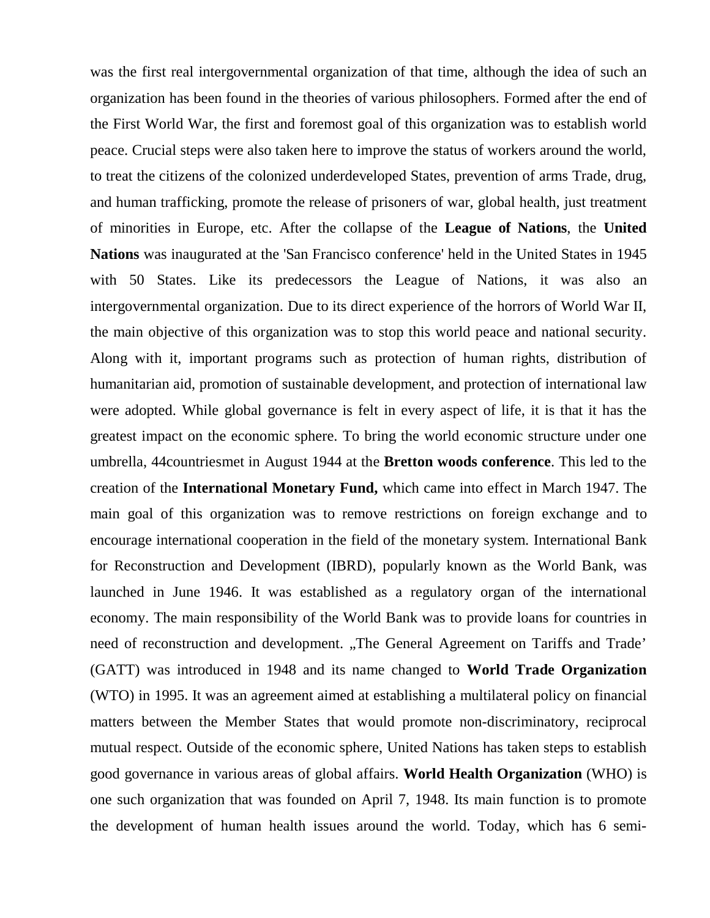was the first real intergovernmental organization of that time, although the idea of such an organization has been found in the theories of various philosophers. Formed after the end of the First World War, the first and foremost goal of this organization was to establish world peace. Crucial steps were also taken here to improve the status of workers around the world, to treat the citizens of the colonized underdeveloped States, prevention of arms Trade, drug, and human trafficking, promote the release of prisoners of war, global health, just treatment of minorities in Europe, etc. After the collapse of the **League of Nations**, the **United Nations** was inaugurated at the 'San Francisco conference' held in the United States in 1945 with 50 States. Like its predecessors the League of Nations, it was also an intergovernmental organization. Due to its direct experience of the horrors of World War II, the main objective of this organization was to stop this world peace and national security. Along with it, important programs such as protection of human rights, distribution of humanitarian aid, promotion of sustainable development, and protection of international law were adopted. While global governance is felt in every aspect of life, it is that it has the greatest impact on the economic sphere. To bring the world economic structure under one umbrella, 44countriesmet in August 1944 at the **Bretton woods conference**. This led to the creation of the **International Monetary Fund,** which came into effect in March 1947. The main goal of this organization was to remove restrictions on foreign exchange and to encourage international cooperation in the field of the monetary system. International Bank for Reconstruction and Development (IBRD), popularly known as the World Bank, was launched in June 1946. It was established as a regulatory organ of the international economy. The main responsibility of the World Bank was to provide loans for countries in need of reconstruction and development. „The General Agreement on Tariffs and Trade' (GATT) was introduced in 1948 and its name changed to **World Trade Organization** (WTO) in 1995. It was an agreement aimed at establishing a multilateral policy on financial matters between the Member States that would promote non-discriminatory, reciprocal mutual respect. Outside of the economic sphere, United Nations has taken steps to establish good governance in various areas of global affairs. **World Health Organization** (WHO) is one such organization that was founded on April 7, 1948. Its main function is to promote the development of human health issues around the world. Today, which has 6 semi-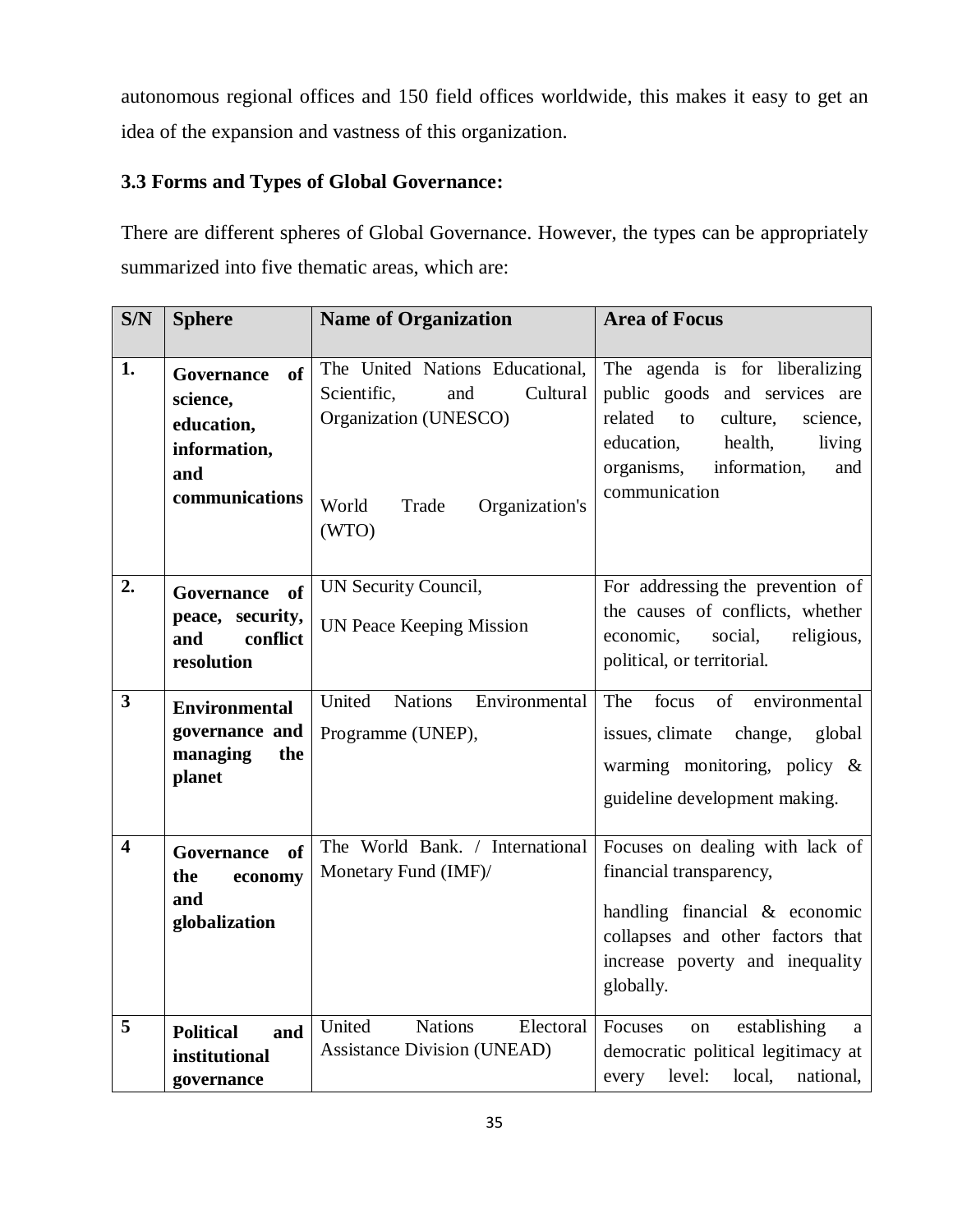autonomous regional offices and 150 field offices worldwide, this makes it easy to get an idea of the expansion and vastness of this organization.

### 3.3 Forms and Types of Global Governance:

There are different spheres of Global Governance. However, the types can be appropriately summarized into five thematic areas, which are:

| S/N | Sphere | Name of Organization | Area of Focus |
|---|---|---|---|
| 1. | **Governance of science, education, information, and communications** | The United Nations Educational, Scientific, and Cultural Organization (UNESCO)<br><br>World Trade Organization's (WTO) | The agenda is for liberalizing public goods and services are related to culture, science, education, health, living organisms, information, and communication |
| 2. | **Governance of peace, security, and conflict resolution** | UN Security Council,<br>UN Peace Keeping Mission | For addressing the prevention of the causes of conflicts, whether economic, social, religious, political, or territorial. |
| 3 | **Environmental governance and managing the planet** | United Nations Environmental Programme (UNEP), | The focus of environmental issues, climate change, global warming monitoring, policy & guideline development making. |
| 4 | **Governance of the economy and globalization** | The World Bank. / International Monetary Fund (IMF)/ | Focuses on dealing with lack of financial transparency,<br>handling financial & economic collapses and other factors that increase poverty and inequality globally. |
| 5 | **Political and institutional governance** | United Nations Electoral Assistance Division (UNEAD) | Focuses on establishing a democratic political legitimacy at every level: local, national, |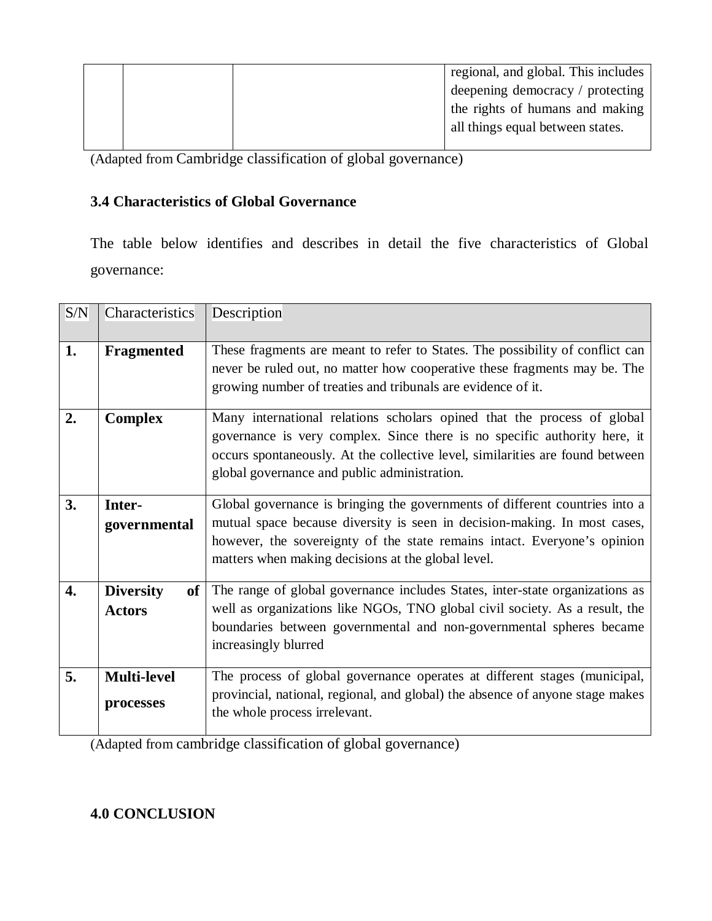| | | | regional, and global. This includes deepening democracy / protecting the rights of humans and making all things equal between states. |
|---|---|---|---|

(Adapted from Cambridge classification of global governance)

### 3.4 Characteristics of Global Governance

The table below identifies and describes in detail the five characteristics of Global governance:

| S/N | Characteristics | Description |
|---|---|---|
| **1.** | **Fragmented** | These fragments are meant to refer to States. The possibility of conflict can never be ruled out, no matter how cooperative these fragments may be. The growing number of treaties and tribunals are evidence of it. |
| **2.** | **Complex** | Many international relations scholars opined that the process of global governance is very complex. Since there is no specific authority here, it occurs spontaneously. At the collective level, similarities are found between global governance and public administration. |
| **3.** | **Inter-governmental** | Global governance is bringing the governments of different countries into a mutual space because diversity is seen in decision-making. In most cases, however, the sovereignty of the state remains intact. Everyone's opinion matters when making decisions at the global level. |
| **4.** | **Diversity of Actors** | The range of global governance includes States, inter-state organizations as well as organizations like NGOs, TNO global civil society. As a result, the boundaries between governmental and non-governmental spheres became increasingly blurred |
| **5.** | **Multi-level processes** | The process of global governance operates at different stages (municipal, provincial, national, regional, and global) the absence of anyone stage makes the whole process irrelevant. |

(Adapted from cambridge classification of global governance)

## 4.0 CONCLUSION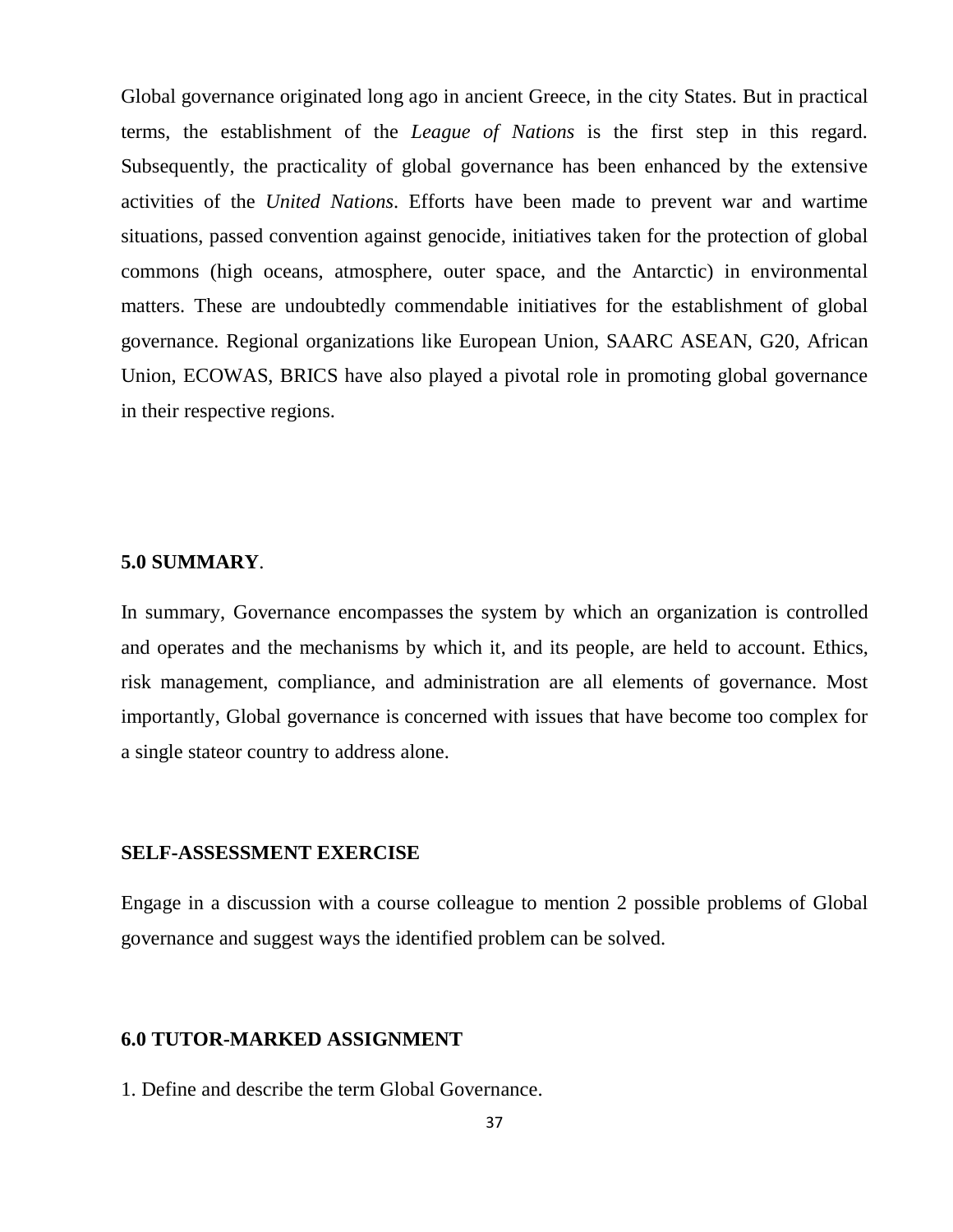Global governance originated long ago in ancient Greece, in the city States. But in practical terms, the establishment of the *League of Nations* is the first step in this regard. Subsequently, the practicality of global governance has been enhanced by the extensive activities of the *United Nations*. Efforts have been made to prevent war and wartime situations, passed convention against genocide, initiatives taken for the protection of global commons (high oceans, atmosphere, outer space, and the Antarctic) in environmental matters. These are undoubtedly commendable initiatives for the establishment of global governance. Regional organizations like European Union, SAARC ASEAN, G20, African Union, ECOWAS, BRICS have also played a pivotal role in promoting global governance in their respective regions.

## 5.0 SUMMARY.

In summary, Governance encompasses the system by which an organization is controlled and operates and the mechanisms by which it, and its people, are held to account. Ethics, risk management, compliance, and administration are all elements of governance. Most importantly, Global governance is concerned with issues that have become too complex for a single stateor country to address alone.

## SELF-ASSESSMENT EXERCISE

Engage in a discussion with a course colleague to mention 2 possible problems of Global governance and suggest ways the identified problem can be solved.

## 6.0 TUTOR-MARKED ASSIGNMENT

1. Define and describe the term Global Governance.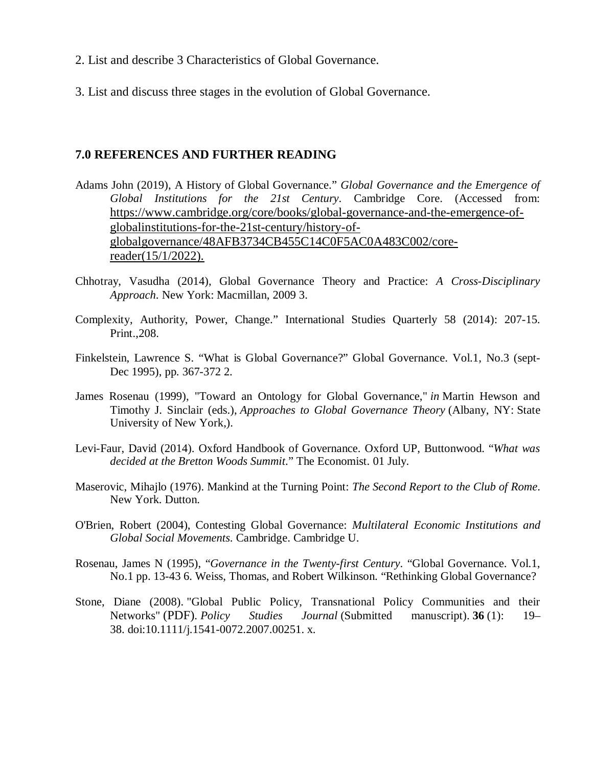2. List and describe 3 Characteristics of Global Governance.

3. List and discuss three stages in the evolution of Global Governance.

## 7.0 REFERENCES AND FURTHER READING

Adams John (2019), A History of Global Governance." *Global Governance and the Emergence of Global Institutions for the 21st Century*. Cambridge Core. (Accessed from: https://www.cambridge.org/core/books/global-governance-and-the-emergence-of-globalinstitutions-for-the-21st-century/history-of-globalgovernance/48AFB3734CB455C14C0F5AC0A483C002/core-reader(15/1/2022).

Chhotray, Vasudha (2014), Global Governance Theory and Practice: *A Cross-Disciplinary Approach*. New York: Macmillan, 2009 3.

Complexity, Authority, Power, Change." International Studies Quarterly 58 (2014): 207-15. Print.,208.

Finkelstein, Lawrence S. "What is Global Governance?" Global Governance. Vol.1, No.3 (sept-Dec 1995), pp. 367-372 2.

James Rosenau (1999), "Toward an Ontology for Global Governance," *in* Martin Hewson and Timothy J. Sinclair (eds.), *Approaches to Global Governance Theory* (Albany, NY: State University of New York,).

Levi-Faur, David (2014). Oxford Handbook of Governance. Oxford UP, Buttonwood. "*What was decided at the Bretton Woods Summit*." The Economist. 01 July.

Maserovic, Mihajlo (1976). Mankind at the Turning Point: *The Second Report to the Club of Rome*. New York. Dutton.

O'Brien, Robert (2004), Contesting Global Governance: *Multilateral Economic Institutions and Global Social Movements*. Cambridge. Cambridge U.

Rosenau, James N (1995), "*Governance in the Twenty-first Century*. "Global Governance. Vol.1, No.1 pp. 13-43 6. Weiss, Thomas, and Robert Wilkinson. "Rethinking Global Governance?

Stone, Diane (2008). "Global Public Policy, Transnational Policy Communities and their Networks" (PDF). *Policy Studies Journal* (Submitted manuscript). **36** (1): 19–38. doi:10.1111/j.1541-0072.2007.00251. x.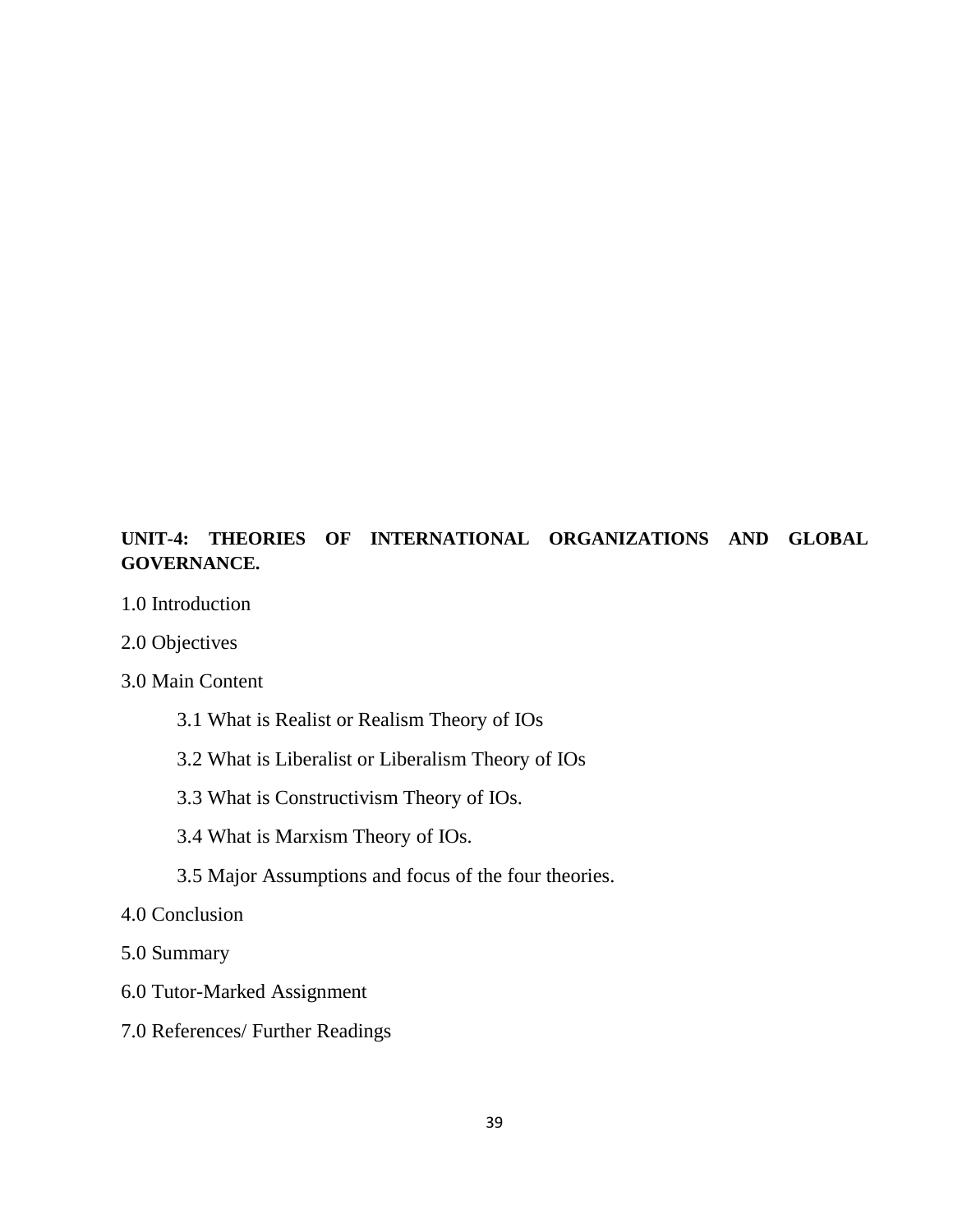**UNIT-4: THEORIES OF INTERNATIONAL ORGANIZATIONS AND GLOBAL GOVERNANCE.**

1.0 Introduction

2.0 Objectives

3.0 Main Content

- 3.1 What is Realist or Realism Theory of IOs
- 3.2 What is Liberalist or Liberalism Theory of IOs
- 3.3 What is Constructivism Theory of IOs.
- 3.4 What is Marxism Theory of IOs.
- 3.5 Major Assumptions and focus of the four theories.

4.0 Conclusion

5.0 Summary

6.0 Tutor-Marked Assignment

7.0 References/ Further Readings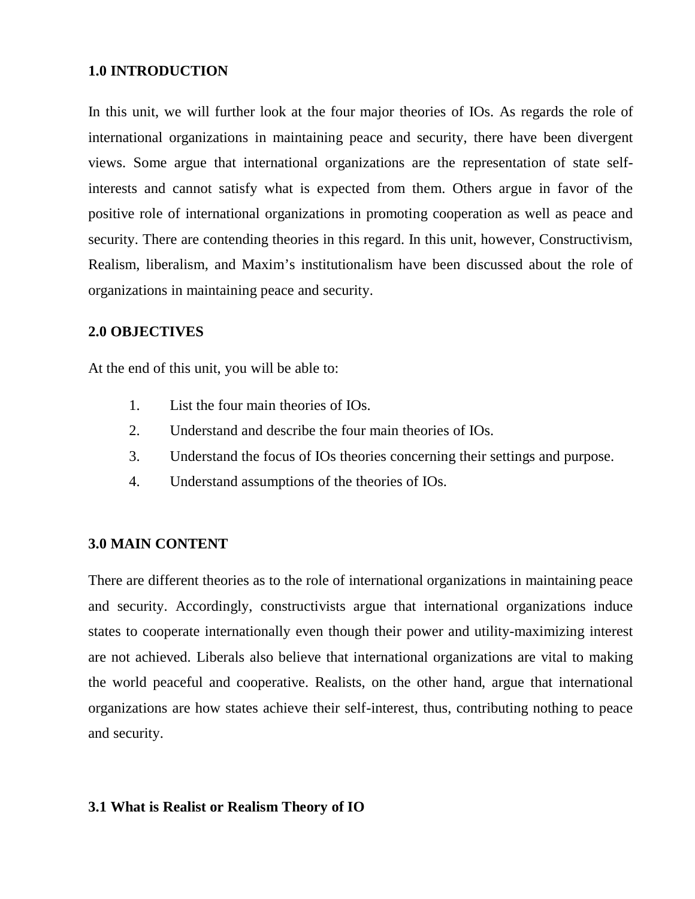## 1.0 INTRODUCTION

In this unit, we will further look at the four major theories of IOs. As regards the role of international organizations in maintaining peace and security, there have been divergent views. Some argue that international organizations are the representation of state self-interests and cannot satisfy what is expected from them. Others argue in favor of the positive role of international organizations in promoting cooperation as well as peace and security. There are contending theories in this regard. In this unit, however, Constructivism, Realism, liberalism, and Maxim's institutionalism have been discussed about the role of organizations in maintaining peace and security.

## 2.0 OBJECTIVES

At the end of this unit, you will be able to:

1. List the four main theories of IOs.
2. Understand and describe the four main theories of IOs.
3. Understand the focus of IOs theories concerning their settings and purpose.
4. Understand assumptions of the theories of IOs.

## 3.0 MAIN CONTENT

There are different theories as to the role of international organizations in maintaining peace and security. Accordingly, constructivists argue that international organizations induce states to cooperate internationally even though their power and utility-maximizing interest are not achieved. Liberals also believe that international organizations are vital to making the world peaceful and cooperative. Realists, on the other hand, argue that international organizations are how states achieve their self-interest, thus, contributing nothing to peace and security.

### 3.1 What is Realist or Realism Theory of IO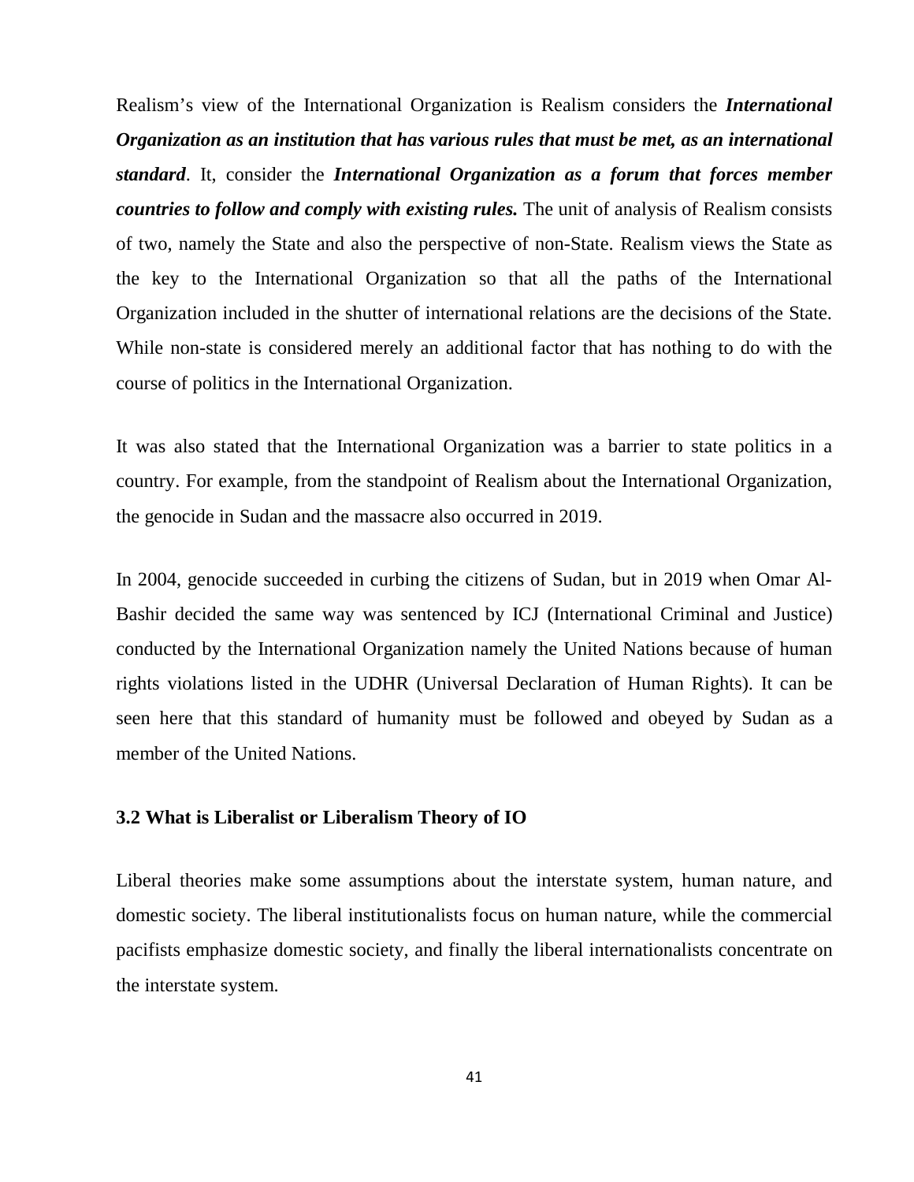Realism's view of the International Organization is Realism considers the ***International Organization as an institution that has various rules that must be met, as an international standard***. It, consider the ***International Organization as a forum that forces member countries to follow and comply with existing rules.*** The unit of analysis of Realism consists of two, namely the State and also the perspective of non-State. Realism views the State as the key to the International Organization so that all the paths of the International Organization included in the shutter of international relations are the decisions of the State. While non-state is considered merely an additional factor that has nothing to do with the course of politics in the International Organization.

It was also stated that the International Organization was a barrier to state politics in a country. For example, from the standpoint of Realism about the International Organization, the genocide in Sudan and the massacre also occurred in 2019.

In 2004, genocide succeeded in curbing the citizens of Sudan, but in 2019 when Omar Al-Bashir decided the same way was sentenced by ICJ (International Criminal and Justice) conducted by the International Organization namely the United Nations because of human rights violations listed in the UDHR (Universal Declaration of Human Rights). It can be seen here that this standard of humanity must be followed and obeyed by Sudan as a member of the United Nations.

### 3.2 What is Liberalist or Liberalism Theory of IO

Liberal theories make some assumptions about the interstate system, human nature, and domestic society. The liberal institutionalists focus on human nature, while the commercial pacifists emphasize domestic society, and finally the liberal internationalists concentrate on the interstate system.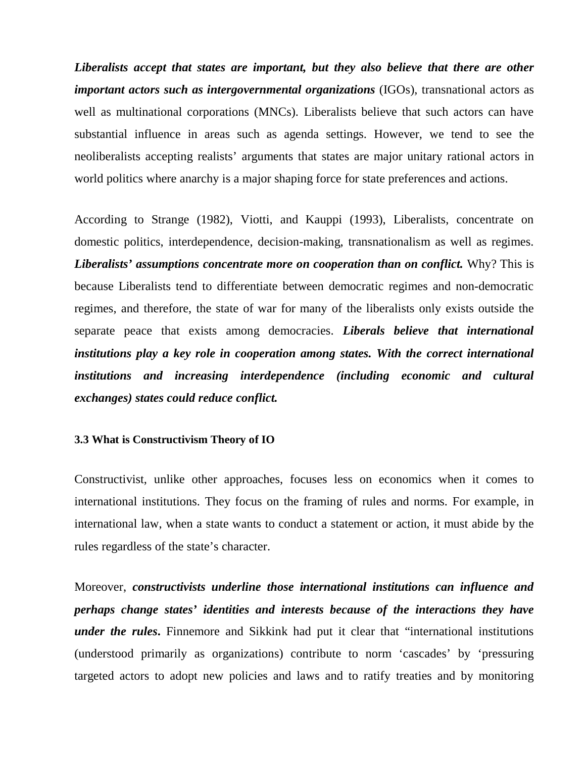***Liberalists accept that states are important, but they also believe that there are other important actors such as intergovernmental organizations*** (IGOs), transnational actors as well as multinational corporations (MNCs). Liberalists believe that such actors can have substantial influence in areas such as agenda settings. However, we tend to see the neoliberalists accepting realists' arguments that states are major unitary rational actors in world politics where anarchy is a major shaping force for state preferences and actions.

According to Strange (1982), Viotti, and Kauppi (1993), Liberalists, concentrate on domestic politics, interdependence, decision-making, transnationalism as well as regimes. ***Liberalists' assumptions concentrate more on cooperation than on conflict.*** Why? This is because Liberalists tend to differentiate between democratic regimes and non-democratic regimes, and therefore, the state of war for many of the liberalists only exists outside the separate peace that exists among democracies. ***Liberals believe that international institutions play a key role in cooperation among states. With the correct international institutions and increasing interdependence (including economic and cultural exchanges) states could reduce conflict.***

**3.3 What is Constructivism Theory of IO**

Constructivist, unlike other approaches, focuses less on economics when it comes to international institutions. They focus on the framing of rules and norms. For example, in international law, when a state wants to conduct a statement or action, it must abide by the rules regardless of the state's character.

Moreover, ***constructivists underline those international institutions can influence and perhaps change states' identities and interests because of the interactions they have under the rules*****.** Finnemore and Sikkink had put it clear that "international institutions (understood primarily as organizations) contribute to norm 'cascades' by 'pressuring targeted actors to adopt new policies and laws and to ratify treaties and by monitoring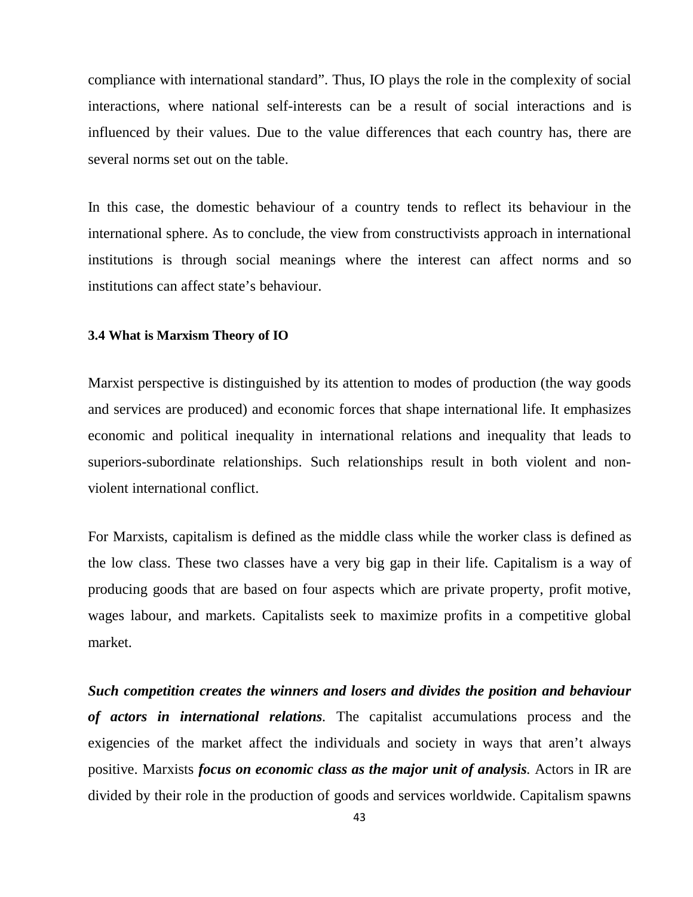compliance with international standard". Thus, IO plays the role in the complexity of social interactions, where national self-interests can be a result of social interactions and is influenced by their values. Due to the value differences that each country has, there are several norms set out on the table.

In this case, the domestic behaviour of a country tends to reflect its behaviour in the international sphere. As to conclude, the view from constructivists approach in international institutions is through social meanings where the interest can affect norms and so institutions can affect state's behaviour.

### 3.4 What is Marxism Theory of IO

Marxist perspective is distinguished by its attention to modes of production (the way goods and services are produced) and economic forces that shape international life. It emphasizes economic and political inequality in international relations and inequality that leads to superiors-subordinate relationships. Such relationships result in both violent and non-violent international conflict.

For Marxists, capitalism is defined as the middle class while the worker class is defined as the low class. These two classes have a very big gap in their life. Capitalism is a way of producing goods that are based on four aspects which are private property, profit motive, wages labour, and markets. Capitalists seek to maximize profits in a competitive global market.

***Such competition creates the winners and losers and divides the position and behaviour of actors in international relations***. The capitalist accumulations process and the exigencies of the market affect the individuals and society in ways that aren't always positive. Marxists ***focus on economic class as the major unit of analysis***. Actors in IR are divided by their role in the production of goods and services worldwide. Capitalism spawns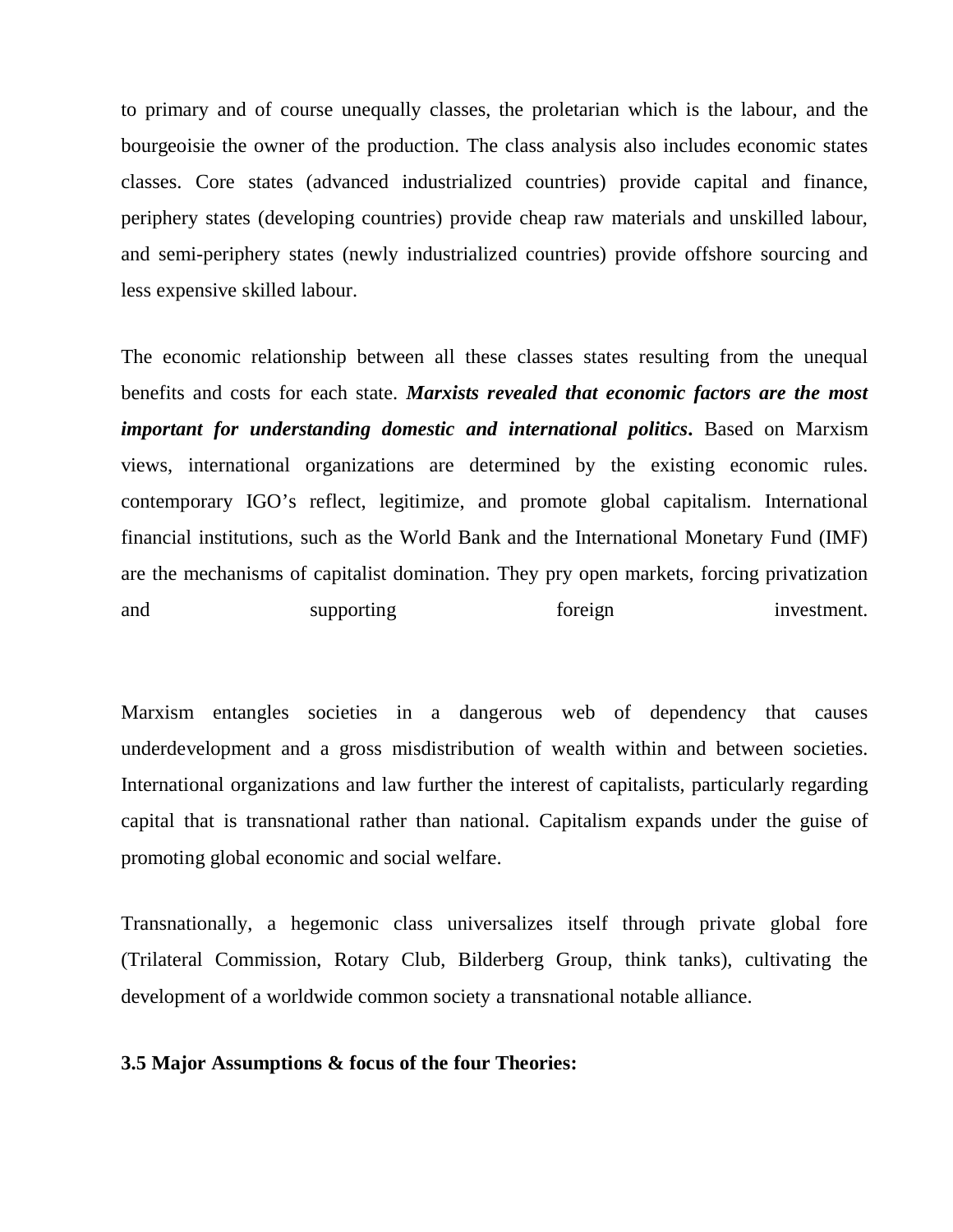to primary and of course unequally classes, the proletarian which is the labour, and the bourgeoisie the owner of the production. The class analysis also includes economic states classes. Core states (advanced industrialized countries) provide capital and finance, periphery states (developing countries) provide cheap raw materials and unskilled labour, and semi-periphery states (newly industrialized countries) provide offshore sourcing and less expensive skilled labour.

The economic relationship between all these classes states resulting from the unequal benefits and costs for each state. ***Marxists revealed that economic factors are the most important for understanding domestic and international politics*.** Based on Marxism views, international organizations are determined by the existing economic rules. contemporary IGO's reflect, legitimize, and promote global capitalism. International financial institutions, such as the World Bank and the International Monetary Fund (IMF) are the mechanisms of capitalist domination. They pry open markets, forcing privatization and supporting foreign investment.

Marxism entangles societies in a dangerous web of dependency that causes underdevelopment and a gross misdistribution of wealth within and between societies. International organizations and law further the interest of capitalists, particularly regarding capital that is transnational rather than national. Capitalism expands under the guise of promoting global economic and social welfare.

Transnationally, a hegemonic class universalizes itself through private global fore (Trilateral Commission, Rotary Club, Bilderberg Group, think tanks), cultivating the development of a worldwide common society a transnational notable alliance.

### 3.5 Major Assumptions & focus of the four Theories: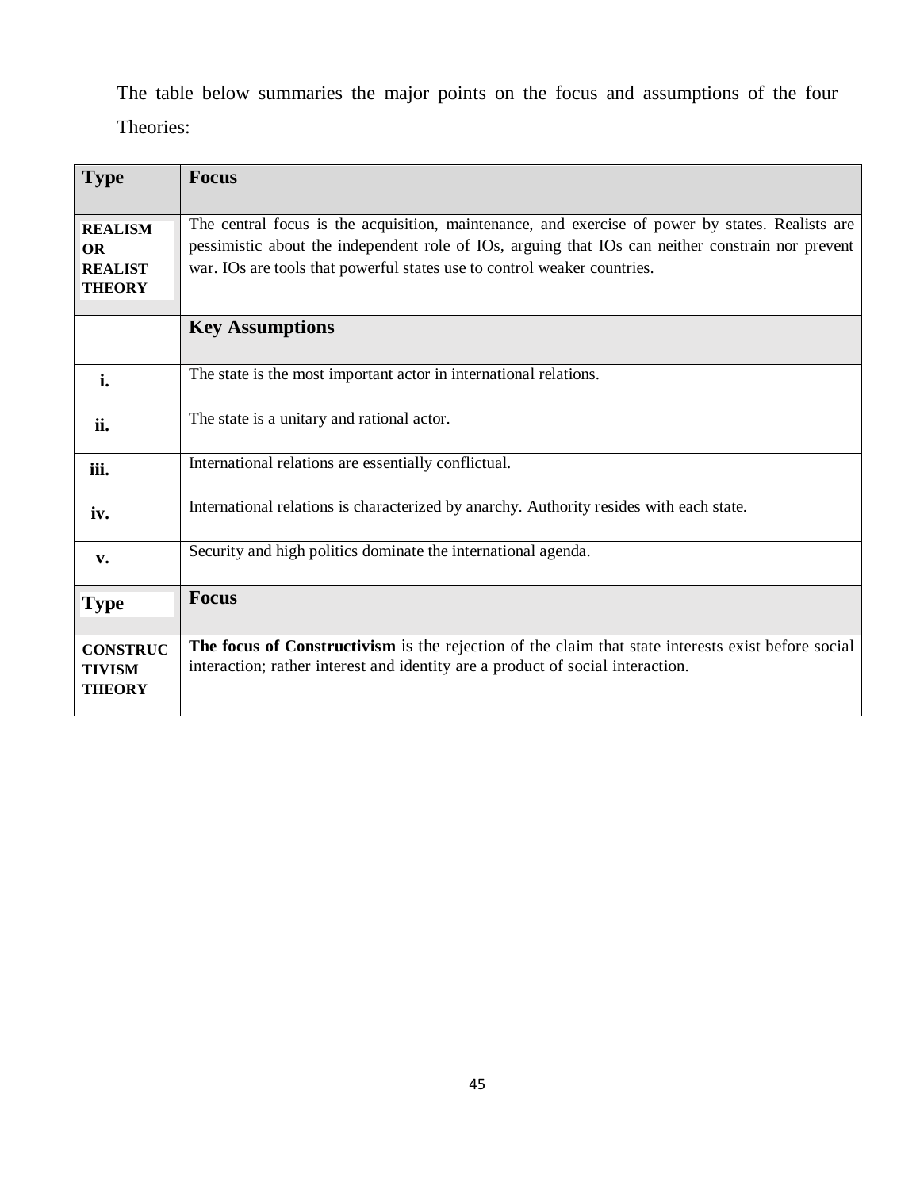The table below summaries the major points on the focus and assumptions of the four Theories:

| Type | Focus |
|---|---|
| **REALISM OR REALIST THEORY** | The central focus is the acquisition, maintenance, and exercise of power by states. Realists are pessimistic about the independent role of IOs, arguing that IOs can neither constrain nor prevent war. IOs are tools that powerful states use to control weaker countries. |
| | **Key Assumptions** |
| **i.** | The state is the most important actor in international relations. |
| **ii.** | The state is a unitary and rational actor. |
| **iii.** | International relations are essentially conflictual. |
| **iv.** | International relations is characterized by anarchy. Authority resides with each state. |
| **v.** | Security and high politics dominate the international agenda. |
| **Type** | **Focus** |
| **CONSTRUCTIVISM THEORY** | **The focus of Constructivism** is the rejection of the claim that state interests exist before social interaction; rather interest and identity are a product of social interaction. |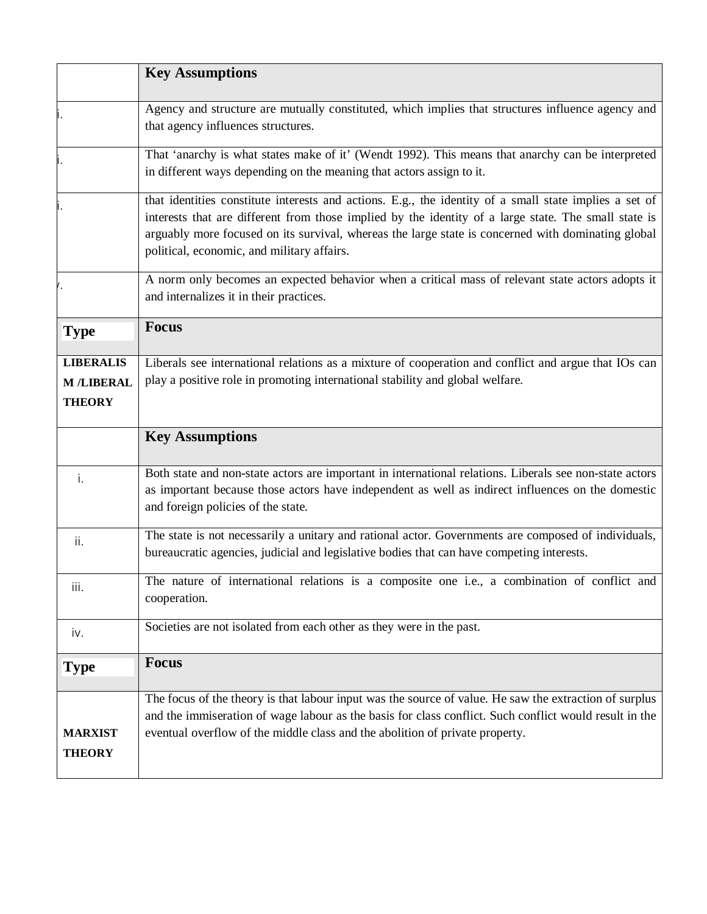| | **Key Assumptions** |
|---|---|
| i. | Agency and structure are mutually constituted, which implies that structures influence agency and that agency influences structures. |
| i. | That 'anarchy is what states make of it' (Wendt 1992). This means that anarchy can be interpreted in different ways depending on the meaning that actors assign to it. |
| i. | that identities constitute interests and actions. E.g., the identity of a small state implies a set of interests that are different from those implied by the identity of a large state. The small state is arguably more focused on its survival, whereas the large state is concerned with dominating global political, economic, and military affairs. |
| /. | A norm only becomes an expected behavior when a critical mass of relevant state actors adopts it and internalizes it in their practices. |
| **Type** | **Focus** |
| **LIBERALISM /LIBERAL THEORY** | Liberals see international relations as a mixture of cooperation and conflict and argue that IOs can play a positive role in promoting international stability and global welfare. |
| | **Key Assumptions** |
| i. | Both state and non-state actors are important in international relations. Liberals see non-state actors as important because those actors have independent as well as indirect influences on the domestic and foreign policies of the state. |
| ii. | The state is not necessarily a unitary and rational actor. Governments are composed of individuals, bureaucratic agencies, judicial and legislative bodies that can have competing interests. |
| iii. | The nature of international relations is a composite one i.e., a combination of conflict and cooperation. |
| iv. | Societies are not isolated from each other as they were in the past. |
| **Type** | **Focus** |
| **MARXIST THEORY** | The focus of the theory is that labour input was the source of value. He saw the extraction of surplus and the immiseration of wage labour as the basis for class conflict. Such conflict would result in the eventual overflow of the middle class and the abolition of private property. |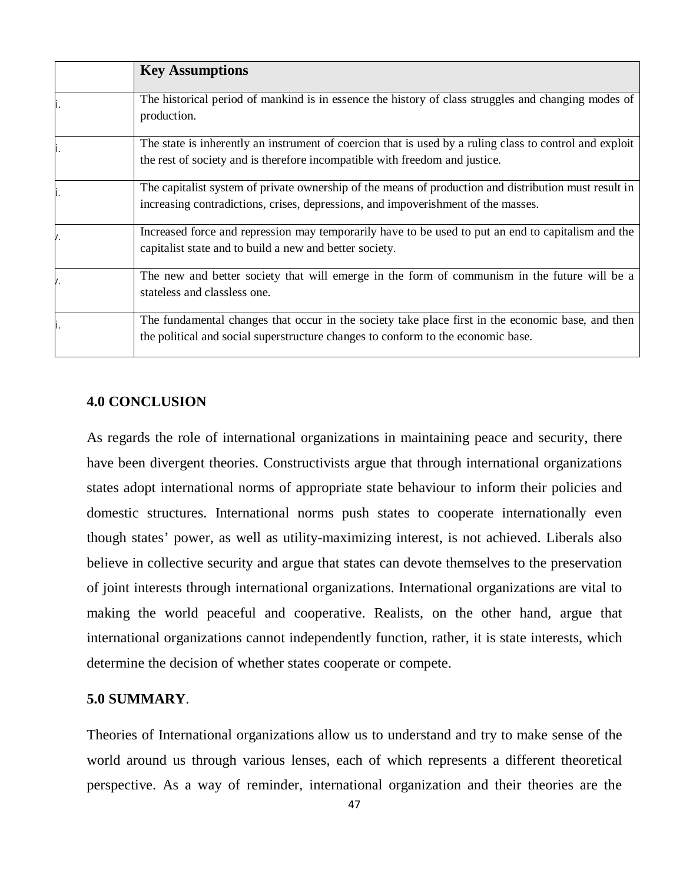| | **Key Assumptions** |
|---|---|
| i. | The historical period of mankind is in essence the history of class struggles and changing modes of production. |
| i. | The state is inherently an instrument of coercion that is used by a ruling class to control and exploit the rest of society and is therefore incompatible with freedom and justice. |
| i. | The capitalist system of private ownership of the means of production and distribution must result in increasing contradictions, crises, depressions, and impoverishment of the masses. |
| /. | Increased force and repression may temporarily have to be used to put an end to capitalism and the capitalist state and to build a new and better society. |
| /. | The new and better society that will emerge in the form of communism in the future will be a stateless and classless one. |
| i. | The fundamental changes that occur in the society take place first in the economic base, and then the political and social superstructure changes to conform to the economic base. |

**4.0 CONCLUSION**

As regards the role of international organizations in maintaining peace and security, there have been divergent theories. Constructivists argue that through international organizations states adopt international norms of appropriate state behaviour to inform their policies and domestic structures. International norms push states to cooperate internationally even though states' power, as well as utility-maximizing interest, is not achieved. Liberals also believe in collective security and argue that states can devote themselves to the preservation of joint interests through international organizations. International organizations are vital to making the world peaceful and cooperative. Realists, on the other hand, argue that international organizations cannot independently function, rather, it is state interests, which determine the decision of whether states cooperate or compete.

**5.0 SUMMARY**.

Theories of International organizations allow us to understand and try to make sense of the world around us through various lenses, each of which represents a different theoretical perspective. As a way of reminder, international organization and their theories are the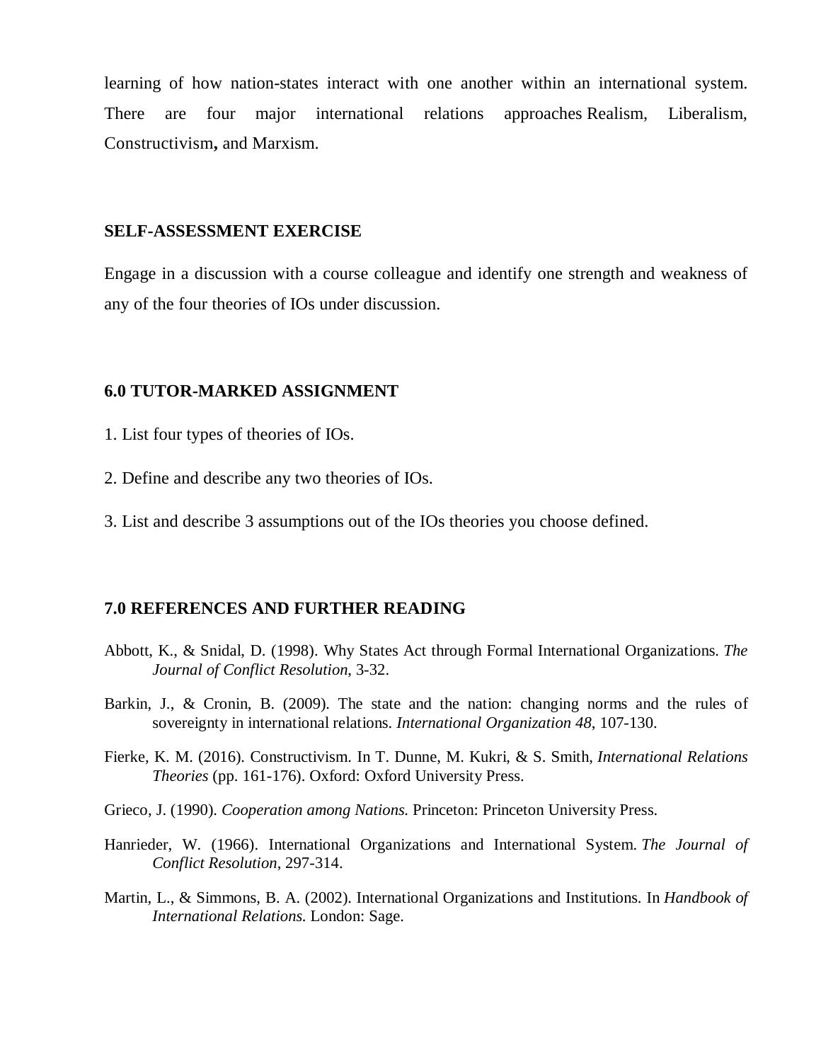learning of how nation-states interact with one another within an international system. There are four major international relations approaches Realism, Liberalism, Constructivism**,** and Marxism.

**SELF-ASSESSMENT EXERCISE**

Engage in a discussion with a course colleague and identify one strength and weakness of any of the four theories of IOs under discussion.

## 6.0 TUTOR-MARKED ASSIGNMENT

1. List four types of theories of IOs.

2. Define and describe any two theories of IOs.

3. List and describe 3 assumptions out of the IOs theories you choose defined.

## 7.0 REFERENCES AND FURTHER READING

Abbott, K., & Snidal, D. (1998). Why States Act through Formal International Organizations. *The Journal of Conflict Resolution*, 3-32.

Barkin, J., & Cronin, B. (2009). The state and the nation: changing norms and the rules of sovereignty in international relations. *International Organization 48*, 107-130.

Fierke, K. M. (2016). Constructivism. In T. Dunne, M. Kukri, & S. Smith, *International Relations Theories* (pp. 161-176). Oxford: Oxford University Press.

Grieco, J. (1990). *Cooperation among Nations.* Princeton: Princeton University Press.

Hanrieder, W. (1966). International Organizations and International System. *The Journal of Conflict Resolution*, 297-314.

Martin, L., & Simmons, B. A. (2002). International Organizations and Institutions. In *Handbook of International Relations.* London: Sage.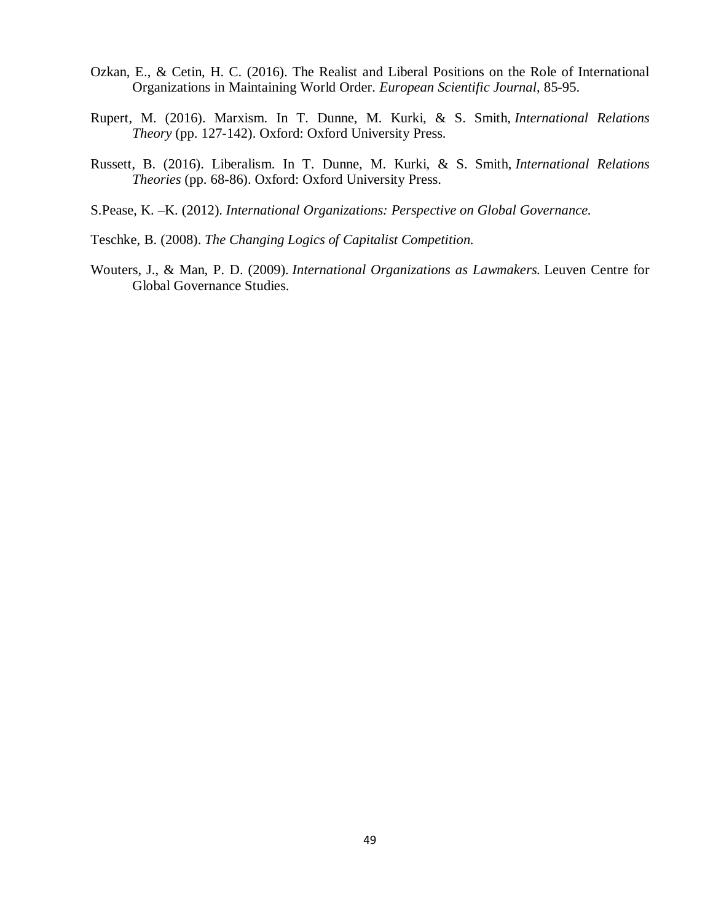Ozkan, E., & Cetin, H. C. (2016). The Realist and Liberal Positions on the Role of International Organizations in Maintaining World Order. *European Scientific Journal*, 85-95.

Rupert, M. (2016). Marxism. In T. Dunne, M. Kurki, & S. Smith, *International Relations Theory* (pp. 127-142). Oxford: Oxford University Press.

Russett, B. (2016). Liberalism. In T. Dunne, M. Kurki, & S. Smith, *International Relations Theories* (pp. 68-86). Oxford: Oxford University Press.

S.Pease, K. –K. (2012). *International Organizations: Perspective on Global Governance.*

Teschke, B. (2008). *The Changing Logics of Capitalist Competition.*

Wouters, J., & Man, P. D. (2009). *International Organizations as Lawmakers.* Leuven Centre for Global Governance Studies.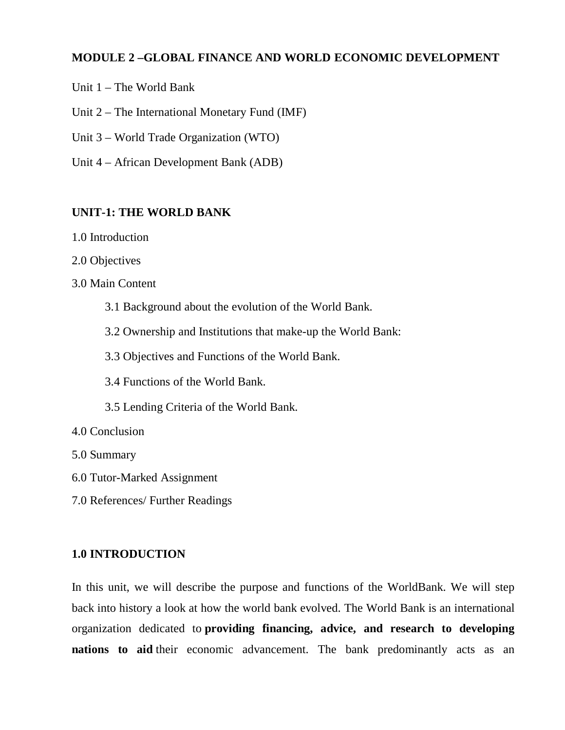## MODULE 2 –GLOBAL FINANCE AND WORLD ECONOMIC DEVELOPMENT

Unit 1 – The World Bank

Unit 2 – The International Monetary Fund (IMF)

Unit 3 – World Trade Organization (WTO)

Unit 4 – African Development Bank (ADB)

### UNIT-1: THE WORLD BANK

1.0 Introduction

2.0 Objectives

3.0 Main Content

- 3.1 Background about the evolution of the World Bank.
- 3.2 Ownership and Institutions that make-up the World Bank:
- 3.3 Objectives and Functions of the World Bank.
- 3.4 Functions of the World Bank.
- 3.5 Lending Criteria of the World Bank.

4.0 Conclusion

5.0 Summary

6.0 Tutor-Marked Assignment

7.0 References/ Further Readings

### 1.0 INTRODUCTION

In this unit, we will describe the purpose and functions of the WorldBank. We will step back into history a look at how the world bank evolved. The World Bank is an international organization dedicated to **providing financing, advice, and research to developing nations to aid** their economic advancement. The bank predominantly acts as an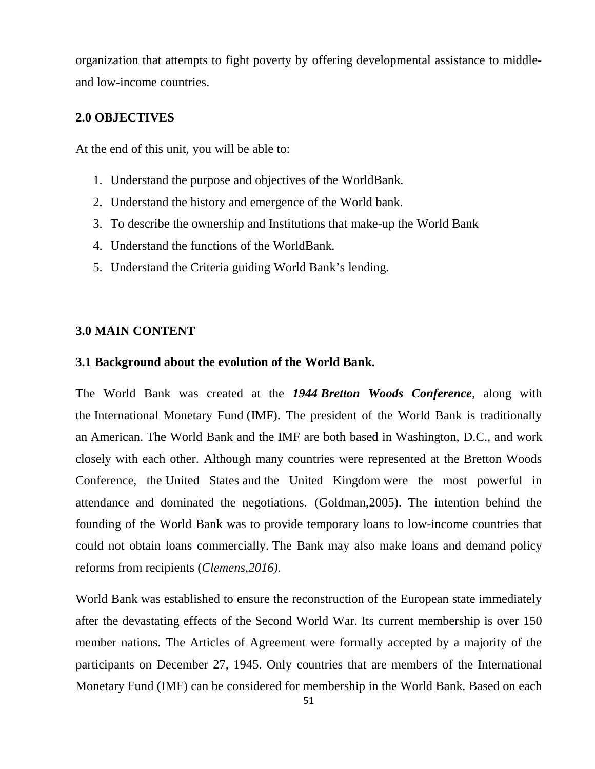organization that attempts to fight poverty by offering developmental assistance to middle- and low-income countries.

## 2.0 OBJECTIVES

At the end of this unit, you will be able to:

1. Understand the purpose and objectives of the WorldBank.
2. Understand the history and emergence of the World bank.
3. To describe the ownership and Institutions that make-up the World Bank
4. Understand the functions of the WorldBank.
5. Understand the Criteria guiding World Bank's lending.

## 3.0 MAIN CONTENT

### 3.1 Background about the evolution of the World Bank.

The World Bank was created at the ***1944 Bretton Woods Conference***, along with the International Monetary Fund (IMF). The president of the World Bank is traditionally an American. The World Bank and the IMF are both based in Washington, D.C., and work closely with each other. Although many countries were represented at the Bretton Woods Conference, the United States and the United Kingdom were the most powerful in attendance and dominated the negotiations. (Goldman,2005). The intention behind the founding of the World Bank was to provide temporary loans to low-income countries that could not obtain loans commercially. The Bank may also make loans and demand policy reforms from recipients (*Clemens,2016).*

World Bank was established to ensure the reconstruction of the European state immediately after the devastating effects of the Second World War. Its current membership is over 150 member nations. The Articles of Agreement were formally accepted by a majority of the participants on December 27, 1945. Only countries that are members of the International Monetary Fund (IMF) can be considered for membership in the World Bank. Based on each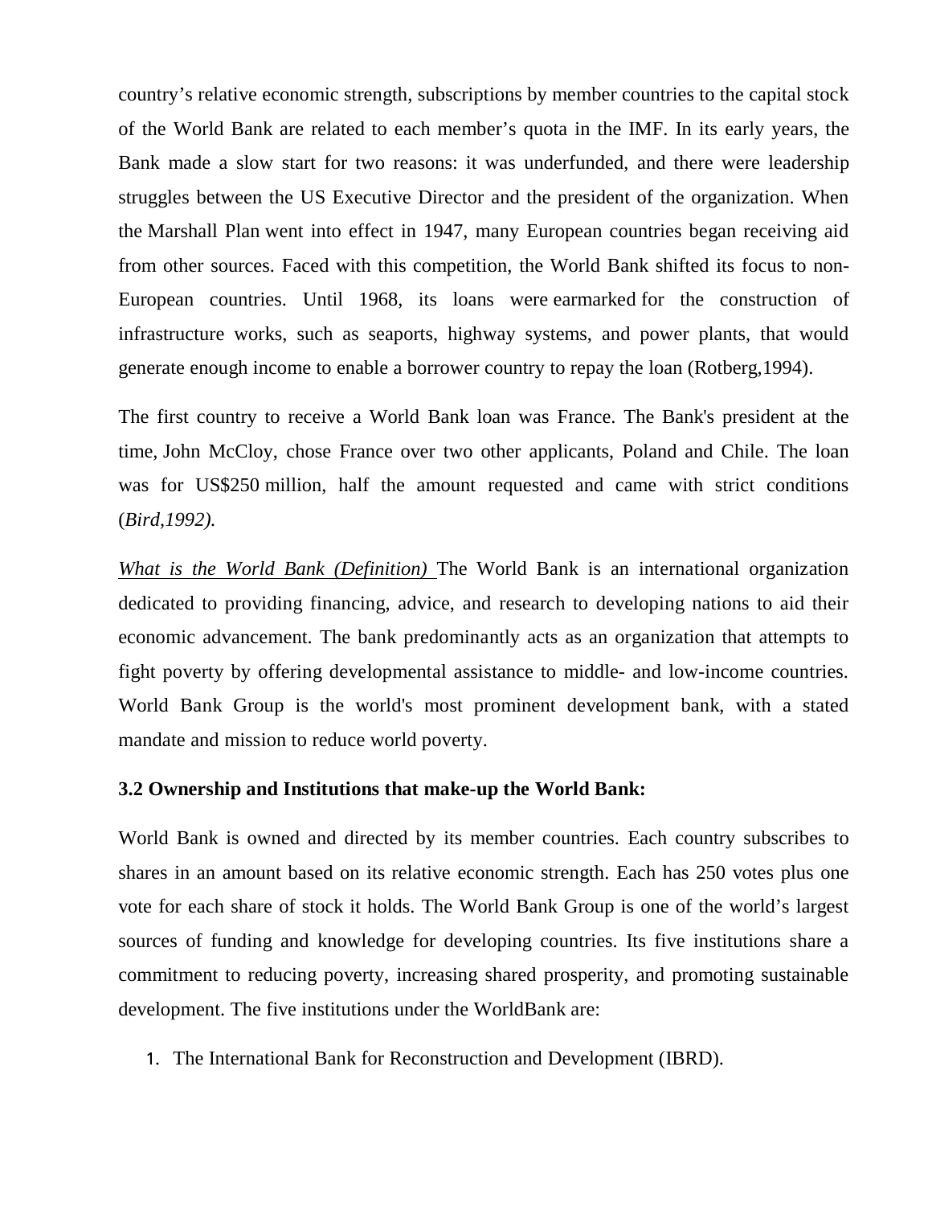country's relative economic strength, subscriptions by member countries to the capital stock of the World Bank are related to each member's quota in the IMF. In its early years, the Bank made a slow start for two reasons: it was underfunded, and there were leadership struggles between the US Executive Director and the president of the organization. When the Marshall Plan went into effect in 1947, many European countries began receiving aid from other sources. Faced with this competition, the World Bank shifted its focus to non-European countries. Until 1968, its loans were earmarked for the construction of infrastructure works, such as seaports, highway systems, and power plants, that would generate enough income to enable a borrower country to repay the loan (Rotberg,1994).

The first country to receive a World Bank loan was France. The Bank's president at the time, John McCloy, chose France over two other applicants, Poland and Chile. The loan was for US$250 million, half the amount requested and came with strict conditions (*Bird,1992).*

*<u>What is the World Bank (Definition)</u>* The World Bank is an international organization dedicated to providing financing, advice, and research to developing nations to aid their economic advancement. The bank predominantly acts as an organization that attempts to fight poverty by offering developmental assistance to middle- and low-income countries. World Bank Group is the world's most prominent development bank, with a stated mandate and mission to reduce world poverty.

**3.2 Ownership and Institutions that make-up the World Bank:**

World Bank is owned and directed by its member countries. Each country subscribes to shares in an amount based on its relative economic strength. Each has 250 votes plus one vote for each share of stock it holds. The World Bank Group is one of the world's largest sources of funding and knowledge for developing countries. Its five institutions share a commitment to reducing poverty, increasing shared prosperity, and promoting sustainable development. The five institutions under the WorldBank are:

1. The International Bank for Reconstruction and Development (IBRD).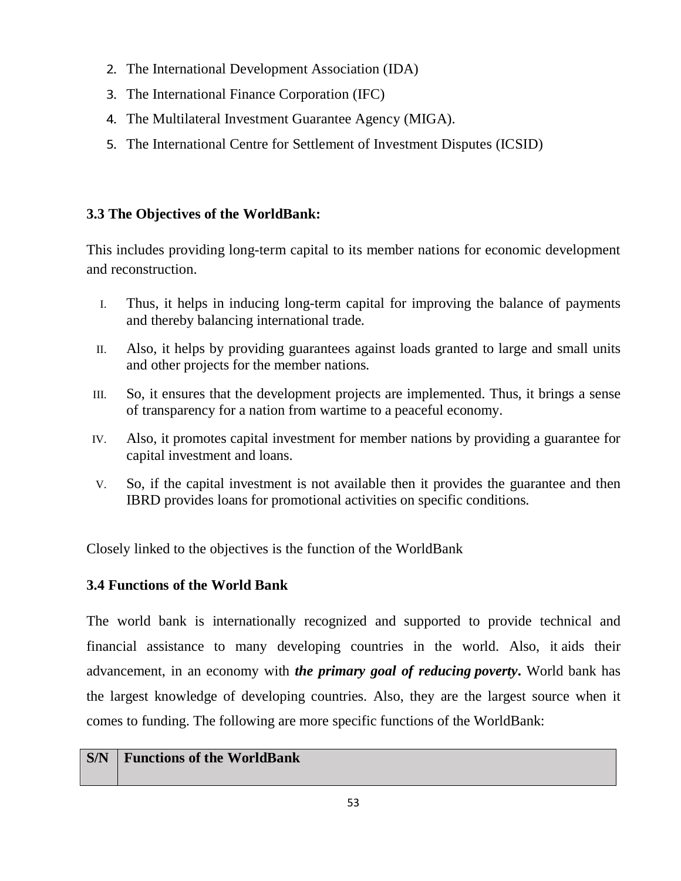2. The International Development Association (IDA)
3. The International Finance Corporation (IFC)
4. The Multilateral Investment Guarantee Agency (MIGA).
5. The International Centre for Settlement of Investment Disputes (ICSID)

### 3.3 The Objectives of the WorldBank:

This includes providing long-term capital to its member nations for economic development and reconstruction.

I. Thus, it helps in inducing long-term capital for improving the balance of payments and thereby balancing international trade.
II. Also, it helps by providing guarantees against loads granted to large and small units and other projects for the member nations.
III. So, it ensures that the development projects are implemented. Thus, it brings a sense of transparency for a nation from wartime to a peaceful economy.
IV. Also, it promotes capital investment for member nations by providing a guarantee for capital investment and loans.
V. So, if the capital investment is not available then it provides the guarantee and then IBRD provides loans for promotional activities on specific conditions.

Closely linked to the objectives is the function of the WorldBank

### 3.4 Functions of the World Bank

The world bank is internationally recognized and supported to provide technical and financial assistance to many developing countries in the world. Also, it aids their advancement, in an economy with ***the primary goal of reducing poverty***. World bank has the largest knowledge of developing countries. Also, they are the largest source when it comes to funding. The following are more specific functions of the WorldBank:

| S/N | Functions of the WorldBank |
|---|---|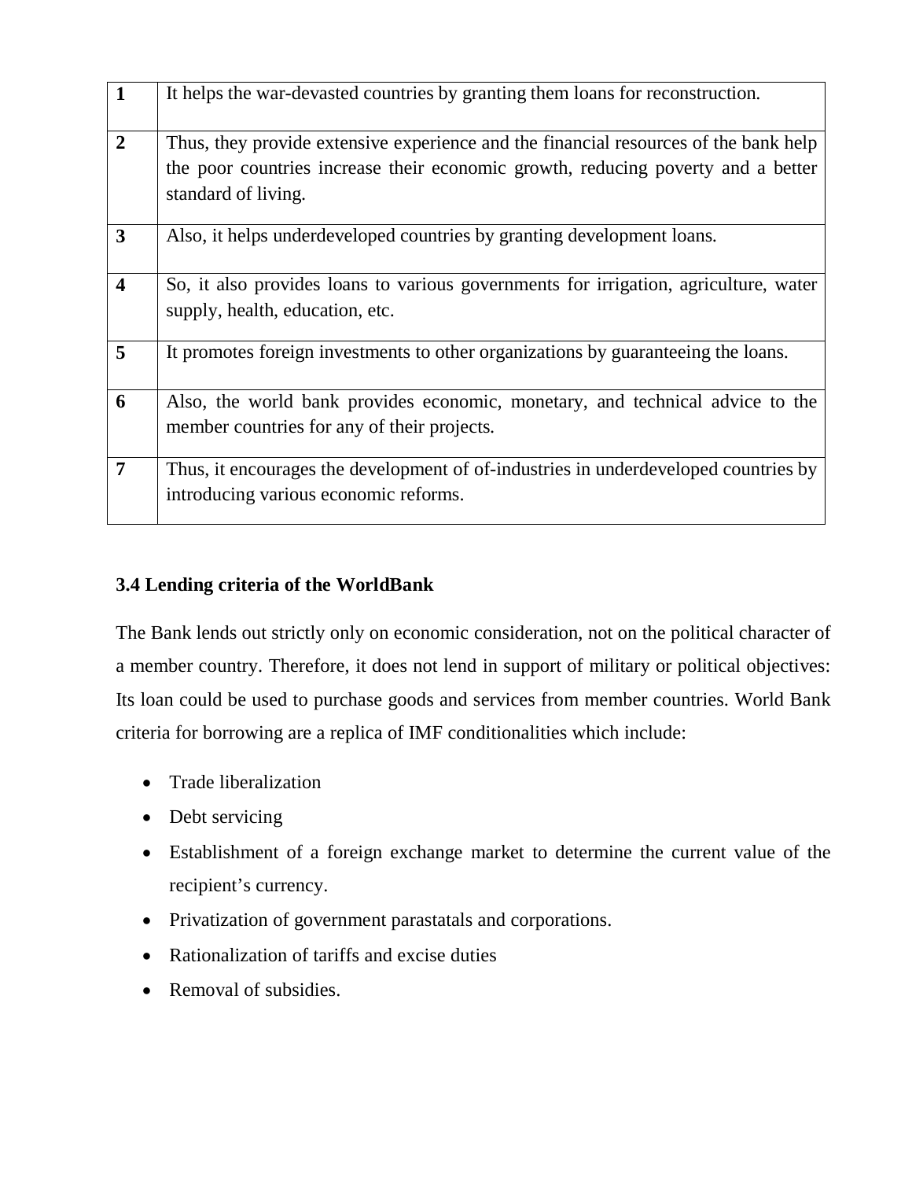| | |
|---|---|
| **1** | It helps the war-devasted countries by granting them loans for reconstruction. |
| **2** | Thus, they provide extensive experience and the financial resources of the bank help the poor countries increase their economic growth, reducing poverty and a better standard of living. |
| **3** | Also, it helps underdeveloped countries by granting development loans. |
| **4** | So, it also provides loans to various governments for irrigation, agriculture, water supply, health, education, etc. |
| **5** | It promotes foreign investments to other organizations by guaranteeing the loans. |
| **6** | Also, the world bank provides economic, monetary, and technical advice to the member countries for any of their projects. |
| **7** | Thus, it encourages the development of of-industries in underdeveloped countries by introducing various economic reforms. |

### 3.4 Lending criteria of the WorldBank

The Bank lends out strictly only on economic consideration, not on the political character of a member country. Therefore, it does not lend in support of military or political objectives: Its loan could be used to purchase goods and services from member countries. World Bank criteria for borrowing are a replica of IMF conditionalities which include:

- Trade liberalization
- Debt servicing
- Establishment of a foreign exchange market to determine the current value of the recipient's currency.
- Privatization of government parastatals and corporations.
- Rationalization of tariffs and excise duties
- Removal of subsidies.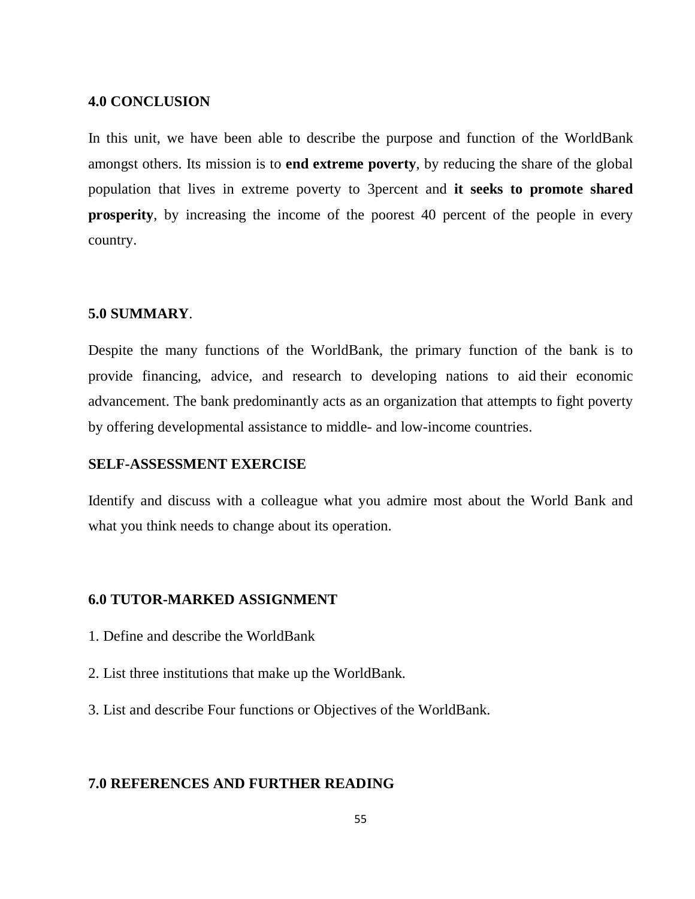## 4.0 CONCLUSION

In this unit, we have been able to describe the purpose and function of the WorldBank amongst others. Its mission is to **end extreme poverty**, by reducing the share of the global population that lives in extreme poverty to 3percent and **it seeks to promote shared prosperity**, by increasing the income of the poorest 40 percent of the people in every country.

## 5.0 SUMMARY.

Despite the many functions of the WorldBank, the primary function of the bank is to provide financing, advice, and research to developing nations to aid their economic advancement. The bank predominantly acts as an organization that attempts to fight poverty by offering developmental assistance to middle- and low-income countries.

### SELF-ASSESSMENT EXERCISE

Identify and discuss with a colleague what you admire most about the World Bank and what you think needs to change about its operation.

## 6.0 TUTOR-MARKED ASSIGNMENT

1. Define and describe the WorldBank
2. List three institutions that make up the WorldBank.
3. List and describe Four functions or Objectives of the WorldBank.

## 7.0 REFERENCES AND FURTHER READING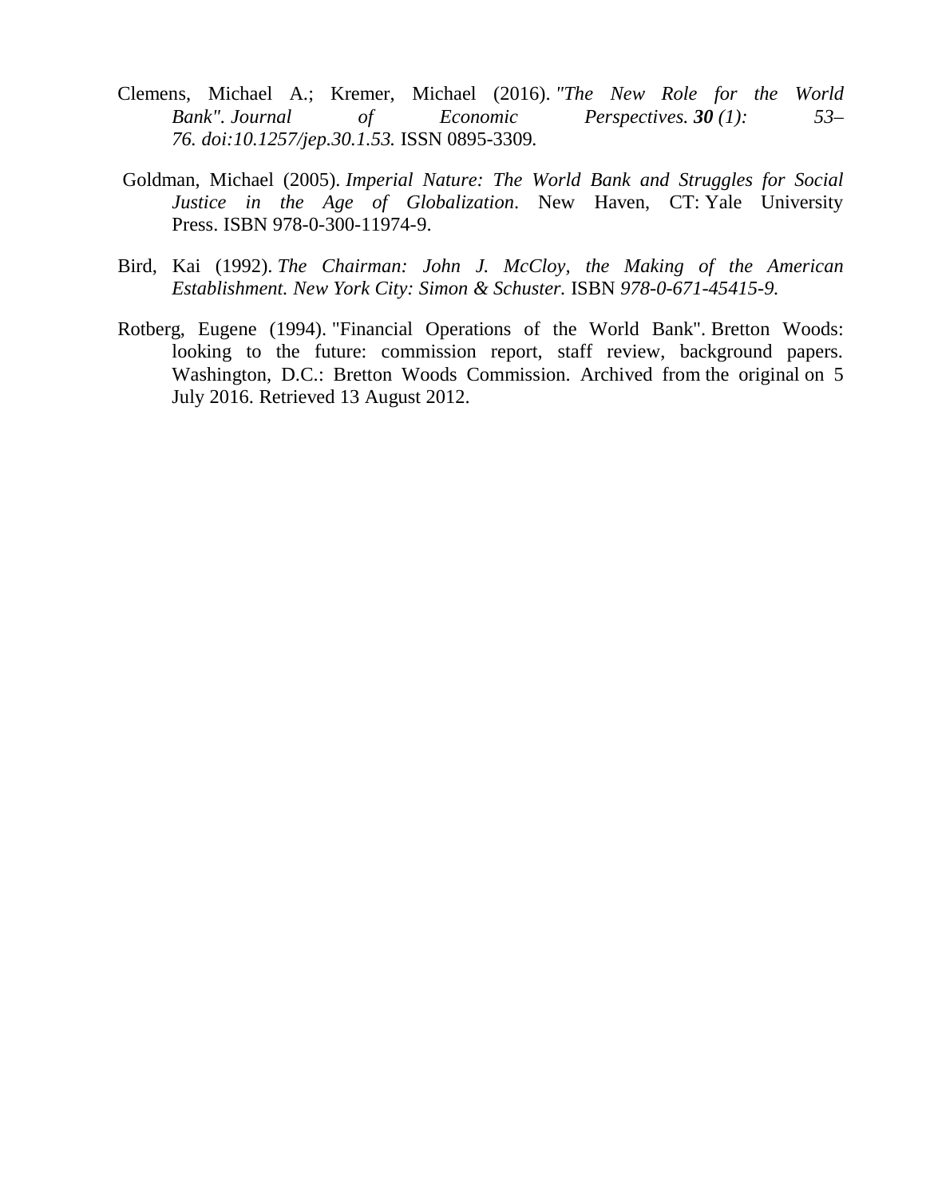Clemens, Michael A.; Kremer, Michael (2016). *"The New Role for the World Bank". Journal of Economic Perspectives.* ***30*** *(1): 53–76. doi:10.1257/jep.30.1.53.* ISSN 0895-3309.

Goldman, Michael (2005). *Imperial Nature: The World Bank and Struggles for Social Justice in the Age of Globalization*. New Haven, CT: Yale University Press. ISBN 978-0-300-11974-9.

Bird, Kai (1992). *The Chairman: John J. McCloy, the Making of the American Establishment. New York City: Simon & Schuster.* ISBN *978-0-671-45415-9.*

Rotberg, Eugene (1994). "Financial Operations of the World Bank". Bretton Woods: looking to the future: commission report, staff review, background papers. Washington, D.C.: Bretton Woods Commission. Archived from the original on 5 July 2016. Retrieved 13 August 2012.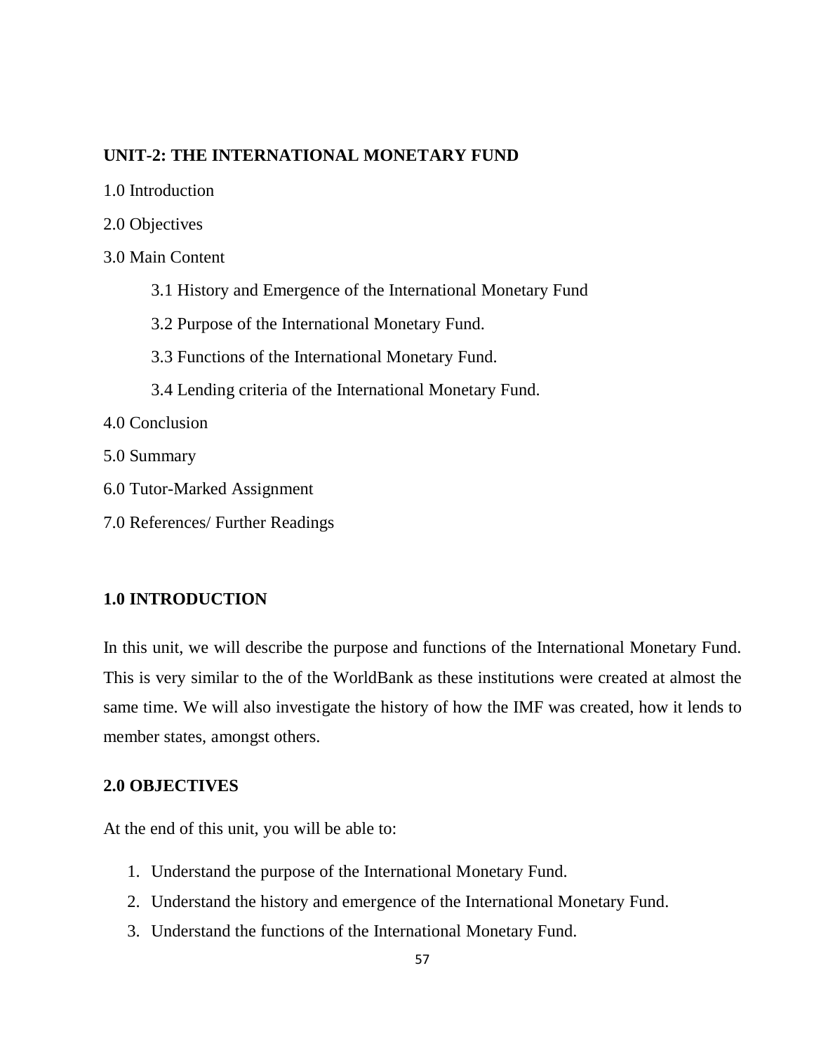## UNIT-2: THE INTERNATIONAL MONETARY FUND

1.0 Introduction

2.0 Objectives

3.0 Main Content

- 3.1 History and Emergence of the International Monetary Fund
- 3.2 Purpose of the International Monetary Fund.
- 3.3 Functions of the International Monetary Fund.
- 3.4 Lending criteria of the International Monetary Fund.

4.0 Conclusion

5.0 Summary

6.0 Tutor-Marked Assignment

7.0 References/ Further Readings

### 1.0 INTRODUCTION

In this unit, we will describe the purpose and functions of the International Monetary Fund. This is very similar to the of the WorldBank as these institutions were created at almost the same time. We will also investigate the history of how the IMF was created, how it lends to member states, amongst others.

### 2.0 OBJECTIVES

At the end of this unit, you will be able to:

1. Understand the purpose of the International Monetary Fund.
2. Understand the history and emergence of the International Monetary Fund.
3. Understand the functions of the International Monetary Fund.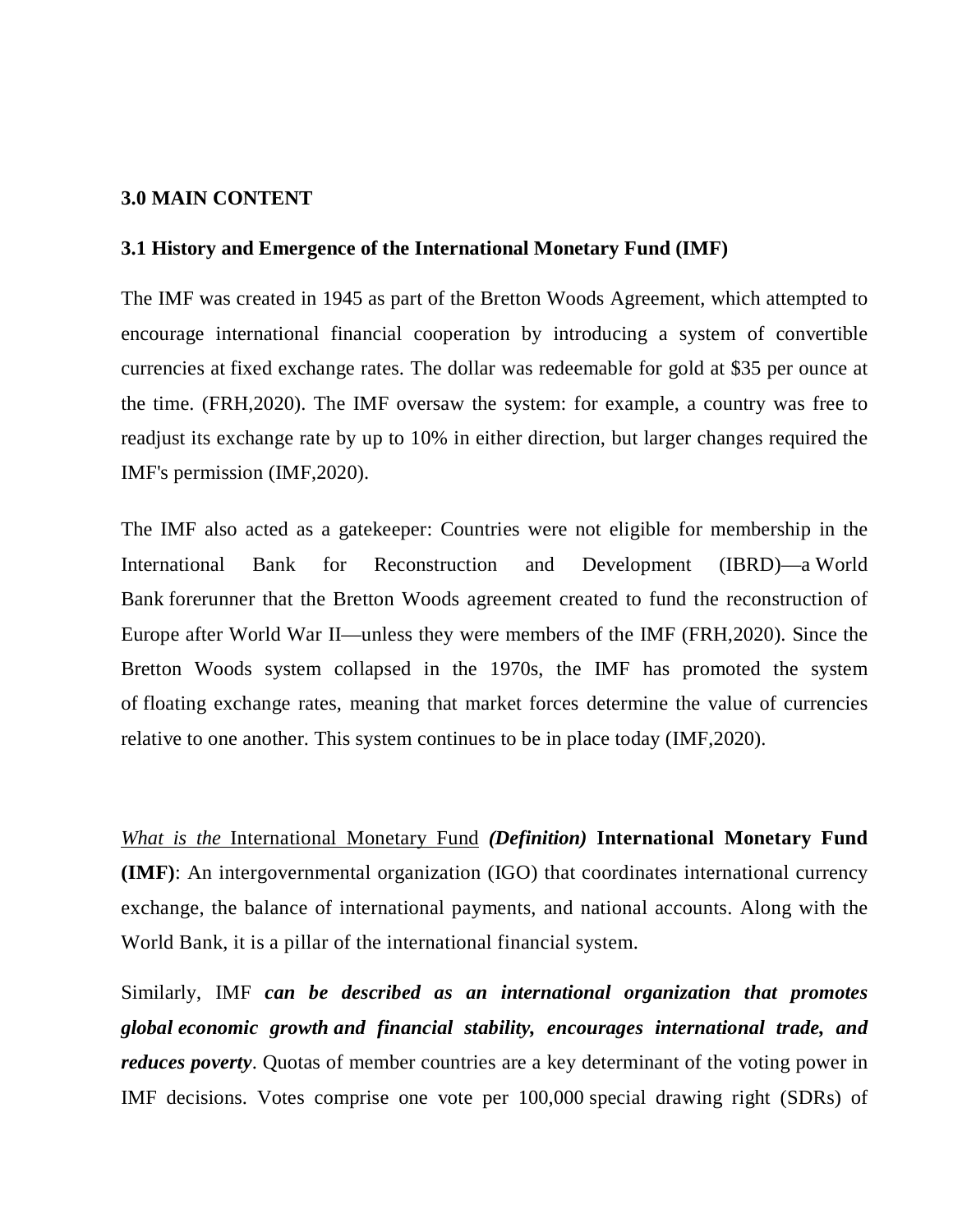## 3.0 MAIN CONTENT

### 3.1 History and Emergence of the International Monetary Fund (IMF)

The IMF was created in 1945 as part of the Bretton Woods Agreement, which attempted to encourage international financial cooperation by introducing a system of convertible currencies at fixed exchange rates. The dollar was redeemable for gold at $35 per ounce at the time. (FRH,2020). The IMF oversaw the system: for example, a country was free to readjust its exchange rate by up to 10% in either direction, but larger changes required the IMF's permission (IMF,2020).

The IMF also acted as a gatekeeper: Countries were not eligible for membership in the International Bank for Reconstruction and Development (IBRD)—a World Bank forerunner that the Bretton Woods agreement created to fund the reconstruction of Europe after World War II—unless they were members of the IMF (FRH,2020). Since the Bretton Woods system collapsed in the 1970s, the IMF has promoted the system of floating exchange rates, meaning that market forces determine the value of currencies relative to one another. This system continues to be in place today (IMF,2020).

*What is the* International Monetary Fund ***(Definition)*** **International Monetary Fund (IMF)**: An intergovernmental organization (IGO) that coordinates international currency exchange, the balance of international payments, and national accounts. Along with the World Bank, it is a pillar of the international financial system.

Similarly, IMF ***can be described as an international organization that promotes global economic growth and financial stability, encourages international trade, and reduces poverty***. Quotas of member countries are a key determinant of the voting power in IMF decisions. Votes comprise one vote per 100,000 special drawing right (SDRs) of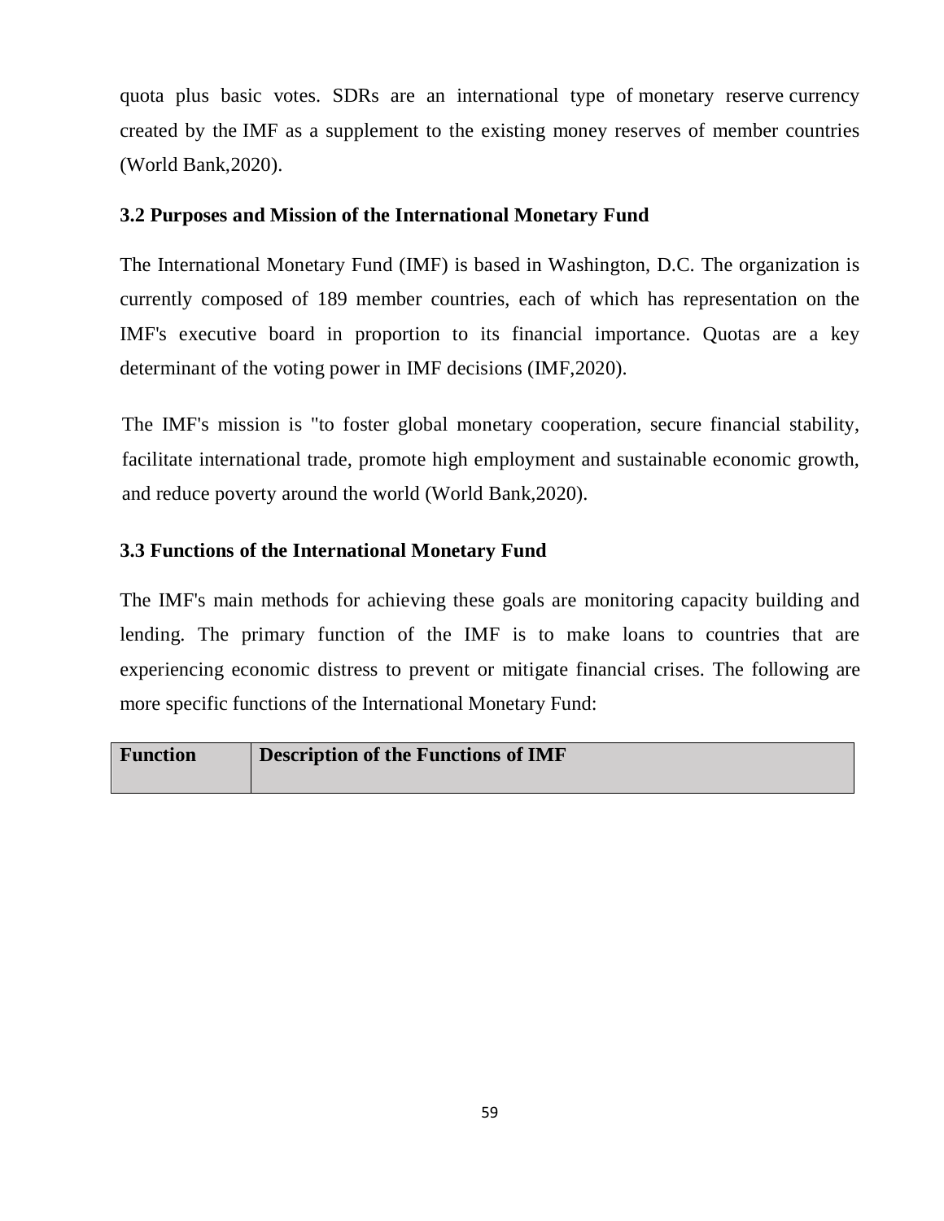quota plus basic votes. SDRs are an international type of monetary reserve currency created by the IMF as a supplement to the existing money reserves of member countries (World Bank,2020).

### 3.2 Purposes and Mission of the International Monetary Fund

The International Monetary Fund (IMF) is based in Washington, D.C. The organization is currently composed of 189 member countries, each of which has representation on the IMF's executive board in proportion to its financial importance. Quotas are a key determinant of the voting power in IMF decisions (IMF,2020).

The IMF's mission is "to foster global monetary cooperation, secure financial stability, facilitate international trade, promote high employment and sustainable economic growth, and reduce poverty around the world (World Bank,2020).

### 3.3 Functions of the International Monetary Fund

The IMF's main methods for achieving these goals are monitoring capacity building and lending. The primary function of the IMF is to make loans to countries that are experiencing economic distress to prevent or mitigate financial crises. The following are more specific functions of the International Monetary Fund:

| Function | Description of the Functions of IMF |
| --- | --- |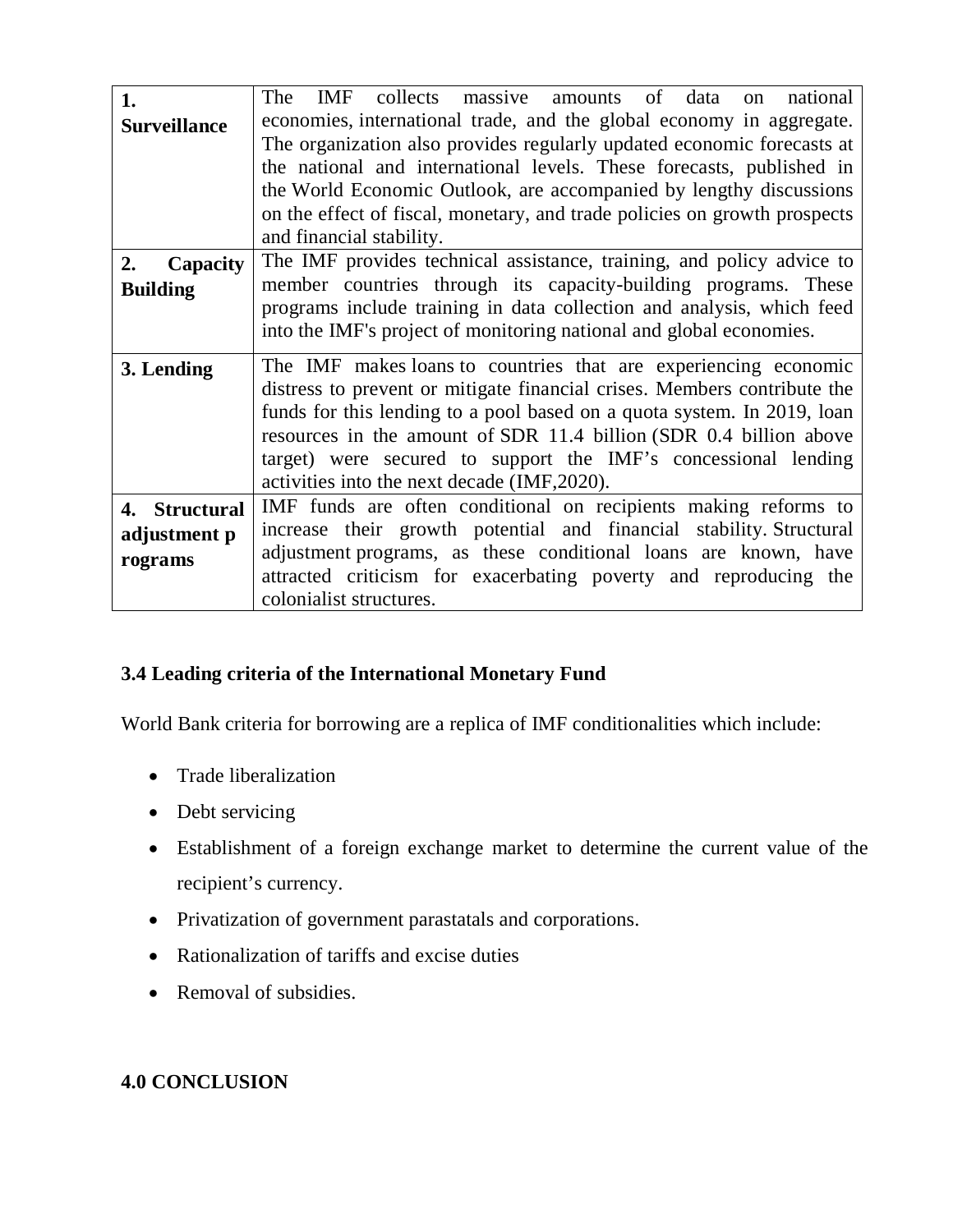| | |
|---|---|
| **1. Surveillance** | The IMF collects massive amounts of data on national economies, international trade, and the global economy in aggregate. The organization also provides regularly updated economic forecasts at the national and international levels. These forecasts, published in the World Economic Outlook, are accompanied by lengthy discussions on the effect of fiscal, monetary, and trade policies on growth prospects and financial stability. |
| **2. Capacity Building** | The IMF provides technical assistance, training, and policy advice to member countries through its capacity-building programs. These programs include training in data collection and analysis, which feed into the IMF's project of monitoring national and global economies. |
| **3. Lending** | The IMF makes loans to countries that are experiencing economic distress to prevent or mitigate financial crises. Members contribute the funds for this lending to a pool based on a quota system. In 2019, loan resources in the amount of SDR 11.4 billion (SDR 0.4 billion above target) were secured to support the IMF's concessional lending activities into the next decade (IMF,2020). |
| **4. Structural adjustment programs** | IMF funds are often conditional on recipients making reforms to increase their growth potential and financial stability. Structural adjustment programs, as these conditional loans are known, have attracted criticism for exacerbating poverty and reproducing the colonialist structures. |

### 3.4 Leading criteria of the International Monetary Fund

World Bank criteria for borrowing are a replica of IMF conditionalities which include:

- Trade liberalization
- Debt servicing
- Establishment of a foreign exchange market to determine the current value of the recipient's currency.
- Privatization of government parastatals and corporations.
- Rationalization of tariffs and excise duties
- Removal of subsidies.

## 4.0 CONCLUSION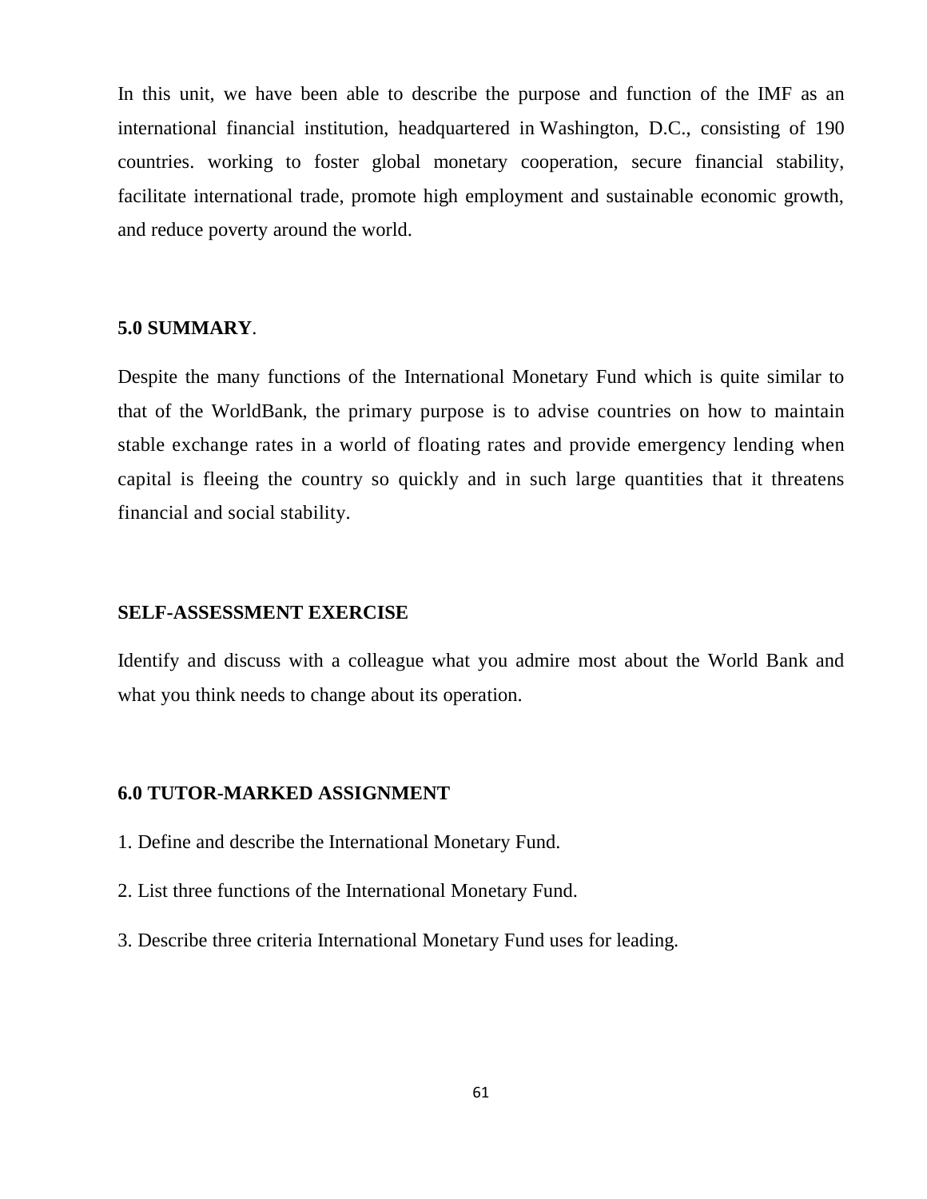In this unit, we have been able to describe the purpose and function of the IMF as an international financial institution, headquartered in Washington, D.C., consisting of 190 countries. working to foster global monetary cooperation, secure financial stability, facilitate international trade, promote high employment and sustainable economic growth, and reduce poverty around the world.

## 5.0 SUMMARY.

Despite the many functions of the International Monetary Fund which is quite similar to that of the WorldBank, the primary purpose is to advise countries on how to maintain stable exchange rates in a world of floating rates and provide emergency lending when capital is fleeing the country so quickly and in such large quantities that it threatens financial and social stability.

## SELF-ASSESSMENT EXERCISE

Identify and discuss with a colleague what you admire most about the World Bank and what you think needs to change about its operation.

## 6.0 TUTOR-MARKED ASSIGNMENT

1. Define and describe the International Monetary Fund.

2. List three functions of the International Monetary Fund.

3. Describe three criteria International Monetary Fund uses for leading.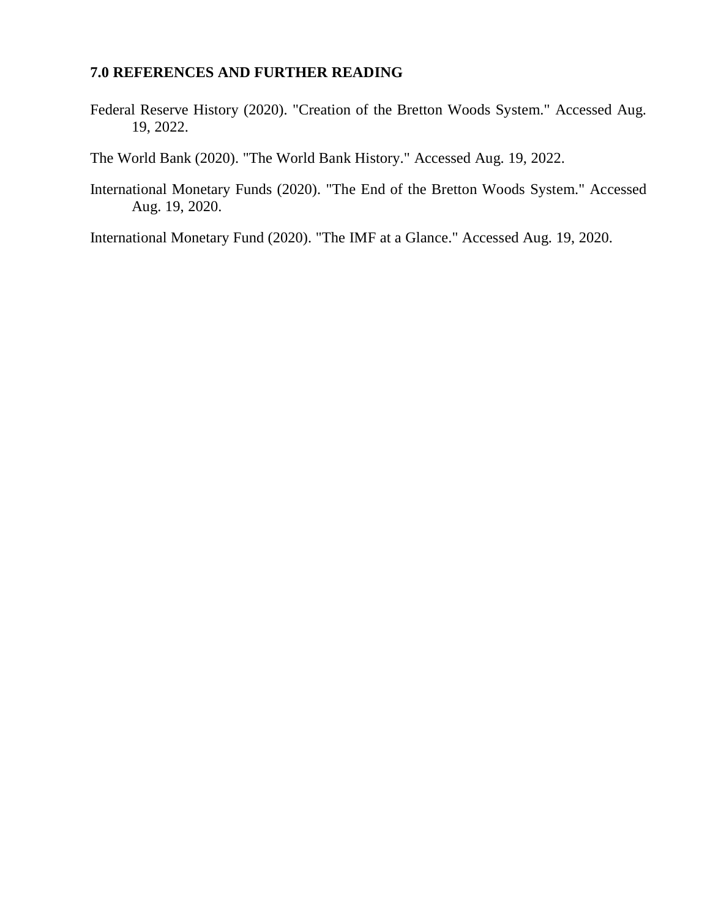## 7.0 REFERENCES AND FURTHER READING

Federal Reserve History (2020). "Creation of the Bretton Woods System." Accessed Aug. 19, 2022.

The World Bank (2020). "The World Bank History." Accessed Aug. 19, 2022.

International Monetary Funds (2020). "The End of the Bretton Woods System." Accessed Aug. 19, 2020.

International Monetary Fund (2020). "The IMF at a Glance." Accessed Aug. 19, 2020.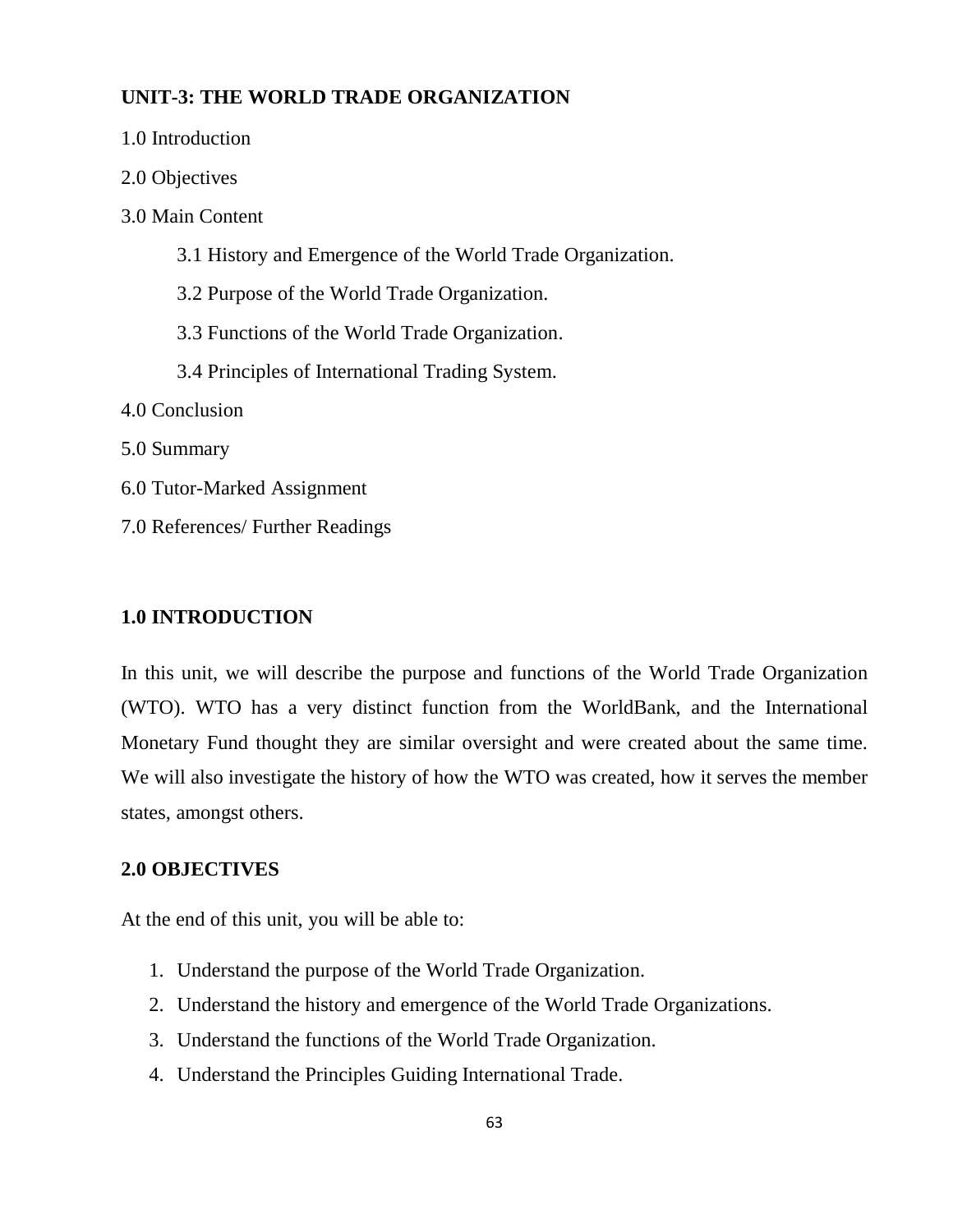## UNIT-3: THE WORLD TRADE ORGANIZATION

1.0 Introduction

2.0 Objectives

3.0 Main Content

 3.1 History and Emergence of the World Trade Organization.

 3.2 Purpose of the World Trade Organization.

 3.3 Functions of the World Trade Organization.

 3.4 Principles of International Trading System.

4.0 Conclusion

5.0 Summary

6.0 Tutor-Marked Assignment

7.0 References/ Further Readings

### 1.0 INTRODUCTION

In this unit, we will describe the purpose and functions of the World Trade Organization (WTO). WTO has a very distinct function from the WorldBank, and the International Monetary Fund thought they are similar oversight and were created about the same time. We will also investigate the history of how the WTO was created, how it serves the member states, amongst others.

### 2.0 OBJECTIVES

At the end of this unit, you will be able to:

1. Understand the purpose of the World Trade Organization.
2. Understand the history and emergence of the World Trade Organizations.
3. Understand the functions of the World Trade Organization.
4. Understand the Principles Guiding International Trade.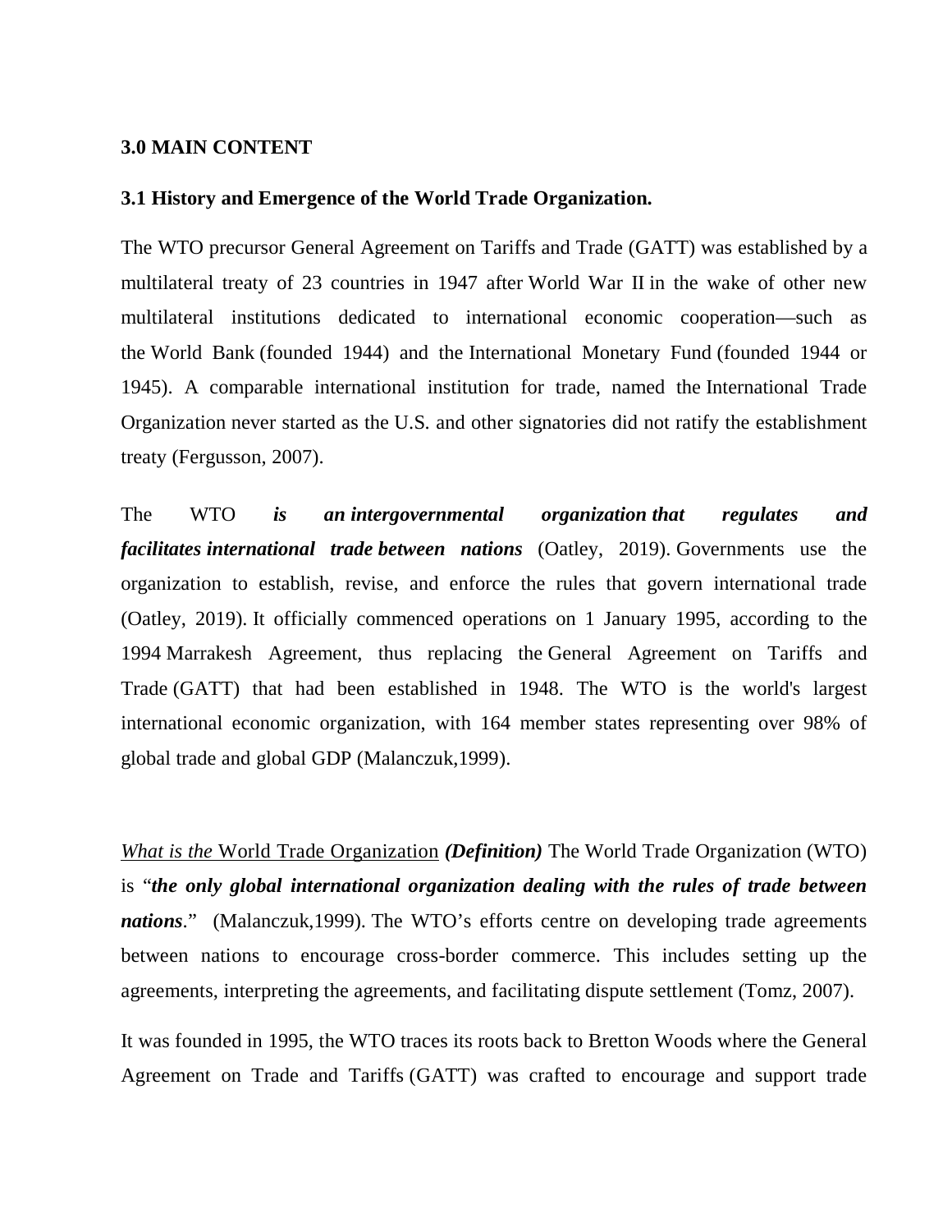**3.0 MAIN CONTENT**

**3.1 History and Emergence of the World Trade Organization.**

The WTO precursor General Agreement on Tariffs and Trade (GATT) was established by a multilateral treaty of 23 countries in 1947 after World War II in the wake of other new multilateral institutions dedicated to international economic cooperation—such as the World Bank (founded 1944) and the International Monetary Fund (founded 1944 or 1945). A comparable international institution for trade, named the International Trade Organization never started as the U.S. and other signatories did not ratify the establishment treaty (Fergusson, 2007).

The WTO ***is an intergovernmental organization that regulates and facilitates international trade between nations*** (Oatley, 2019). Governments use the organization to establish, revise, and enforce the rules that govern international trade (Oatley, 2019). It officially commenced operations on 1 January 1995, according to the 1994 Marrakesh Agreement, thus replacing the General Agreement on Tariffs and Trade (GATT) that had been established in 1948. The WTO is the world's largest international economic organization, with 164 member states representing over 98% of global trade and global GDP (Malanczuk,1999).

<u>*What is the* World Trade Organization</u> ***(Definition)*** The World Trade Organization (WTO) is "***the only global international organization dealing with the rules of trade between nations***." (Malanczuk,1999). The WTO's efforts centre on developing trade agreements between nations to encourage cross-border commerce. This includes setting up the agreements, interpreting the agreements, and facilitating dispute settlement (Tomz, 2007).

It was founded in 1995, the WTO traces its roots back to Bretton Woods where the General Agreement on Trade and Tariffs (GATT) was crafted to encourage and support trade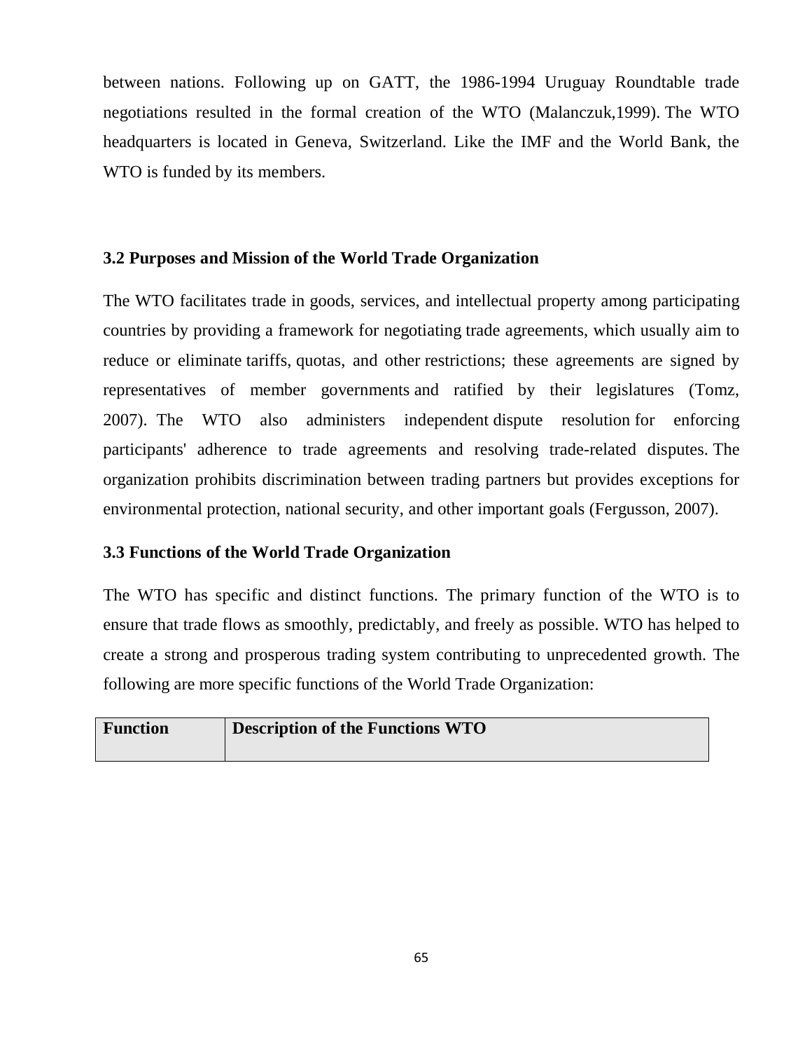between nations. Following up on GATT, the 1986-1994 Uruguay Roundtable trade negotiations resulted in the formal creation of the WTO (Malanczuk,1999). The WTO headquarters is located in Geneva, Switzerland. Like the IMF and the World Bank, the WTO is funded by its members.

### 3.2 Purposes and Mission of the World Trade Organization

The WTO facilitates trade in goods, services, and intellectual property among participating countries by providing a framework for negotiating trade agreements, which usually aim to reduce or eliminate tariffs, quotas, and other restrictions; these agreements are signed by representatives of member governments and ratified by their legislatures (Tomz, 2007). The WTO also administers independent dispute resolution for enforcing participants' adherence to trade agreements and resolving trade-related disputes. The organization prohibits discrimination between trading partners but provides exceptions for environmental protection, national security, and other important goals (Fergusson, 2007).

### 3.3 Functions of the World Trade Organization

The WTO has specific and distinct functions. The primary function of the WTO is to ensure that trade flows as smoothly, predictably, and freely as possible. WTO has helped to create a strong and prosperous trading system contributing to unprecedented growth. The following are more specific functions of the World Trade Organization:

| **Function** | **Description of the Functions WTO** |
| --- | --- |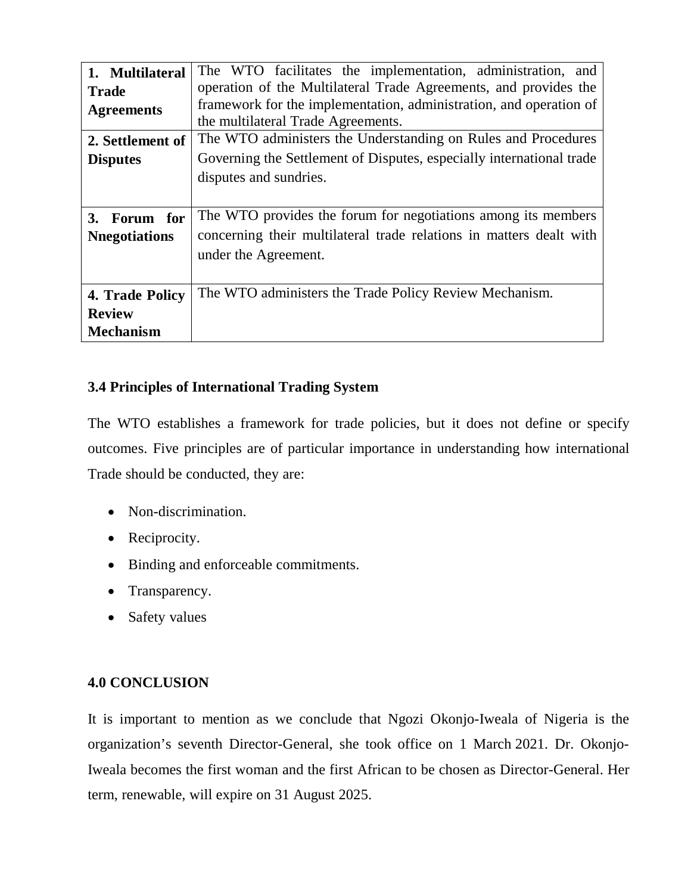| **1. Multilateral Trade Agreements** | The WTO facilitates the implementation, administration, and operation of the Multilateral Trade Agreements, and provides the framework for the implementation, administration, and operation of the multilateral Trade Agreements. |
|---|---|
| **2. Settlement of Disputes** | The WTO administers the Understanding on Rules and Procedures Governing the Settlement of Disputes, especially international trade disputes and sundries. |
| **3. Forum for Nnegotiations** | The WTO provides the forum for negotiations among its members concerning their multilateral trade relations in matters dealt with under the Agreement. |
| **4. Trade Policy Review Mechanism** | The WTO administers the Trade Policy Review Mechanism. |

### 3.4 Principles of International Trading System

The WTO establishes a framework for trade policies, but it does not define or specify outcomes. Five principles are of particular importance in understanding how international Trade should be conducted, they are:

- Non-discrimination.
- Reciprocity.
- Binding and enforceable commitments.
- Transparency.
- Safety values

## 4.0 CONCLUSION

It is important to mention as we conclude that Ngozi Okonjo-Iweala of Nigeria is the organization's seventh Director-General, she took office on 1 March 2021. Dr. Okonjo-Iweala becomes the first woman and the first African to be chosen as Director-General. Her term, renewable, will expire on 31 August 2025.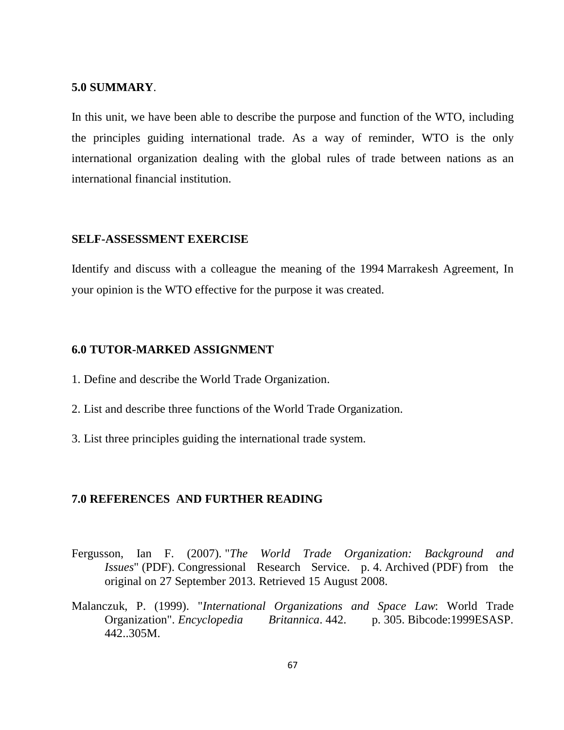## 5.0 SUMMARY.

In this unit, we have been able to describe the purpose and function of the WTO, including the principles guiding international trade. As a way of reminder, WTO is the only international organization dealing with the global rules of trade between nations as an international financial institution.

## SELF-ASSESSMENT EXERCISE

Identify and discuss with a colleague the meaning of the 1994 Marrakesh Agreement, In your opinion is the WTO effective for the purpose it was created.

## 6.0 TUTOR-MARKED ASSIGNMENT

1. Define and describe the World Trade Organization.

2. List and describe three functions of the World Trade Organization.

3. List three principles guiding the international trade system.

## 7.0 REFERENCES AND FURTHER READING

Fergusson, Ian F. (2007). "*The World Trade Organization: Background and Issues*" (PDF). Congressional Research Service. p. 4. Archived (PDF) from the original on 27 September 2013. Retrieved 15 August 2008.

Malanczuk, P. (1999). "*International Organizations and Space Law*: World Trade Organization". *Encyclopedia Britannica*. 442. p. 305. Bibcode:1999ESASP. 442..305M.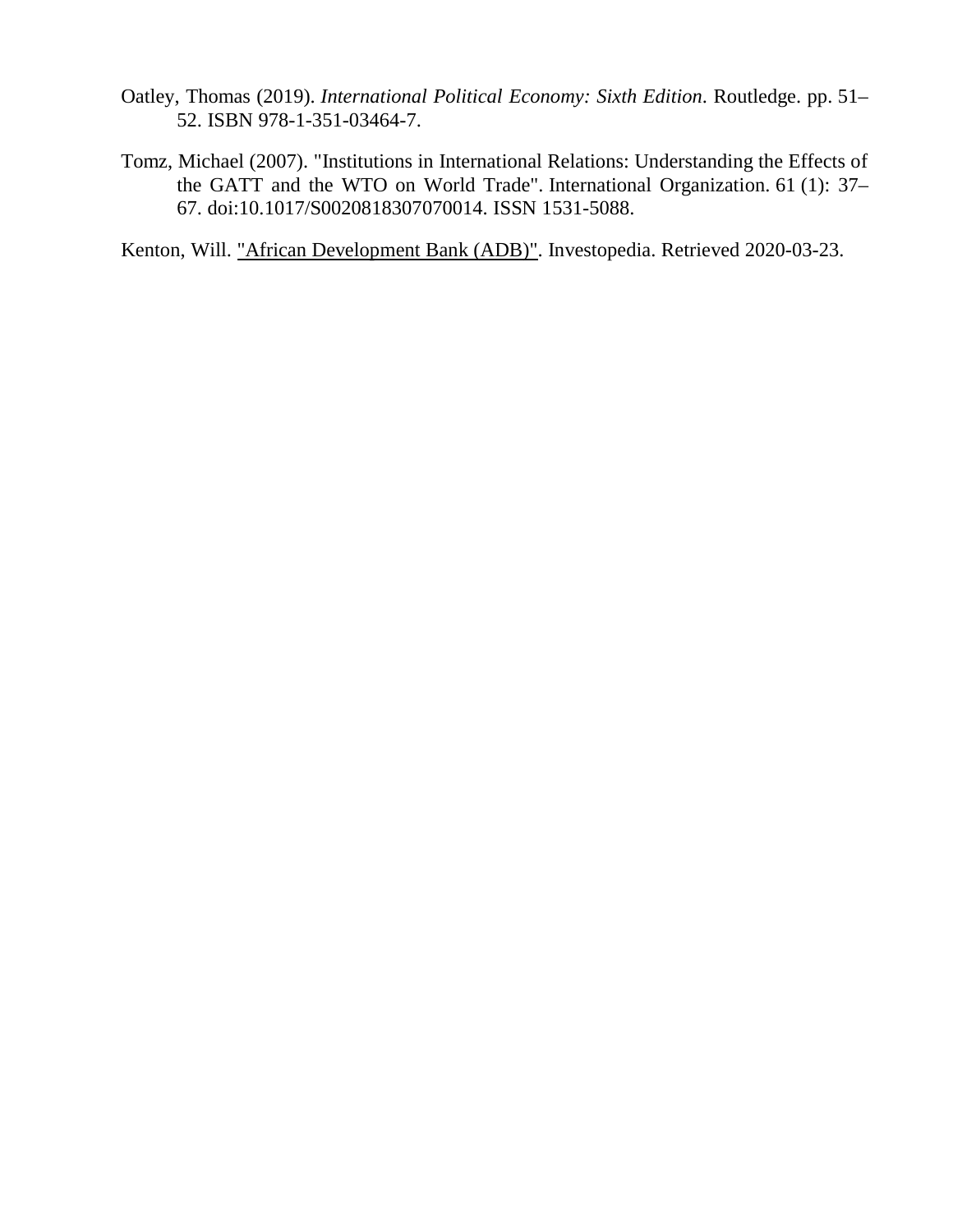Oatley, Thomas (2019). *International Political Economy: Sixth Edition*. Routledge. pp. 51–52. ISBN 978-1-351-03464-7.

Tomz, Michael (2007). "Institutions in International Relations: Understanding the Effects of the GATT and the WTO on World Trade". International Organization. 61 (1): 37–67. doi:10.1017/S0020818307070014. ISSN 1531-5088.

Kenton, Will. "African Development Bank (ADB)". Investopedia. Retrieved 2020-03-23.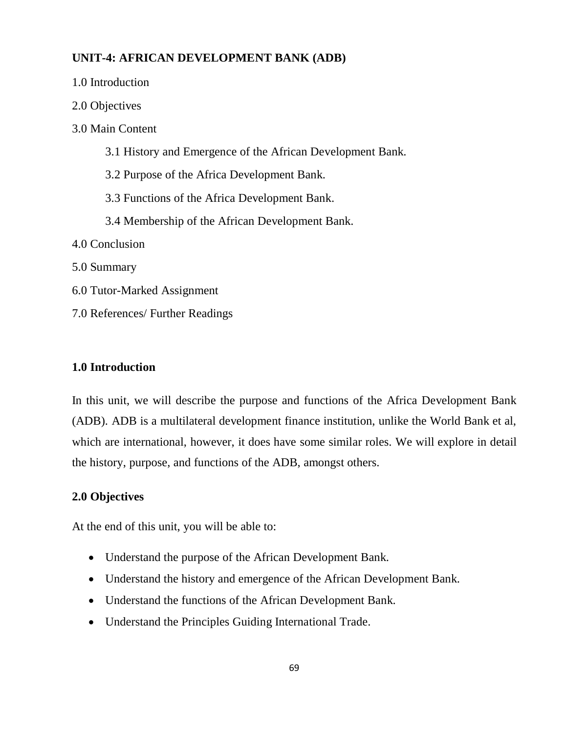## UNIT-4: AFRICAN DEVELOPMENT BANK (ADB)

1.0 Introduction

2.0 Objectives

3.0 Main Content

- 3.1 History and Emergence of the African Development Bank.
- 3.2 Purpose of the Africa Development Bank.
- 3.3 Functions of the Africa Development Bank.
- 3.4 Membership of the African Development Bank.

4.0 Conclusion

5.0 Summary

6.0 Tutor-Marked Assignment

7.0 References/ Further Readings

### 1.0 Introduction

In this unit, we will describe the purpose and functions of the Africa Development Bank (ADB). ADB is a multilateral development finance institution, unlike the World Bank et al, which are international, however, it does have some similar roles. We will explore in detail the history, purpose, and functions of the ADB, amongst others.

### 2.0 Objectives

At the end of this unit, you will be able to:

- Understand the purpose of the African Development Bank.
- Understand the history and emergence of the African Development Bank.
- Understand the functions of the African Development Bank.
- Understand the Principles Guiding International Trade.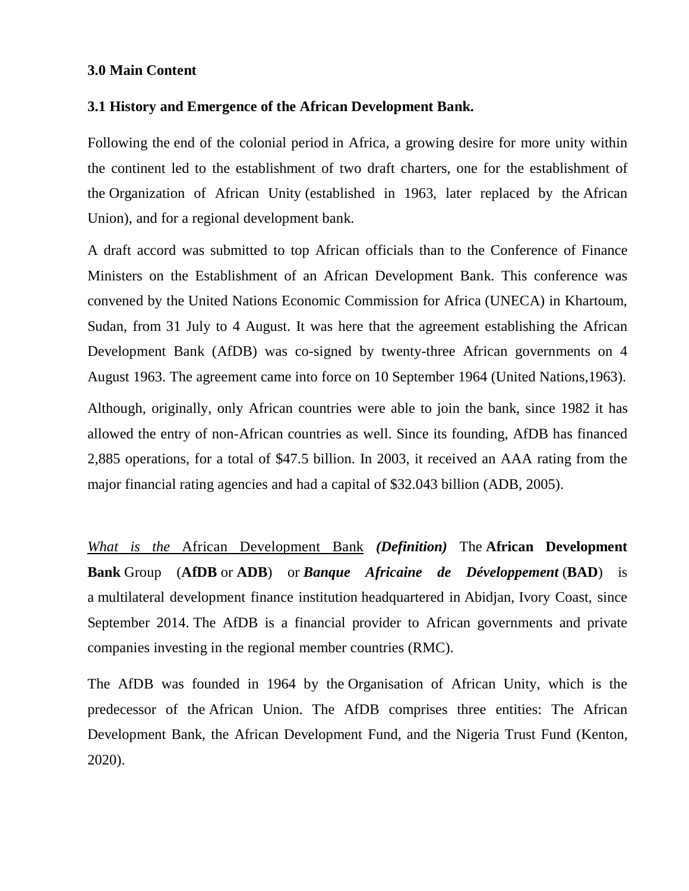**3.0 Main Content**

**3.1 History and Emergence of the African Development Bank.**

Following the end of the colonial period in Africa, a growing desire for more unity within the continent led to the establishment of two draft charters, one for the establishment of the Organization of African Unity (established in 1963, later replaced by the African Union), and for a regional development bank.

A draft accord was submitted to top African officials than to the Conference of Finance Ministers on the Establishment of an African Development Bank. This conference was convened by the United Nations Economic Commission for Africa (UNECA) in Khartoum, Sudan, from 31 July to 4 August. It was here that the agreement establishing the African Development Bank (AfDB) was co-signed by twenty-three African governments on 4 August 1963. The agreement came into force on 10 September 1964 (United Nations,1963).

Although, originally, only African countries were able to join the bank, since 1982 it has allowed the entry of non-African countries as well. Since its founding, AfDB has financed 2,885 operations, for a total of $47.5 billion. In 2003, it received an AAA rating from the major financial rating agencies and had a capital of $32.043 billion (ADB, 2005).

*What is the* African Development Bank ***(Definition)*** The **African Development Bank** Group (**AfDB** or **ADB**) or ***Banque Africaine de Développement*** (**BAD**) is a multilateral development finance institution headquartered in Abidjan, Ivory Coast, since September 2014. The AfDB is a financial provider to African governments and private companies investing in the regional member countries (RMC).

The AfDB was founded in 1964 by the Organisation of African Unity, which is the predecessor of the African Union. The AfDB comprises three entities: The African Development Bank, the African Development Fund, and the Nigeria Trust Fund (Kenton, 2020).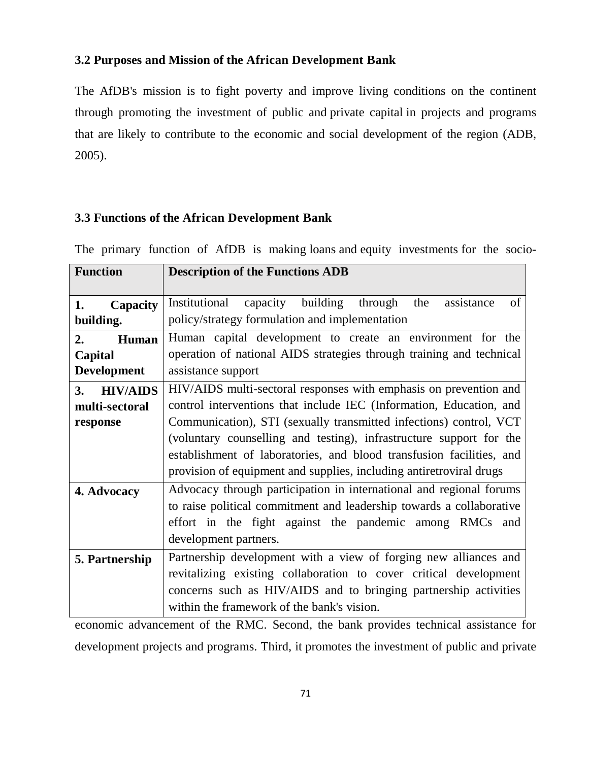### 3.2 Purposes and Mission of the African Development Bank

The AfDB's mission is to fight poverty and improve living conditions on the continent through promoting the investment of public and private capital in projects and programs that are likely to contribute to the economic and social development of the region (ADB, 2005).

### 3.3 Functions of the African Development Bank

The primary function of AfDB is making loans and equity investments for the socio-economic advancement of the RMC. Second, the bank provides technical assistance for development projects and programs. Third, it promotes the investment of public and private

| Function | Description of the Functions ADB |
|---|---|
| **1. Capacity building.** | Institutional capacity building through the assistance of policy/strategy formulation and implementation |
| **2. Human Capital Development** | Human capital development to create an environment for the operation of national AIDS strategies through training and technical assistance support |
| **3. HIV/AIDS multi-sectoral response** | HIV/AIDS multi-sectoral responses with emphasis on prevention and control interventions that include IEC (Information, Education, and Communication), STI (sexually transmitted infections) control, VCT (voluntary counselling and testing), infrastructure support for the establishment of laboratories, and blood transfusion facilities, and provision of equipment and supplies, including antiretroviral drugs |
| **4. Advocacy** | Advocacy through participation in international and regional forums to raise political commitment and leadership towards a collaborative effort in the fight against the pandemic among RMCs and development partners. |
| **5. Partnership** | Partnership development with a view of forging new alliances and revitalizing existing collaboration to cover critical development concerns such as HIV/AIDS and to bringing partnership activities within the framework of the bank's vision. |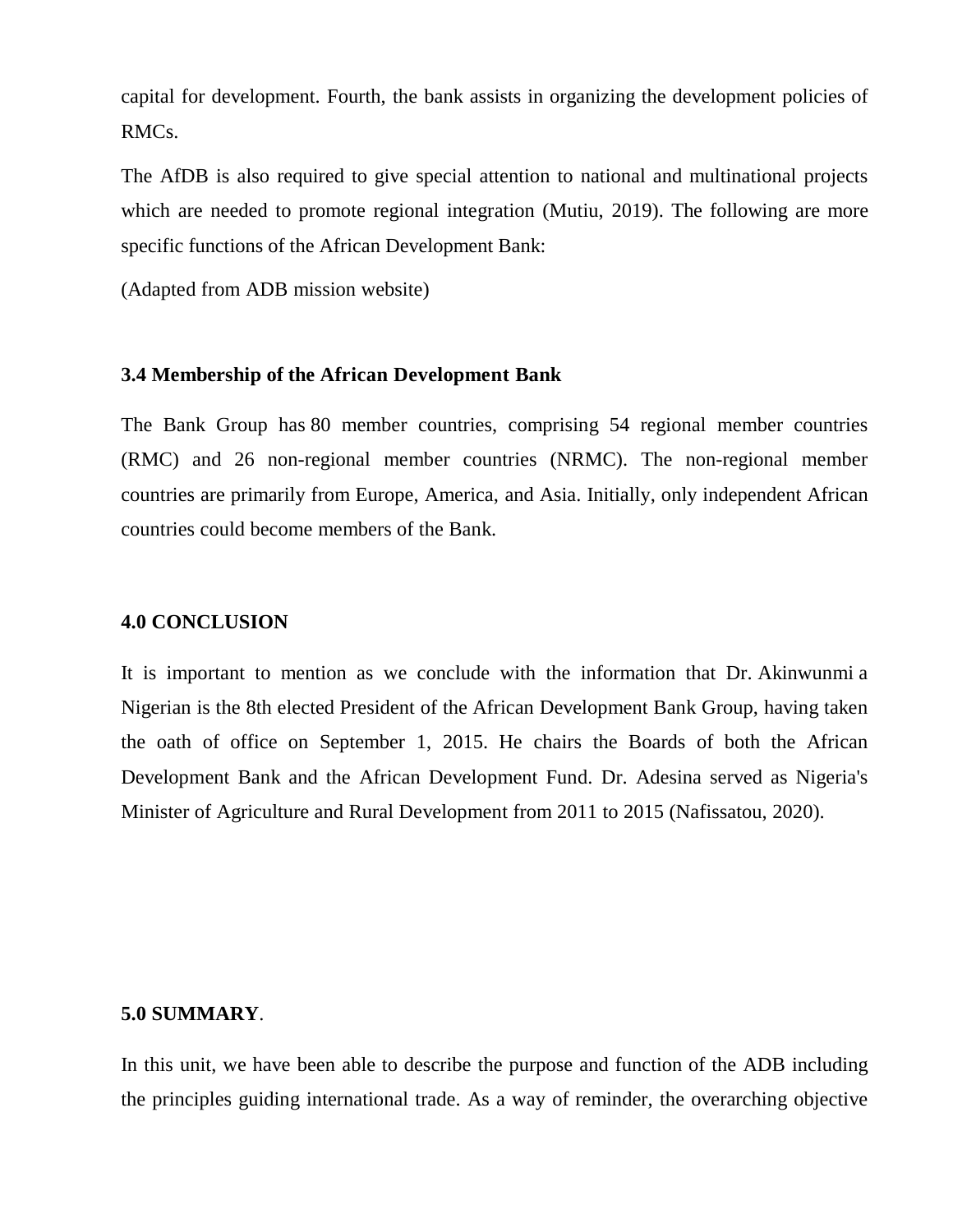capital for development. Fourth, the bank assists in organizing the development policies of RMCs.

The AfDB is also required to give special attention to national and multinational projects which are needed to promote regional integration (Mutiu, 2019). The following are more specific functions of the African Development Bank:

(Adapted from ADB mission website)

### 3.4 Membership of the African Development Bank

The Bank Group has 80 member countries, comprising 54 regional member countries (RMC) and 26 non-regional member countries (NRMC). The non-regional member countries are primarily from Europe, America, and Asia. Initially, only independent African countries could become members of the Bank.

## 4.0 CONCLUSION

It is important to mention as we conclude with the information that Dr. Akinwunmi a Nigerian is the 8th elected President of the African Development Bank Group, having taken the oath of office on September 1, 2015. He chairs the Boards of both the African Development Bank and the African Development Fund. Dr. Adesina served as Nigeria's Minister of Agriculture and Rural Development from 2011 to 2015 (Nafissatou, 2020).

## 5.0 SUMMARY.

In this unit, we have been able to describe the purpose and function of the ADB including the principles guiding international trade. As a way of reminder, the overarching objective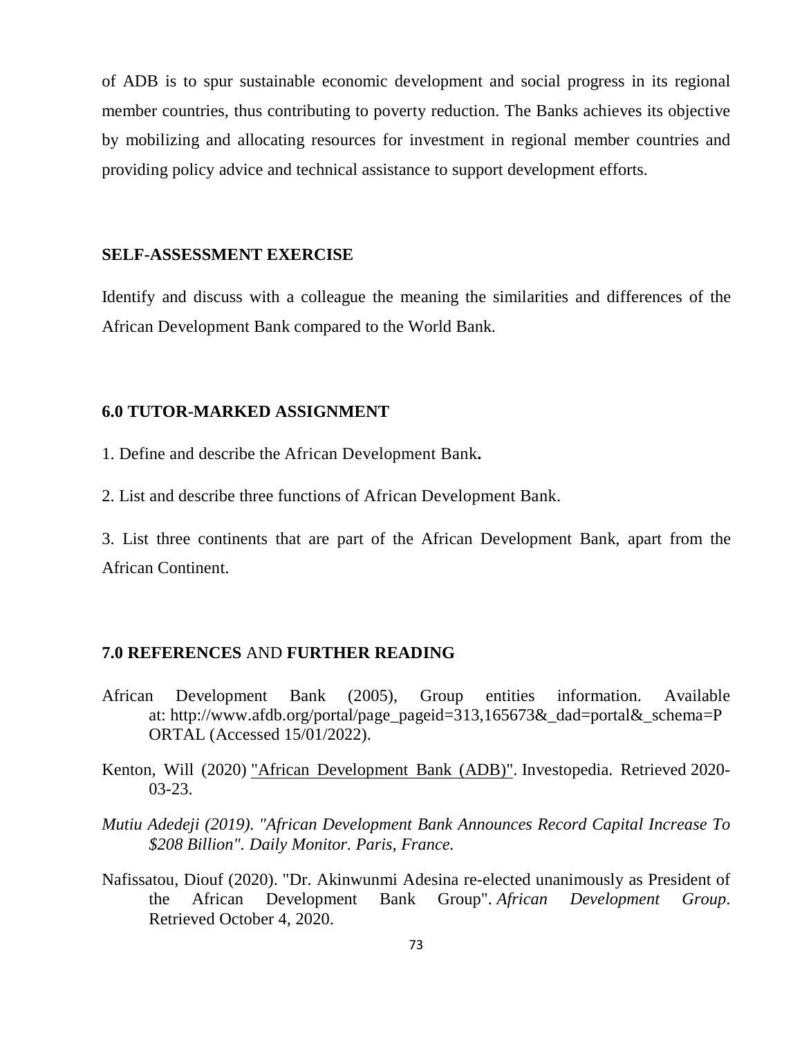of ADB is to spur sustainable economic development and social progress in its regional member countries, thus contributing to poverty reduction. The Banks achieves its objective by mobilizing and allocating resources for investment in regional member countries and providing policy advice and technical assistance to support development efforts.

**SELF-ASSESSMENT EXERCISE**

Identify and discuss with a colleague the meaning the similarities and differences of the African Development Bank compared to the World Bank.

## 6.0 TUTOR-MARKED ASSIGNMENT

1. Define and describe the African Development Bank**.**

2. List and describe three functions of African Development Bank.

3. List three continents that are part of the African Development Bank, apart from the African Continent.

## 7.0 REFERENCES AND FURTHER READING

African Development Bank (2005), Group entities information. Available at: http://www.afdb.org/portal/page_pageid=313,165673&_dad=portal&_schema=PORTAL (Accessed 15/01/2022).

Kenton, Will (2020) "African Development Bank (ADB)". Investopedia. Retrieved 2020-03-23.

*Mutiu Adedeji (2019). "African Development Bank Announces Record Capital Increase To $208 Billion". Daily Monitor. Paris, France.*

Nafissatou, Diouf (2020). "Dr. Akinwunmi Adesina re-elected unanimously as President of the African Development Bank Group". *African Development Group*. Retrieved October 4, 2020.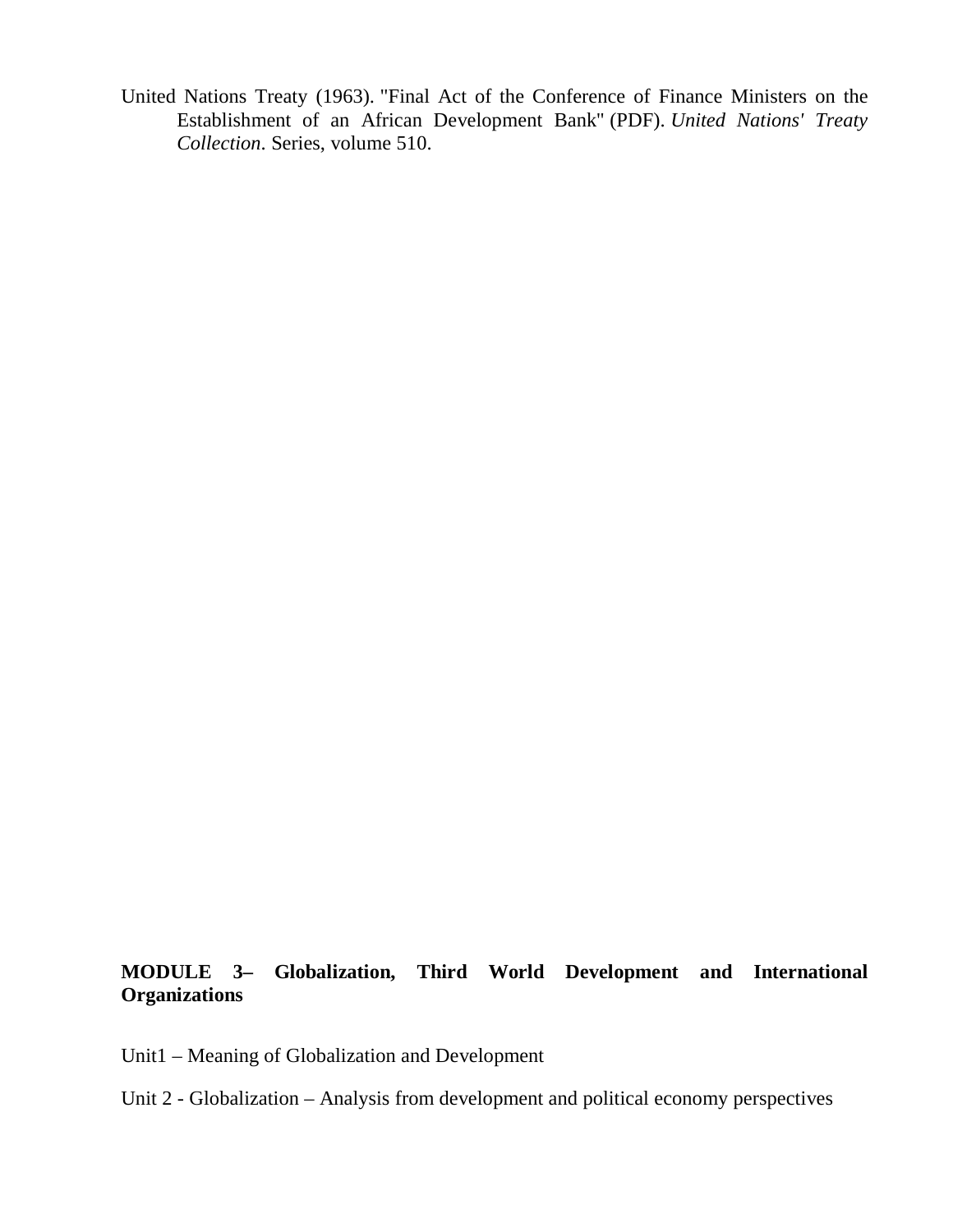United Nations Treaty (1963). "Final Act of the Conference of Finance Ministers on the Establishment of an African Development Bank" (PDF). *United Nations' Treaty Collection*. Series, volume 510.

## MODULE 3– Globalization, Third World Development and International Organizations

Unit1 – Meaning of Globalization and Development

Unit 2 - Globalization – Analysis from development and political economy perspectives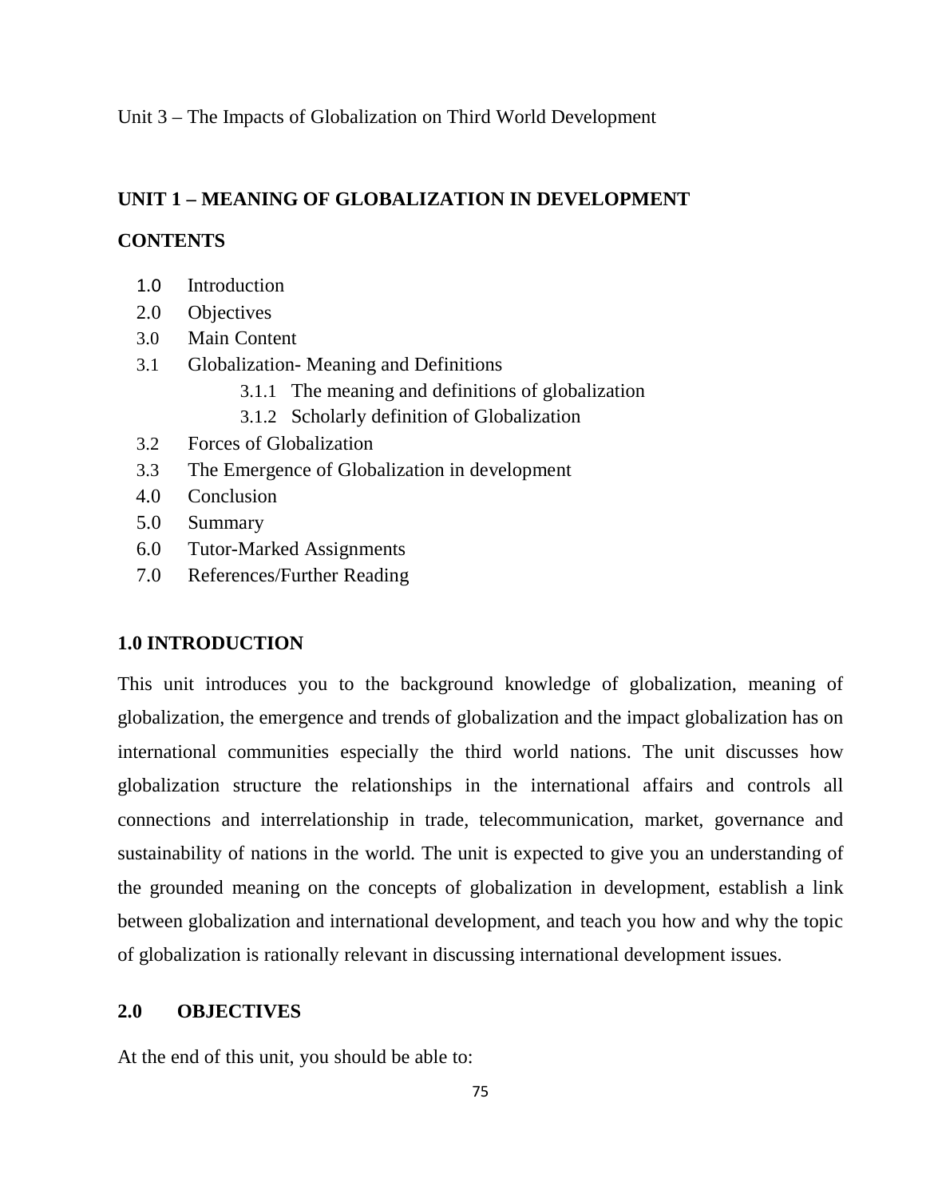Unit 3 – The Impacts of Globalization on Third World Development

## UNIT 1 – MEANING OF GLOBALIZATION IN DEVELOPMENT

### CONTENTS

- 1.0 Introduction
- 2.0 Objectives
- 3.0 Main Content
- 3.1 Globalization- Meaning and Definitions
  - 3.1.1 The meaning and definitions of globalization
  - 3.1.2 Scholarly definition of Globalization
- 3.2 Forces of Globalization
- 3.3 The Emergence of Globalization in development
- 4.0 Conclusion
- 5.0 Summary
- 6.0 Tutor-Marked Assignments
- 7.0 References/Further Reading

### 1.0 INTRODUCTION

This unit introduces you to the background knowledge of globalization, meaning of globalization, the emergence and trends of globalization and the impact globalization has on international communities especially the third world nations. The unit discusses how globalization structure the relationships in the international affairs and controls all connections and interrelationship in trade, telecommunication, market, governance and sustainability of nations in the world. The unit is expected to give you an understanding of the grounded meaning on the concepts of globalization in development, establish a link between globalization and international development, and teach you how and why the topic of globalization is rationally relevant in discussing international development issues.

### 2.0 OBJECTIVES

At the end of this unit, you should be able to: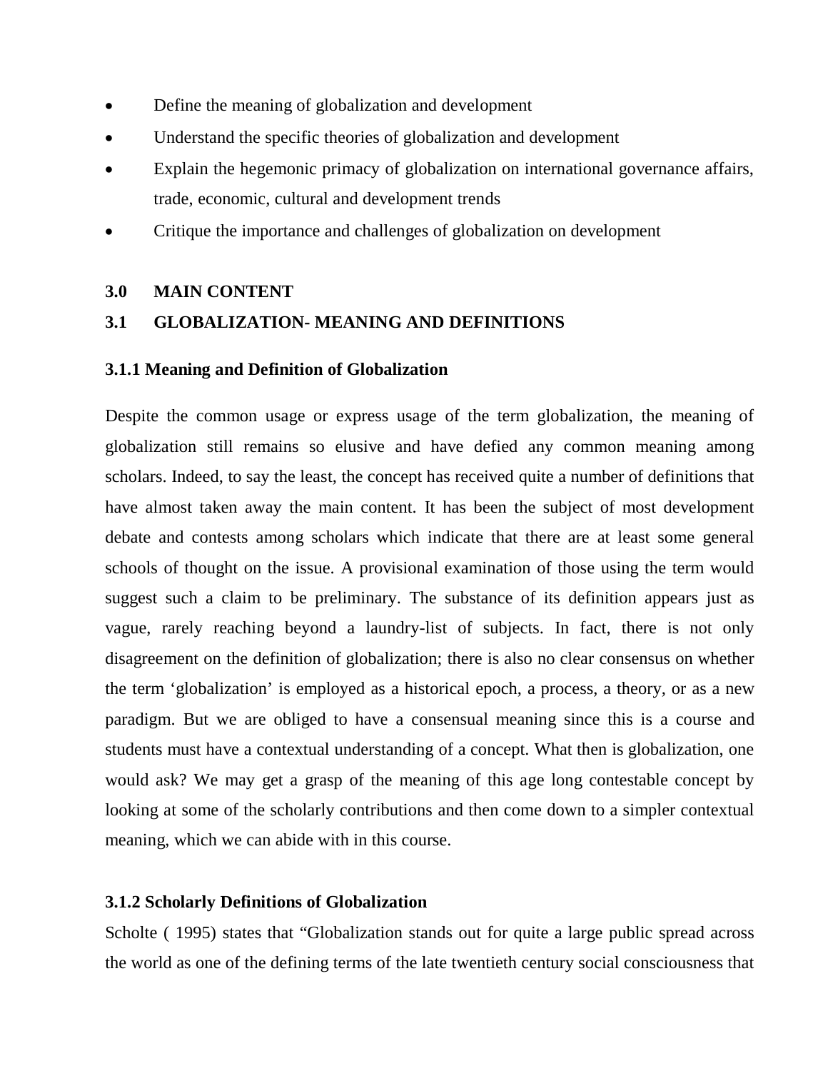- Define the meaning of globalization and development
- Understand the specific theories of globalization and development
- Explain the hegemonic primacy of globalization on international governance affairs, trade, economic, cultural and development trends
- Critique the importance and challenges of globalization on development

## 3.0 MAIN CONTENT

## 3.1 GLOBALIZATION- MEANING AND DEFINITIONS

### 3.1.1 Meaning and Definition of Globalization

Despite the common usage or express usage of the term globalization, the meaning of globalization still remains so elusive and have defied any common meaning among scholars. Indeed, to say the least, the concept has received quite a number of definitions that have almost taken away the main content. It has been the subject of most development debate and contests among scholars which indicate that there are at least some general schools of thought on the issue. A provisional examination of those using the term would suggest such a claim to be preliminary. The substance of its definition appears just as vague, rarely reaching beyond a laundry-list of subjects. In fact, there is not only disagreement on the definition of globalization; there is also no clear consensus on whether the term 'globalization' is employed as a historical epoch, a process, a theory, or as a new paradigm. But we are obliged to have a consensual meaning since this is a course and students must have a contextual understanding of a concept. What then is globalization, one would ask? We may get a grasp of the meaning of this age long contestable concept by looking at some of the scholarly contributions and then come down to a simpler contextual meaning, which we can abide with in this course.

### 3.1.2 Scholarly Definitions of Globalization

Scholte ( 1995) states that "Globalization stands out for quite a large public spread across the world as one of the defining terms of the late twentieth century social consciousness that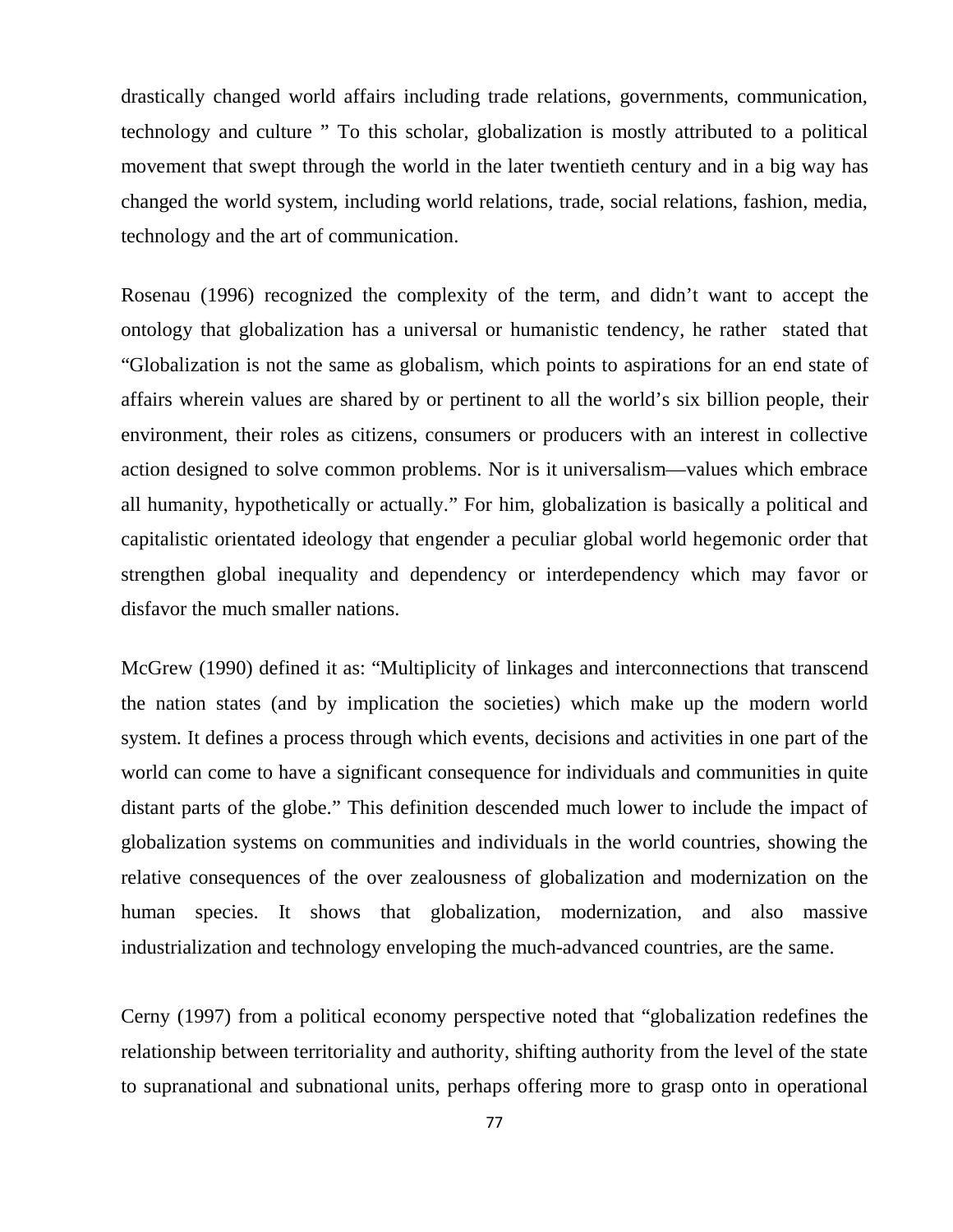drastically changed world affairs including trade relations, governments, communication, technology and culture " To this scholar, globalization is mostly attributed to a political movement that swept through the world in the later twentieth century and in a big way has changed the world system, including world relations, trade, social relations, fashion, media, technology and the art of communication.

Rosenau (1996) recognized the complexity of the term, and didn't want to accept the ontology that globalization has a universal or humanistic tendency, he rather stated that "Globalization is not the same as globalism, which points to aspirations for an end state of affairs wherein values are shared by or pertinent to all the world's six billion people, their environment, their roles as citizens, consumers or producers with an interest in collective action designed to solve common problems. Nor is it universalism—values which embrace all humanity, hypothetically or actually." For him, globalization is basically a political and capitalistic orientated ideology that engender a peculiar global world hegemonic order that strengthen global inequality and dependency or interdependency which may favor or disfavor the much smaller nations.

McGrew (1990) defined it as: "Multiplicity of linkages and interconnections that transcend the nation states (and by implication the societies) which make up the modern world system. It defines a process through which events, decisions and activities in one part of the world can come to have a significant consequence for individuals and communities in quite distant parts of the globe." This definition descended much lower to include the impact of globalization systems on communities and individuals in the world countries, showing the relative consequences of the over zealousness of globalization and modernization on the human species. It shows that globalization, modernization, and also massive industrialization and technology enveloping the much-advanced countries, are the same.

Cerny (1997) from a political economy perspective noted that "globalization redefines the relationship between territoriality and authority, shifting authority from the level of the state to supranational and subnational units, perhaps offering more to grasp onto in operational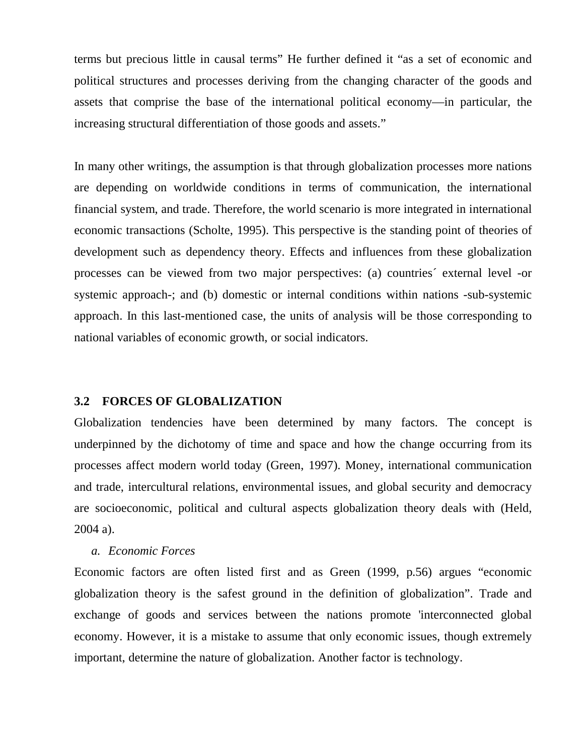terms but precious little in causal terms" He further defined it "as a set of economic and political structures and processes deriving from the changing character of the goods and assets that comprise the base of the international political economy—in particular, the increasing structural differentiation of those goods and assets."

In many other writings, the assumption is that through globalization processes more nations are depending on worldwide conditions in terms of communication, the international financial system, and trade. Therefore, the world scenario is more integrated in international economic transactions (Scholte, 1995). This perspective is the standing point of theories of development such as dependency theory. Effects and influences from these globalization processes can be viewed from two major perspectives: (a) countries´ external level -or systemic approach-; and (b) domestic or internal conditions within nations -sub-systemic approach. In this last-mentioned case, the units of analysis will be those corresponding to national variables of economic growth, or social indicators.

### 3.2 FORCES OF GLOBALIZATION

Globalization tendencies have been determined by many factors. The concept is underpinned by the dichotomy of time and space and how the change occurring from its processes affect modern world today (Green, 1997). Money, international communication and trade, intercultural relations, environmental issues, and global security and democracy are socioeconomic, political and cultural aspects globalization theory deals with (Held, 2004 a).

*a. Economic Forces*

Economic factors are often listed first and as Green (1999, p.56) argues "economic globalization theory is the safest ground in the definition of globalization". Trade and exchange of goods and services between the nations promote 'interconnected global economy. However, it is a mistake to assume that only economic issues, though extremely important, determine the nature of globalization. Another factor is technology.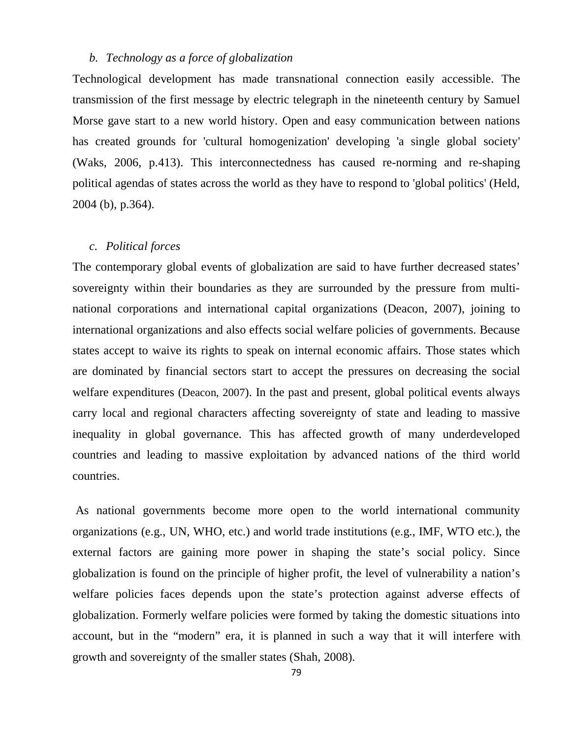*b. Technology as a force of globalization*

Technological development has made transnational connection easily accessible. The transmission of the first message by electric telegraph in the nineteenth century by Samuel Morse gave start to a new world history. Open and easy communication between nations has created grounds for 'cultural homogenization' developing 'a single global society' (Waks, 2006, p.413). This interconnectedness has caused re-norming and re-shaping political agendas of states across the world as they have to respond to 'global politics' (Held, 2004 (b), p.364).

*c. Political forces*

The contemporary global events of globalization are said to have further decreased states' sovereignty within their boundaries as they are surrounded by the pressure from multi-national corporations and international capital organizations (Deacon, 2007), joining to international organizations and also effects social welfare policies of governments. Because states accept to waive its rights to speak on internal economic affairs. Those states which are dominated by financial sectors start to accept the pressures on decreasing the social welfare expenditures (Deacon, 2007). In the past and present, global political events always carry local and regional characters affecting sovereignty of state and leading to massive inequality in global governance. This has affected growth of many underdeveloped countries and leading to massive exploitation by advanced nations of the third world countries.

As national governments become more open to the world international community organizations (e.g., UN, WHO, etc.) and world trade institutions (e.g., IMF, WTO etc.), the external factors are gaining more power in shaping the state's social policy. Since globalization is found on the principle of higher profit, the level of vulnerability a nation's welfare policies faces depends upon the state's protection against adverse effects of globalization. Formerly welfare policies were formed by taking the domestic situations into account, but in the "modern" era, it is planned in such a way that it will interfere with growth and sovereignty of the smaller states (Shah, 2008).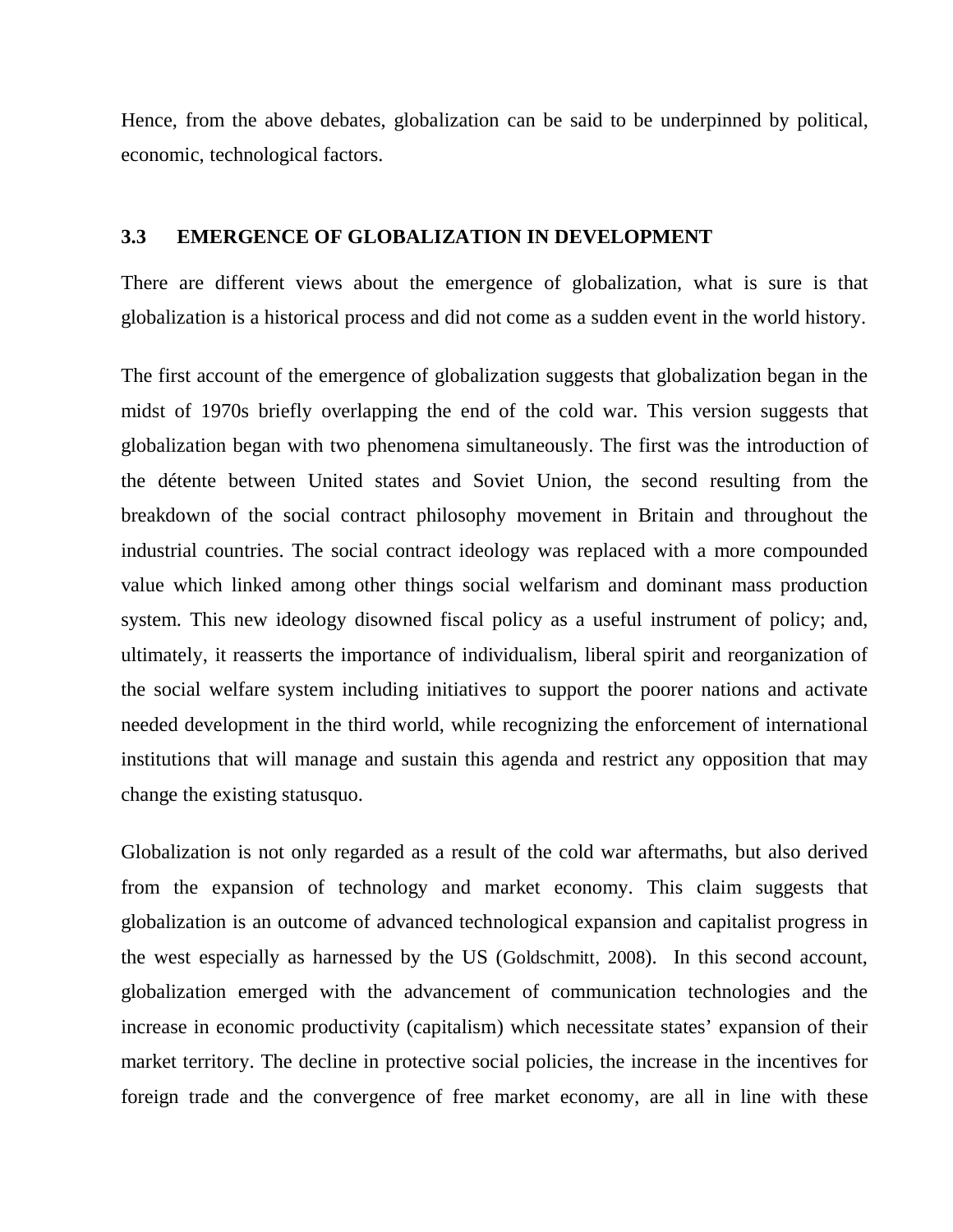Hence, from the above debates, globalization can be said to be underpinned by political, economic, technological factors.

### 3.3 EMERGENCE OF GLOBALIZATION IN DEVELOPMENT

There are different views about the emergence of globalization, what is sure is that globalization is a historical process and did not come as a sudden event in the world history.

The first account of the emergence of globalization suggests that globalization began in the midst of 1970s briefly overlapping the end of the cold war. This version suggests that globalization began with two phenomena simultaneously. The first was the introduction of the détente between United states and Soviet Union, the second resulting from the breakdown of the social contract philosophy movement in Britain and throughout the industrial countries. The social contract ideology was replaced with a more compounded value which linked among other things social welfarism and dominant mass production system. This new ideology disowned fiscal policy as a useful instrument of policy; and, ultimately, it reasserts the importance of individualism, liberal spirit and reorganization of the social welfare system including initiatives to support the poorer nations and activate needed development in the third world, while recognizing the enforcement of international institutions that will manage and sustain this agenda and restrict any opposition that may change the existing statusquo.

Globalization is not only regarded as a result of the cold war aftermaths, but also derived from the expansion of technology and market economy. This claim suggests that globalization is an outcome of advanced technological expansion and capitalist progress in the west especially as harnessed by the US (Goldschmitt, 2008). In this second account, globalization emerged with the advancement of communication technologies and the increase in economic productivity (capitalism) which necessitate states' expansion of their market territory. The decline in protective social policies, the increase in the incentives for foreign trade and the convergence of free market economy, are all in line with these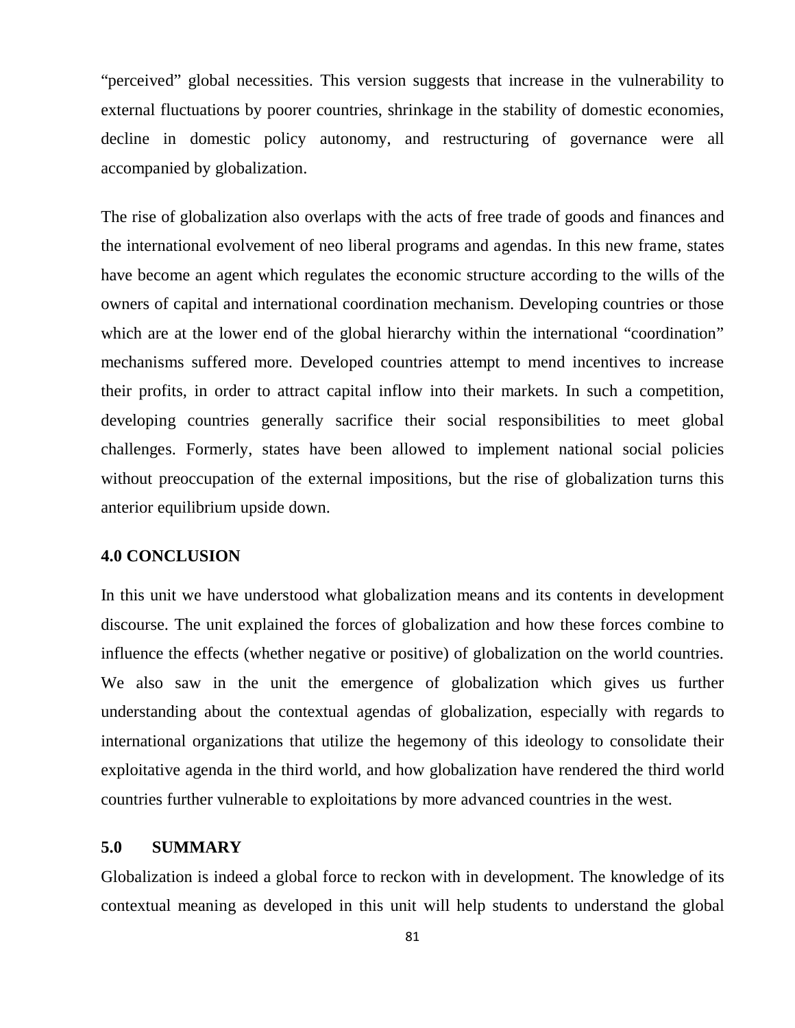"perceived" global necessities. This version suggests that increase in the vulnerability to external fluctuations by poorer countries, shrinkage in the stability of domestic economies, decline in domestic policy autonomy, and restructuring of governance were all accompanied by globalization.

The rise of globalization also overlaps with the acts of free trade of goods and finances and the international evolvement of neo liberal programs and agendas. In this new frame, states have become an agent which regulates the economic structure according to the wills of the owners of capital and international coordination mechanism. Developing countries or those which are at the lower end of the global hierarchy within the international "coordination" mechanisms suffered more. Developed countries attempt to mend incentives to increase their profits, in order to attract capital inflow into their markets. In such a competition, developing countries generally sacrifice their social responsibilities to meet global challenges. Formerly, states have been allowed to implement national social policies without preoccupation of the external impositions, but the rise of globalization turns this anterior equilibrium upside down.

## 4.0 CONCLUSION

In this unit we have understood what globalization means and its contents in development discourse. The unit explained the forces of globalization and how these forces combine to influence the effects (whether negative or positive) of globalization on the world countries. We also saw in the unit the emergence of globalization which gives us further understanding about the contextual agendas of globalization, especially with regards to international organizations that utilize the hegemony of this ideology to consolidate their exploitative agenda in the third world, and how globalization have rendered the third world countries further vulnerable to exploitations by more advanced countries in the west.

## 5.0 SUMMARY

Globalization is indeed a global force to reckon with in development. The knowledge of its contextual meaning as developed in this unit will help students to understand the global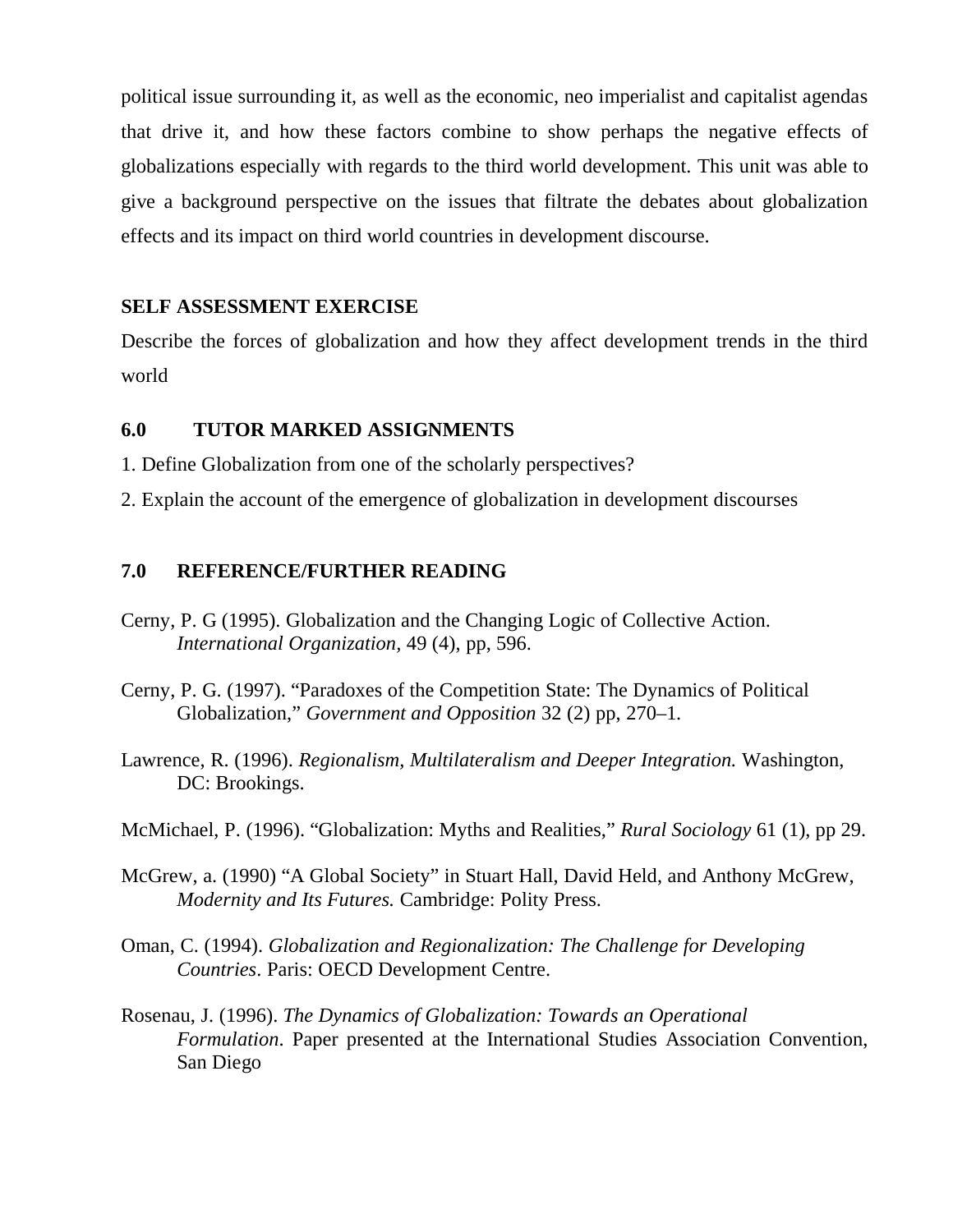political issue surrounding it, as well as the economic, neo imperialist and capitalist agendas that drive it, and how these factors combine to show perhaps the negative effects of globalizations especially with regards to the third world development. This unit was able to give a background perspective on the issues that filtrate the debates about globalization effects and its impact on third world countries in development discourse.

**SELF ASSESSMENT EXERCISE**

Describe the forces of globalization and how they affect development trends in the third world

## 6.0 TUTOR MARKED ASSIGNMENTS

1. Define Globalization from one of the scholarly perspectives?
2. Explain the account of the emergence of globalization in development discourses

## 7.0 REFERENCE/FURTHER READING

Cerny, P. G (1995). Globalization and the Changing Logic of Collective Action. *International Organization,* 49 (4), pp, 596.

Cerny, P. G. (1997). "Paradoxes of the Competition State: The Dynamics of Political Globalization," *Government and Opposition* 32 (2) pp, 270–1.

Lawrence, R. (1996). *Regionalism, Multilateralism and Deeper Integration.* Washington, DC: Brookings.

McMichael, P. (1996). "Globalization: Myths and Realities," *Rural Sociology* 61 (1), pp 29.

McGrew, a. (1990) "A Global Society" in Stuart Hall, David Held, and Anthony McGrew, *Modernity and Its Futures.* Cambridge: Polity Press.

Oman, C. (1994). *Globalization and Regionalization: The Challenge for Developing Countries*. Paris: OECD Development Centre.

Rosenau, J. (1996). *The Dynamics of Globalization: Towards an Operational Formulation*. Paper presented at the International Studies Association Convention, San Diego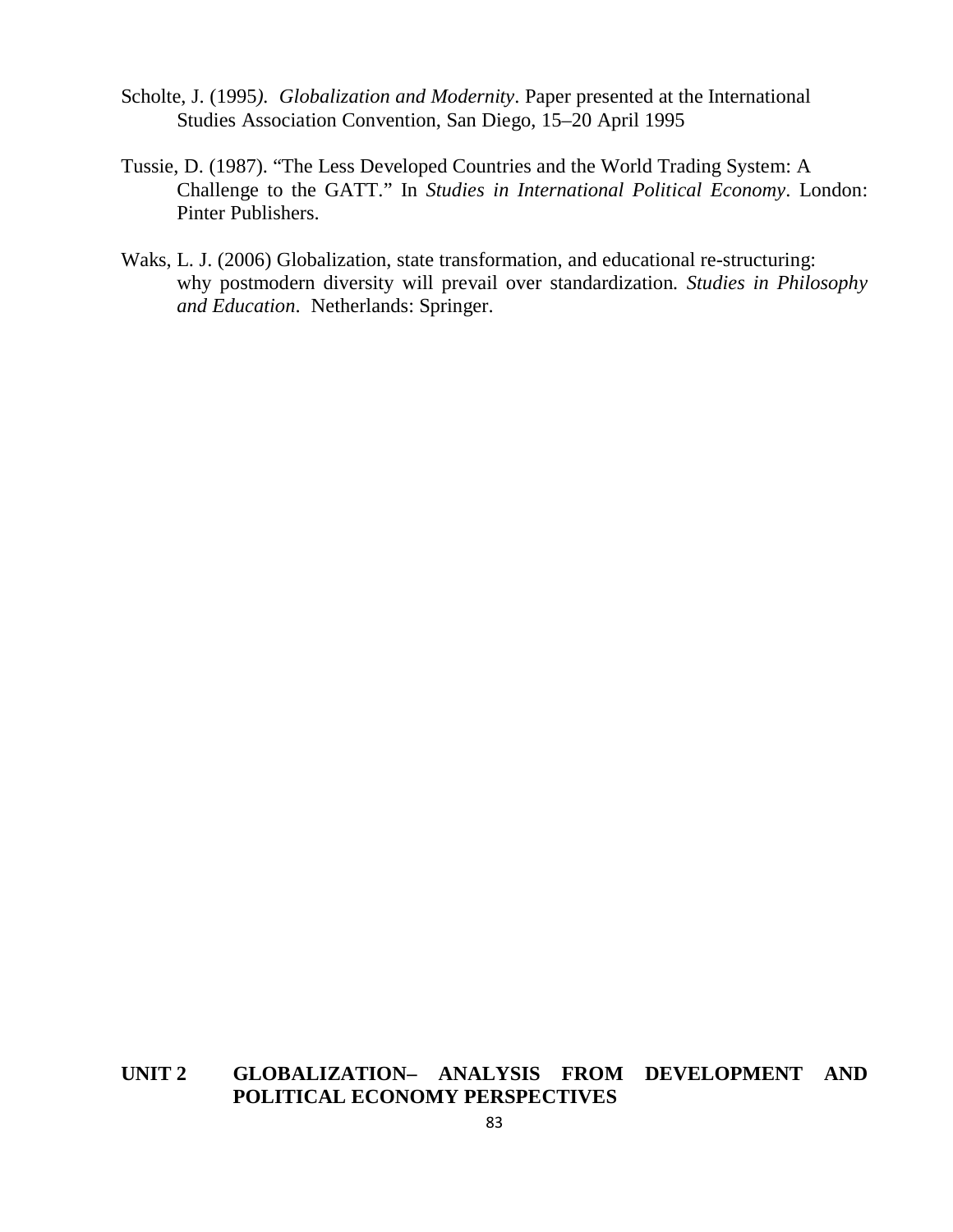Scholte, J. (1995). *Globalization and Modernity*. Paper presented at the International Studies Association Convention, San Diego, 15–20 April 1995

Tussie, D. (1987). "The Less Developed Countries and the World Trading System: A Challenge to the GATT." In *Studies in International Political Economy*. London: Pinter Publishers.

Waks, L. J. (2006) Globalization, state transformation, and educational re-structuring: why postmodern diversity will prevail over standardization. *Studies in Philosophy and Education*. Netherlands: Springer.

## UNIT 2 GLOBALIZATION– ANALYSIS FROM DEVELOPMENT AND POLITICAL ECONOMY PERSPECTIVES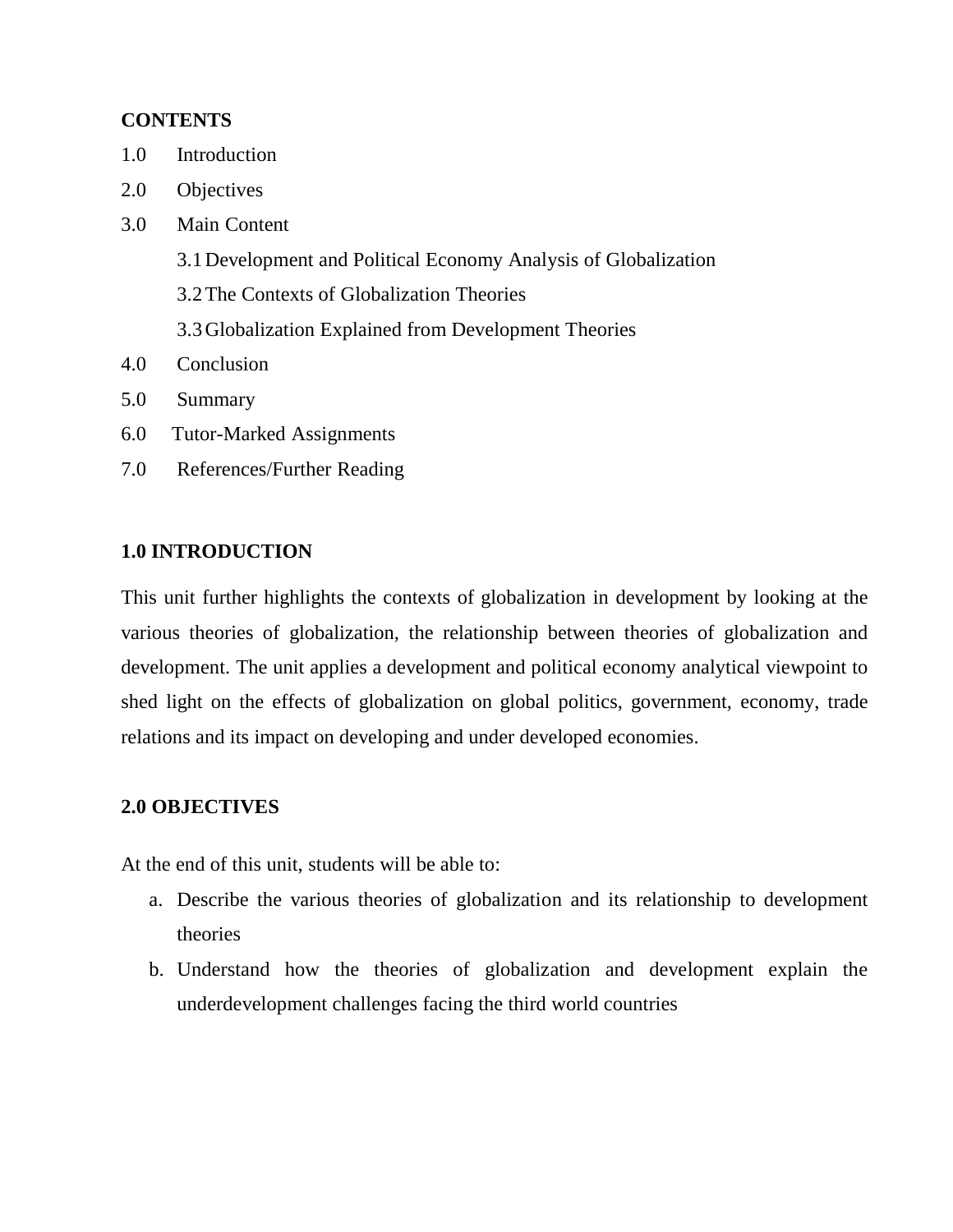**CONTENTS**

1.0 Introduction

2.0 Objectives

3.0 Main Content

  3.1 Development and Political Economy Analysis of Globalization

  3.2 The Contexts of Globalization Theories

  3.3 Globalization Explained from Development Theories

4.0 Conclusion

5.0 Summary

6.0 Tutor-Marked Assignments

7.0 References/Further Reading

## 1.0 INTRODUCTION

This unit further highlights the contexts of globalization in development by looking at the various theories of globalization, the relationship between theories of globalization and development. The unit applies a development and political economy analytical viewpoint to shed light on the effects of globalization on global politics, government, economy, trade relations and its impact on developing and under developed economies.

## 2.0 OBJECTIVES

At the end of this unit, students will be able to:

a. Describe the various theories of globalization and its relationship to development theories
b. Understand how the theories of globalization and development explain the underdevelopment challenges facing the third world countries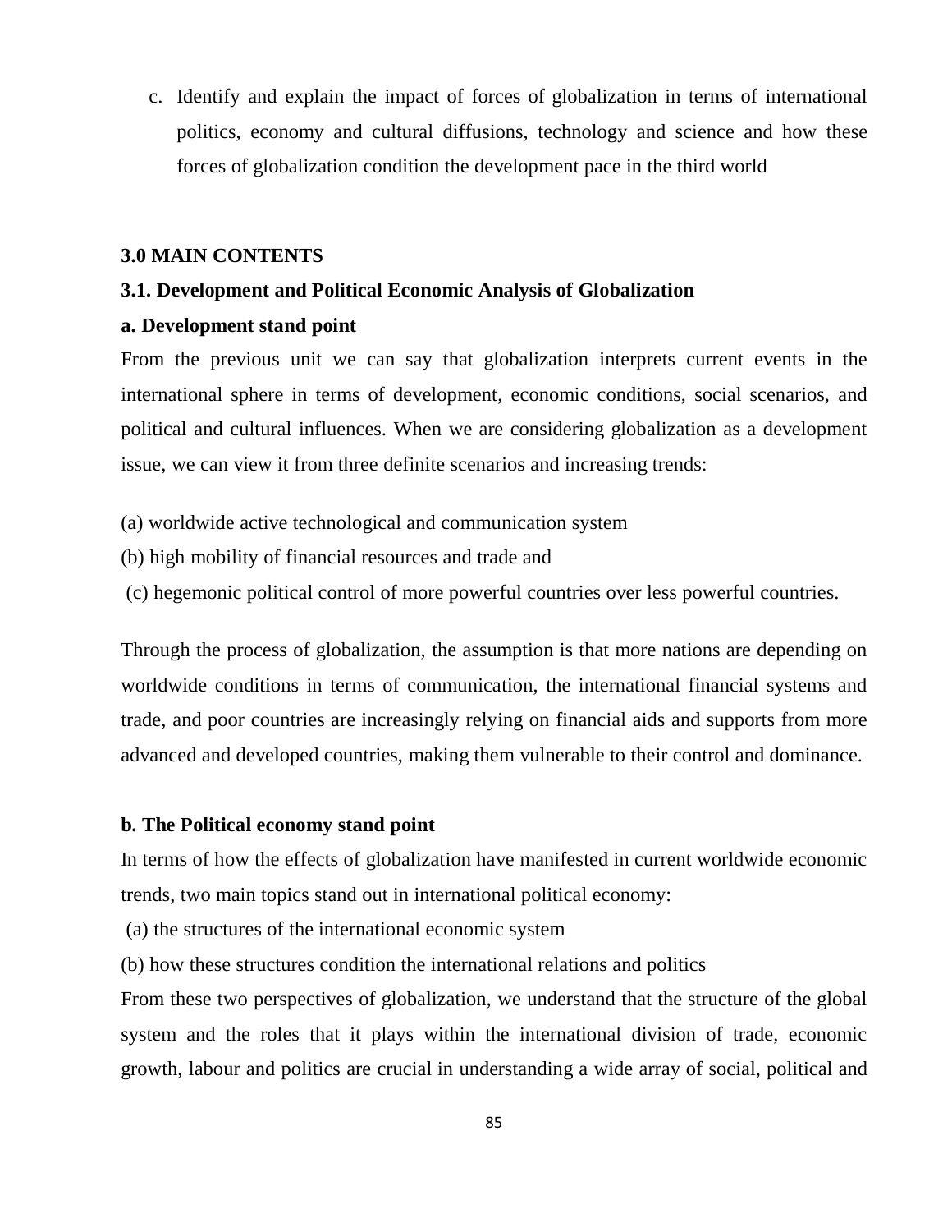c. Identify and explain the impact of forces of globalization in terms of international politics, economy and cultural diffusions, technology and science and how these forces of globalization condition the development pace in the third world

## 3.0 MAIN CONTENTS

### 3.1. Development and Political Economic Analysis of Globalization

**a. Development stand point**

From the previous unit we can say that globalization interprets current events in the international sphere in terms of development, economic conditions, social scenarios, and political and cultural influences. When we are considering globalization as a development issue, we can view it from three definite scenarios and increasing trends:

(a) worldwide active technological and communication system

(b) high mobility of financial resources and trade and

(c) hegemonic political control of more powerful countries over less powerful countries.

Through the process of globalization, the assumption is that more nations are depending on worldwide conditions in terms of communication, the international financial systems and trade, and poor countries are increasingly relying on financial aids and supports from more advanced and developed countries, making them vulnerable to their control and dominance.

**b. The Political economy stand point**

In terms of how the effects of globalization have manifested in current worldwide economic trends, two main topics stand out in international political economy:

(a) the structures of the international economic system

(b) how these structures condition the international relations and politics

From these two perspectives of globalization, we understand that the structure of the global system and the roles that it plays within the international division of trade, economic growth, labour and politics are crucial in understanding a wide array of social, political and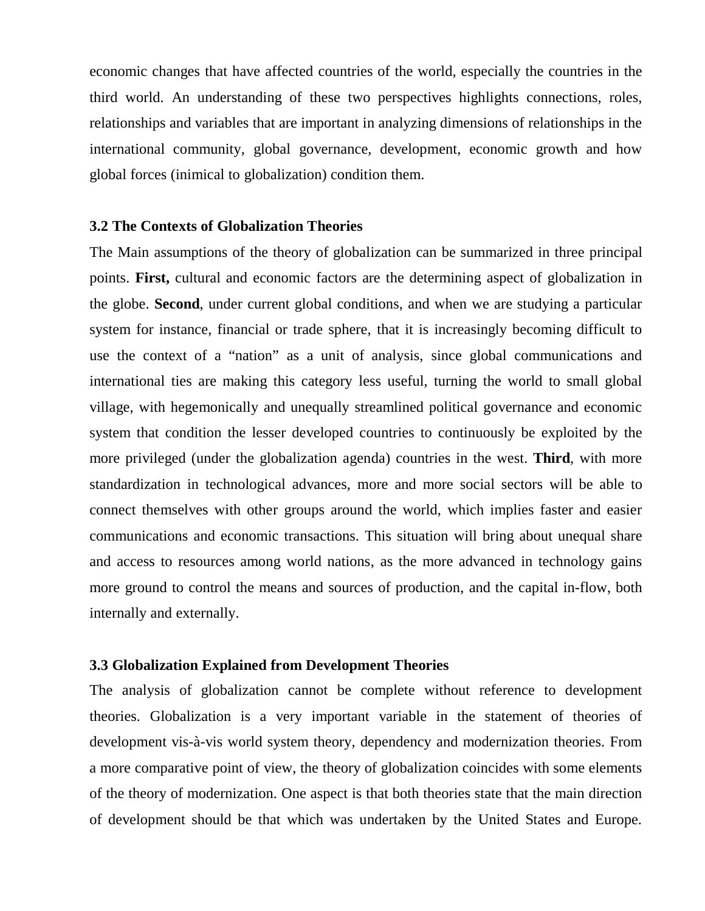economic changes that have affected countries of the world, especially the countries in the third world. An understanding of these two perspectives highlights connections, roles, relationships and variables that are important in analyzing dimensions of relationships in the international community, global governance, development, economic growth and how global forces (inimical to globalization) condition them.

### 3.2 The Contexts of Globalization Theories

The Main assumptions of the theory of globalization can be summarized in three principal points. **First,** cultural and economic factors are the determining aspect of globalization in the globe. **Second**, under current global conditions, and when we are studying a particular system for instance, financial or trade sphere, that it is increasingly becoming difficult to use the context of a "nation" as a unit of analysis, since global communications and international ties are making this category less useful, turning the world to small global village, with hegemonically and unequally streamlined political governance and economic system that condition the lesser developed countries to continuously be exploited by the more privileged (under the globalization agenda) countries in the west. **Third**, with more standardization in technological advances, more and more social sectors will be able to connect themselves with other groups around the world, which implies faster and easier communications and economic transactions. This situation will bring about unequal share and access to resources among world nations, as the more advanced in technology gains more ground to control the means and sources of production, and the capital in-flow, both internally and externally.

### 3.3 Globalization Explained from Development Theories

The analysis of globalization cannot be complete without reference to development theories. Globalization is a very important variable in the statement of theories of development vis-à-vis world system theory, dependency and modernization theories. From a more comparative point of view, the theory of globalization coincides with some elements of the theory of modernization. One aspect is that both theories state that the main direction of development should be that which was undertaken by the United States and Europe.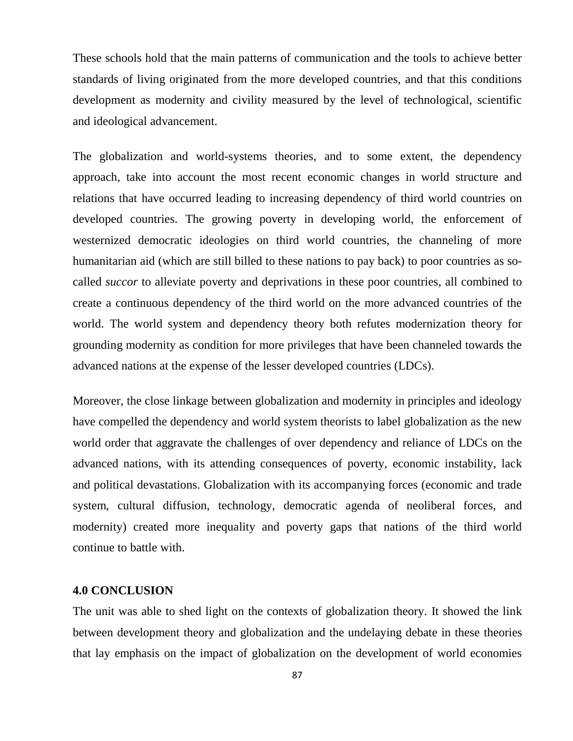These schools hold that the main patterns of communication and the tools to achieve better standards of living originated from the more developed countries, and that this conditions development as modernity and civility measured by the level of technological, scientific and ideological advancement.

The globalization and world-systems theories, and to some extent, the dependency approach, take into account the most recent economic changes in world structure and relations that have occurred leading to increasing dependency of third world countries on developed countries. The growing poverty in developing world, the enforcement of westernized democratic ideologies on third world countries, the channeling of more humanitarian aid (which are still billed to these nations to pay back) to poor countries as so-called *succor* to alleviate poverty and deprivations in these poor countries, all combined to create a continuous dependency of the third world on the more advanced countries of the world. The world system and dependency theory both refutes modernization theory for grounding modernity as condition for more privileges that have been channeled towards the advanced nations at the expense of the lesser developed countries (LDCs).

Moreover, the close linkage between globalization and modernity in principles and ideology have compelled the dependency and world system theorists to label globalization as the new world order that aggravate the challenges of over dependency and reliance of LDCs on the advanced nations, with its attending consequences of poverty, economic instability, lack and political devastations. Globalization with its accompanying forces (economic and trade system, cultural diffusion, technology, democratic agenda of neoliberal forces, and modernity) created more inequality and poverty gaps that nations of the third world continue to battle with.

**4.0 CONCLUSION**

The unit was able to shed light on the contexts of globalization theory. It showed the link between development theory and globalization and the undelaying debate in these theories that lay emphasis on the impact of globalization on the development of world economies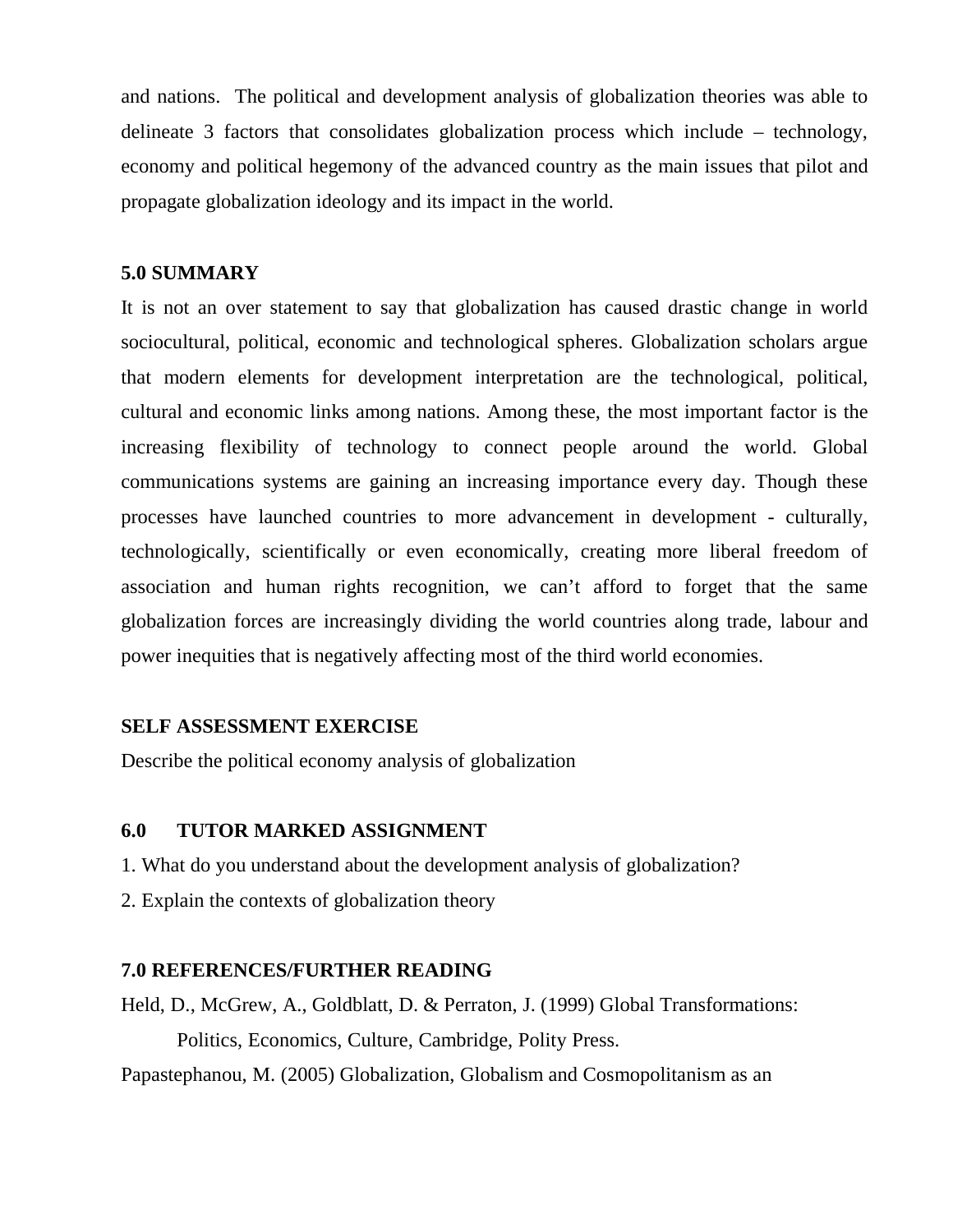and nations. The political and development analysis of globalization theories was able to delineate 3 factors that consolidates globalization process which include – technology, economy and political hegemony of the advanced country as the main issues that pilot and propagate globalization ideology and its impact in the world.

## 5.0 SUMMARY

It is not an over statement to say that globalization has caused drastic change in world sociocultural, political, economic and technological spheres. Globalization scholars argue that modern elements for development interpretation are the technological, political, cultural and economic links among nations. Among these, the most important factor is the increasing flexibility of technology to connect people around the world. Global communications systems are gaining an increasing importance every day. Though these processes have launched countries to more advancement in development - culturally, technologically, scientifically or even economically, creating more liberal freedom of association and human rights recognition, we can't afford to forget that the same globalization forces are increasingly dividing the world countries along trade, labour and power inequities that is negatively affecting most of the third world economies.

## SELF ASSESSMENT EXERCISE

Describe the political economy analysis of globalization

## 6.0 TUTOR MARKED ASSIGNMENT

1. What do you understand about the development analysis of globalization?
2. Explain the contexts of globalization theory

## 7.0 REFERENCES/FURTHER READING

Held, D., McGrew, A., Goldblatt, D. & Perraton, J. (1999) Global Transformations: Politics, Economics, Culture, Cambridge, Polity Press.

Papastephanou, M. (2005) Globalization, Globalism and Cosmopolitanism as an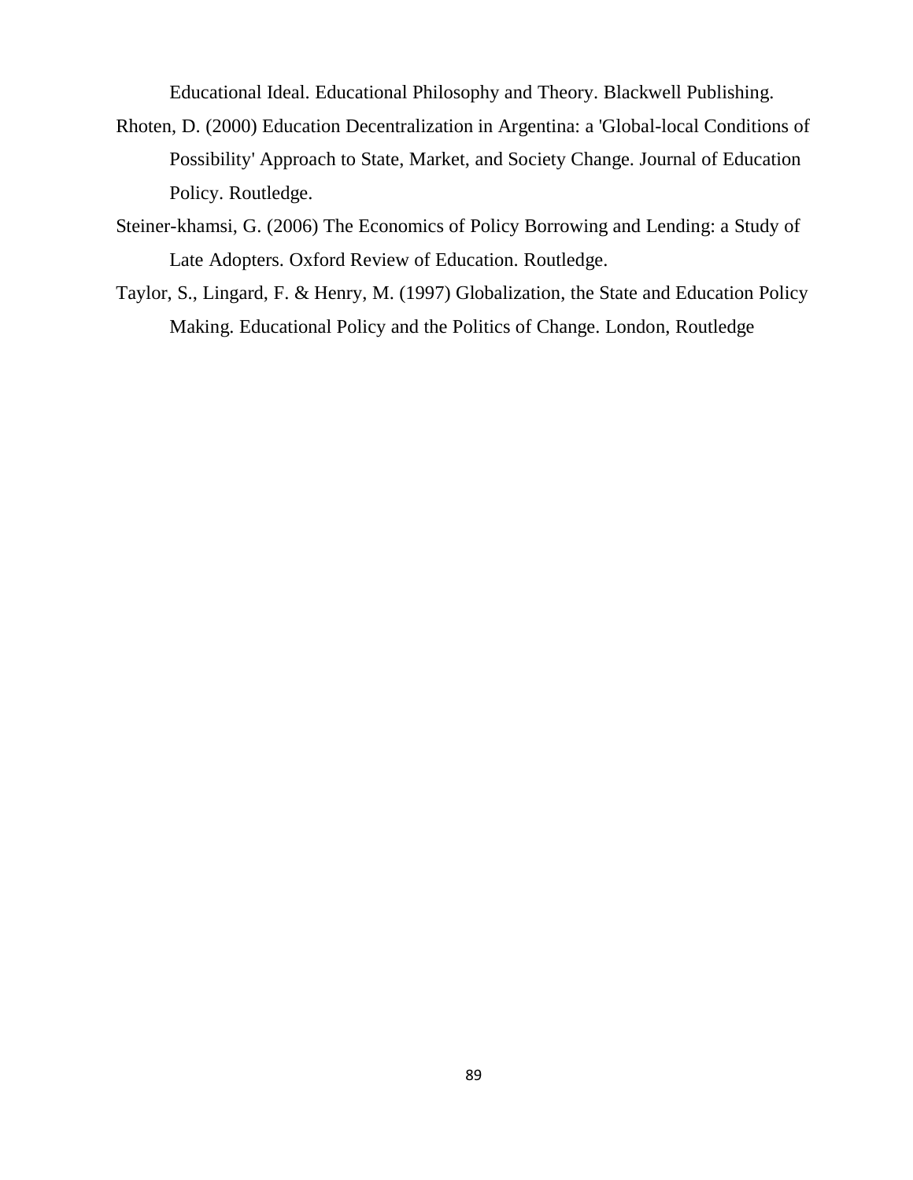Educational Ideal. Educational Philosophy and Theory. Blackwell Publishing.

Rhoten, D. (2000) Education Decentralization in Argentina: a 'Global-local Conditions of Possibility' Approach to State, Market, and Society Change. Journal of Education Policy. Routledge.

Steiner-khamsi, G. (2006) The Economics of Policy Borrowing and Lending: a Study of Late Adopters. Oxford Review of Education. Routledge.

Taylor, S., Lingard, F. & Henry, M. (1997) Globalization, the State and Education Policy Making. Educational Policy and the Politics of Change. London, Routledge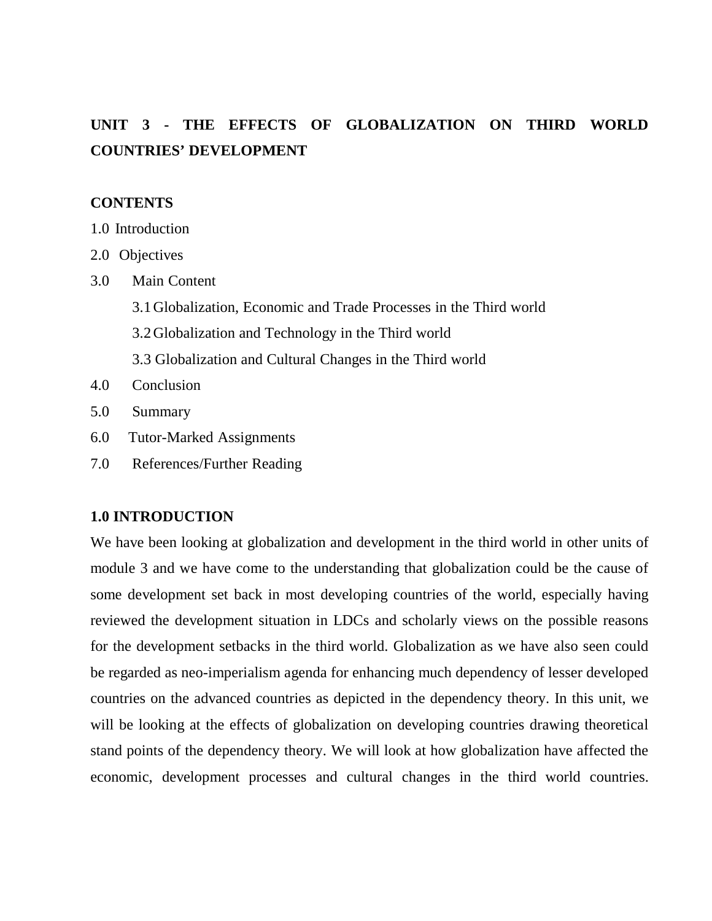# UNIT 3 - THE EFFECTS OF GLOBALIZATION ON THIRD WORLD COUNTRIES' DEVELOPMENT

**CONTENTS**

1.0 Introduction

2.0 Objectives

3.0 Main Content

- 3.1 Globalization, Economic and Trade Processes in the Third world
- 3.2 Globalization and Technology in the Third world
- 3.3 Globalization and Cultural Changes in the Third world

4.0 Conclusion

5.0 Summary

6.0 Tutor-Marked Assignments

7.0 References/Further Reading

## 1.0 INTRODUCTION

We have been looking at globalization and development in the third world in other units of module 3 and we have come to the understanding that globalization could be the cause of some development set back in most developing countries of the world, especially having reviewed the development situation in LDCs and scholarly views on the possible reasons for the development setbacks in the third world. Globalization as we have also seen could be regarded as neo-imperialism agenda for enhancing much dependency of lesser developed countries on the advanced countries as depicted in the dependency theory. In this unit, we will be looking at the effects of globalization on developing countries drawing theoretical stand points of the dependency theory. We will look at how globalization have affected the economic, development processes and cultural changes in the third world countries.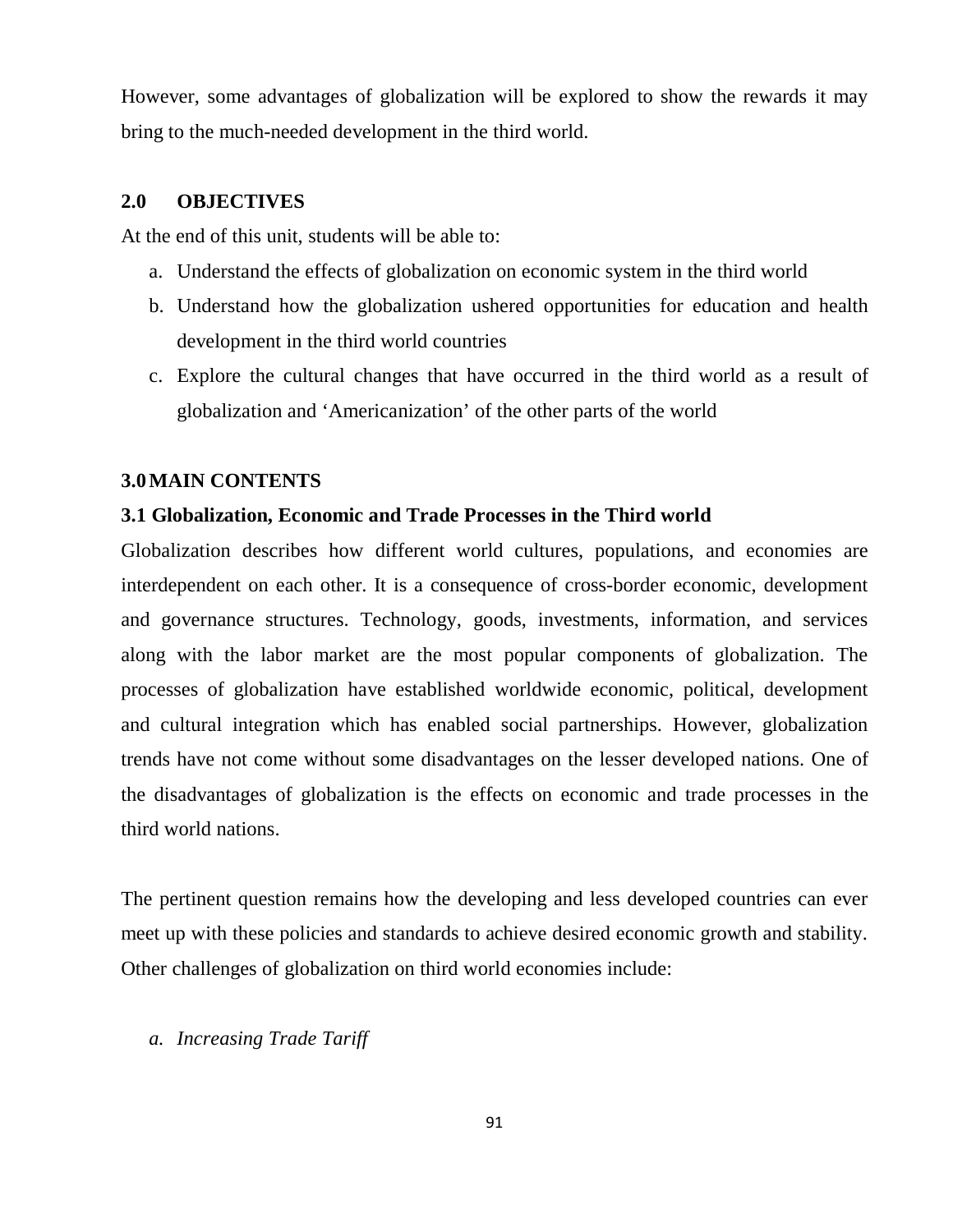However, some advantages of globalization will be explored to show the rewards it may bring to the much-needed development in the third world.

## 2.0 OBJECTIVES

At the end of this unit, students will be able to:

a. Understand the effects of globalization on economic system in the third world
b. Understand how the globalization ushered opportunities for education and health development in the third world countries
c. Explore the cultural changes that have occurred in the third world as a result of globalization and 'Americanization' of the other parts of the world

## 3.0 MAIN CONTENTS

### 3.1 Globalization, Economic and Trade Processes in the Third world

Globalization describes how different world cultures, populations, and economies are interdependent on each other. It is a consequence of cross-border economic, development and governance structures. Technology, goods, investments, information, and services along with the labor market are the most popular components of globalization. The processes of globalization have established worldwide economic, political, development and cultural integration which has enabled social partnerships. However, globalization trends have not come without some disadvantages on the lesser developed nations. One of the disadvantages of globalization is the effects on economic and trade processes in the third world nations.

The pertinent question remains how the developing and less developed countries can ever meet up with these policies and standards to achieve desired economic growth and stability. Other challenges of globalization on third world economies include:

a. *Increasing Trade Tariff*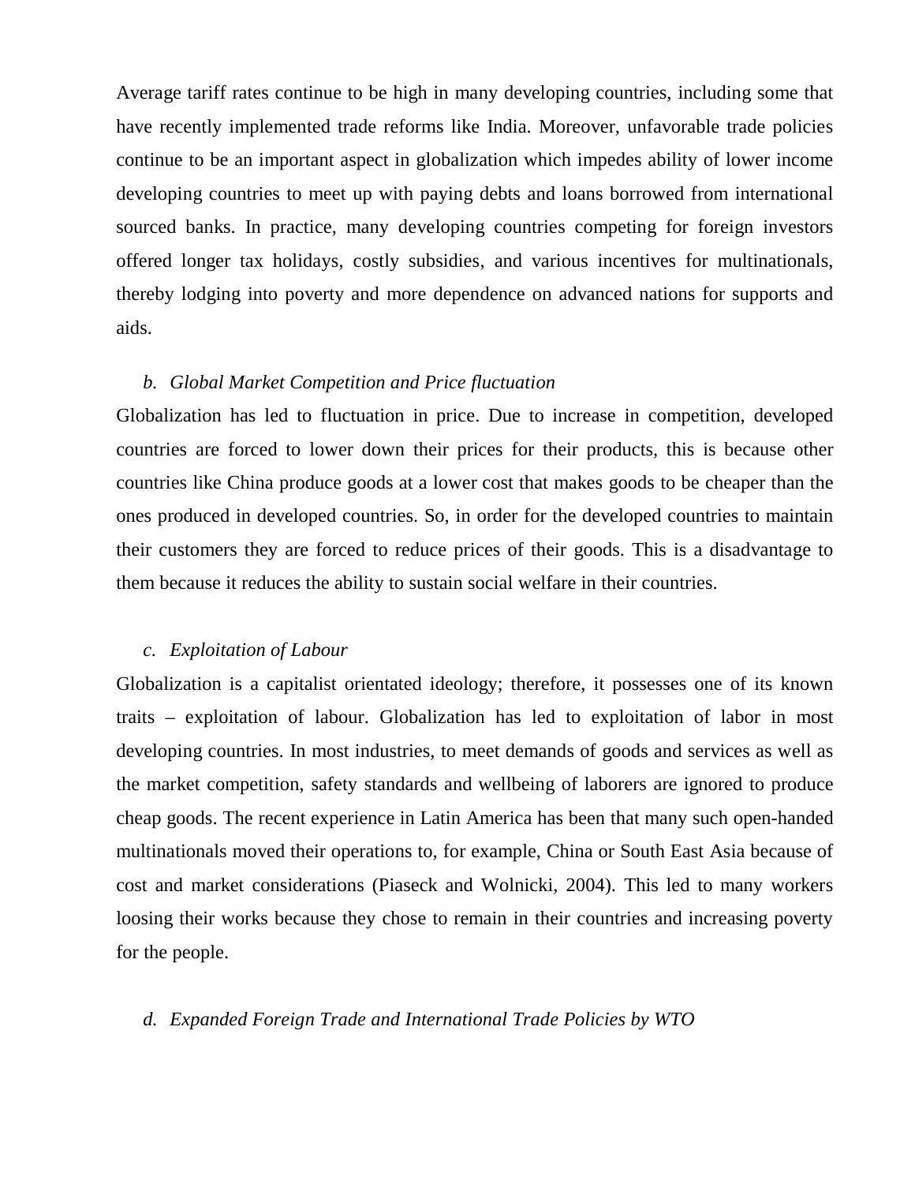Average tariff rates continue to be high in many developing countries, including some that have recently implemented trade reforms like India. Moreover, unfavorable trade policies continue to be an important aspect in globalization which impedes ability of lower income developing countries to meet up with paying debts and loans borrowed from international sourced banks. In practice, many developing countries competing for foreign investors offered longer tax holidays, costly subsidies, and various incentives for multinationals, thereby lodging into poverty and more dependence on advanced nations for supports and aids.

*b. Global Market Competition and Price fluctuation*

Globalization has led to fluctuation in price. Due to increase in competition, developed countries are forced to lower down their prices for their products, this is because other countries like China produce goods at a lower cost that makes goods to be cheaper than the ones produced in developed countries. So, in order for the developed countries to maintain their customers they are forced to reduce prices of their goods. This is a disadvantage to them because it reduces the ability to sustain social welfare in their countries.

*c. Exploitation of Labour*

Globalization is a capitalist orientated ideology; therefore, it possesses one of its known traits – exploitation of labour. Globalization has led to exploitation of labor in most developing countries. In most industries, to meet demands of goods and services as well as the market competition, safety standards and wellbeing of laborers are ignored to produce cheap goods. The recent experience in Latin America has been that many such open-handed multinationals moved their operations to, for example, China or South East Asia because of cost and market considerations (Piaseck and Wolnicki, 2004). This led to many workers loosing their works because they chose to remain in their countries and increasing poverty for the people.

*d. Expanded Foreign Trade and International Trade Policies by WTO*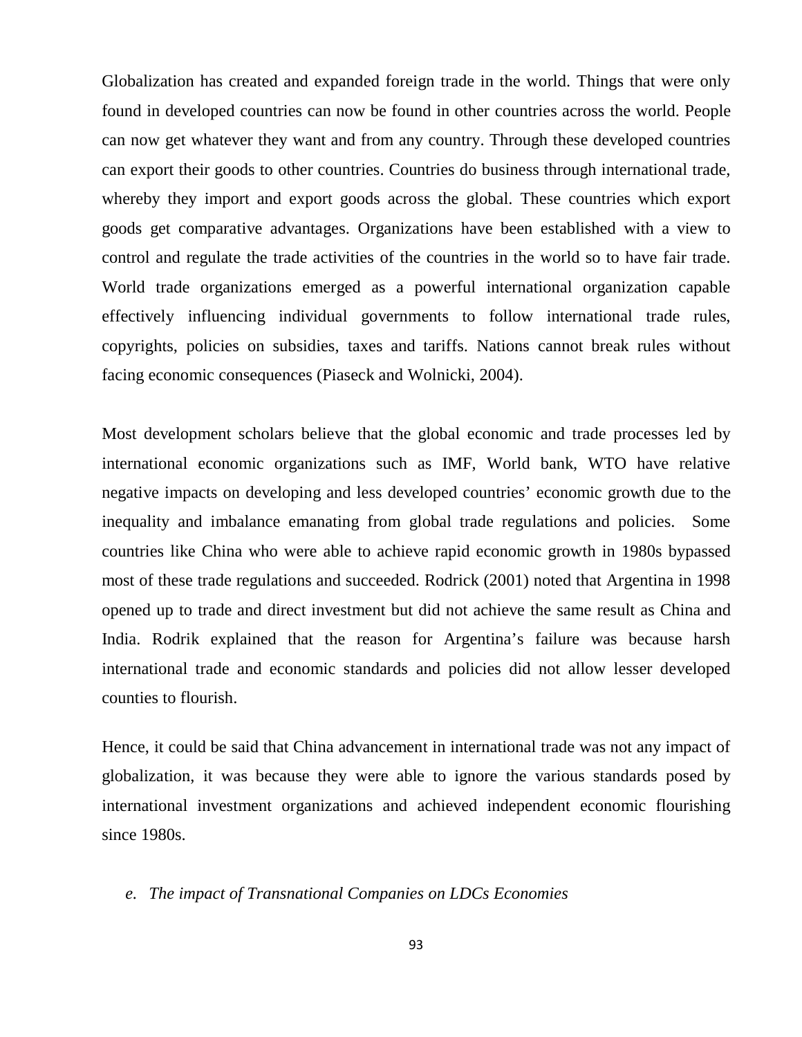Globalization has created and expanded foreign trade in the world. Things that were only found in developed countries can now be found in other countries across the world. People can now get whatever they want and from any country. Through these developed countries can export their goods to other countries. Countries do business through international trade, whereby they import and export goods across the global. These countries which export goods get comparative advantages. Organizations have been established with a view to control and regulate the trade activities of the countries in the world so to have fair trade. World trade organizations emerged as a powerful international organization capable effectively influencing individual governments to follow international trade rules, copyrights, policies on subsidies, taxes and tariffs. Nations cannot break rules without facing economic consequences (Piaseck and Wolnicki, 2004).

Most development scholars believe that the global economic and trade processes led by international economic organizations such as IMF, World bank, WTO have relative negative impacts on developing and less developed countries' economic growth due to the inequality and imbalance emanating from global trade regulations and policies. Some countries like China who were able to achieve rapid economic growth in 1980s bypassed most of these trade regulations and succeeded. Rodrick (2001) noted that Argentina in 1998 opened up to trade and direct investment but did not achieve the same result as China and India. Rodrik explained that the reason for Argentina's failure was because harsh international trade and economic standards and policies did not allow lesser developed counties to flourish.

Hence, it could be said that China advancement in international trade was not any impact of globalization, it was because they were able to ignore the various standards posed by international investment organizations and achieved independent economic flourishing since 1980s.

*e. The impact of Transnational Companies on LDCs Economies*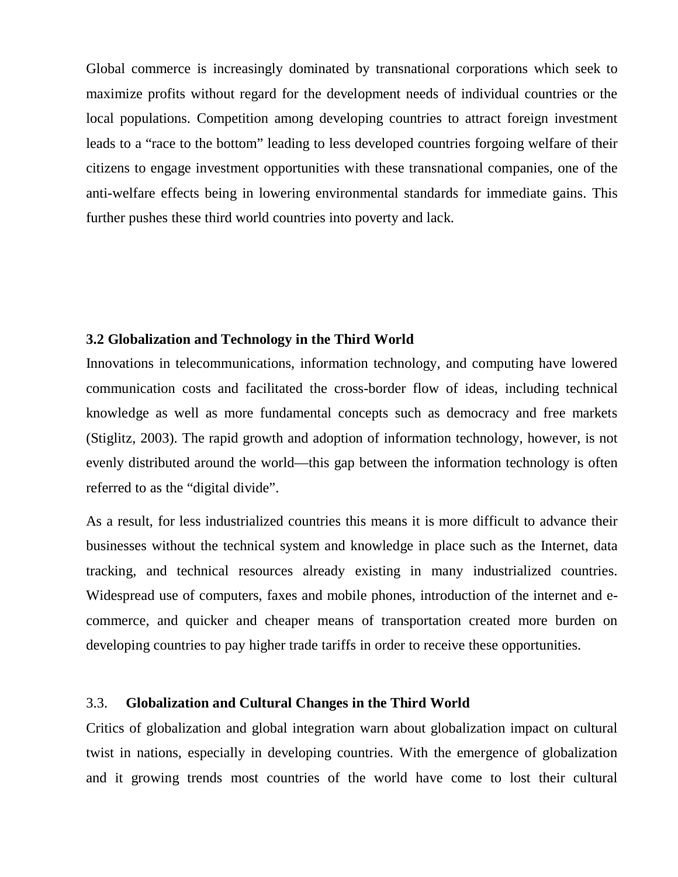Global commerce is increasingly dominated by transnational corporations which seek to maximize profits without regard for the development needs of individual countries or the local populations. Competition among developing countries to attract foreign investment leads to a "race to the bottom" leading to less developed countries forgoing welfare of their citizens to engage investment opportunities with these transnational companies, one of the anti-welfare effects being in lowering environmental standards for immediate gains. This further pushes these third world countries into poverty and lack.

### 3.2 Globalization and Technology in the Third World

Innovations in telecommunications, information technology, and computing have lowered communication costs and facilitated the cross-border flow of ideas, including technical knowledge as well as more fundamental concepts such as democracy and free markets (Stiglitz, 2003). The rapid growth and adoption of information technology, however, is not evenly distributed around the world—this gap between the information technology is often referred to as the "digital divide".

As a result, for less industrialized countries this means it is more difficult to advance their businesses without the technical system and knowledge in place such as the Internet, data tracking, and technical resources already existing in many industrialized countries. Widespread use of computers, faxes and mobile phones, introduction of the internet and e-commerce, and quicker and cheaper means of transportation created more burden on developing countries to pay higher trade tariffs in order to receive these opportunities.

### 3.3. Globalization and Cultural Changes in the Third World

Critics of globalization and global integration warn about globalization impact on cultural twist in nations, especially in developing countries. With the emergence of globalization and it growing trends most countries of the world have come to lost their cultural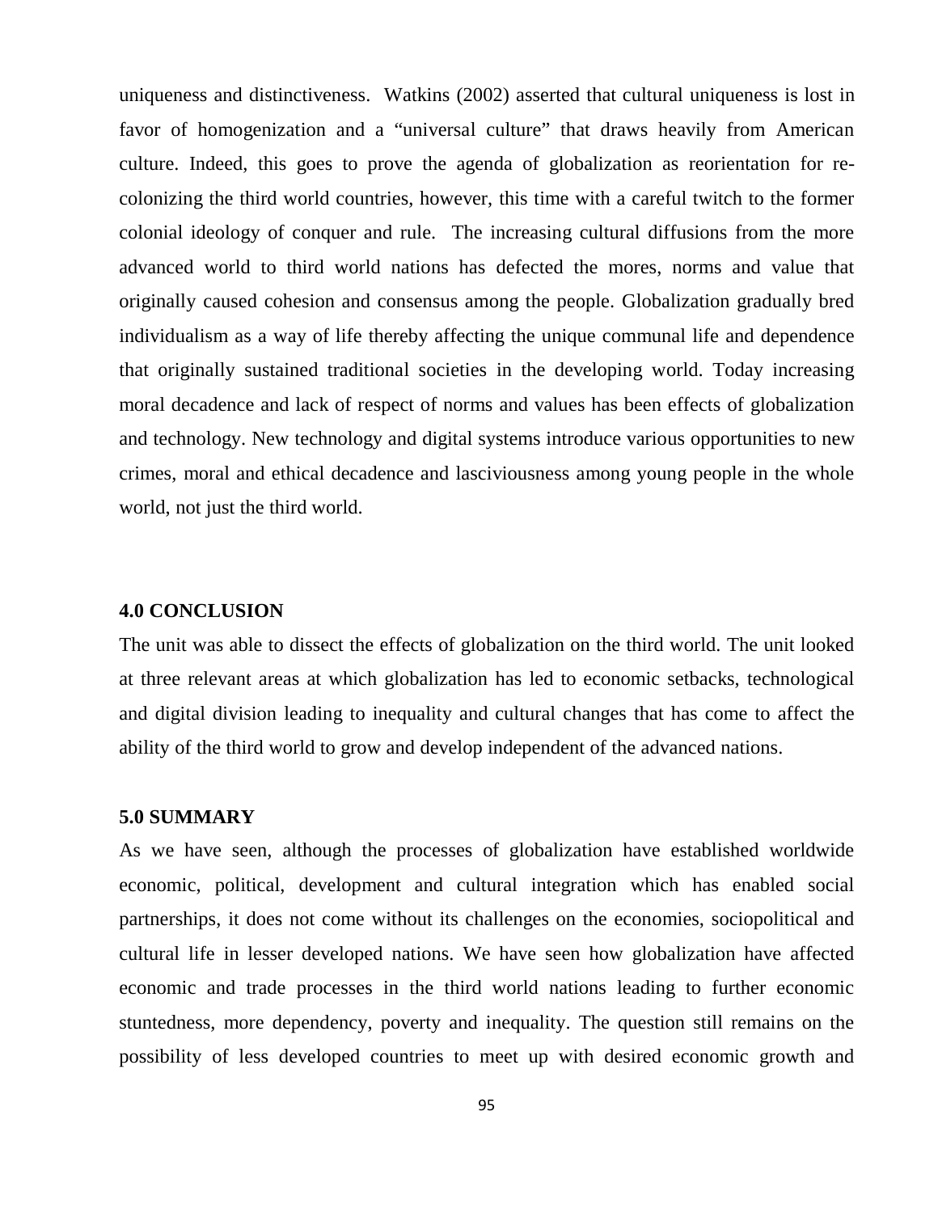uniqueness and distinctiveness. Watkins (2002) asserted that cultural uniqueness is lost in favor of homogenization and a "universal culture" that draws heavily from American culture. Indeed, this goes to prove the agenda of globalization as reorientation for re-colonizing the third world countries, however, this time with a careful twitch to the former colonial ideology of conquer and rule. The increasing cultural diffusions from the more advanced world to third world nations has defected the mores, norms and value that originally caused cohesion and consensus among the people. Globalization gradually bred individualism as a way of life thereby affecting the unique communal life and dependence that originally sustained traditional societies in the developing world. Today increasing moral decadence and lack of respect of norms and values has been effects of globalization and technology. New technology and digital systems introduce various opportunities to new crimes, moral and ethical decadence and lasciviousness among young people in the whole world, not just the third world.

### 4.0 CONCLUSION

The unit was able to dissect the effects of globalization on the third world. The unit looked at three relevant areas at which globalization has led to economic setbacks, technological and digital division leading to inequality and cultural changes that has come to affect the ability of the third world to grow and develop independent of the advanced nations.

### 5.0 SUMMARY

As we have seen, although the processes of globalization have established worldwide economic, political, development and cultural integration which has enabled social partnerships, it does not come without its challenges on the economies, sociopolitical and cultural life in lesser developed nations. We have seen how globalization have affected economic and trade processes in the third world nations leading to further economic stuntedness, more dependency, poverty and inequality. The question still remains on the possibility of less developed countries to meet up with desired economic growth and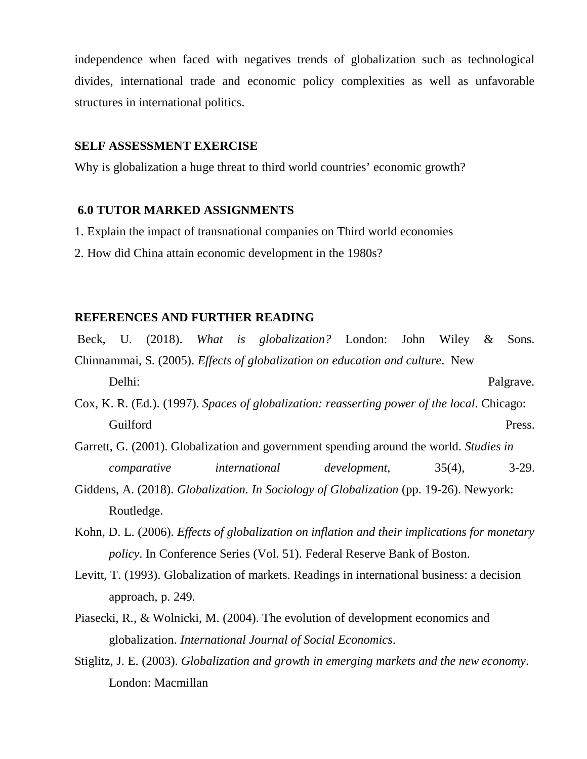independence when faced with negatives trends of globalization such as technological divides, international trade and economic policy complexities as well as unfavorable structures in international politics.

**SELF ASSESSMENT EXERCISE**

Why is globalization a huge threat to third world countries' economic growth?

## 6.0 TUTOR MARKED ASSIGNMENTS

1. Explain the impact of transnational companies on Third world economies
2. How did China attain economic development in the 1980s?

## REFERENCES AND FURTHER READING

Beck, U. (2018). *What is globalization?* London: John Wiley & Sons.

Chinnammai, S. (2005). *Effects of globalization on education and culture*. New Delhi: Palgrave.

Cox, K. R. (Ed.). (1997). *Spaces of globalization: reasserting power of the local*. Chicago: Guilford Press.

Garrett, G. (2001). Globalization and government spending around the world. *Studies in comparative international development*, 35(4), 3-29.

Giddens, A. (2018). *Globalization. In Sociology of Globalization* (pp. 19-26). Newyork: Routledge.

Kohn, D. L. (2006). *Effects of globalization on inflation and their implications for monetary policy*. In Conference Series (Vol. 51). Federal Reserve Bank of Boston.

Levitt, T. (1993). Globalization of markets. Readings in international business: a decision approach, p. 249.

Piasecki, R., & Wolnicki, M. (2004). The evolution of development economics and globalization. *International Journal of Social Economics*.

Stiglitz, J. E. (2003). *Globalization and growth in emerging markets and the new economy*. London: Macmillan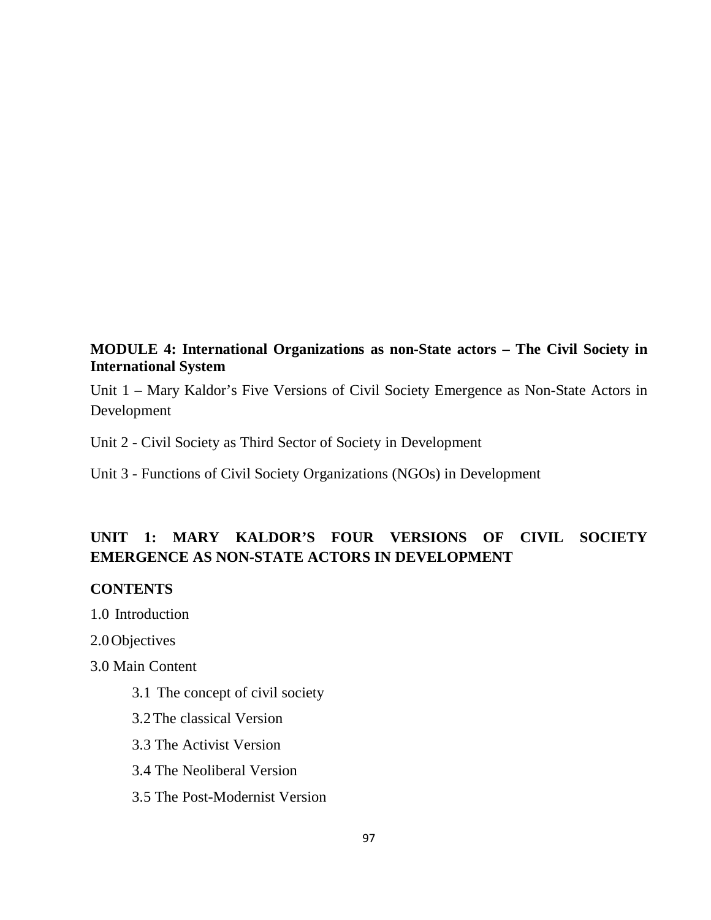**MODULE 4: International Organizations as non-State actors – The Civil Society in International System**

Unit 1 – Mary Kaldor's Five Versions of Civil Society Emergence as Non-State Actors in Development

Unit 2 - Civil Society as Third Sector of Society in Development

Unit 3 - Functions of Civil Society Organizations (NGOs) in Development

## UNIT 1: MARY KALDOR'S FOUR VERSIONS OF CIVIL SOCIETY EMERGENCE AS NON-STATE ACTORS IN DEVELOPMENT

**CONTENTS**

1.0 Introduction

2.0 Objectives

3.0 Main Content

- 3.1 The concept of civil society
- 3.2 The classical Version
- 3.3 The Activist Version
- 3.4 The Neoliberal Version
- 3.5 The Post-Modernist Version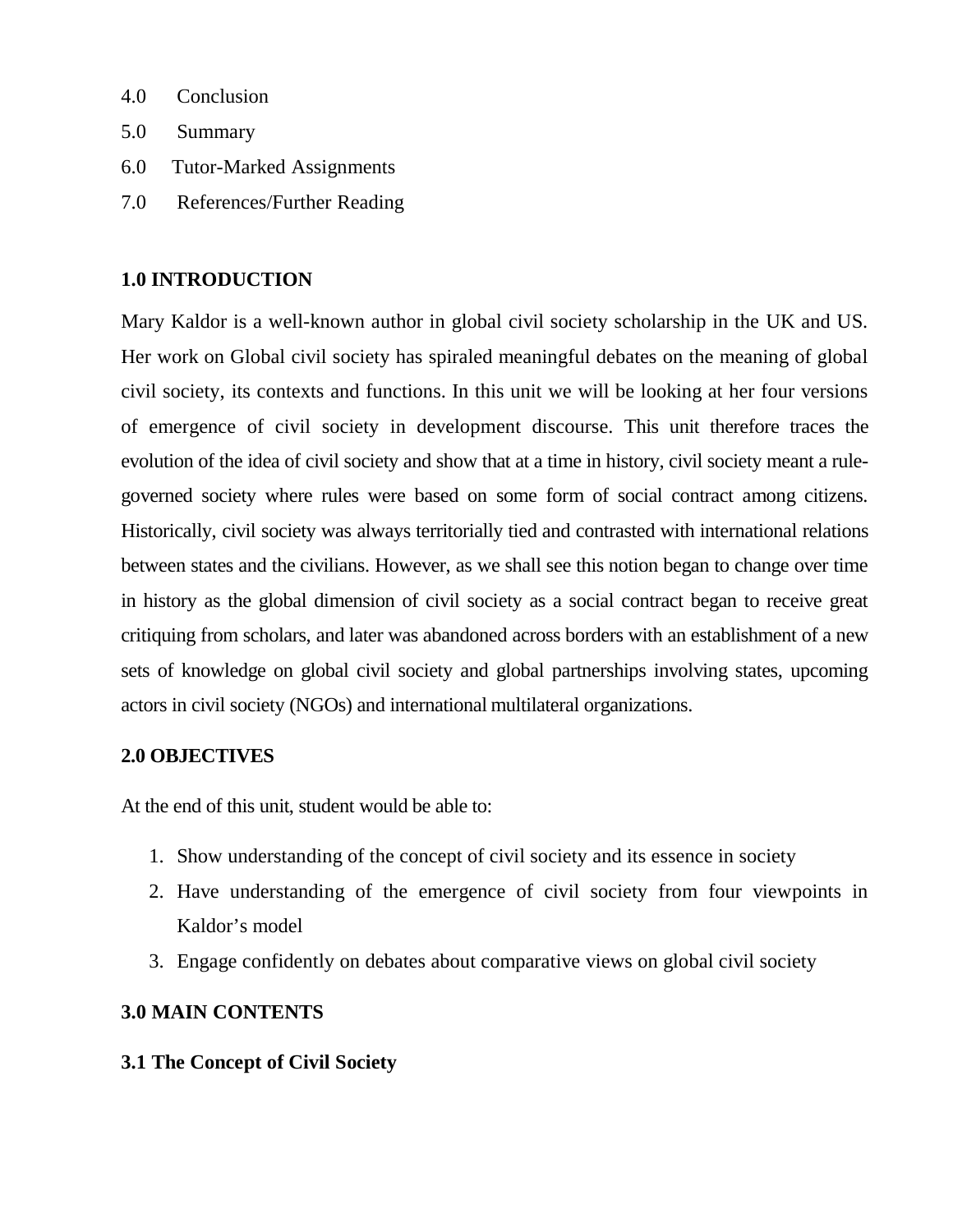4.0 Conclusion

5.0 Summary

6.0 Tutor-Marked Assignments

7.0 References/Further Reading

## 1.0 INTRODUCTION

Mary Kaldor is a well-known author in global civil society scholarship in the UK and US. Her work on Global civil society has spiraled meaningful debates on the meaning of global civil society, its contexts and functions. In this unit we will be looking at her four versions of emergence of civil society in development discourse. This unit therefore traces the evolution of the idea of civil society and show that at a time in history, civil society meant a rule-governed society where rules were based on some form of social contract among citizens. Historically, civil society was always territorially tied and contrasted with international relations between states and the civilians. However, as we shall see this notion began to change over time in history as the global dimension of civil society as a social contract began to receive great critiquing from scholars, and later was abandoned across borders with an establishment of a new sets of knowledge on global civil society and global partnerships involving states, upcoming actors in civil society (NGOs) and international multilateral organizations.

## 2.0 OBJECTIVES

At the end of this unit, student would be able to:

1. Show understanding of the concept of civil society and its essence in society
2. Have understanding of the emergence of civil society from four viewpoints in Kaldor's model
3. Engage confidently on debates about comparative views on global civil society

## 3.0 MAIN CONTENTS

### 3.1 The Concept of Civil Society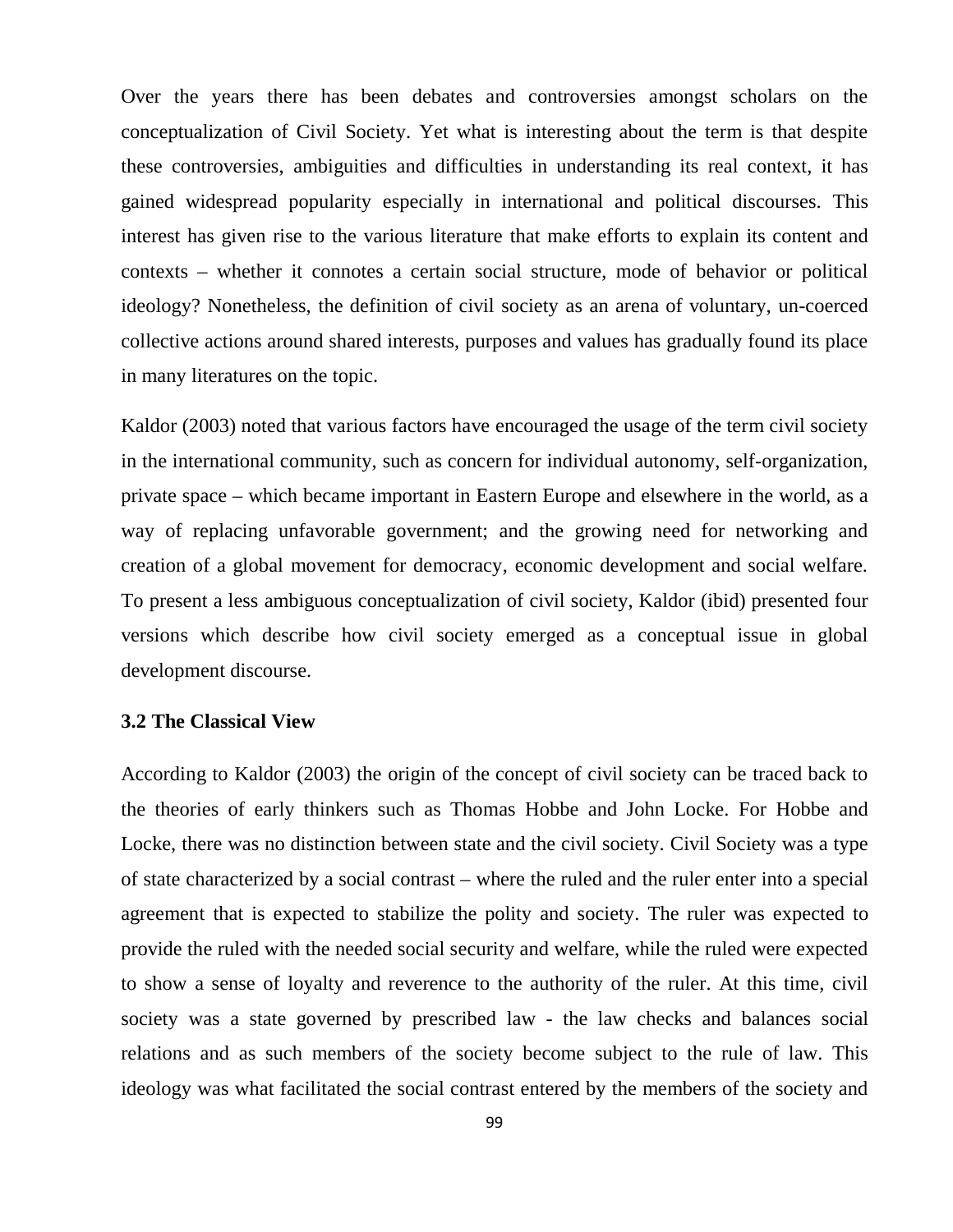Over the years there has been debates and controversies amongst scholars on the conceptualization of Civil Society. Yet what is interesting about the term is that despite these controversies, ambiguities and difficulties in understanding its real context, it has gained widespread popularity especially in international and political discourses. This interest has given rise to the various literature that make efforts to explain its content and contexts – whether it connotes a certain social structure, mode of behavior or political ideology? Nonetheless, the definition of civil society as an arena of voluntary, un-coerced collective actions around shared interests, purposes and values has gradually found its place in many literatures on the topic.

Kaldor (2003) noted that various factors have encouraged the usage of the term civil society in the international community, such as concern for individual autonomy, self-organization, private space – which became important in Eastern Europe and elsewhere in the world, as a way of replacing unfavorable government; and the growing need for networking and creation of a global movement for democracy, economic development and social welfare. To present a less ambiguous conceptualization of civil society, Kaldor (ibid) presented four versions which describe how civil society emerged as a conceptual issue in global development discourse.

### 3.2 The Classical View

According to Kaldor (2003) the origin of the concept of civil society can be traced back to the theories of early thinkers such as Thomas Hobbe and John Locke. For Hobbe and Locke, there was no distinction between state and the civil society. Civil Society was a type of state characterized by a social contrast – where the ruled and the ruler enter into a special agreement that is expected to stabilize the polity and society. The ruler was expected to provide the ruled with the needed social security and welfare, while the ruled were expected to show a sense of loyalty and reverence to the authority of the ruler. At this time, civil society was a state governed by prescribed law - the law checks and balances social relations and as such members of the society become subject to the rule of law. This ideology was what facilitated the social contrast entered by the members of the society and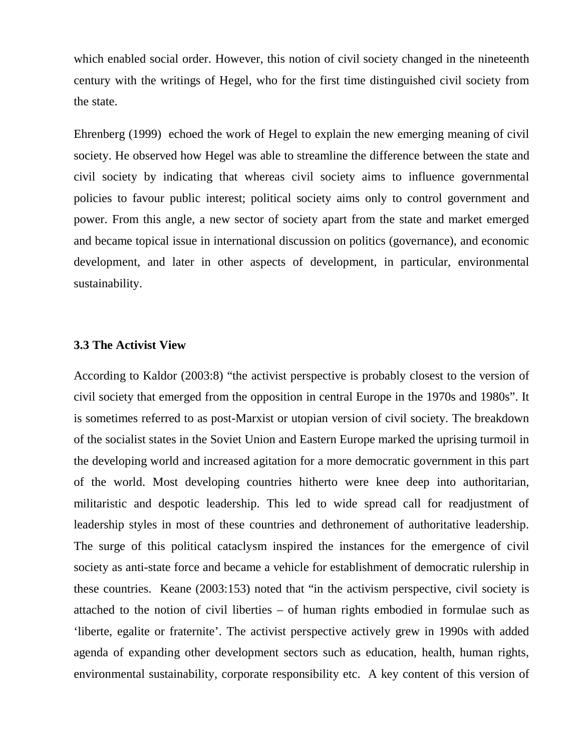which enabled social order. However, this notion of civil society changed in the nineteenth century with the writings of Hegel, who for the first time distinguished civil society from the state.

Ehrenberg (1999) echoed the work of Hegel to explain the new emerging meaning of civil society. He observed how Hegel was able to streamline the difference between the state and civil society by indicating that whereas civil society aims to influence governmental policies to favour public interest; political society aims only to control government and power. From this angle, a new sector of society apart from the state and market emerged and became topical issue in international discussion on politics (governance), and economic development, and later in other aspects of development, in particular, environmental sustainability.

### 3.3 The Activist View

According to Kaldor (2003:8) "the activist perspective is probably closest to the version of civil society that emerged from the opposition in central Europe in the 1970s and 1980s". It is sometimes referred to as post-Marxist or utopian version of civil society. The breakdown of the socialist states in the Soviet Union and Eastern Europe marked the uprising turmoil in the developing world and increased agitation for a more democratic government in this part of the world. Most developing countries hitherto were knee deep into authoritarian, militaristic and despotic leadership. This led to wide spread call for readjustment of leadership styles in most of these countries and dethronement of authoritative leadership. The surge of this political cataclysm inspired the instances for the emergence of civil society as anti-state force and became a vehicle for establishment of democratic rulership in these countries. Keane (2003:153) noted that "in the activism perspective, civil society is attached to the notion of civil liberties – of human rights embodied in formulae such as 'liberte, egalite or fraternite'. The activist perspective actively grew in 1990s with added agenda of expanding other development sectors such as education, health, human rights, environmental sustainability, corporate responsibility etc. A key content of this version of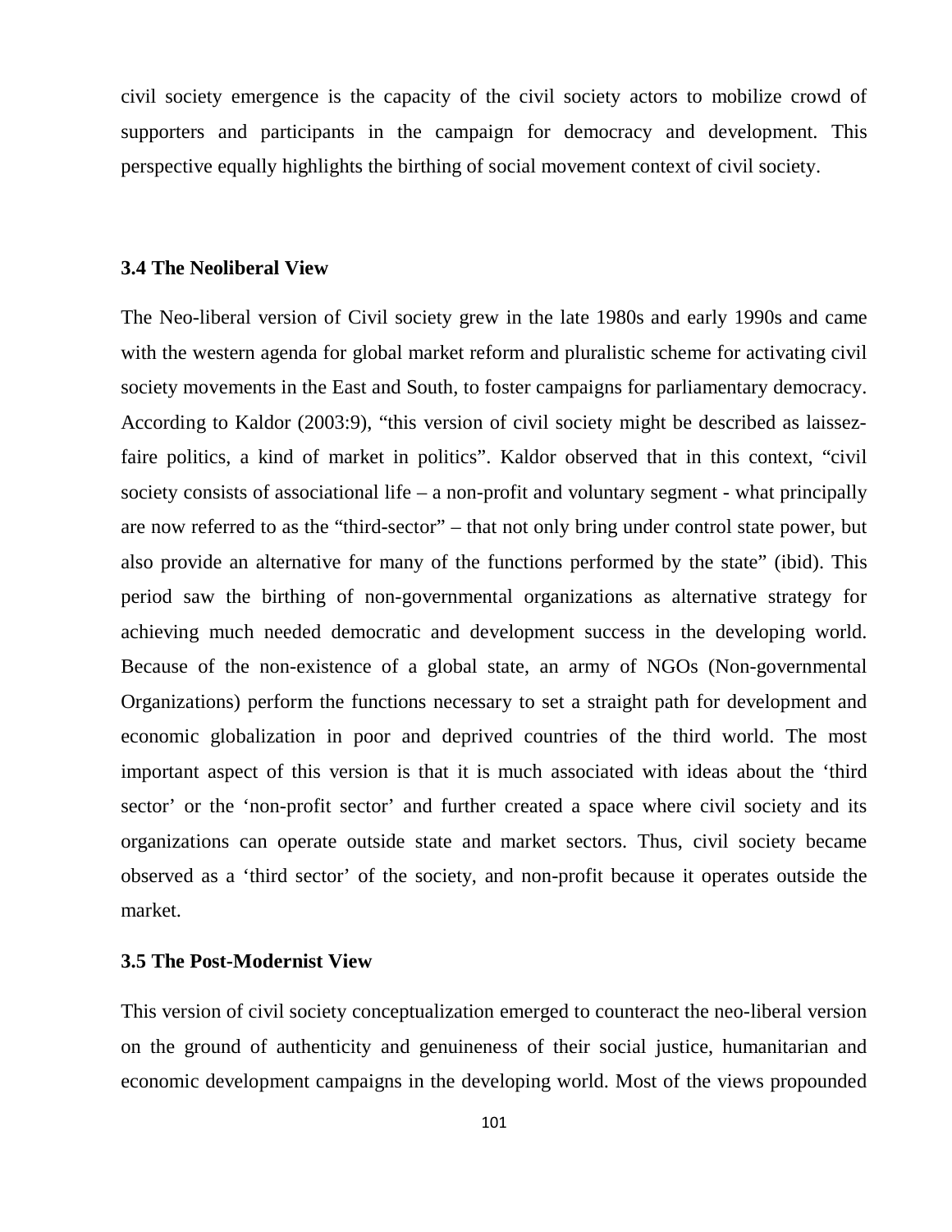civil society emergence is the capacity of the civil society actors to mobilize crowd of supporters and participants in the campaign for democracy and development. This perspective equally highlights the birthing of social movement context of civil society.

### 3.4 The Neoliberal View

The Neo-liberal version of Civil society grew in the late 1980s and early 1990s and came with the western agenda for global market reform and pluralistic scheme for activating civil society movements in the East and South, to foster campaigns for parliamentary democracy. According to Kaldor (2003:9), "this version of civil society might be described as laissez-faire politics, a kind of market in politics". Kaldor observed that in this context, "civil society consists of associational life – a non-profit and voluntary segment - what principally are now referred to as the "third-sector" – that not only bring under control state power, but also provide an alternative for many of the functions performed by the state" (ibid). This period saw the birthing of non-governmental organizations as alternative strategy for achieving much needed democratic and development success in the developing world. Because of the non-existence of a global state, an army of NGOs (Non-governmental Organizations) perform the functions necessary to set a straight path for development and economic globalization in poor and deprived countries of the third world. The most important aspect of this version is that it is much associated with ideas about the 'third sector' or the 'non-profit sector' and further created a space where civil society and its organizations can operate outside state and market sectors. Thus, civil society became observed as a 'third sector' of the society, and non-profit because it operates outside the market.

### 3.5 The Post-Modernist View

This version of civil society conceptualization emerged to counteract the neo-liberal version on the ground of authenticity and genuineness of their social justice, humanitarian and economic development campaigns in the developing world. Most of the views propounded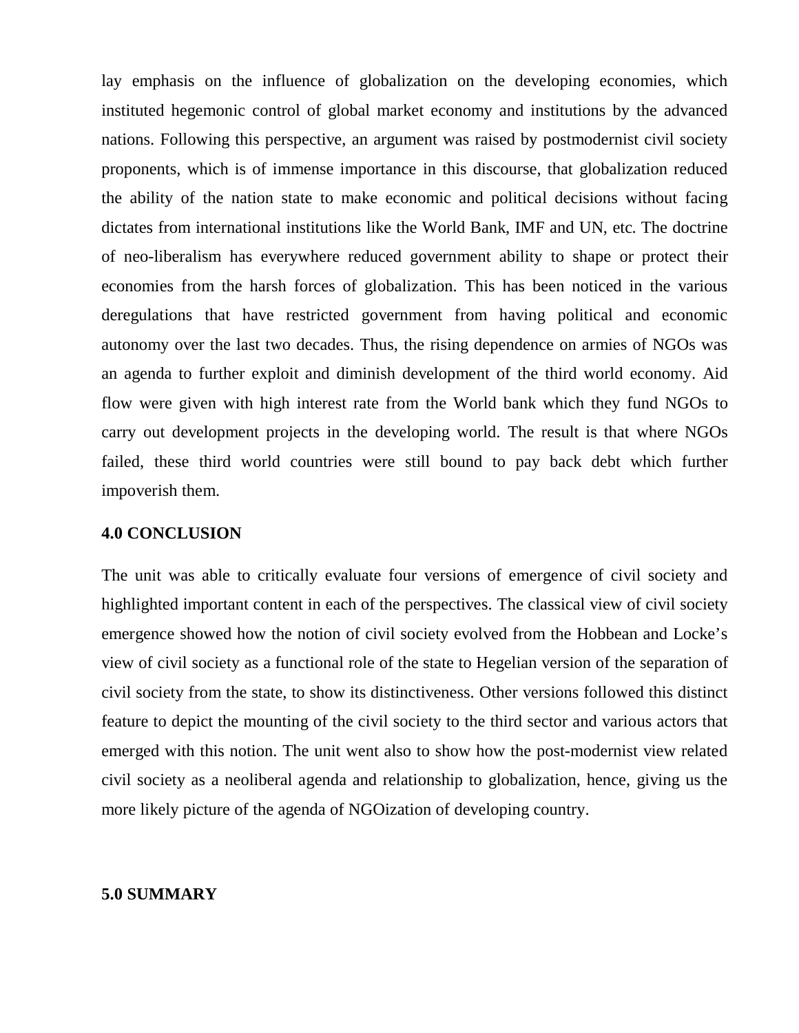lay emphasis on the influence of globalization on the developing economies, which instituted hegemonic control of global market economy and institutions by the advanced nations. Following this perspective, an argument was raised by postmodernist civil society proponents, which is of immense importance in this discourse, that globalization reduced the ability of the nation state to make economic and political decisions without facing dictates from international institutions like the World Bank, IMF and UN, etc. The doctrine of neo-liberalism has everywhere reduced government ability to shape or protect their economies from the harsh forces of globalization. This has been noticed in the various deregulations that have restricted government from having political and economic autonomy over the last two decades. Thus, the rising dependence on armies of NGOs was an agenda to further exploit and diminish development of the third world economy. Aid flow were given with high interest rate from the World bank which they fund NGOs to carry out development projects in the developing world. The result is that where NGOs failed, these third world countries were still bound to pay back debt which further impoverish them.

**4.0 CONCLUSION**

The unit was able to critically evaluate four versions of emergence of civil society and highlighted important content in each of the perspectives. The classical view of civil society emergence showed how the notion of civil society evolved from the Hobbean and Locke's view of civil society as a functional role of the state to Hegelian version of the separation of civil society from the state, to show its distinctiveness. Other versions followed this distinct feature to depict the mounting of the civil society to the third sector and various actors that emerged with this notion. The unit went also to show how the post-modernist view related civil society as a neoliberal agenda and relationship to globalization, hence, giving us the more likely picture of the agenda of NGOization of developing country.

**5.0 SUMMARY**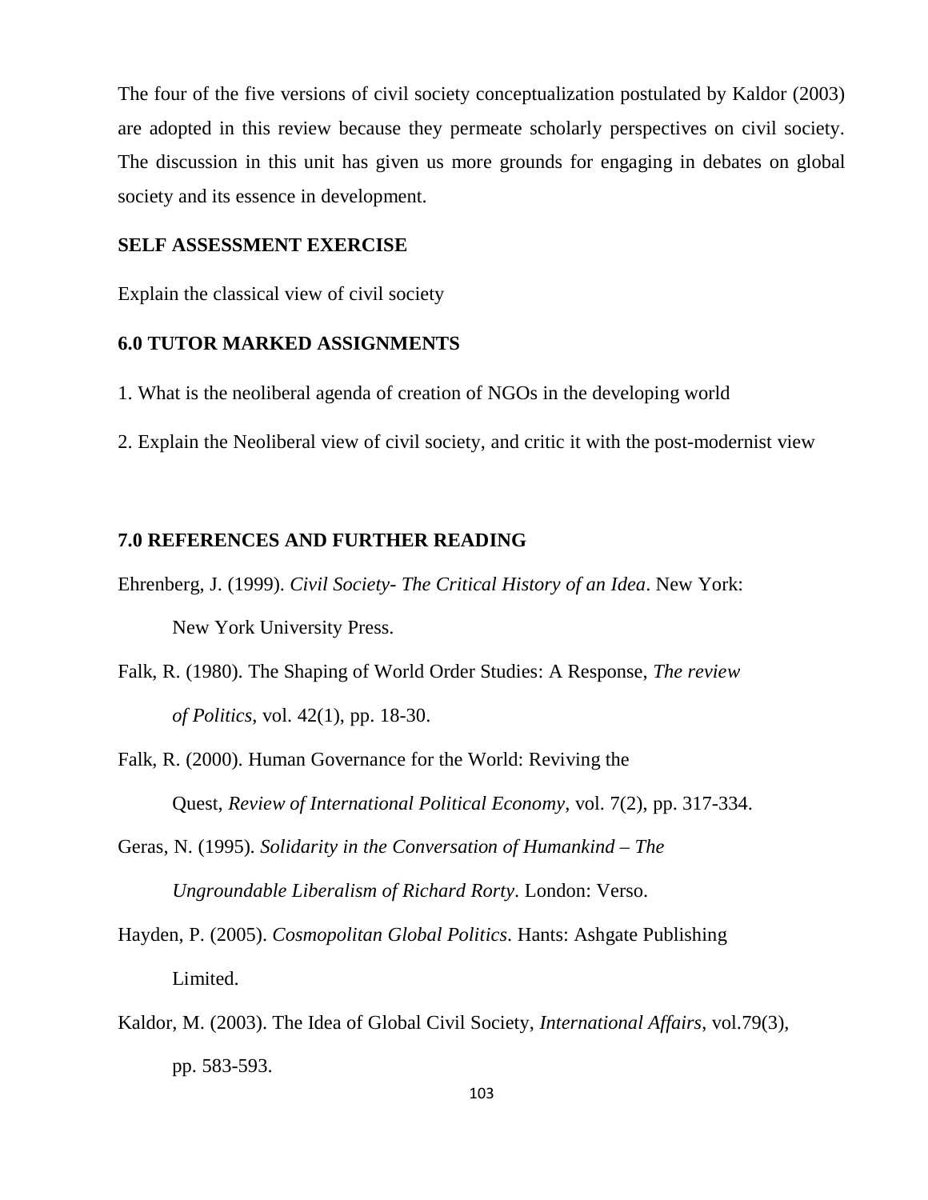The four of the five versions of civil society conceptualization postulated by Kaldor (2003) are adopted in this review because they permeate scholarly perspectives on civil society. The discussion in this unit has given us more grounds for engaging in debates on global society and its essence in development.

**SELF ASSESSMENT EXERCISE**

Explain the classical view of civil society

## 6.0 TUTOR MARKED ASSIGNMENTS

1. What is the neoliberal agenda of creation of NGOs in the developing world
2. Explain the Neoliberal view of civil society, and critic it with the post-modernist view

## 7.0 REFERENCES AND FURTHER READING

Ehrenberg, J. (1999). *Civil Society- The Critical History of an Idea*. New York: New York University Press.

Falk, R. (1980). The Shaping of World Order Studies: A Response, *The review of Politics*, vol. 42(1), pp. 18-30.

Falk, R. (2000). Human Governance for the World: Reviving the Quest, *Review of International Political Economy*, vol. 7(2), pp. 317-334.

Geras, N. (1995). *Solidarity in the Conversation of Humankind – The Ungroundable Liberalism of Richard Rorty*. London: Verso.

Hayden, P. (2005). *Cosmopolitan Global Politics*. Hants: Ashgate Publishing Limited.

Kaldor, M. (2003). The Idea of Global Civil Society, *International Affairs*, vol.79(3), pp. 583-593.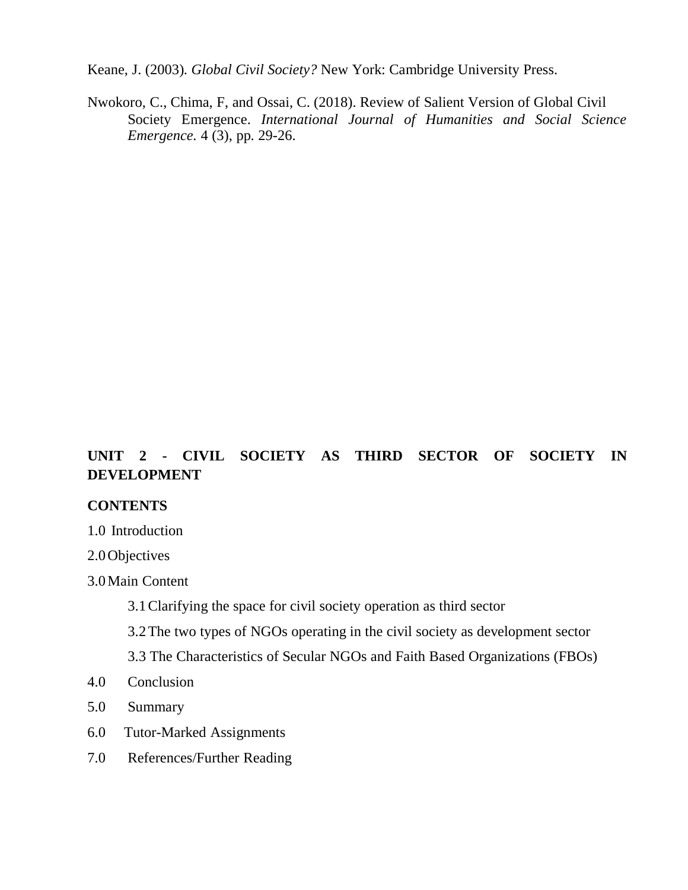Keane, J. (2003). *Global Civil Society?* New York: Cambridge University Press.

Nwokoro, C., Chima, F, and Ossai, C. (2018). Review of Salient Version of Global Civil Society Emergence. *International Journal of Humanities and Social Science Emergence.* 4 (3), pp. 29-26.

## UNIT 2 - CIVIL SOCIETY AS THIRD SECTOR OF SOCIETY IN DEVELOPMENT

**CONTENTS**

1.0 Introduction

2.0 Objectives

3.0 Main Content

 3.1 Clarifying the space for civil society operation as third sector

 3.2 The two types of NGOs operating in the civil society as development sector

 3.3 The Characteristics of Secular NGOs and Faith Based Organizations (FBOs)

4.0 Conclusion

5.0 Summary

6.0 Tutor-Marked Assignments

7.0 References/Further Reading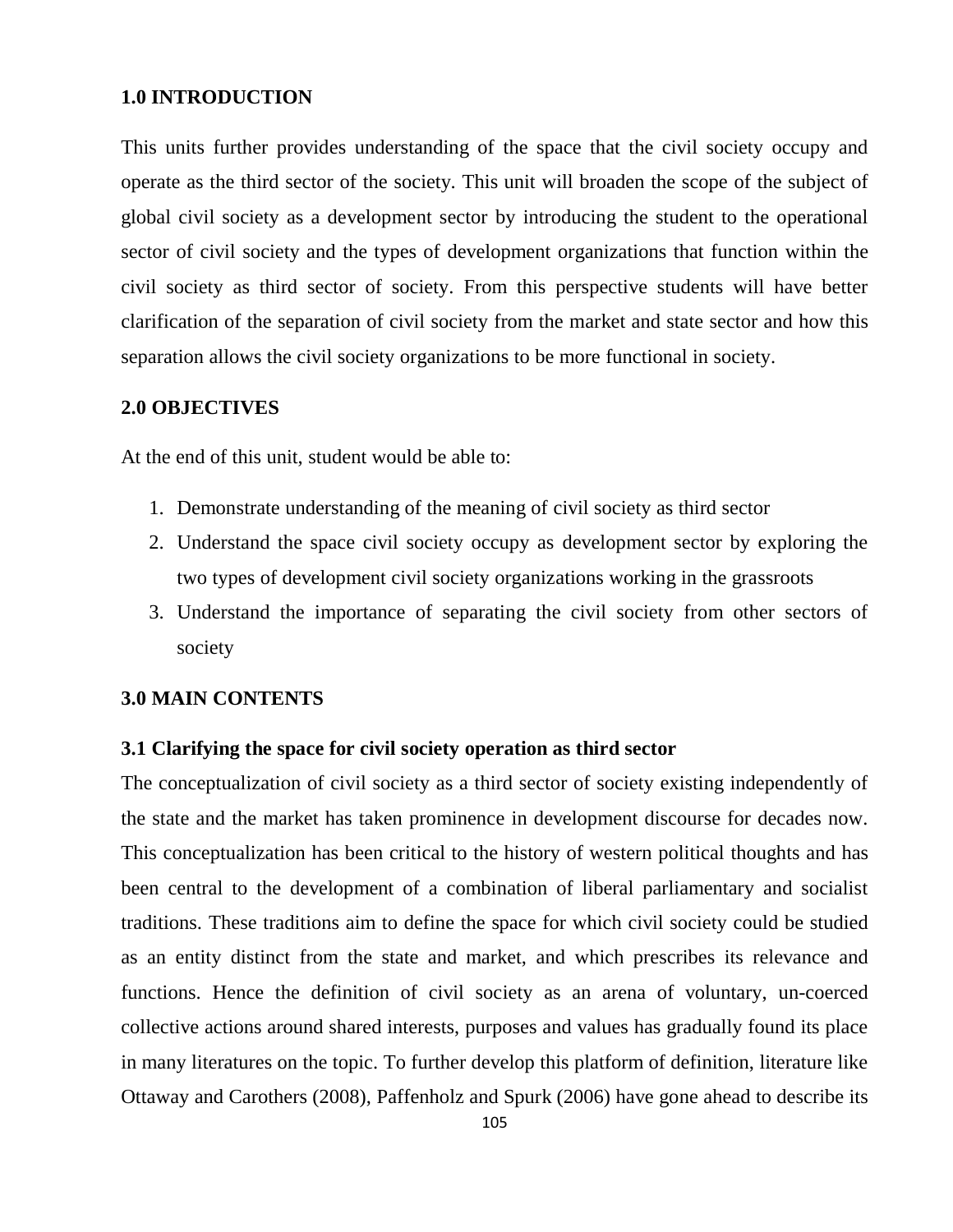## 1.0 INTRODUCTION

This units further provides understanding of the space that the civil society occupy and operate as the third sector of the society. This unit will broaden the scope of the subject of global civil society as a development sector by introducing the student to the operational sector of civil society and the types of development organizations that function within the civil society as third sector of society. From this perspective students will have better clarification of the separation of civil society from the market and state sector and how this separation allows the civil society organizations to be more functional in society.

## 2.0 OBJECTIVES

At the end of this unit, student would be able to:

1. Demonstrate understanding of the meaning of civil society as third sector
2. Understand the space civil society occupy as development sector by exploring the two types of development civil society organizations working in the grassroots
3. Understand the importance of separating the civil society from other sectors of society

## 3.0 MAIN CONTENTS

### 3.1 Clarifying the space for civil society operation as third sector

The conceptualization of civil society as a third sector of society existing independently of the state and the market has taken prominence in development discourse for decades now. This conceptualization has been critical to the history of western political thoughts and has been central to the development of a combination of liberal parliamentary and socialist traditions. These traditions aim to define the space for which civil society could be studied as an entity distinct from the state and market, and which prescribes its relevance and functions. Hence the definition of civil society as an arena of voluntary, un-coerced collective actions around shared interests, purposes and values has gradually found its place in many literatures on the topic. To further develop this platform of definition, literature like Ottaway and Carothers (2008), Paffenholz and Spurk (2006) have gone ahead to describe its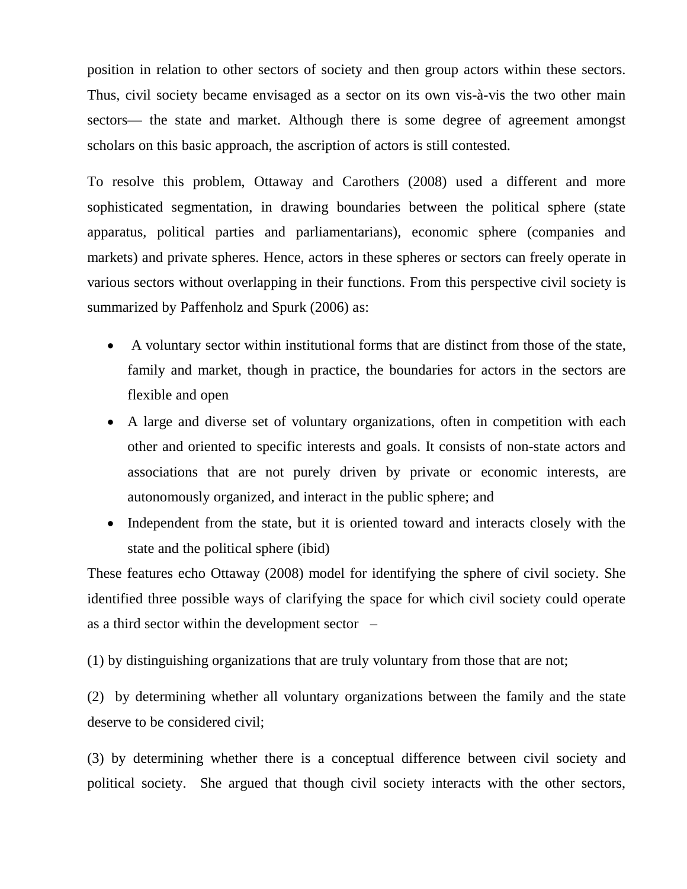position in relation to other sectors of society and then group actors within these sectors. Thus, civil society became envisaged as a sector on its own vis-à-vis the two other main sectors— the state and market. Although there is some degree of agreement amongst scholars on this basic approach, the ascription of actors is still contested.

To resolve this problem, Ottaway and Carothers (2008) used a different and more sophisticated segmentation, in drawing boundaries between the political sphere (state apparatus, political parties and parliamentarians), economic sphere (companies and markets) and private spheres. Hence, actors in these spheres or sectors can freely operate in various sectors without overlapping in their functions. From this perspective civil society is summarized by Paffenholz and Spurk (2006) as:

- A voluntary sector within institutional forms that are distinct from those of the state, family and market, though in practice, the boundaries for actors in the sectors are flexible and open
- A large and diverse set of voluntary organizations, often in competition with each other and oriented to specific interests and goals. It consists of non-state actors and associations that are not purely driven by private or economic interests, are autonomously organized, and interact in the public sphere; and
- Independent from the state, but it is oriented toward and interacts closely with the state and the political sphere (ibid)

These features echo Ottaway (2008) model for identifying the sphere of civil society. She identified three possible ways of clarifying the space for which civil society could operate as a third sector within the development sector –

(1) by distinguishing organizations that are truly voluntary from those that are not;

(2) by determining whether all voluntary organizations between the family and the state deserve to be considered civil;

(3) by determining whether there is a conceptual difference between civil society and political society. She argued that though civil society interacts with the other sectors,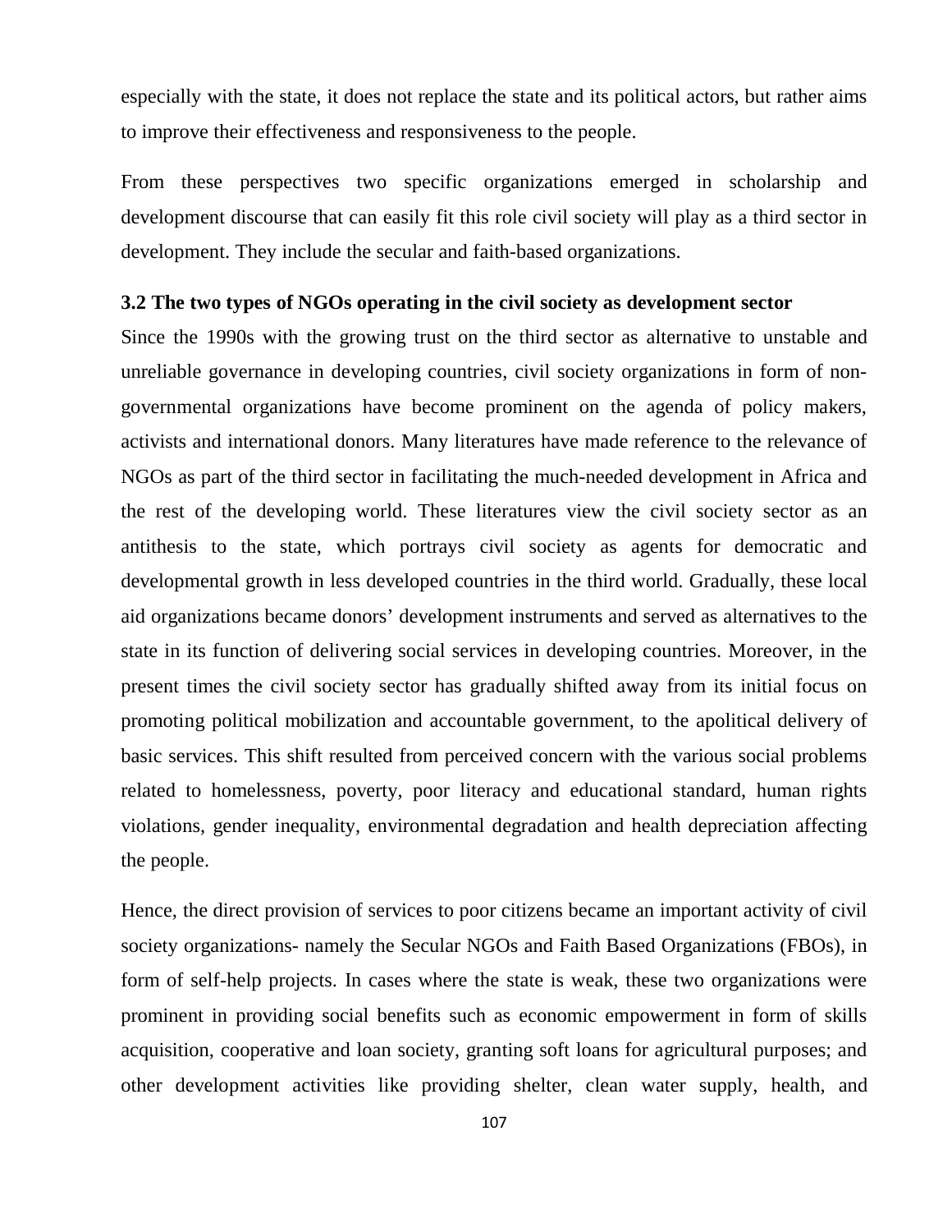especially with the state, it does not replace the state and its political actors, but rather aims to improve their effectiveness and responsiveness to the people.

From these perspectives two specific organizations emerged in scholarship and development discourse that can easily fit this role civil society will play as a third sector in development. They include the secular and faith-based organizations.

### 3.2 The two types of NGOs operating in the civil society as development sector

Since the 1990s with the growing trust on the third sector as alternative to unstable and unreliable governance in developing countries, civil society organizations in form of non-governmental organizations have become prominent on the agenda of policy makers, activists and international donors. Many literatures have made reference to the relevance of NGOs as part of the third sector in facilitating the much-needed development in Africa and the rest of the developing world. These literatures view the civil society sector as an antithesis to the state, which portrays civil society as agents for democratic and developmental growth in less developed countries in the third world. Gradually, these local aid organizations became donors' development instruments and served as alternatives to the state in its function of delivering social services in developing countries. Moreover, in the present times the civil society sector has gradually shifted away from its initial focus on promoting political mobilization and accountable government, to the apolitical delivery of basic services. This shift resulted from perceived concern with the various social problems related to homelessness, poverty, poor literacy and educational standard, human rights violations, gender inequality, environmental degradation and health depreciation affecting the people.

Hence, the direct provision of services to poor citizens became an important activity of civil society organizations- namely the Secular NGOs and Faith Based Organizations (FBOs), in form of self-help projects. In cases where the state is weak, these two organizations were prominent in providing social benefits such as economic empowerment in form of skills acquisition, cooperative and loan society, granting soft loans for agricultural purposes; and other development activities like providing shelter, clean water supply, health, and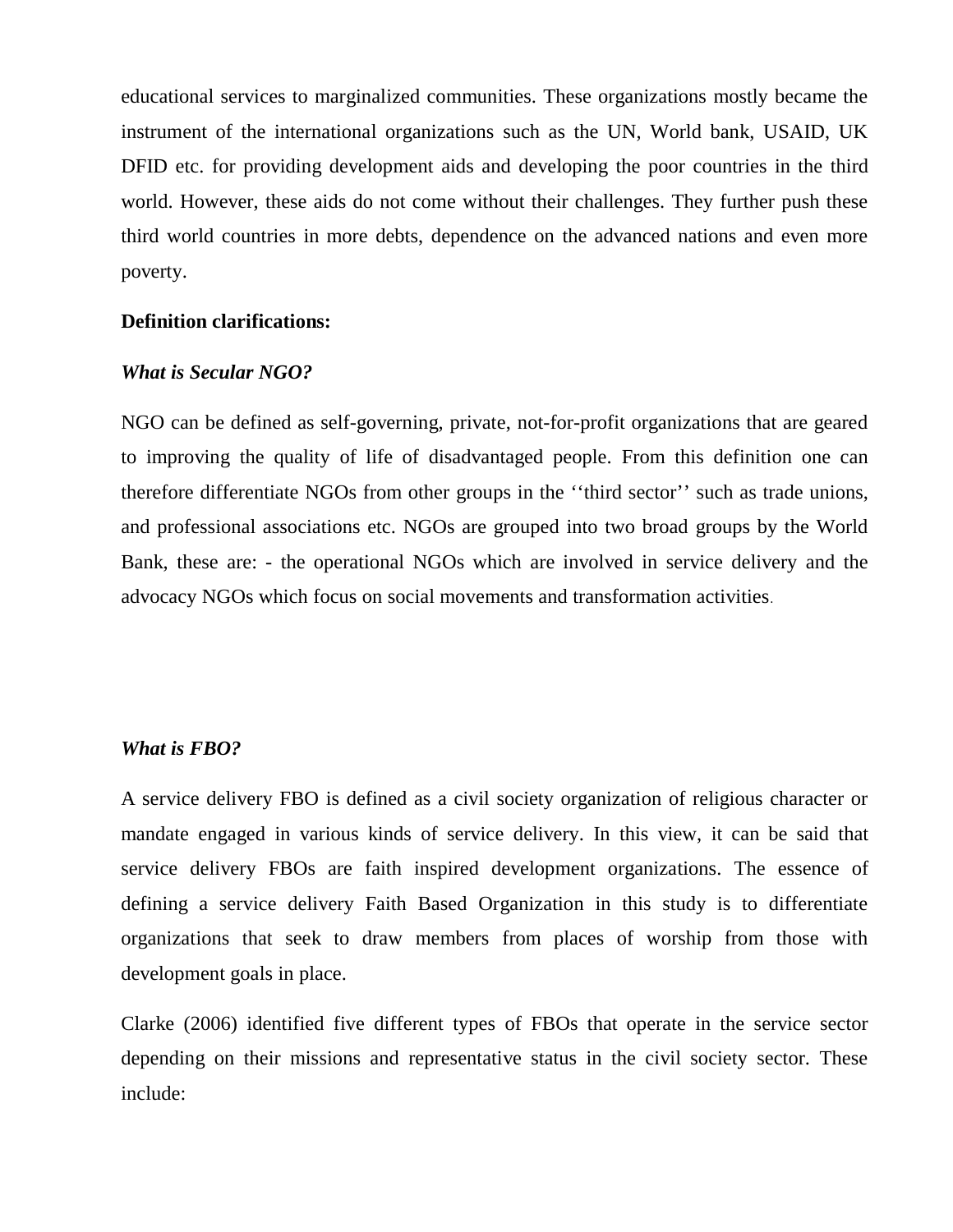educational services to marginalized communities. These organizations mostly became the instrument of the international organizations such as the UN, World bank, USAID, UK DFID etc. for providing development aids and developing the poor countries in the third world. However, these aids do not come without their challenges. They further push these third world countries in more debts, dependence on the advanced nations and even more poverty.

**Definition clarifications:**

***What is Secular NGO?***

NGO can be defined as self-governing, private, not-for-profit organizations that are geared to improving the quality of life of disadvantaged people. From this definition one can therefore differentiate NGOs from other groups in the ‘‘third sector’’ such as trade unions, and professional associations etc. NGOs are grouped into two broad groups by the World Bank, these are: - the operational NGOs which are involved in service delivery and the advocacy NGOs which focus on social movements and transformation activities.

***What is FBO?***

A service delivery FBO is defined as a civil society organization of religious character or mandate engaged in various kinds of service delivery. In this view, it can be said that service delivery FBOs are faith inspired development organizations. The essence of defining a service delivery Faith Based Organization in this study is to differentiate organizations that seek to draw members from places of worship from those with development goals in place.

Clarke (2006) identified five different types of FBOs that operate in the service sector depending on their missions and representative status in the civil society sector. These include: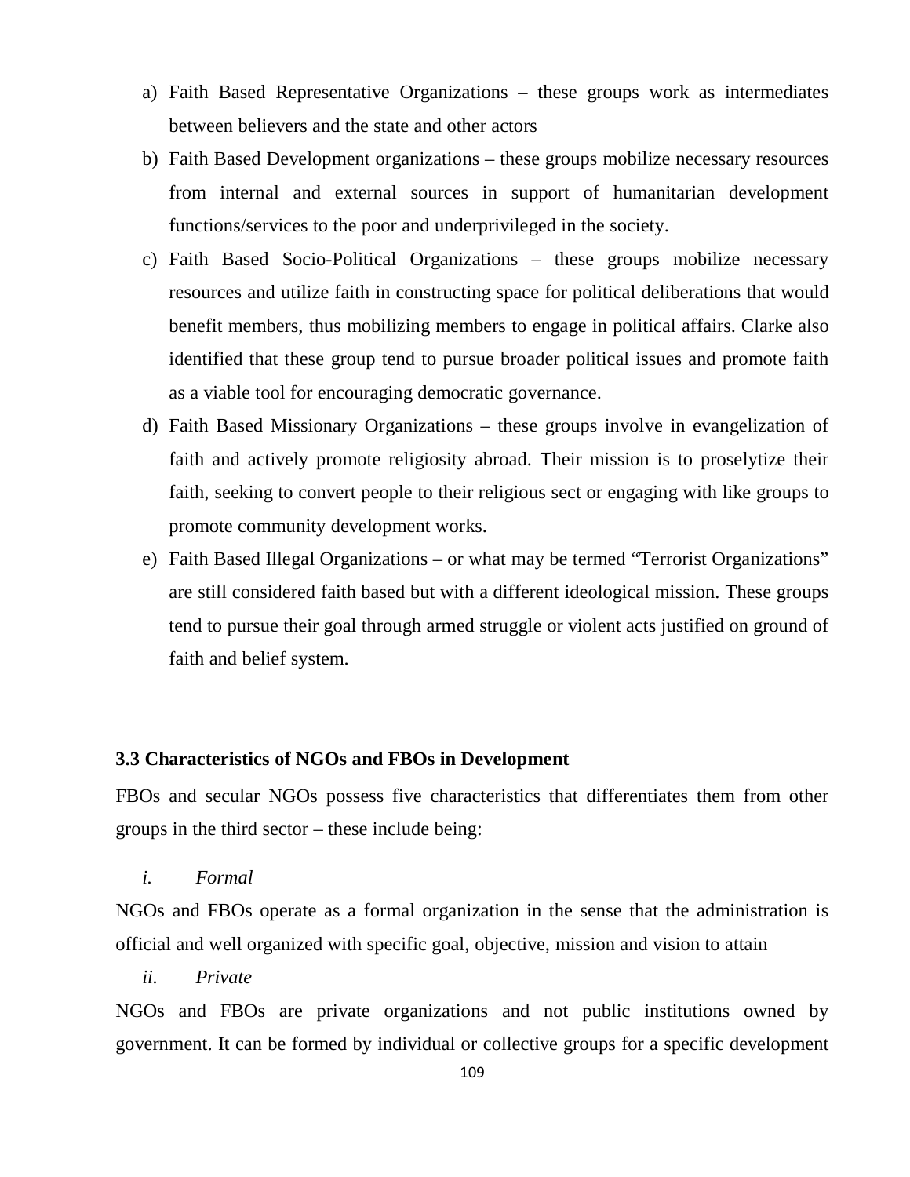a) Faith Based Representative Organizations – these groups work as intermediates between believers and the state and other actors
b) Faith Based Development organizations – these groups mobilize necessary resources from internal and external sources in support of humanitarian development functions/services to the poor and underprivileged in the society.
c) Faith Based Socio-Political Organizations – these groups mobilize necessary resources and utilize faith in constructing space for political deliberations that would benefit members, thus mobilizing members to engage in political affairs. Clarke also identified that these group tend to pursue broader political issues and promote faith as a viable tool for encouraging democratic governance.
d) Faith Based Missionary Organizations – these groups involve in evangelization of faith and actively promote religiosity abroad. Their mission is to proselytize their faith, seeking to convert people to their religious sect or engaging with like groups to promote community development works.
e) Faith Based Illegal Organizations – or what may be termed "Terrorist Organizations" are still considered faith based but with a different ideological mission. These groups tend to pursue their goal through armed struggle or violent acts justified on ground of faith and belief system.

### 3.3 Characteristics of NGOs and FBOs in Development

FBOs and secular NGOs possess five characteristics that differentiates them from other groups in the third sector – these include being:

*i. Formal*

NGOs and FBOs operate as a formal organization in the sense that the administration is official and well organized with specific goal, objective, mission and vision to attain

*ii. Private*

NGOs and FBOs are private organizations and not public institutions owned by government. It can be formed by individual or collective groups for a specific development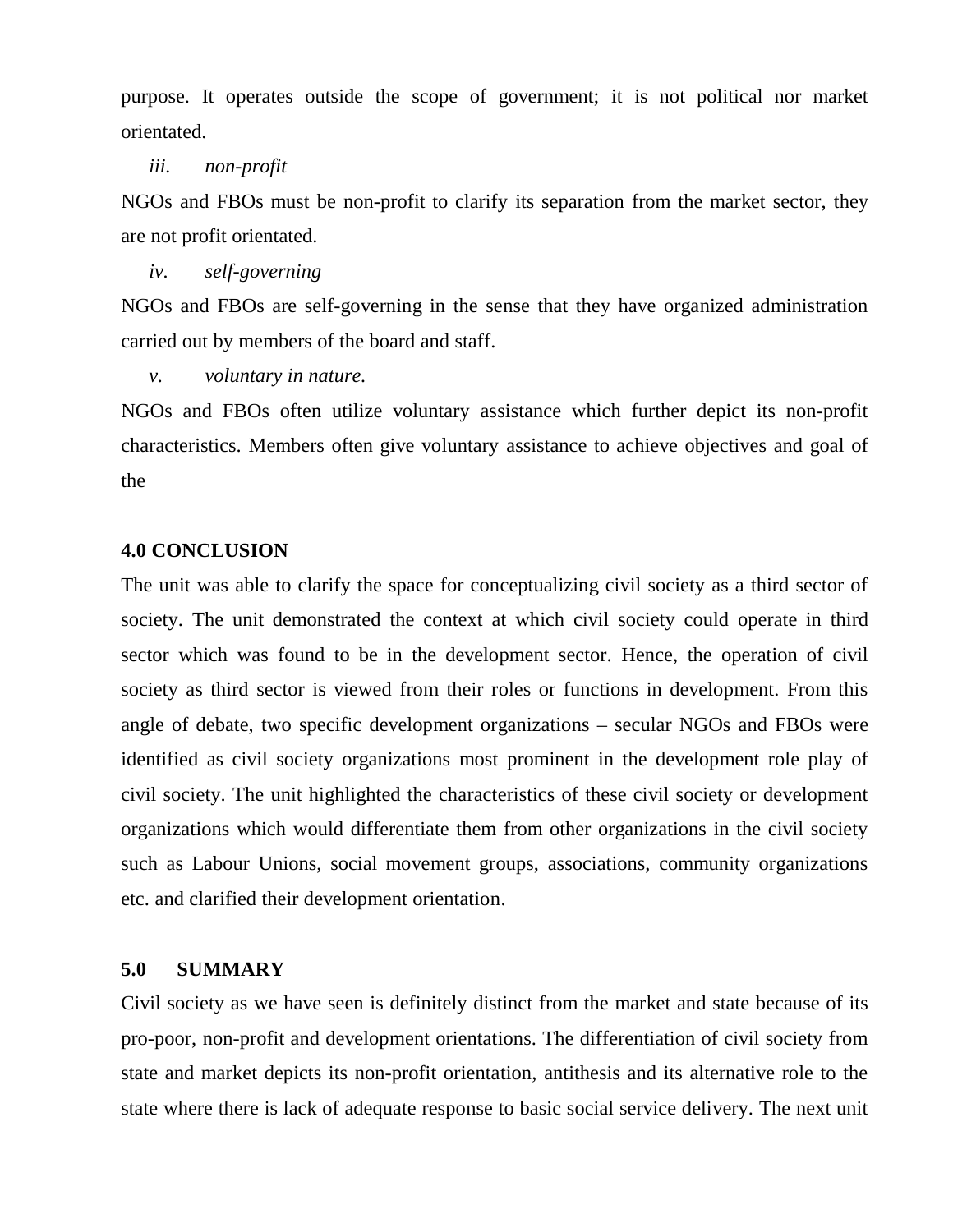purpose. It operates outside the scope of government; it is not political nor market orientated.

*iii. non-profit*

NGOs and FBOs must be non-profit to clarify its separation from the market sector, they are not profit orientated.

*iv. self-governing*

NGOs and FBOs are self-governing in the sense that they have organized administration carried out by members of the board and staff.

*v. voluntary in nature.*

NGOs and FBOs often utilize voluntary assistance which further depict its non-profit characteristics. Members often give voluntary assistance to achieve objectives and goal of the

## 4.0 CONCLUSION

The unit was able to clarify the space for conceptualizing civil society as a third sector of society. The unit demonstrated the context at which civil society could operate in third sector which was found to be in the development sector. Hence, the operation of civil society as third sector is viewed from their roles or functions in development. From this angle of debate, two specific development organizations – secular NGOs and FBOs were identified as civil society organizations most prominent in the development role play of civil society. The unit highlighted the characteristics of these civil society or development organizations which would differentiate them from other organizations in the civil society such as Labour Unions, social movement groups, associations, community organizations etc. and clarified their development orientation.

## 5.0 SUMMARY

Civil society as we have seen is definitely distinct from the market and state because of its pro-poor, non-profit and development orientations. The differentiation of civil society from state and market depicts its non-profit orientation, antithesis and its alternative role to the state where there is lack of adequate response to basic social service delivery. The next unit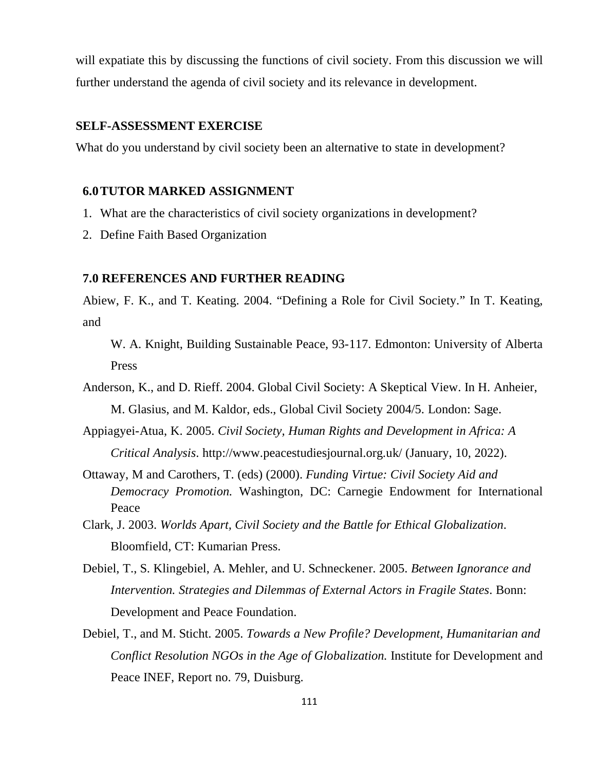will expatiate this by discussing the functions of civil society. From this discussion we will further understand the agenda of civil society and its relevance in development.

**SELF-ASSESSMENT EXERCISE**

What do you understand by civil society been an alternative to state in development?

## 6.0 TUTOR MARKED ASSIGNMENT

1. What are the characteristics of civil society organizations in development?
2. Define Faith Based Organization

## 7.0 REFERENCES AND FURTHER READING

Abiew, F. K., and T. Keating. 2004. "Defining a Role for Civil Society." In T. Keating, and W. A. Knight, Building Sustainable Peace, 93-117. Edmonton: University of Alberta Press

Anderson, K., and D. Rieff. 2004. Global Civil Society: A Skeptical View. In H. Anheier, M. Glasius, and M. Kaldor, eds., Global Civil Society 2004/5. London: Sage.

Appiagyei-Atua, K. 2005. *Civil Society, Human Rights and Development in Africa: A Critical Analysis*. http://www.peacestudiesjournal.org.uk/ (January, 10, 2022).

Ottaway, M and Carothers, T. (eds) (2000). *Funding Virtue: Civil Society Aid and Democracy Promotion.* Washington, DC: Carnegie Endowment for International Peace

Clark, J. 2003. *Worlds Apart, Civil Society and the Battle for Ethical Globalization*. Bloomfield, CT: Kumarian Press.

Debiel, T., S. Klingebiel, A. Mehler, and U. Schneckener. 2005. *Between Ignorance and Intervention. Strategies and Dilemmas of External Actors in Fragile States*. Bonn: Development and Peace Foundation.

Debiel, T., and M. Sticht. 2005. *Towards a New Profile? Development, Humanitarian and Conflict Resolution NGOs in the Age of Globalization.* Institute for Development and Peace INEF, Report no. 79, Duisburg.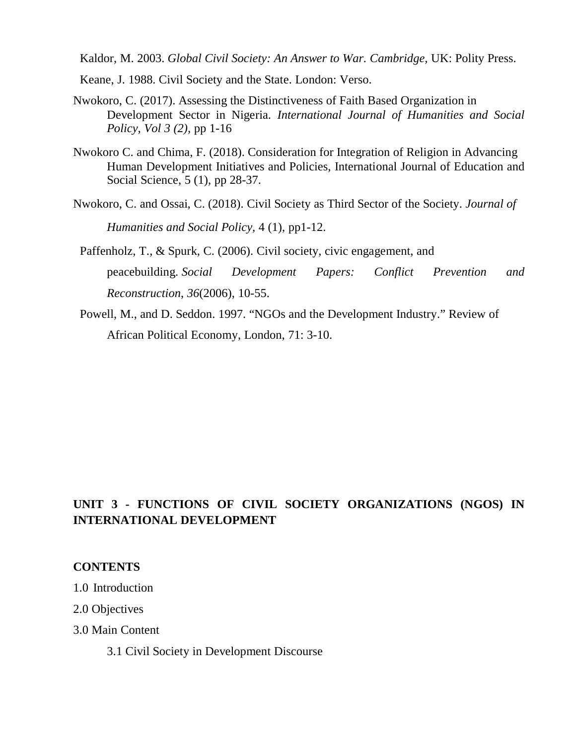Kaldor, M. 2003. *Global Civil Society: An Answer to War. Cambridge*, UK: Polity Press.

Keane, J. 1988. Civil Society and the State. London: Verso.

Nwokoro, C. (2017). Assessing the Distinctiveness of Faith Based Organization in Development Sector in Nigeria. *International Journal of Humanities and Social Policy, Vol 3 (2),* pp 1-16

Nwokoro C. and Chima, F. (2018). Consideration for Integration of Religion in Advancing Human Development Initiatives and Policies, International Journal of Education and Social Science, 5 (1), pp 28-37.

Nwokoro, C. and Ossai, C. (2018). Civil Society as Third Sector of the Society. *Journal of Humanities and Social Policy,* 4 (1), pp1-12.

Paffenholz, T., & Spurk, C. (2006). Civil society, civic engagement, and peacebuilding. *Social Development Papers: Conflict Prevention and Reconstruction*, *36*(2006), 10-55.

Powell, M., and D. Seddon. 1997. "NGOs and the Development Industry." Review of African Political Economy, London, 71: 3-10.

## UNIT 3 - FUNCTIONS OF CIVIL SOCIETY ORGANIZATIONS (NGOS) IN INTERNATIONAL DEVELOPMENT

**CONTENTS**

1.0 Introduction

2.0 Objectives

3.0 Main Content

3.1 Civil Society in Development Discourse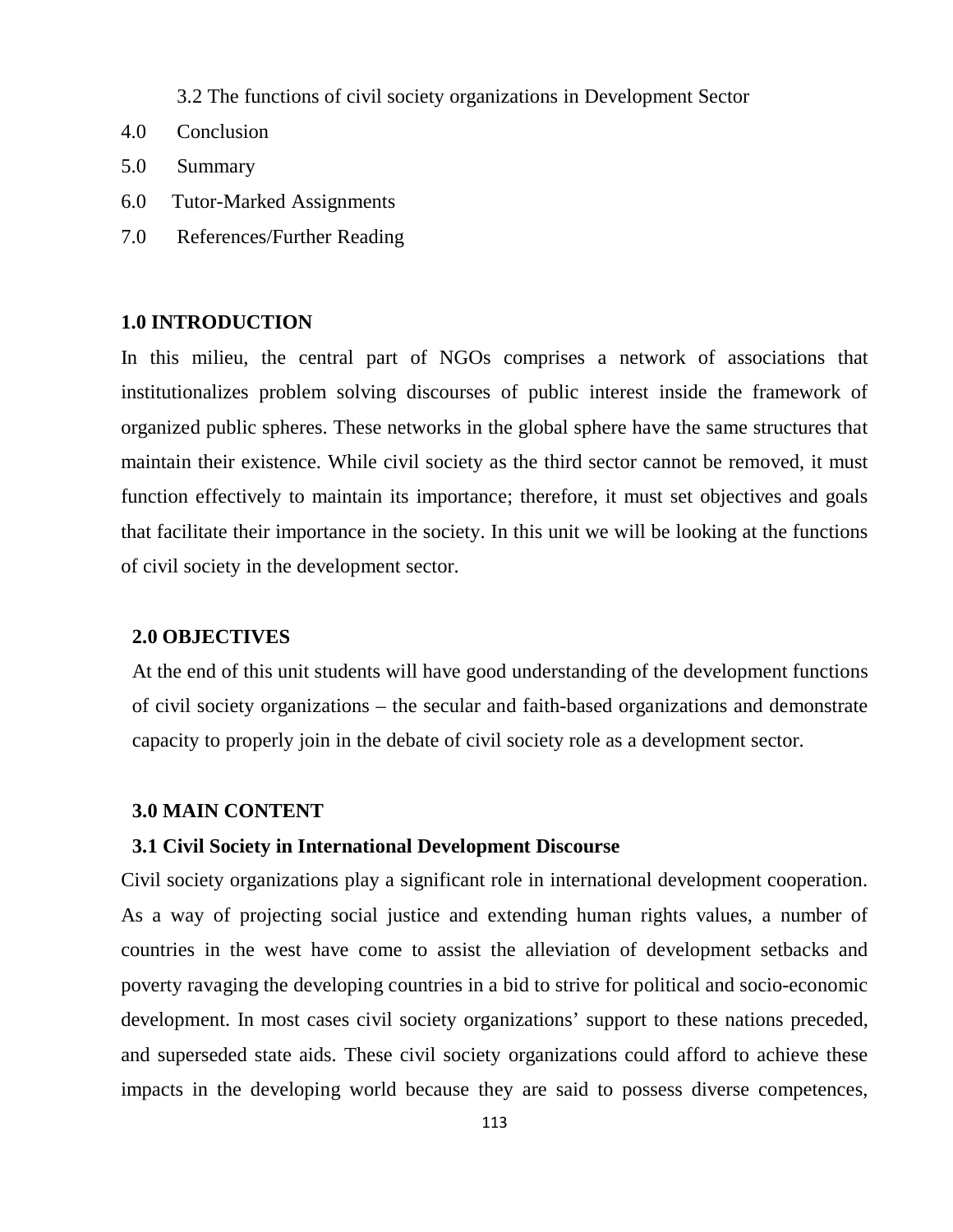3.2 The functions of civil society organizations in Development Sector

4.0 Conclusion

5.0 Summary

6.0 Tutor-Marked Assignments

7.0 References/Further Reading

## 1.0 INTRODUCTION

In this milieu, the central part of NGOs comprises a network of associations that institutionalizes problem solving discourses of public interest inside the framework of organized public spheres. These networks in the global sphere have the same structures that maintain their existence. While civil society as the third sector cannot be removed, it must function effectively to maintain its importance; therefore, it must set objectives and goals that facilitate their importance in the society. In this unit we will be looking at the functions of civil society in the development sector.

## 2.0 OBJECTIVES

At the end of this unit students will have good understanding of the development functions of civil society organizations – the secular and faith-based organizations and demonstrate capacity to properly join in the debate of civil society role as a development sector.

## 3.0 MAIN CONTENT

### 3.1 Civil Society in International Development Discourse

Civil society organizations play a significant role in international development cooperation. As a way of projecting social justice and extending human rights values, a number of countries in the west have come to assist the alleviation of development setbacks and poverty ravaging the developing countries in a bid to strive for political and socio-economic development. In most cases civil society organizations' support to these nations preceded, and superseded state aids. These civil society organizations could afford to achieve these impacts in the developing world because they are said to possess diverse competences,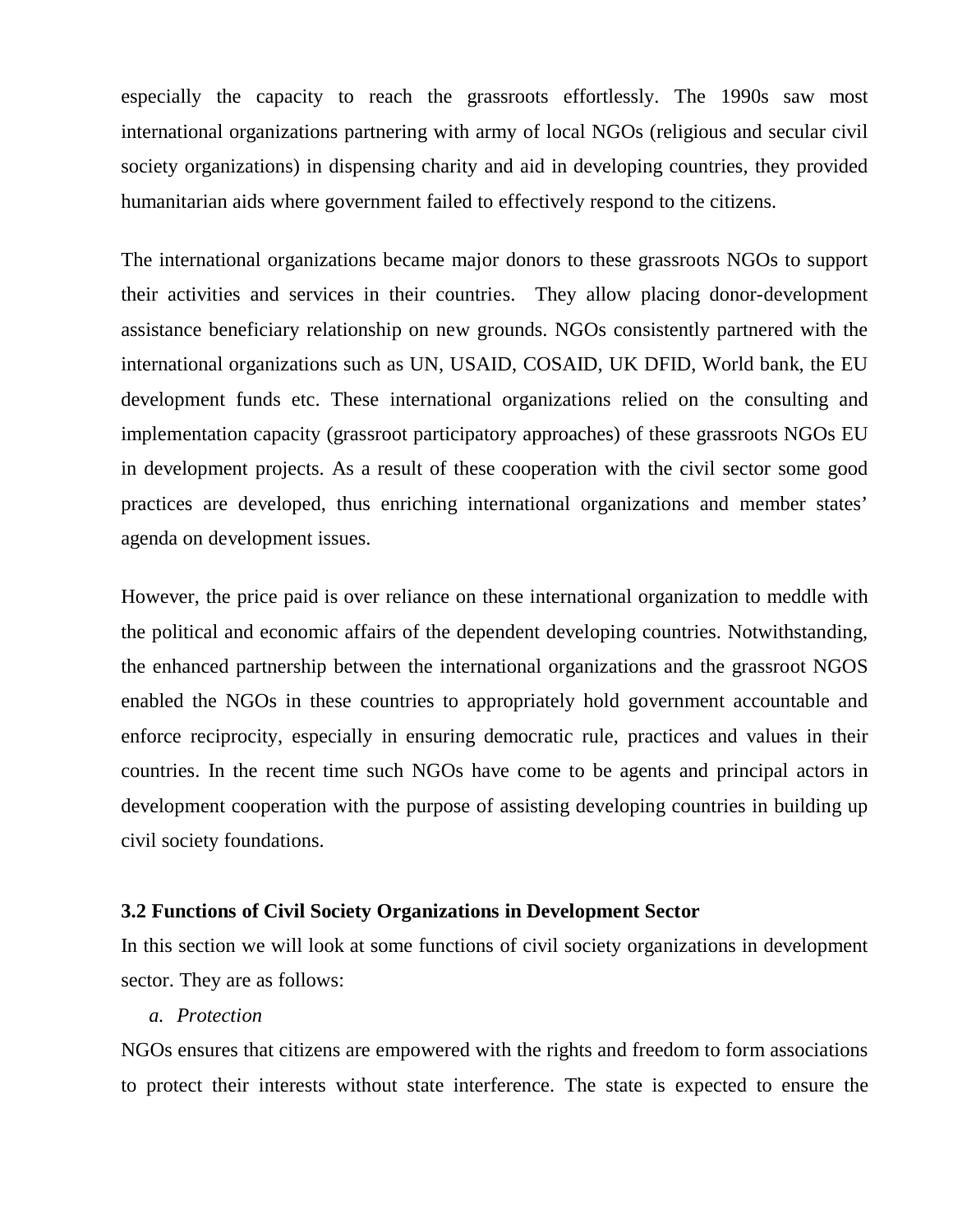especially the capacity to reach the grassroots effortlessly. The 1990s saw most international organizations partnering with army of local NGOs (religious and secular civil society organizations) in dispensing charity and aid in developing countries, they provided humanitarian aids where government failed to effectively respond to the citizens.

The international organizations became major donors to these grassroots NGOs to support their activities and services in their countries. They allow placing donor-development assistance beneficiary relationship on new grounds. NGOs consistently partnered with the international organizations such as UN, USAID, COSAID, UK DFID, World bank, the EU development funds etc. These international organizations relied on the consulting and implementation capacity (grassroot participatory approaches) of these grassroots NGOs EU in development projects. As a result of these cooperation with the civil sector some good practices are developed, thus enriching international organizations and member states' agenda on development issues.

However, the price paid is over reliance on these international organization to meddle with the political and economic affairs of the dependent developing countries. Notwithstanding, the enhanced partnership between the international organizations and the grassroot NGOS enabled the NGOs in these countries to appropriately hold government accountable and enforce reciprocity, especially in ensuring democratic rule, practices and values in their countries. In the recent time such NGOs have come to be agents and principal actors in development cooperation with the purpose of assisting developing countries in building up civil society foundations.

### 3.2 Functions of Civil Society Organizations in Development Sector

In this section we will look at some functions of civil society organizations in development sector. They are as follows:

a. *Protection*

NGOs ensures that citizens are empowered with the rights and freedom to form associations to protect their interests without state interference. The state is expected to ensure the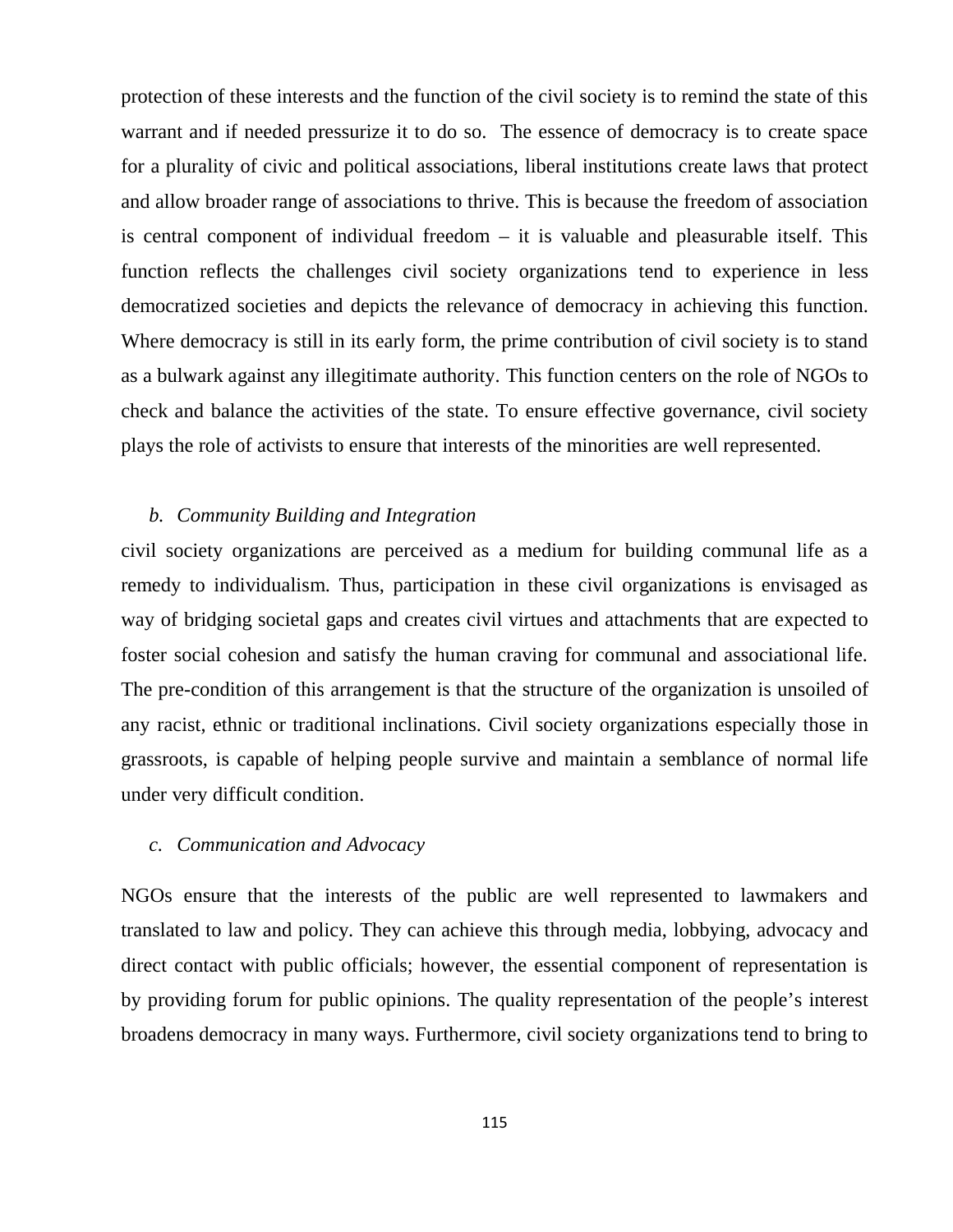protection of these interests and the function of the civil society is to remind the state of this warrant and if needed pressurize it to do so. The essence of democracy is to create space for a plurality of civic and political associations, liberal institutions create laws that protect and allow broader range of associations to thrive. This is because the freedom of association is central component of individual freedom – it is valuable and pleasurable itself. This function reflects the challenges civil society organizations tend to experience in less democratized societies and depicts the relevance of democracy in achieving this function. Where democracy is still in its early form, the prime contribution of civil society is to stand as a bulwark against any illegitimate authority. This function centers on the role of NGOs to check and balance the activities of the state. To ensure effective governance, civil society plays the role of activists to ensure that interests of the minorities are well represented.

*b. Community Building and Integration*

civil society organizations are perceived as a medium for building communal life as a remedy to individualism. Thus, participation in these civil organizations is envisaged as way of bridging societal gaps and creates civil virtues and attachments that are expected to foster social cohesion and satisfy the human craving for communal and associational life. The pre-condition of this arrangement is that the structure of the organization is unsoiled of any racist, ethnic or traditional inclinations. Civil society organizations especially those in grassroots, is capable of helping people survive and maintain a semblance of normal life under very difficult condition.

*c. Communication and Advocacy*

NGOs ensure that the interests of the public are well represented to lawmakers and translated to law and policy. They can achieve this through media, lobbying, advocacy and direct contact with public officials; however, the essential component of representation is by providing forum for public opinions. The quality representation of the people's interest broadens democracy in many ways. Furthermore, civil society organizations tend to bring to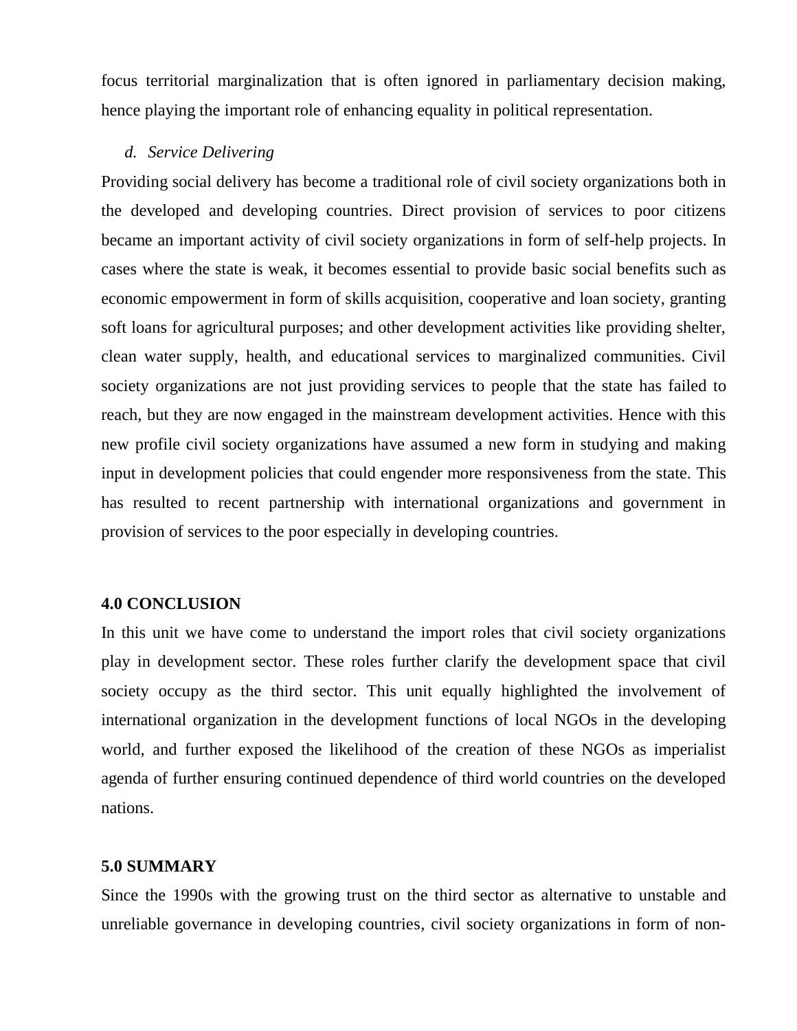focus territorial marginalization that is often ignored in parliamentary decision making, hence playing the important role of enhancing equality in political representation.

*d. Service Delivering*

Providing social delivery has become a traditional role of civil society organizations both in the developed and developing countries. Direct provision of services to poor citizens became an important activity of civil society organizations in form of self-help projects. In cases where the state is weak, it becomes essential to provide basic social benefits such as economic empowerment in form of skills acquisition, cooperative and loan society, granting soft loans for agricultural purposes; and other development activities like providing shelter, clean water supply, health, and educational services to marginalized communities. Civil society organizations are not just providing services to people that the state has failed to reach, but they are now engaged in the mainstream development activities. Hence with this new profile civil society organizations have assumed a new form in studying and making input in development policies that could engender more responsiveness from the state. This has resulted to recent partnership with international organizations and government in provision of services to the poor especially in developing countries.

**4.0 CONCLUSION**

In this unit we have come to understand the import roles that civil society organizations play in development sector. These roles further clarify the development space that civil society occupy as the third sector. This unit equally highlighted the involvement of international organization in the development functions of local NGOs in the developing world, and further exposed the likelihood of the creation of these NGOs as imperialist agenda of further ensuring continued dependence of third world countries on the developed nations.

**5.0 SUMMARY**

Since the 1990s with the growing trust on the third sector as alternative to unstable and unreliable governance in developing countries, civil society organizations in form of non-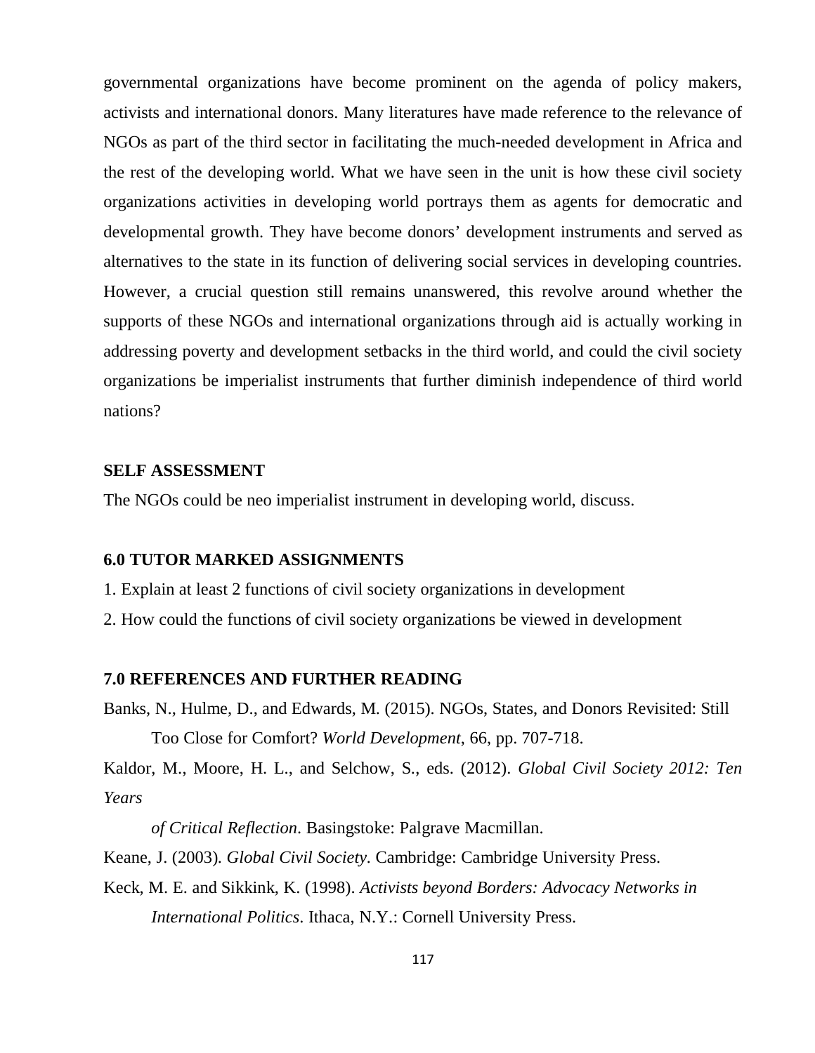governmental organizations have become prominent on the agenda of policy makers, activists and international donors. Many literatures have made reference to the relevance of NGOs as part of the third sector in facilitating the much-needed development in Africa and the rest of the developing world. What we have seen in the unit is how these civil society organizations activities in developing world portrays them as agents for democratic and developmental growth. They have become donors' development instruments and served as alternatives to the state in its function of delivering social services in developing countries. However, a crucial question still remains unanswered, this revolve around whether the supports of these NGOs and international organizations through aid is actually working in addressing poverty and development setbacks in the third world, and could the civil society organizations be imperialist instruments that further diminish independence of third world nations?

**SELF ASSESSMENT**

The NGOs could be neo imperialist instrument in developing world, discuss.

## 6.0 TUTOR MARKED ASSIGNMENTS

1. Explain at least 2 functions of civil society organizations in development
2. How could the functions of civil society organizations be viewed in development

## 7.0 REFERENCES AND FURTHER READING

Banks, N., Hulme, D., and Edwards, M. (2015). NGOs, States, and Donors Revisited: Still Too Close for Comfort? *World Development*, 66, pp. 707-718.

Kaldor, M., Moore, H. L., and Selchow, S., eds. (2012). *Global Civil Society 2012: Ten Years of Critical Reflection*. Basingstoke: Palgrave Macmillan.

Keane, J. (2003). *Global Civil Society*. Cambridge: Cambridge University Press.

Keck, M. E. and Sikkink, K. (1998). *Activists beyond Borders: Advocacy Networks in International Politics*. Ithaca, N.Y.: Cornell University Press.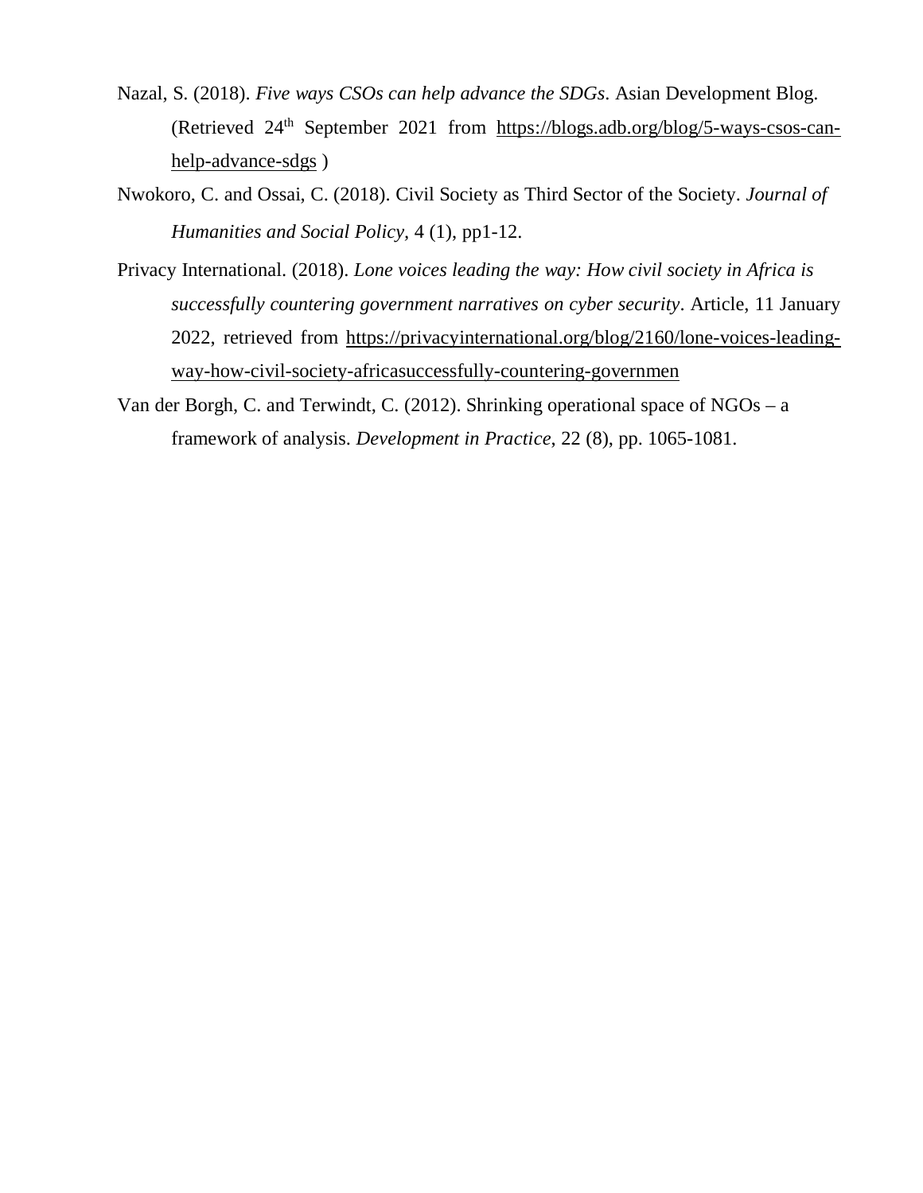Nazal, S. (2018). *Five ways CSOs can help advance the SDGs*. Asian Development Blog. (Retrieved 24th September 2021 from https://blogs.adb.org/blog/5-ways-csos-can-help-advance-sdgs )

Nwokoro, C. and Ossai, C. (2018). Civil Society as Third Sector of the Society. *Journal of Humanities and Social Policy,* 4 (1), pp1-12.

Privacy International. (2018). *Lone voices leading the way: How civil society in Africa is successfully countering government narratives on cyber security*. Article, 11 January 2022, retrieved from https://privacyinternational.org/blog/2160/lone-voices-leading-way-how-civil-society-africasuccessfully-countering-governmen

Van der Borgh, C. and Terwindt, C. (2012). Shrinking operational space of NGOs – a framework of analysis. *Development in Practice*, 22 (8), pp. 1065-1081.